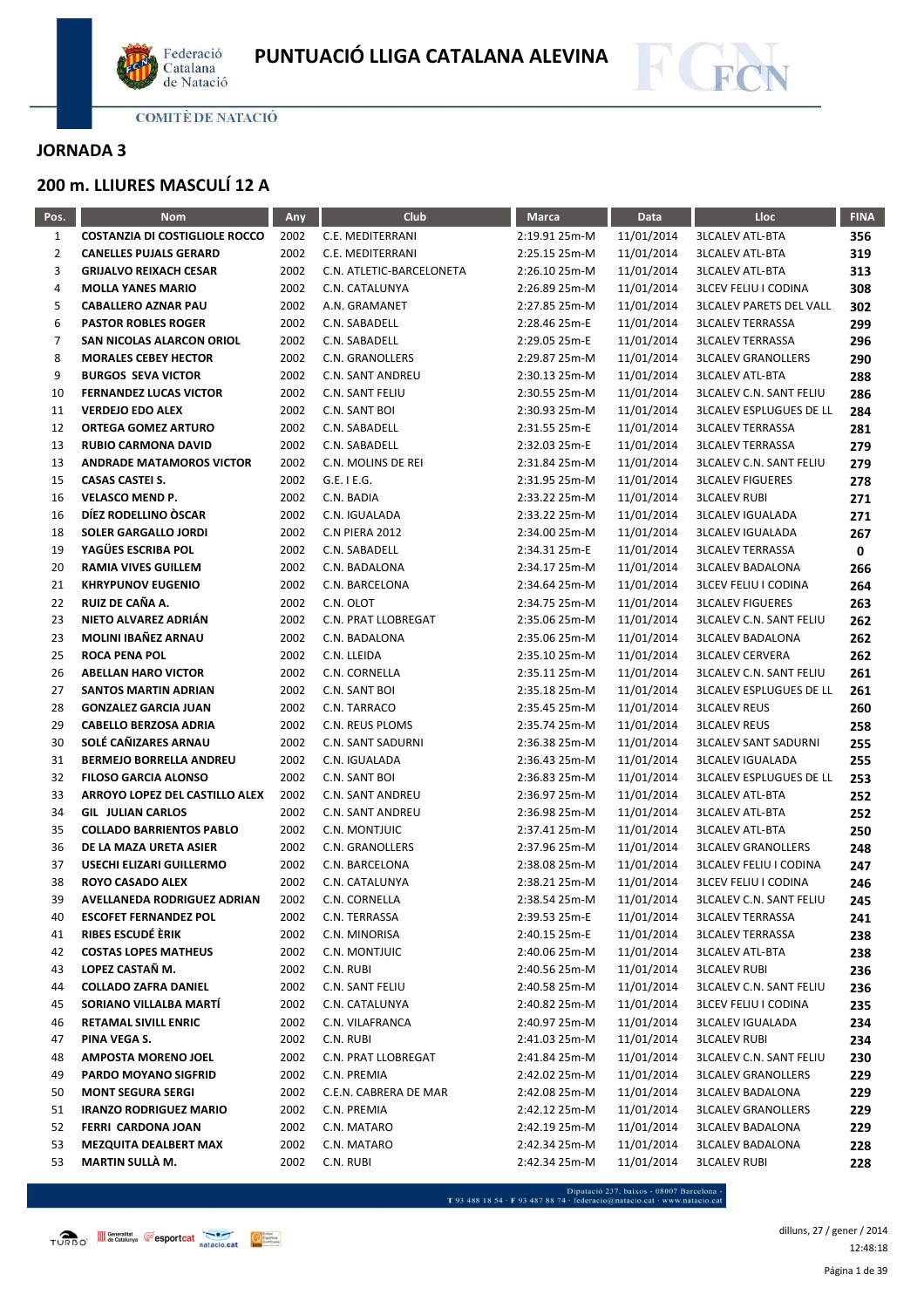# PUNTUACIÓ LLIGA CATALANA ALEVINA

COMITÈ DE NATACIÓ

## JORNADA 3

## 200 m. LLIURES MASCULÍ 12 A

| Pos. | Nom | Any | Club | Marca | Data | Lloc | FINA |
|---|---|---|---|---|---|---|---|
| 1 | COSTANZIA DI COSTIGLIOLE ROCCO | 2002 | C.E. MEDITERRANI | 2:19.91 25m-M | 11/01/2014 | 3LCALEV ATL-BTA | 356 |
| 2 | CANELLES PUJALS GERARD | 2002 | C.E. MEDITERRANI | 2:25.15 25m-M | 11/01/2014 | 3LCALEV ATL-BTA | 319 |
| 3 | GRIJALVO REIXACH CESAR | 2002 | C.N. ATLETIC-BARCELONETA | 2:26.10 25m-M | 11/01/2014 | 3LCALEV ATL-BTA | 313 |
| 4 | MOLLA YANES MARIO | 2002 | C.N. CATALUNYA | 2:26.89 25m-M | 11/01/2014 | 3LCEV FELIU I CODINA | 308 |
| 5 | CABALLERO AZNAR PAU | 2002 | A.N. GRAMANET | 2:27.85 25m-M | 11/01/2014 | 3LCALEV PARETS DEL VALL | 302 |
| 6 | PASTOR ROBLES ROGER | 2002 | C.N. SABADELL | 2:28.46 25m-E | 11/01/2014 | 3LCALEV TERRASSA | 299 |
| 7 | SAN NICOLAS ALARCON ORIOL | 2002 | C.N. SABADELL | 2:29.05 25m-E | 11/01/2014 | 3LCALEV TERRASSA | 296 |
| 8 | MORALES CEBEY HECTOR | 2002 | C.N. GRANOLLERS | 2:29.87 25m-M | 11/01/2014 | 3LCALEV GRANOLLERS | 290 |
| 9 | BURGOS SEVA VICTOR | 2002 | C.N. SANT ANDREU | 2:30.13 25m-M | 11/01/2014 | 3LCALEV ATL-BTA | 288 |
| 10 | FERNANDEZ LUCAS VICTOR | 2002 | C.N. SANT FELIU | 2:30.55 25m-M | 11/01/2014 | 3LCALEV C.N. SANT FELIU | 286 |
| 11 | VERDEJO EDO ALEX | 2002 | C.N. SANT BOI | 2:30.93 25m-M | 11/01/2014 | 3LCALEV ESPLUGUES DE LL | 284 |
| 12 | ORTEGA GOMEZ ARTURO | 2002 | C.N. SABADELL | 2:31.55 25m-E | 11/01/2014 | 3LCALEV TERRASSA | 281 |
| 13 | RUBIO CARMONA DAVID | 2002 | C.N. SABADELL | 2:32.03 25m-E | 11/01/2014 | 3LCALEV TERRASSA | 279 |
| 13 | ANDRADE MATAMOROS VICTOR | 2002 | C.N. MOLINS DE REI | 2:31.84 25m-M | 11/01/2014 | 3LCALEV C.N. SANT FELIU | 279 |
| 15 | CASAS CASTEI S. | 2002 | G.E. I E.G. | 2:31.95 25m-M | 11/01/2014 | 3LCALEV FIGUERES | 278 |
| 16 | VELASCO MEND P. | 2002 | C.N. BADIA | 2:33.22 25m-M | 11/01/2014 | 3LCALEV RUBI | 271 |
| 16 | DÍEZ RODELLINO ÒSCAR | 2002 | C.N. IGUALADA | 2:33.22 25m-M | 11/01/2014 | 3LCALEV IGUALADA | 271 |
| 18 | SOLER GARGALLO JORDI | 2002 | C.N PIERA 2012 | 2:34.00 25m-M | 11/01/2014 | 3LCALEV IGUALADA | 267 |
| 19 | YAGÜES ESCRIBA POL | 2002 | C.N. SABADELL | 2:34.31 25m-E | 11/01/2014 | 3LCALEV TERRASSA | 0 |
| 20 | RAMIA VIVES GUILLEM | 2002 | C.N. BADALONA | 2:34.17 25m-M | 11/01/2014 | 3LCALEV BADALONA | 266 |
| 21 | KHRYPUNOV EUGENIO | 2002 | C.N. BARCELONA | 2:34.64 25m-M | 11/01/2014 | 3LCEV FELIU I CODINA | 264 |
| 22 | RUIZ DE CAÑA A. | 2002 | C.N. OLOT | 2:34.75 25m-M | 11/01/2014 | 3LCALEV FIGUERES | 263 |
| 23 | NIETO ALVAREZ ADRIÁN | 2002 | C.N. PRAT LLOBREGAT | 2:35.06 25m-M | 11/01/2014 | 3LCALEV C.N. SANT FELIU | 262 |
| 23 | MOLINI IBAÑEZ ARNAU | 2002 | C.N. BADALONA | 2:35.06 25m-M | 11/01/2014 | 3LCALEV BADALONA | 262 |
| 25 | ROCA PENA POL | 2002 | C.N. LLEIDA | 2:35.10 25m-M | 11/01/2014 | 3LCALEV CERVERA | 262 |
| 26 | ABELLAN HARO VICTOR | 2002 | C.N. CORNELLA | 2:35.11 25m-M | 11/01/2014 | 3LCALEV C.N. SANT FELIU | 261 |
| 27 | SANTOS MARTIN ADRIAN | 2002 | C.N. SANT BOI | 2:35.18 25m-M | 11/01/2014 | 3LCALEV ESPLUGUES DE LL | 261 |
| 28 | GONZALEZ GARCIA JUAN | 2002 | C.N. TARRACO | 2:35.45 25m-M | 11/01/2014 | 3LCALEV REUS | 260 |
| 29 | CABELLO BERZOSA ADRIA | 2002 | C.N. REUS PLOMS | 2:35.74 25m-M | 11/01/2014 | 3LCALEV REUS | 258 |
| 30 | SOLÉ CAÑIZARES ARNAU | 2002 | C.N. SANT SADURNI | 2:36.38 25m-M | 11/01/2014 | 3LCALEV SANT SADURNI | 255 |
| 31 | BERMEJO BORRELLA ANDREU | 2002 | C.N. IGUALADA | 2:36.43 25m-M | 11/01/2014 | 3LCALEV IGUALADA | 255 |
| 32 | FILOSO GARCIA ALONSO | 2002 | C.N. SANT BOI | 2:36.83 25m-M | 11/01/2014 | 3LCALEV ESPLUGUES DE LL | 253 |
| 33 | ARROYO LOPEZ DEL CASTILLO ALEX | 2002 | C.N. SANT ANDREU | 2:36.97 25m-M | 11/01/2014 | 3LCALEV ATL-BTA | 252 |
| 34 | GIL JULIAN CARLOS | 2002 | C.N. SANT ANDREU | 2:36.98 25m-M | 11/01/2014 | 3LCALEV ATL-BTA | 252 |
| 35 | COLLADO BARRIENTOS PABLO | 2002 | C.N. MONTJUIC | 2:37.41 25m-M | 11/01/2014 | 3LCALEV ATL-BTA | 250 |
| 36 | DE LA MAZA URETA ASIER | 2002 | C.N. GRANOLLERS | 2:37.96 25m-M | 11/01/2014 | 3LCALEV GRANOLLERS | 248 |
| 37 | USECHI ELIZARI GUILLERMO | 2002 | C.N. BARCELONA | 2:38.08 25m-M | 11/01/2014 | 3LCALEV FELIU I CODINA | 247 |
| 38 | ROYO CASADO ALEX | 2002 | C.N. CATALUNYA | 2:38.21 25m-M | 11/01/2014 | 3LCEV FELIU I CODINA | 246 |
| 39 | AVELLANEDA RODRIGUEZ ADRIAN | 2002 | C.N. CORNELLA | 2:38.54 25m-M | 11/01/2014 | 3LCALEV C.N. SANT FELIU | 245 |
| 40 | ESCOFET FERNANDEZ POL | 2002 | C.N. TERRASSA | 2:39.53 25m-E | 11/01/2014 | 3LCALEV TERRASSA | 241 |
| 41 | RIBES ESCUDÉ ÈRIK | 2002 | C.N. MINORISA | 2:40.15 25m-E | 11/01/2014 | 3LCALEV TERRASSA | 238 |
| 42 | COSTAS LOPES MATHEUS | 2002 | C.N. MONTJUIC | 2:40.06 25m-M | 11/01/2014 | 3LCALEV ATL-BTA | 238 |
| 43 | LOPEZ CASTAÑ M. | 2002 | C.N. RUBI | 2:40.56 25m-M | 11/01/2014 | 3LCALEV RUBI | 236 |
| 44 | COLLADO ZAFRA DANIEL | 2002 | C.N. SANT FELIU | 2:40.58 25m-M | 11/01/2014 | 3LCALEV C.N. SANT FELIU | 236 |
| 45 | SORIANO VILLALBA MARTÍ | 2002 | C.N. CATALUNYA | 2:40.82 25m-M | 11/01/2014 | 3LCEV FELIU I CODINA | 235 |
| 46 | RETAMAL SIVILL ENRIC | 2002 | C.N. VILAFRANCA | 2:40.97 25m-M | 11/01/2014 | 3LCALEV IGUALADA | 234 |
| 47 | PINA VEGA S. | 2002 | C.N. RUBI | 2:41.03 25m-M | 11/01/2014 | 3LCALEV RUBI | 234 |
| 48 | AMPOSTA MORENO JOEL | 2002 | C.N. PRAT LLOBREGAT | 2:41.84 25m-M | 11/01/2014 | 3LCALEV C.N. SANT FELIU | 230 |
| 49 | PARDO MOYANO SIGFRID | 2002 | C.N. PREMIA | 2:42.02 25m-M | 11/01/2014 | 3LCALEV GRANOLLERS | 229 |
| 50 | MONT SEGURA SERGI | 2002 | C.E.N. CABRERA DE MAR | 2:42.08 25m-M | 11/01/2014 | 3LCALEV BADALONA | 229 |
| 51 | IRANZO RODRIGUEZ MARIO | 2002 | C.N. PREMIA | 2:42.12 25m-M | 11/01/2014 | 3LCALEV GRANOLLERS | 229 |
| 52 | FERRI CARDONA JOAN | 2002 | C.N. MATARO | 2:42.19 25m-M | 11/01/2014 | 3LCALEV BADALONA | 229 |
| 53 | MEZQUITA DEALBERT MAX | 2002 | C.N. MATARO | 2:42.34 25m-M | 11/01/2014 | 3LCALEV BADALONA | 228 |
| 53 | MARTIN SULLÀ M. | 2002 | C.N. RUBI | 2:42.34 25m-M | 11/01/2014 | 3LCALEV RUBI | 228 |

Diputació 237, baixos · 08007 Barcelona · T 93 488 18 54 · F 93 487 88 74 · federacio@natacio.cat · www.natacio.cat

dilluns, 27 / gener / 2014 12:48:18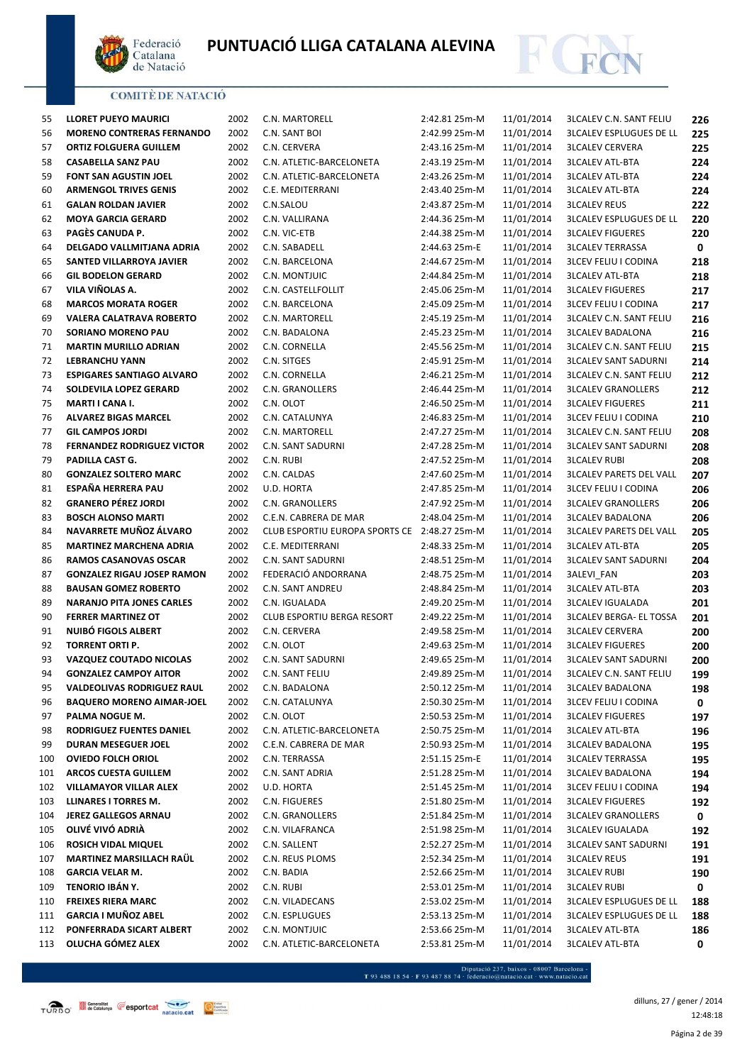# PUNTUACIÓ LLIGA CATALANA ALEVINA

COMITÈ DE NATACIÓ

| | | | | | | | |
|---|---|---|---|---|---|---|---|
| 55 | **LLORET PUEYO MAURICI** | 2002 | C.N. MARTORELL | 2:42.81 25m-M | 11/01/2014 | 3LCALEV C.N. SANT FELIU | 226 |
| 56 | **MORENO CONTRERAS FERNANDO** | 2002 | C.N. SANT BOI | 2:42.99 25m-M | 11/01/2014 | 3LCALEV ESPLUGUES DE LL | 225 |
| 57 | **ORTIZ FOLGUERA GUILLEM** | 2002 | C.N. CERVERA | 2:43.16 25m-M | 11/01/2014 | 3LCALEV CERVERA | 225 |
| 58 | **CASABELLA SANZ PAU** | 2002 | C.N. ATLETIC-BARCELONETA | 2:43.19 25m-M | 11/01/2014 | 3LCALEV ATL-BTA | 224 |
| 59 | **FONT SAN AGUSTIN JOEL** | 2002 | C.N. ATLETIC-BARCELONETA | 2:43.26 25m-M | 11/01/2014 | 3LCALEV ATL-BTA | 224 |
| 60 | **ARMENGOL TRIVES GENIS** | 2002 | C.E. MEDITERRANI | 2:43.40 25m-M | 11/01/2014 | 3LCALEV ATL-BTA | 224 |
| 61 | **GALAN ROLDAN JAVIER** | 2002 | C.N.SALOU | 2:43.87 25m-M | 11/01/2014 | 3LCALEV REUS | 222 |
| 62 | **MOYA GARCIA GERARD** | 2002 | C.N. VALLIRANA | 2:44.36 25m-M | 11/01/2014 | 3LCALEV ESPLUGUES DE LL | 220 |
| 63 | **PAGÈS CANUDA P.** | 2002 | C.N. VIC-ETB | 2:44.38 25m-M | 11/01/2014 | 3LCALEV FIGUERES | 220 |
| 64 | **DELGADO VALLMITJANA ADRIA** | 2002 | C.N. SABADELL | 2:44.63 25m-E | 11/01/2014 | 3LCALEV TERRASSA | 0 |
| 65 | **SANTED VILLARROYA JAVIER** | 2002 | C.N. BARCELONA | 2:44.67 25m-M | 11/01/2014 | 3LCEV FELIU I CODINA | 218 |
| 66 | **GIL BODELON GERARD** | 2002 | C.N. MONTJUIC | 2:44.84 25m-M | 11/01/2014 | 3LCALEV ATL-BTA | 218 |
| 67 | **VILA VIÑOLAS A.** | 2002 | C.N. CASTELLFOLLIT | 2:45.06 25m-M | 11/01/2014 | 3LCALEV FIGUERES | 217 |
| 68 | **MARCOS MORATA ROGER** | 2002 | C.N. BARCELONA | 2:45.09 25m-M | 11/01/2014 | 3LCEV FELIU I CODINA | 217 |
| 69 | **VALERA CALATRAVA ROBERTO** | 2002 | C.N. MARTORELL | 2:45.19 25m-M | 11/01/2014 | 3LCALEV C.N. SANT FELIU | 216 |
| 70 | **SORIANO MORENO PAU** | 2002 | C.N. BADALONA | 2:45.23 25m-M | 11/01/2014 | 3LCALEV BADALONA | 216 |
| 71 | **MARTIN MURILLO ADRIAN** | 2002 | C.N. CORNELLA | 2:45.56 25m-M | 11/01/2014 | 3LCALEV C.N. SANT FELIU | 215 |
| 72 | **LEBRANCHU YANN** | 2002 | C.N. SITGES | 2:45.91 25m-M | 11/01/2014 | 3LCALEV SANT SADURNI | 214 |
| 73 | **ESPIGARES SANTIAGO ALVARO** | 2002 | C.N. CORNELLA | 2:46.21 25m-M | 11/01/2014 | 3LCALEV C.N. SANT FELIU | 212 |
| 74 | **SOLDEVILA LOPEZ GERARD** | 2002 | C.N. GRANOLLERS | 2:46.44 25m-M | 11/01/2014 | 3LCALEV GRANOLLERS | 212 |
| 75 | **MARTI I CANA I.** | 2002 | C.N. OLOT | 2:46.50 25m-M | 11/01/2014 | 3LCALEV FIGUERES | 211 |
| 76 | **ALVAREZ BIGAS MARCEL** | 2002 | C.N. CATALUNYA | 2:46.83 25m-M | 11/01/2014 | 3LCEV FELIU I CODINA | 210 |
| 77 | **GIL CAMPOS JORDI** | 2002 | C.N. MARTORELL | 2:47.27 25m-M | 11/01/2014 | 3LCALEV C.N. SANT FELIU | 208 |
| 78 | **FERNANDEZ RODRIGUEZ VICTOR** | 2002 | C.N. SANT SADURNI | 2:47.28 25m-M | 11/01/2014 | 3LCALEV SANT SADURNI | 208 |
| 79 | **PADILLA CAST G.** | 2002 | C.N. RUBI | 2:47.52 25m-M | 11/01/2014 | 3LCALEV RUBI | 208 |
| 80 | **GONZALEZ SOLTERO MARC** | 2002 | C.N. CALDAS | 2:47.60 25m-M | 11/01/2014 | 3LCALEV PARETS DEL VALL | 207 |
| 81 | **ESPAÑA HERRERA PAU** | 2002 | U.D. HORTA | 2:47.85 25m-M | 11/01/2014 | 3LCEV FELIU I CODINA | 206 |
| 82 | **GRANERO PÉREZ JORDI** | 2002 | C.N. GRANOLLERS | 2:47.92 25m-M | 11/01/2014 | 3LCALEV GRANOLLERS | 206 |
| 83 | **BOSCH ALONSO MARTI** | 2002 | C.E.N. CABRERA DE MAR | 2:48.04 25m-M | 11/01/2014 | 3LCALEV BADALONA | 206 |
| 84 | **NAVARRETE MUÑOZ ÁLVARO** | 2002 | CLUB ESPORTIU EUROPA SPORTS CE | 2:48.27 25m-M | 11/01/2014 | 3LCALEV PARETS DEL VALL | 205 |
| 85 | **MARTINEZ MARCHENA ADRIA** | 2002 | C.E. MEDITERRANI | 2:48.33 25m-M | 11/01/2014 | 3LCALEV ATL-BTA | 205 |
| 86 | **RAMOS CASANOVAS OSCAR** | 2002 | C.N. SANT SADURNI | 2:48.51 25m-M | 11/01/2014 | 3LCALEV SANT SADURNI | 204 |
| 87 | **GONZALEZ RIGAU JOSEP RAMON** | 2002 | FEDERACIÓ ANDORRANA | 2:48.75 25m-M | 11/01/2014 | 3ALEVI_FAN | 203 |
| 88 | **BAUSAN GOMEZ ROBERTO** | 2002 | C.N. SANT ANDREU | 2:48.84 25m-M | 11/01/2014 | 3LCALEV ATL-BTA | 203 |
| 89 | **NARANJO PITA JONES CARLES** | 2002 | C.N. IGUALADA | 2:49.20 25m-M | 11/01/2014 | 3LCALEV IGUALADA | 201 |
| 90 | **FERRER MARTINEZ OT** | 2002 | CLUB ESPORTIU BERGA RESORT | 2:49.22 25m-M | 11/01/2014 | 3LCALEV BERGA- EL TOSSA | 201 |
| 91 | **NUIBÓ FIGOLS ALBERT** | 2002 | C.N. CERVERA | 2:49.58 25m-M | 11/01/2014 | 3LCALEV CERVERA | 200 |
| 92 | **TORRENT ORTI P.** | 2002 | C.N. OLOT | 2:49.63 25m-M | 11/01/2014 | 3LCALEV FIGUERES | 200 |
| 93 | **VAZQUEZ COUTADO NICOLAS** | 2002 | C.N. SANT SADURNI | 2:49.65 25m-M | 11/01/2014 | 3LCALEV SANT SADURNI | 200 |
| 94 | **GONZALEZ CAMPOY AITOR** | 2002 | C.N. SANT FELIU | 2:49.89 25m-M | 11/01/2014 | 3LCALEV C.N. SANT FELIU | 199 |
| 95 | **VALDEOLIVAS RODRIGUEZ RAUL** | 2002 | C.N. BADALONA | 2:50.12 25m-M | 11/01/2014 | 3LCALEV BADALONA | 198 |
| 96 | **BAQUERO MORENO AIMAR-JOEL** | 2002 | C.N. CATALUNYA | 2:50.30 25m-M | 11/01/2014 | 3LCEV FELIU I CODINA | 0 |
| 97 | **PALMA NOGUE M.** | 2002 | C.N. OLOT | 2:50.53 25m-M | 11/01/2014 | 3LCALEV FIGUERES | 197 |
| 98 | **RODRIGUEZ FUENTES DANIEL** | 2002 | C.N. ATLETIC-BARCELONETA | 2:50.75 25m-M | 11/01/2014 | 3LCALEV ATL-BTA | 196 |
| 99 | **DURAN MESEGUER JOEL** | 2002 | C.E.N. CABRERA DE MAR | 2:50.93 25m-M | 11/01/2014 | 3LCALEV BADALONA | 195 |
| 100 | **OVIEDO FOLCH ORIOL** | 2002 | C.N. TERRASSA | 2:51.15 25m-E | 11/01/2014 | 3LCALEV TERRASSA | 195 |
| 101 | **ARCOS CUESTA GUILLEM** | 2002 | C.N. SANT ADRIA | 2:51.28 25m-M | 11/01/2014 | 3LCALEV BADALONA | 194 |
| 102 | **VILLAMAYOR VILLAR ALEX** | 2002 | U.D. HORTA | 2:51.45 25m-M | 11/01/2014 | 3LCEV FELIU I CODINA | 194 |
| 103 | **LLINARES I TORRES M.** | 2002 | C.N. FIGUERES | 2:51.80 25m-M | 11/01/2014 | 3LCALEV FIGUERES | 192 |
| 104 | **JEREZ GALLEGOS ARNAU** | 2002 | C.N. GRANOLLERS | 2:51.84 25m-M | 11/01/2014 | 3LCALEV GRANOLLERS | 0 |
| 105 | **OLIVÉ VIVÓ ADRIÀ** | 2002 | C.N. VILAFRANCA | 2:51.98 25m-M | 11/01/2014 | 3LCALEV IGUALADA | 192 |
| 106 | **ROSICH VIDAL MIQUEL** | 2002 | C.N. SALLENT | 2:52.27 25m-M | 11/01/2014 | 3LCALEV SANT SADURNI | 191 |
| 107 | **MARTINEZ MARSILLACH RAÜL** | 2002 | C.N. REUS PLOMS | 2:52.34 25m-M | 11/01/2014 | 3LCALEV REUS | 191 |
| 108 | **GARCIA VELAR M.** | 2002 | C.N. BADIA | 2:52.66 25m-M | 11/01/2014 | 3LCALEV RUBI | 190 |
| 109 | **TENORIO IBÁN Y.** | 2002 | C.N. RUBI | 2:53.01 25m-M | 11/01/2014 | 3LCALEV RUBI | 0 |
| 110 | **FREIXES RIERA MARC** | 2002 | C.N. VILADECANS | 2:53.02 25m-M | 11/01/2014 | 3LCALEV ESPLUGUES DE LL | 188 |
| 111 | **GARCIA I MUÑOZ ABEL** | 2002 | C.N. ESPLUGUES | 2:53.13 25m-M | 11/01/2014 | 3LCALEV ESPLUGUES DE LL | 188 |
| 112 | **PONFERRADA SICART ALBERT** | 2002 | C.N. MONTJUIC | 2:53.66 25m-M | 11/01/2014 | 3LCALEV ATL-BTA | 186 |
| 113 | **OLUCHA GÓMEZ ALEX** | 2002 | C.N. ATLETIC-BARCELONETA | 2:53.81 25m-M | 11/01/2014 | 3LCALEV ATL-BTA | 0 |

Diputació 237, baixos - 08007 Barcelona - T 93 488 18 54 · F 93 487 88 74 · federacio@natacio.cat · www.natacio.cat

dilluns, 27 / gener / 2014
12:48:18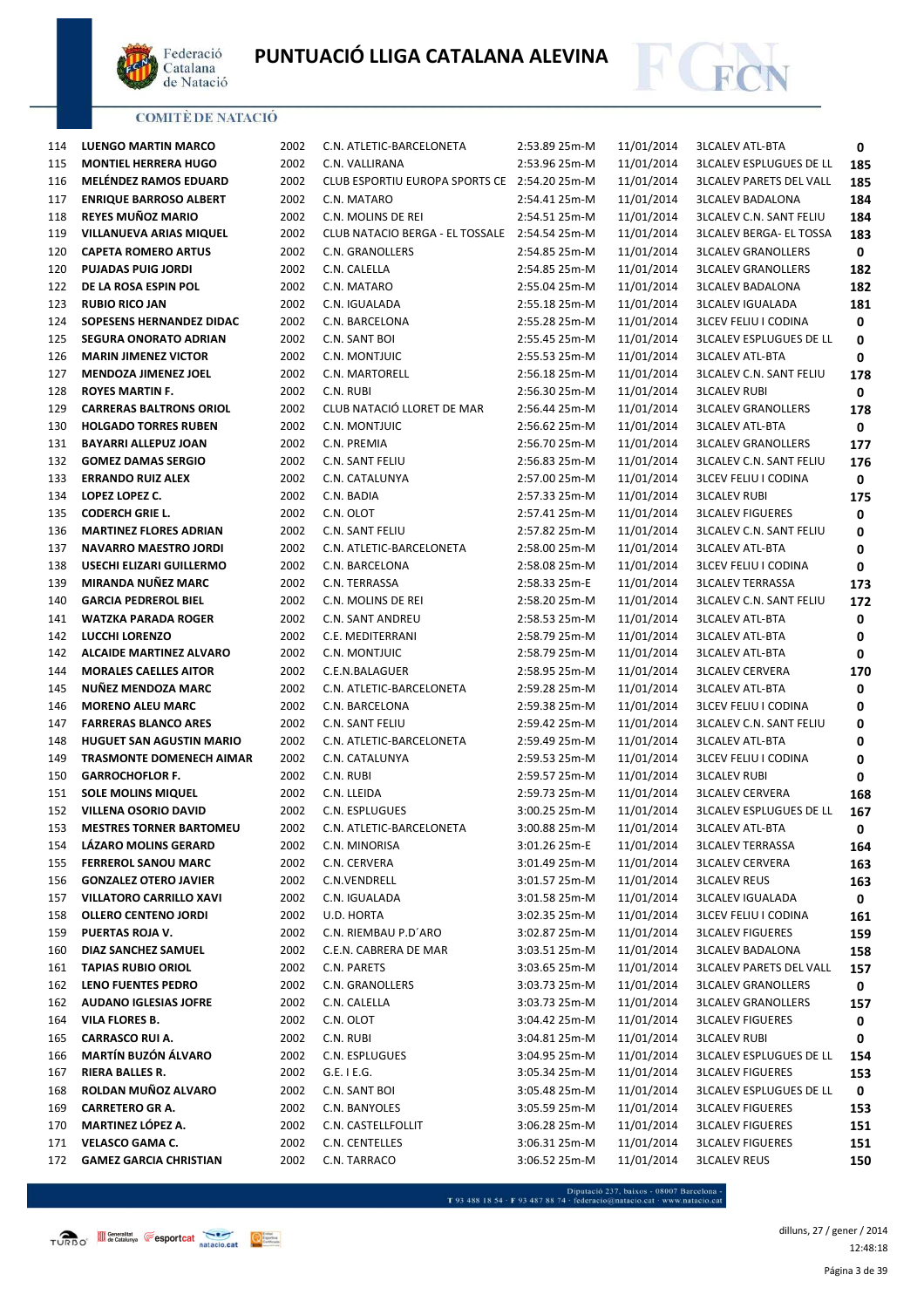# PUNTUACIÓ LLIGA CATALANA ALEVINA

COMITÈ DE NATACIÓ

| | | | | | | | |
|---|---|---|---|---|---|---|---|
| 114 | LUENGO MARTIN MARCO | 2002 | C.N. ATLETIC-BARCELONETA | 2:53.89 25m-M | 11/01/2014 | 3LCALEV ATL-BTA | 0 |
| 115 | MONTIEL HERRERA HUGO | 2002 | C.N. VALLIRANA | 2:53.96 25m-M | 11/01/2014 | 3LCALEV ESPLUGUES DE LL | 185 |
| 116 | MELÉNDEZ RAMOS EDUARD | 2002 | CLUB ESPORTIU EUROPA SPORTS CE | 2:54.20 25m-M | 11/01/2014 | 3LCALEV PARETS DEL VALL | 185 |
| 117 | ENRIQUE BARROSO ALBERT | 2002 | C.N. MATARO | 2:54.41 25m-M | 11/01/2014 | 3LCALEV BADALONA | 184 |
| 118 | REYES MUÑOZ MARIO | 2002 | C.N. MOLINS DE REI | 2:54.51 25m-M | 11/01/2014 | 3LCALEV C.N. SANT FELIU | 184 |
| 119 | VILLANUEVA ARIAS MIQUEL | 2002 | CLUB NATACIO BERGA - EL TOSSALE | 2:54.54 25m-M | 11/01/2014 | 3LCALEV BERGA- EL TOSSA | 183 |
| 120 | CAPETA ROMERO ARTUS | 2002 | C.N. GRANOLLERS | 2:54.85 25m-M | 11/01/2014 | 3LCALEV GRANOLLERS | 0 |
| 120 | PUJADAS PUIG JORDI | 2002 | C.N. CALELLA | 2:54.85 25m-M | 11/01/2014 | 3LCALEV GRANOLLERS | 182 |
| 122 | DE LA ROSA ESPIN POL | 2002 | C.N. MATARO | 2:55.04 25m-M | 11/01/2014 | 3LCALEV BADALONA | 182 |
| 123 | RUBIO RICO JAN | 2002 | C.N. IGUALADA | 2:55.18 25m-M | 11/01/2014 | 3LCALEV IGUALADA | 181 |
| 124 | SOPESENS HERNANDEZ DIDAC | 2002 | C.N. BARCELONA | 2:55.28 25m-M | 11/01/2014 | 3LCEV FELIU I CODINA | 0 |
| 125 | SEGURA ONORATO ADRIAN | 2002 | C.N. SANT BOI | 2:55.45 25m-M | 11/01/2014 | 3LCALEV ESPLUGUES DE LL | 0 |
| 126 | MARIN JIMENEZ VICTOR | 2002 | C.N. MONTJUIC | 2:55.53 25m-M | 11/01/2014 | 3LCALEV ATL-BTA | 0 |
| 127 | MENDOZA JIMENEZ JOEL | 2002 | C.N. MARTORELL | 2:56.18 25m-M | 11/01/2014 | 3LCALEV C.N. SANT FELIU | 178 |
| 128 | ROYES MARTIN F. | 2002 | C.N. RUBI | 2:56.30 25m-M | 11/01/2014 | 3LCALEV RUBI | 0 |
| 129 | CARRERAS BALTRONS ORIOL | 2002 | CLUB NATACIÓ LLORET DE MAR | 2:56.44 25m-M | 11/01/2014 | 3LCALEV GRANOLLERS | 178 |
| 130 | HOLGADO TORRES RUBEN | 2002 | C.N. MONTJUIC | 2:56.62 25m-M | 11/01/2014 | 3LCALEV ATL-BTA | 0 |
| 131 | BAYARRI ALLEPUZ JOAN | 2002 | C.N. PREMIA | 2:56.70 25m-M | 11/01/2014 | 3LCALEV GRANOLLERS | 177 |
| 132 | GOMEZ DAMAS SERGIO | 2002 | C.N. SANT FELIU | 2:56.83 25m-M | 11/01/2014 | 3LCALEV C.N. SANT FELIU | 176 |
| 133 | ERRANDO RUIZ ALEX | 2002 | C.N. CATALUNYA | 2:57.00 25m-M | 11/01/2014 | 3LCEV FELIU I CODINA | 0 |
| 134 | LOPEZ LOPEZ C. | 2002 | C.N. BADIA | 2:57.33 25m-M | 11/01/2014 | 3LCALEV RUBI | 175 |
| 135 | CODERCH GRIE L. | 2002 | C.N. OLOT | 2:57.41 25m-M | 11/01/2014 | 3LCALEV FIGUERES | 0 |
| 136 | MARTINEZ FLORES ADRIAN | 2002 | C.N. SANT FELIU | 2:57.82 25m-M | 11/01/2014 | 3LCALEV C.N. SANT FELIU | 0 |
| 137 | NAVARRO MAESTRO JORDI | 2002 | C.N. ATLETIC-BARCELONETA | 2:58.00 25m-M | 11/01/2014 | 3LCALEV ATL-BTA | 0 |
| 138 | USECHI ELIZARI GUILLERMO | 2002 | C.N. BARCELONA | 2:58.08 25m-M | 11/01/2014 | 3LCEV FELIU I CODINA | 0 |
| 139 | MIRANDA NUÑEZ MARC | 2002 | C.N. TERRASSA | 2:58.33 25m-E | 11/01/2014 | 3LCALEV TERRASSA | 173 |
| 140 | GARCIA PEDREROL BIEL | 2002 | C.N. MOLINS DE REI | 2:58.20 25m-M | 11/01/2014 | 3LCALEV C.N. SANT FELIU | 172 |
| 141 | WATZKA PARADA ROGER | 2002 | C.N. SANT ANDREU | 2:58.53 25m-M | 11/01/2014 | 3LCALEV ATL-BTA | 0 |
| 142 | LUCCHI LORENZO | 2002 | C.E. MEDITERRANI | 2:58.79 25m-M | 11/01/2014 | 3LCALEV ATL-BTA | 0 |
| 142 | ALCAIDE MARTINEZ ALVARO | 2002 | C.N. MONTJUIC | 2:58.79 25m-M | 11/01/2014 | 3LCALEV ATL-BTA | 0 |
| 144 | MORALES CAELLES AITOR | 2002 | C.E.N.BALAGUER | 2:58.95 25m-M | 11/01/2014 | 3LCALEV CERVERA | 170 |
| 145 | NUÑEZ MENDOZA MARC | 2002 | C.N. ATLETIC-BARCELONETA | 2:59.28 25m-M | 11/01/2014 | 3LCALEV ATL-BTA | 0 |
| 146 | MORENO ALEU MARC | 2002 | C.N. BARCELONA | 2:59.38 25m-M | 11/01/2014 | 3LCEV FELIU I CODINA | 0 |
| 147 | FARRERAS BLANCO ARES | 2002 | C.N. SANT FELIU | 2:59.42 25m-M | 11/01/2014 | 3LCALEV C.N. SANT FELIU | 0 |
| 148 | HUGUET SAN AGUSTIN MARIO | 2002 | C.N. ATLETIC-BARCELONETA | 2:59.49 25m-M | 11/01/2014 | 3LCALEV ATL-BTA | 0 |
| 149 | TRASMONTE DOMENECH AIMAR | 2002 | C.N. CATALUNYA | 2:59.53 25m-M | 11/01/2014 | 3LCEV FELIU I CODINA | 0 |
| 150 | GARROCHOFLOR F. | 2002 | C.N. RUBI | 2:59.57 25m-M | 11/01/2014 | 3LCALEV RUBI | 0 |
| 151 | SOLE MOLINS MIQUEL | 2002 | C.N. LLEIDA | 2:59.73 25m-M | 11/01/2014 | 3LCALEV CERVERA | 168 |
| 152 | VILLENA OSORIO DAVID | 2002 | C.N. ESPLUGUES | 3:00.25 25m-M | 11/01/2014 | 3LCALEV ESPLUGUES DE LL | 167 |
| 153 | MESTRES TORNER BARTOMEU | 2002 | C.N. ATLETIC-BARCELONETA | 3:00.88 25m-M | 11/01/2014 | 3LCALEV ATL-BTA | 0 |
| 154 | LÁZARO MOLINS GERARD | 2002 | C.N. MINORISA | 3:01.26 25m-E | 11/01/2014 | 3LCALEV TERRASSA | 164 |
| 155 | FERREROL SANOU MARC | 2002 | C.N. CERVERA | 3:01.49 25m-M | 11/01/2014 | 3LCALEV CERVERA | 163 |
| 156 | GONZALEZ OTERO JAVIER | 2002 | C.N.VENDRELL | 3:01.57 25m-M | 11/01/2014 | 3LCALEV REUS | 163 |
| 157 | VILLATORO CARRILLO XAVI | 2002 | C.N. IGUALADA | 3:01.58 25m-M | 11/01/2014 | 3LCALEV IGUALADA | 0 |
| 158 | OLLERO CENTENO JORDI | 2002 | U.D. HORTA | 3:02.35 25m-M | 11/01/2014 | 3LCEV FELIU I CODINA | 161 |
| 159 | PUERTAS ROJA V. | 2002 | C.N. RIEMBAU P.D´ARO | 3:02.87 25m-M | 11/01/2014 | 3LCALEV FIGUERES | 159 |
| 160 | DIAZ SANCHEZ SAMUEL | 2002 | C.E.N. CABRERA DE MAR | 3:03.51 25m-M | 11/01/2014 | 3LCALEV BADALONA | 158 |
| 161 | TAPIAS RUBIO ORIOL | 2002 | C.N. PARETS | 3:03.65 25m-M | 11/01/2014 | 3LCALEV PARETS DEL VALL | 157 |
| 162 | LENO FUENTES PEDRO | 2002 | C.N. GRANOLLERS | 3:03.73 25m-M | 11/01/2014 | 3LCALEV GRANOLLERS | 0 |
| 162 | AUDANO IGLESIAS JOFRE | 2002 | C.N. CALELLA | 3:03.73 25m-M | 11/01/2014 | 3LCALEV GRANOLLERS | 157 |
| 164 | VILA FLORES B. | 2002 | C.N. OLOT | 3:04.42 25m-M | 11/01/2014 | 3LCALEV FIGUERES | 0 |
| 165 | CARRASCO RUI A. | 2002 | C.N. RUBI | 3:04.81 25m-M | 11/01/2014 | 3LCALEV RUBI | 0 |
| 166 | MARTÍN BUZÓN ÁLVARO | 2002 | C.N. ESPLUGUES | 3:04.95 25m-M | 11/01/2014 | 3LCALEV ESPLUGUES DE LL | 154 |
| 167 | RIERA BALLES R. | 2002 | G.E. I E.G. | 3:05.34 25m-M | 11/01/2014 | 3LCALEV FIGUERES | 153 |
| 168 | ROLDAN MUÑOZ ALVARO | 2002 | C.N. SANT BOI | 3:05.48 25m-M | 11/01/2014 | 3LCALEV ESPLUGUES DE LL | 0 |
| 169 | CARRETERO GR A. | 2002 | C.N. BANYOLES | 3:05.59 25m-M | 11/01/2014 | 3LCALEV FIGUERES | 153 |
| 170 | MARTINEZ LÓPEZ A. | 2002 | C.N. CASTELLFOLLIT | 3:06.28 25m-M | 11/01/2014 | 3LCALEV FIGUERES | 151 |
| 171 | VELASCO GAMA C. | 2002 | C.N. CENTELLES | 3:06.31 25m-M | 11/01/2014 | 3LCALEV FIGUERES | 151 |
| 172 | GAMEZ GARCIA CHRISTIAN | 2002 | C.N. TARRACO | 3:06.52 25m-M | 11/01/2014 | 3LCALEV REUS | 150 |

Diputació 237, baixos - 08007 Barcelona - T 93 488 18 54 · F 93 487 88 74 · federacio@natacio.cat · www.natacio.cat

dilluns, 27 / gener / 2014
12:48:18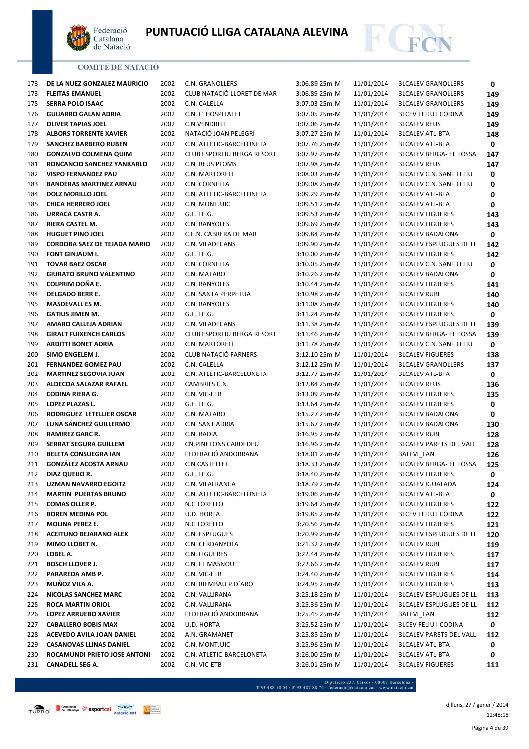# PUNTUACIÓ LLIGA CATALANA ALEVINA

COMITÈ DE NATACIÓ

| | | | | | | | |
|---|---|---|---|---|---|---|---|
| 173 | **DE LA NUEZ GONZALEZ MAURICIO** | 2002 | C.N. GRANOLLERS | 3:06.89 25m-M | 11/01/2014 | 3LCALEV GRANOLLERS | **0** |
| 173 | **FLEITAS EMANUEL** | 2002 | CLUB NATACIÓ LLORET DE MAR | 3:06.89 25m-M | 11/01/2014 | 3LCALEV GRANOLLERS | **149** |
| 175 | **SERRA POLO ISAAC** | 2002 | C.N. CALELLA | 3:07.03 25m-M | 11/01/2014 | 3LCALEV GRANOLLERS | **149** |
| 176 | **GUIJARRO GALAN ADRIA** | 2002 | C.N. L´ HOSPITALET | 3:07.05 25m-M | 11/01/2014 | 3LCEV FELIU I CODINA | **149** |
| 177 | **OLIVER TAPIAS JOEL** | 2002 | C.N.VENDRELL | 3:07.06 25m-M | 11/01/2014 | 3LCALEV REUS | **149** |
| 178 | **ALBORS TORRENTE XAVIER** | 2002 | NATACIÓ JOAN PELEGRÍ | 3:07.27 25m-M | 11/01/2014 | 3LCALEV ATL-BTA | **148** |
| 179 | **SANCHEZ BARBERO RUBEN** | 2002 | C.N. ATLETIC-BARCELONETA | 3:07.76 25m-M | 11/01/2014 | 3LCALEV ATL-BTA | **0** |
| 180 | **GONZALVO COLMENA QUIM** | 2002 | CLUB ESPORTIU BERGA RESORT | 3:07.97 25m-M | 11/01/2014 | 3LCALEV BERGA- EL TOSSA | **147** |
| 181 | **RONCANCIO SANCHEZ YANKARLO** | 2002 | C.N. REUS PLOMS | 3:07.98 25m-M | 11/01/2014 | 3LCALEV REUS | **147** |
| 182 | **VISPO FERNANDEZ PAU** | 2002 | C.N. MARTORELL | 3:08.03 25m-M | 11/01/2014 | 3LCALEV C.N. SANT FELIU | **0** |
| 183 | **BANDERAS MARTINEZ ARNAU** | 2002 | C.N. CORNELLA | 3:09.08 25m-M | 11/01/2014 | 3LCALEV C.N. SANT FELIU | **0** |
| 184 | **DOLZ MORILLO JOEL** | 2002 | C.N. ATLETIC-BARCELONETA | 3:09.29 25m-M | 11/01/2014 | 3LCALEV ATL-BTA | **0** |
| 185 | **CHICA HERRERO JOEL** | 2002 | C.N. MONTJUIC | 3:09.51 25m-M | 11/01/2014 | 3LCALEV ATL-BTA | **0** |
| 186 | **URRACA CASTR A.** | 2002 | G.E. I E.G. | 3:09.53 25m-M | 11/01/2014 | 3LCALEV FIGUERES | **143** |
| 187 | **RIERA CASTEL M.** | 2002 | C.N. BANYOLES | 3:09.69 25m-M | 11/01/2014 | 3LCALEV FIGUERES | **143** |
| 188 | **HUGUET PINO JOEL** | 2002 | C.E.N. CABRERA DE MAR | 3:09.84 25m-M | 11/01/2014 | 3LCALEV BADALONA | **0** |
| 189 | **CORDOBA SAEZ DE TEJADA MARIO** | 2002 | C.N. VILADECANS | 3:09.90 25m-M | 11/01/2014 | 3LCALEV ESPLUGUES DE LL | **142** |
| 190 | **FONT GINJAUM I.** | 2002 | G.E. I E.G. | 3:10.00 25m-M | 11/01/2014 | 3LCALEV FIGUERES | **142** |
| 191 | **TOVAR BAEZ OSCAR** | 2002 | C.N. CORNELLA | 3:10.05 25m-M | 11/01/2014 | 3LCALEV C.N. SANT FELIU | **0** |
| 192 | **GIURATO BRUNO VALENTINO** | 2002 | C.N. MATARO | 3:10.26 25m-M | 11/01/2014 | 3LCALEV BADALONA | **0** |
| 193 | **COLPRIM DOÑA E.** | 2002 | C.N. BANYOLES | 3:10.44 25m-M | 11/01/2014 | 3LCALEV FIGUERES | **141** |
| 194 | **DELGADO BERR E.** | 2002 | C.N. SANTA PERPETUA | 3:10.98 25m-M | 11/01/2014 | 3LCALEV RUBI | **140** |
| 195 | **MASDEVALL ES M.** | 2002 | C.N. BANYOLES | 3:11.08 25m-M | 11/01/2014 | 3LCALEV FIGUERES | **140** |
| 196 | **GATIUS JIMEN M.** | 2002 | G.E. I E.G. | 3:11.24 25m-M | 11/01/2014 | 3LCALEV FIGUERES | **0** |
| 197 | **AMARO CALLEJA ADRIAN** | 2002 | C.N. VILADECANS | 3:11.38 25m-M | 11/01/2014 | 3LCALEV ESPLUGUES DE LL | **139** |
| 198 | **GIRALT FUIXENCH CARLOS** | 2002 | CLUB ESPORTIU BERGA RESORT | 3:11.46 25m-M | 11/01/2014 | 3LCALEV BERGA- EL TOSSA | **139** |
| 199 | **ARDITTI BONET ADRIA** | 2002 | C.N. MARTORELL | 3:11.78 25m-M | 11/01/2014 | 3LCALEV C.N. SANT FELIU | **0** |
| 200 | **SIMO ENGELEM J.** | 2002 | CLUB NATACIÓ FARNERS | 3:12.10 25m-M | 11/01/2014 | 3LCALEV FIGUERES | **138** |
| 201 | **FERNANDEZ GOMEZ PAU** | 2002 | C.N. CALELLA | 3:12.12 25m-M | 11/01/2014 | 3LCALEV GRANOLLERS | **137** |
| 202 | **MARTINEZ SEGOVIA JUAN** | 2002 | C.N. ATLETIC-BARCELONETA | 3:12.77 25m-M | 11/01/2014 | 3LCALEV ATL-BTA | **0** |
| 203 | **ALDECOA SALAZAR RAFAEL** | 2002 | CAMBRILS C.N. | 3:12.84 25m-M | 11/01/2014 | 3LCALEV REUS | **136** |
| 204 | **CODINA RIERA G.** | 2002 | C.N. VIC-ETB | 3:13.09 25m-M | 11/01/2014 | 3LCALEV FIGUERES | **135** |
| 205 | **LOPEZ PLAZAS L.** | 2002 | G.E. I E.G. | 3:13.64 25m-M | 11/01/2014 | 3LCALEV FIGUERES | **0** |
| 206 | **RODRIGUEZ LETELLIER OSCAR** | 2002 | C.N. MATARO | 3:15.27 25m-M | 11/01/2014 | 3LCALEV BADALONA | **0** |
| 207 | **LUNA SÁNCHEZ GUILLERMO** | 2002 | C.N. SANT ADRIA | 3:15.67 25m-M | 11/01/2014 | 3LCALEV BADALONA | **130** |
| 208 | **RAMIREZ GARC R.** | 2002 | C.N. BADIA | 3:16.95 25m-M | 11/01/2014 | 3LCALEV RUBI | **128** |
| 209 | **SERRAT SEGURA GUILLEM** | 2002 | CN.PINETONS CARDEDEU | 3:16.96 25m-M | 11/01/2014 | 3LCALEV PARETS DEL VALL | **128** |
| 210 | **BELETA CONSUEGRA IAN** | 2002 | FEDERACIÓ ANDORRANA | 3:18.01 25m-M | 11/01/2014 | 3ALEVI_FAN | **126** |
| 211 | **GONZÁLEZ ACOSTA ARNAU** | 2002 | C.N.CASTELLET | 3:18.33 25m-M | 11/01/2014 | 3LCALEV BERGA- EL TOSSA | **125** |
| 212 | **DIAZ QUEIJO R.** | 2002 | G.E. I E.G. | 3:18.40 25m-M | 11/01/2014 | 3LCALEV FIGUERES | **0** |
| 213 | **UZMAN NAVARRO EGOITZ** | 2002 | C.N. VILAFRANCA | 3:18.79 25m-M | 11/01/2014 | 3LCALEV IGUALADA | **124** |
| 214 | **MARTIN PUERTAS BRUNO** | 2002 | C.N. ATLETIC-BARCELONETA | 3:19.06 25m-M | 11/01/2014 | 3LCALEV ATL-BTA | **0** |
| 215 | **COMAS OLLER P.** | 2002 | N.C TORELLO | 3:19.64 25m-M | 11/01/2014 | 3LCALEV FIGUERES | **122** |
| 216 | **BOREN MEDINA POL** | 2002 | U.D. HORTA | 3:19.85 25m-M | 11/01/2014 | 3LCEV FELIU I CODINA | **122** |
| 217 | **MOLINA PEREZ E.** | 2002 | N.C TORELLO | 3:20.56 25m-M | 11/01/2014 | 3LCALEV FIGUERES | **121** |
| 218 | **ACEITUNO BEJARANO ALEX** | 2002 | C.N. ESPLUGUES | 3:20.99 25m-M | 11/01/2014 | 3LCALEV ESPLUGUES DE LL | **120** |
| 219 | **MIMO LLOBET N.** | 2002 | C.N. CERDANYOLA | 3:21.32 25m-M | 11/01/2014 | 3LCALEV RUBI | **119** |
| 220 | **LOBEL A.** | 2002 | C.N. FIGUERES | 3:22.44 25m-M | 11/01/2014 | 3LCALEV FIGUERES | **117** |
| 221 | **BOSCH LLOVER J.** | 2002 | C.N. EL MASNOU | 3:22.66 25m-M | 11/01/2014 | 3LCALEV RUBI | **117** |
| 222 | **PAREREDA AMB P.** | 2002 | C.N. VIC-ETB | 3:24.40 25m-M | 11/01/2014 | 3LCALEV FIGUERES | **114** |
| 223 | **MUÑOZ VILA A.** | 2002 | C.N. RIEMBAU P.D´ARO | 3:24.95 25m-M | 11/01/2014 | 3LCALEV FIGUERES | **113** |
| 224 | **NICOLAS SANCHEZ MARC** | 2002 | C.N. VALLIRANA | 3:25.18 25m-M | 11/01/2014 | 3LCALEV ESPLUGUES DE LL | **113** |
| 225 | **ROCA MARTIN ORIOL** | 2002 | C.N. VALLIRANA | 3:25.36 25m-M | 11/01/2014 | 3LCALEV ESPLUGUES DE LL | **112** |
| 226 | **LOPEZ ARRUEBO XAVIER** | 2002 | FEDERACIÓ ANDORRANA | 3:25.45 25m-M | 11/01/2014 | 3ALEVI_FAN | **112** |
| 227 | **CABALLERO BOBIS MAX** | 2002 | U.D. HORTA | 3:25.52 25m-M | 11/01/2014 | 3LCEV FELIU I CODINA | **0** |
| 228 | **ACEVEDO AVILA JOAN DANIEL** | 2002 | A.N. GRAMANET | 3:25.85 25m-M | 11/01/2014 | 3LCALEV PARETS DEL VALL | **112** |
| 229 | **CASANOVAS LLINAS DANIEL** | 2002 | C.N. MONTJUIC | 3:25.96 25m-M | 11/01/2014 | 3LCALEV ATL-BTA | **0** |
| 230 | **ROCAMUNDI PRIETO JOSE ANTONI** | 2002 | C.N. ATLETIC-BARCELONETA | 3:26.00 25m-M | 11/01/2014 | 3LCALEV ATL-BTA | **0** |
| 231 | **CANADELL SEG A.** | 2002 | C.N. VIC-ETB | 3:26.01 25m-M | 11/01/2014 | 3LCALEV FIGUERES | **111** |

Diputació 237, baixos - 08007 Barcelona - T 93 488 18 54 · F 93 487 88 74 · federacio@natacio.cat · www.natacio.cat

dilluns, 27 / gener / 2014
12:48:18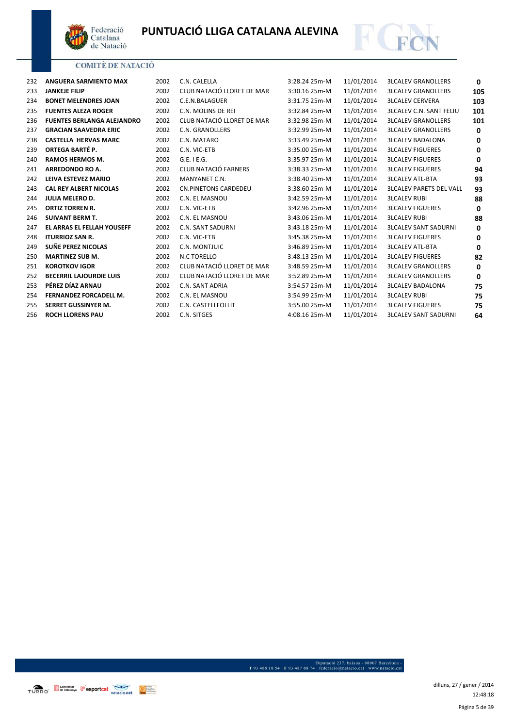# PUNTUACIÓ LLIGA CATALANA ALEVINA

COMITÈ DE NATACIÓ

| | | | | | | | |
|---|---|---|---|---|---|---|---|
| 232 | **ANGUERA SARMIENTO MAX** | 2002 | C.N. CALELLA | 3:28.24 25m-M | 11/01/2014 | 3LCALEV GRANOLLERS | **0** |
| 233 | **JANKEJE FILIP** | 2002 | CLUB NATACIÓ LLORET DE MAR | 3:30.16 25m-M | 11/01/2014 | 3LCALEV GRANOLLERS | **105** |
| 234 | **BONET MELENDRES JOAN** | 2002 | C.E.N.BALAGUER | 3:31.75 25m-M | 11/01/2014 | 3LCALEV CERVERA | **103** |
| 235 | **FUENTES ALEZA ROGER** | 2002 | C.N. MOLINS DE REI | 3:32.84 25m-M | 11/01/2014 | 3LCALEV C.N. SANT FELIU | **101** |
| 236 | **FUENTES BERLANGA ALEJANDRO** | 2002 | CLUB NATACIÓ LLORET DE MAR | 3:32.98 25m-M | 11/01/2014 | 3LCALEV GRANOLLERS | **101** |
| 237 | **GRACIAN SAAVEDRA ERIC** | 2002 | C.N. GRANOLLERS | 3:32.99 25m-M | 11/01/2014 | 3LCALEV GRANOLLERS | **0** |
| 238 | **CASTELLA HERVAS MARC** | 2002 | C.N. MATARO | 3:33.49 25m-M | 11/01/2014 | 3LCALEV BADALONA | **0** |
| 239 | **ORTEGA BARTÉ P.** | 2002 | C.N. VIC-ETB | 3:35.00 25m-M | 11/01/2014 | 3LCALEV FIGUERES | **0** |
| 240 | **RAMOS HERMOS M.** | 2002 | G.E. I E.G. | 3:35.97 25m-M | 11/01/2014 | 3LCALEV FIGUERES | **0** |
| 241 | **ARREDONDO RO A.** | 2002 | CLUB NATACIÓ FARNERS | 3:38.33 25m-M | 11/01/2014 | 3LCALEV FIGUERES | **94** |
| 242 | **LEIVA ESTEVEZ MARIO** | 2002 | MANYANET C.N. | 3:38.40 25m-M | 11/01/2014 | 3LCALEV ATL-BTA | **93** |
| 243 | **CAL REY ALBERT NICOLAS** | 2002 | CN.PINETONS CARDEDEU | 3:38.60 25m-M | 11/01/2014 | 3LCALEV PARETS DEL VALL | **93** |
| 244 | **JULIA MELERO D.** | 2002 | C.N. EL MASNOU | 3:42.59 25m-M | 11/01/2014 | 3LCALEV RUBI | **88** |
| 245 | **ORTIZ TORREN R.** | 2002 | C.N. VIC-ETB | 3:42.96 25m-M | 11/01/2014 | 3LCALEV FIGUERES | **0** |
| 246 | **SUIVANT BERM T.** | 2002 | C.N. EL MASNOU | 3:43.06 25m-M | 11/01/2014 | 3LCALEV RUBI | **88** |
| 247 | **EL ARRAS EL FELLAH YOUSEFF** | 2002 | C.N. SANT SADURNI | 3:43.18 25m-M | 11/01/2014 | 3LCALEV SANT SADURNI | **0** |
| 248 | **ITURRIOZ SAN R.** | 2002 | C.N. VIC-ETB | 3:45.38 25m-M | 11/01/2014 | 3LCALEV FIGUERES | **0** |
| 249 | **SUÑE PEREZ NICOLAS** | 2002 | C.N. MONTJUIC | 3:46.89 25m-M | 11/01/2014 | 3LCALEV ATL-BTA | **0** |
| 250 | **MARTINEZ SUB M.** | 2002 | N.C TORELLO | 3:48.13 25m-M | 11/01/2014 | 3LCALEV FIGUERES | **82** |
| 251 | **KOROTKOV IGOR** | 2002 | CLUB NATACIÓ LLORET DE MAR | 3:48.59 25m-M | 11/01/2014 | 3LCALEV GRANOLLERS | **0** |
| 252 | **BECERRIL LAJOURDIE LUIS** | 2002 | CLUB NATACIÓ LLORET DE MAR | 3:52.89 25m-M | 11/01/2014 | 3LCALEV GRANOLLERS | **0** |
| 253 | **PÉREZ DÍAZ ARNAU** | 2002 | C.N. SANT ADRIA | 3:54.57 25m-M | 11/01/2014 | 3LCALEV BADALONA | **75** |
| 254 | **FERNANDEZ FORCADELL M.** | 2002 | C.N. EL MASNOU | 3:54.99 25m-M | 11/01/2014 | 3LCALEV RUBI | **75** |
| 255 | **SERRET GUSSINYER M.** | 2002 | C.N. CASTELLFOLLIT | 3:55.00 25m-M | 11/01/2014 | 3LCALEV FIGUERES | **75** |
| 256 | **ROCH LLORENS PAU** | 2002 | C.N. SITGES | 4:08.16 25m-M | 11/01/2014 | 3LCALEV SANT SADURNI | **64** |

Diputació 237, baixos - 08007 Barcelona -
T 93 488 18 54 · F 93 487 88 74 · federacio@natacio.cat · www.natacio.cat

dilluns, 27 / gener / 2014
12:48:18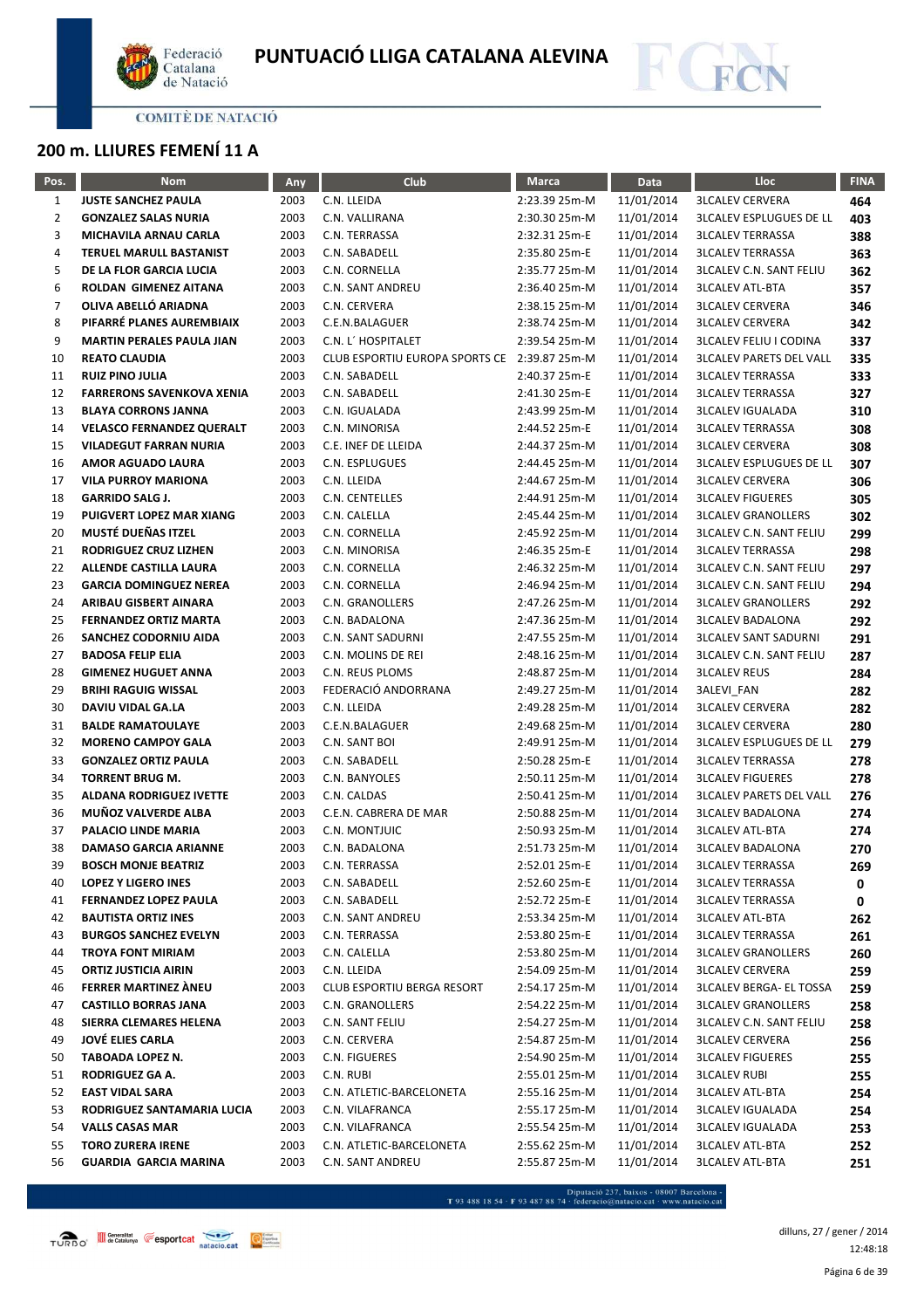# PUNTUACIÓ LLIGA CATALANA ALEVINA

COMITÈ DE NATACIÓ

## 200 m. LLIURES FEMENÍ 11 A

| Pos. | Nom | Any | Club | Marca | Data | Lloc | FINA |
|---|---|---|---|---|---|---|---|
| 1 | **JUSTE SANCHEZ PAULA** | 2003 | C.N. LLEIDA | 2:23.39 25m-M | 11/01/2014 | 3LCALEV CERVERA | **464** |
| 2 | **GONZALEZ SALAS NURIA** | 2003 | C.N. VALLIRANA | 2:30.30 25m-M | 11/01/2014 | 3LCALEV ESPLUGUES DE LL | **403** |
| 3 | **MICHAVILA ARNAU CARLA** | 2003 | C.N. TERRASSA | 2:32.31 25m-E | 11/01/2014 | 3LCALEV TERRASSA | **388** |
| 4 | **TERUEL MARULL BASTANIST** | 2003 | C.N. SABADELL | 2:35.80 25m-E | 11/01/2014 | 3LCALEV TERRASSA | **363** |
| 5 | **DE LA FLOR GARCIA LUCIA** | 2003 | C.N. CORNELLA | 2:35.77 25m-M | 11/01/2014 | 3LCALEV C.N. SANT FELIU | **362** |
| 6 | **ROLDAN GIMENEZ AITANA** | 2003 | C.N. SANT ANDREU | 2:36.40 25m-M | 11/01/2014 | 3LCALEV ATL-BTA | **357** |
| 7 | **OLIVA ABELLÓ ARIADNA** | 2003 | C.N. CERVERA | 2:38.15 25m-M | 11/01/2014 | 3LCALEV CERVERA | **346** |
| 8 | **PIFARRÉ PLANES AUREMBIAIX** | 2003 | C.E.N.BALAGUER | 2:38.74 25m-M | 11/01/2014 | 3LCALEV CERVERA | **342** |
| 9 | **MARTIN PERALES PAULA JIAN** | 2003 | C.N. L´ HOSPITALET | 2:39.54 25m-M | 11/01/2014 | 3LCALEV FELIU I CODINA | **337** |
| 10 | **REATO CLAUDIA** | 2003 | CLUB ESPORTIU EUROPA SPORTS CE | 2:39.87 25m-M | 11/01/2014 | 3LCALEV PARETS DEL VALL | **335** |
| 11 | **RUIZ PINO JULIA** | 2003 | C.N. SABADELL | 2:40.37 25m-E | 11/01/2014 | 3LCALEV TERRASSA | **333** |
| 12 | **FARRERONS SAVENKOVA XENIA** | 2003 | C.N. SABADELL | 2:41.30 25m-E | 11/01/2014 | 3LCALEV TERRASSA | **327** |
| 13 | **BLAYA CORRONS JANNA** | 2003 | C.N. IGUALADA | 2:43.99 25m-M | 11/01/2014 | 3LCALEV IGUALADA | **310** |
| 14 | **VELASCO FERNANDEZ QUERALT** | 2003 | C.N. MINORISA | 2:44.52 25m-E | 11/01/2014 | 3LCALEV TERRASSA | **308** |
| 15 | **VILADEGUT FARRAN NURIA** | 2003 | C.E. INEF DE LLEIDA | 2:44.37 25m-M | 11/01/2014 | 3LCALEV CERVERA | **308** |
| 16 | **AMOR AGUADO LAURA** | 2003 | C.N. ESPLUGUES | 2:44.45 25m-M | 11/01/2014 | 3LCALEV ESPLUGUES DE LL | **307** |
| 17 | **VILA PURROY MARIONA** | 2003 | C.N. LLEIDA | 2:44.67 25m-M | 11/01/2014 | 3LCALEV CERVERA | **306** |
| 18 | **GARRIDO SALG J.** | 2003 | C.N. CENTELLES | 2:44.91 25m-M | 11/01/2014 | 3LCALEV FIGUERES | **305** |
| 19 | **PUIGVERT LOPEZ MAR XIANG** | 2003 | C.N. CALELLA | 2:45.44 25m-M | 11/01/2014 | 3LCALEV GRANOLLERS | **302** |
| 20 | **MUSTÉ DUEÑAS ITZEL** | 2003 | C.N. CORNELLA | 2:45.92 25m-M | 11/01/2014 | 3LCALEV C.N. SANT FELIU | **299** |
| 21 | **RODRIGUEZ CRUZ LIZHEN** | 2003 | C.N. MINORISA | 2:46.35 25m-E | 11/01/2014 | 3LCALEV TERRASSA | **298** |
| 22 | **ALLENDE CASTILLA LAURA** | 2003 | C.N. CORNELLA | 2:46.32 25m-M | 11/01/2014 | 3LCALEV C.N. SANT FELIU | **297** |
| 23 | **GARCIA DOMINGUEZ NEREA** | 2003 | C.N. CORNELLA | 2:46.94 25m-M | 11/01/2014 | 3LCALEV C.N. SANT FELIU | **294** |
| 24 | **ARIBAU GISBERT AINARA** | 2003 | C.N. GRANOLLERS | 2:47.26 25m-M | 11/01/2014 | 3LCALEV GRANOLLERS | **292** |
| 25 | **FERNANDEZ ORTIZ MARTA** | 2003 | C.N. BADALONA | 2:47.36 25m-M | 11/01/2014 | 3LCALEV BADALONA | **292** |
| 26 | **SANCHEZ CODORNIU AIDA** | 2003 | C.N. SANT SADURNI | 2:47.55 25m-M | 11/01/2014 | 3LCALEV SANT SADURNI | **291** |
| 27 | **BADOSA FELIP ELIA** | 2003 | C.N. MOLINS DE REI | 2:48.16 25m-M | 11/01/2014 | 3LCALEV C.N. SANT FELIU | **287** |
| 28 | **GIMENEZ HUGUET ANNA** | 2003 | C.N. REUS PLOMS | 2:48.87 25m-M | 11/01/2014 | 3LCALEV REUS | **284** |
| 29 | **BRIHI RAGUIG WISSAL** | 2003 | FEDERACIÓ ANDORRANA | 2:49.27 25m-M | 11/01/2014 | 3ALEVI_FAN | **282** |
| 30 | **DAVIU VIDAL GA.LA** | 2003 | C.N. LLEIDA | 2:49.28 25m-M | 11/01/2014 | 3LCALEV CERVERA | **282** |
| 31 | **BALDE RAMATOULAYE** | 2003 | C.E.N.BALAGUER | 2:49.68 25m-M | 11/01/2014 | 3LCALEV CERVERA | **280** |
| 32 | **MORENO CAMPOY GALA** | 2003 | C.N. SANT BOI | 2:49.91 25m-M | 11/01/2014 | 3LCALEV ESPLUGUES DE LL | **279** |
| 33 | **GONZALEZ ORTIZ PAULA** | 2003 | C.N. SABADELL | 2:50.28 25m-E | 11/01/2014 | 3LCALEV TERRASSA | **278** |
| 34 | **TORRENT BRUG M.** | 2003 | C.N. BANYOLES | 2:50.11 25m-M | 11/01/2014 | 3LCALEV FIGUERES | **278** |
| 35 | **ALDANA RODRIGUEZ IVETTE** | 2003 | C.N. CALDAS | 2:50.41 25m-M | 11/01/2014 | 3LCALEV PARETS DEL VALL | **276** |
| 36 | **MUÑOZ VALVERDE ALBA** | 2003 | C.E.N. CABRERA DE MAR | 2:50.88 25m-M | 11/01/2014 | 3LCALEV BADALONA | **274** |
| 37 | **PALACIO LINDE MARIA** | 2003 | C.N. MONTJUIC | 2:50.93 25m-M | 11/01/2014 | 3LCALEV ATL-BTA | **274** |
| 38 | **DAMASO GARCIA ARIANNE** | 2003 | C.N. BADALONA | 2:51.73 25m-M | 11/01/2014 | 3LCALEV BADALONA | **270** |
| 39 | **BOSCH MONJE BEATRIZ** | 2003 | C.N. TERRASSA | 2:52.01 25m-E | 11/01/2014 | 3LCALEV TERRASSA | **269** |
| 40 | **LOPEZ Y LIGERO INES** | 2003 | C.N. SABADELL | 2:52.60 25m-E | 11/01/2014 | 3LCALEV TERRASSA | **0** |
| 41 | **FERNANDEZ LOPEZ PAULA** | 2003 | C.N. SABADELL | 2:52.72 25m-E | 11/01/2014 | 3LCALEV TERRASSA | **0** |
| 42 | **BAUTISTA ORTIZ INES** | 2003 | C.N. SANT ANDREU | 2:53.34 25m-M | 11/01/2014 | 3LCALEV ATL-BTA | **262** |
| 43 | **BURGOS SANCHEZ EVELYN** | 2003 | C.N. TERRASSA | 2:53.80 25m-E | 11/01/2014 | 3LCALEV TERRASSA | **261** |
| 44 | **TROYA FONT MIRIAM** | 2003 | C.N. CALELLA | 2:53.80 25m-M | 11/01/2014 | 3LCALEV GRANOLLERS | **260** |
| 45 | **ORTIZ JUSTICIA AIRIN** | 2003 | C.N. LLEIDA | 2:54.09 25m-M | 11/01/2014 | 3LCALEV CERVERA | **259** |
| 46 | **FERRER MARTINEZ ÀNEU** | 2003 | CLUB ESPORTIU BERGA RESORT | 2:54.17 25m-M | 11/01/2014 | 3LCALEV BERGA- EL TOSSA | **259** |
| 47 | **CASTILLO BORRAS JANA** | 2003 | C.N. GRANOLLERS | 2:54.22 25m-M | 11/01/2014 | 3LCALEV GRANOLLERS | **258** |
| 48 | **SIERRA CLEMARES HELENA** | 2003 | C.N. SANT FELIU | 2:54.27 25m-M | 11/01/2014 | 3LCALEV C.N. SANT FELIU | **258** |
| 49 | **JOVÉ ELIES CARLA** | 2003 | C.N. CERVERA | 2:54.87 25m-M | 11/01/2014 | 3LCALEV CERVERA | **256** |
| 50 | **TABOADA LOPEZ N.** | 2003 | C.N. FIGUERES | 2:54.90 25m-M | 11/01/2014 | 3LCALEV FIGUERES | **255** |
| 51 | **RODRIGUEZ GA A.** | 2003 | C.N. RUBI | 2:55.01 25m-M | 11/01/2014 | 3LCALEV RUBI | **255** |
| 52 | **EAST VIDAL SARA** | 2003 | C.N. ATLETIC-BARCELONETA | 2:55.16 25m-M | 11/01/2014 | 3LCALEV ATL-BTA | **254** |
| 53 | **RODRIGUEZ SANTAMARIA LUCIA** | 2003 | C.N. VILAFRANCA | 2:55.17 25m-M | 11/01/2014 | 3LCALEV IGUALADA | **254** |
| 54 | **VALLS CASAS MAR** | 2003 | C.N. VILAFRANCA | 2:55.54 25m-M | 11/01/2014 | 3LCALEV IGUALADA | **253** |
| 55 | **TORO ZURERA IRENE** | 2003 | C.N. ATLETIC-BARCELONETA | 2:55.62 25m-M | 11/01/2014 | 3LCALEV ATL-BTA | **252** |
| 56 | **GUARDIA GARCIA MARINA** | 2003 | C.N. SANT ANDREU | 2:55.87 25m-M | 11/01/2014 | 3LCALEV ATL-BTA | **251** |

Diputació 237, baixos - 08007 Barcelona - T 93 488 18 54 · F 93 487 88 74 · federacio@natacio.cat · www.natacio.cat

dilluns, 27 / gener / 2014
12:48:18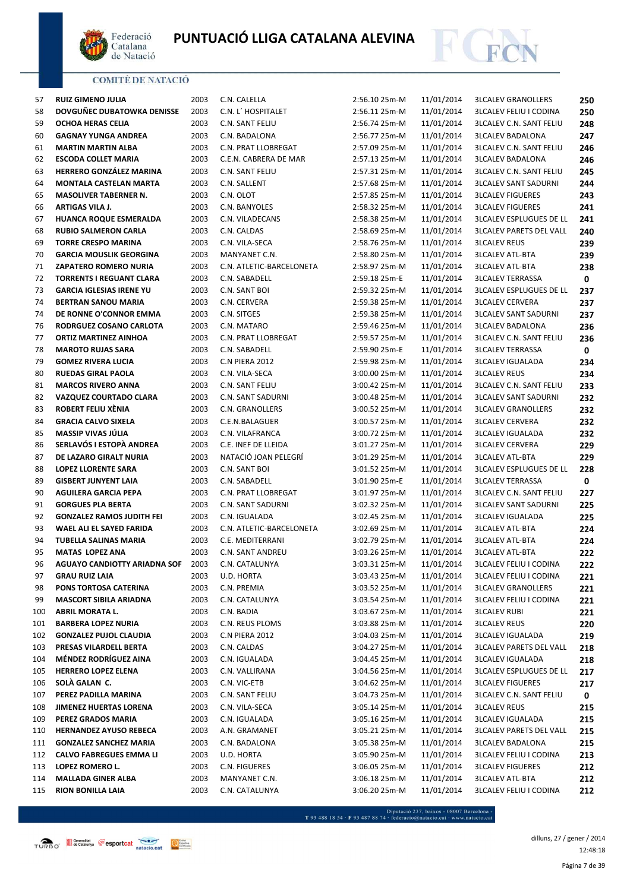# PUNTUACIÓ LLIGA CATALANA ALEVINA

COMITÈ DE NATACIÓ

| | | | | | | | |
|---|---|---|---|---|---|---|---|
| 57 | RUIZ GIMENO JULIA | 2003 | C.N. CALELLA | 2:56.10 25m-M | 11/01/2014 | 3LCALEV GRANOLLERS | 250 |
| 58 | DOVGUÑEC DUBATOWKA DENISSE | 2003 | C.N. L´ HOSPITALET | 2:56.11 25m-M | 11/01/2014 | 3LCALEV FELIU I CODINA | 250 |
| 59 | OCHOA HERAS CELIA | 2003 | C.N. SANT FELIU | 2:56.74 25m-M | 11/01/2014 | 3LCALEV C.N. SANT FELIU | 248 |
| 60 | GAGNAY YUNGA ANDREA | 2003 | C.N. BADALONA | 2:56.77 25m-M | 11/01/2014 | 3LCALEV BADALONA | 247 |
| 61 | MARTIN MARTIN ALBA | 2003 | C.N. PRAT LLOBREGAT | 2:57.09 25m-M | 11/01/2014 | 3LCALEV C.N. SANT FELIU | 246 |
| 62 | ESCODA COLLET MARIA | 2003 | C.E.N. CABRERA DE MAR | 2:57.13 25m-M | 11/01/2014 | 3LCALEV BADALONA | 246 |
| 63 | HERRERO GONZÁLEZ MARINA | 2003 | C.N. SANT FELIU | 2:57.31 25m-M | 11/01/2014 | 3LCALEV C.N. SANT FELIU | 245 |
| 64 | MONTALA CASTELAN MARTA | 2003 | C.N. SALLENT | 2:57.68 25m-M | 11/01/2014 | 3LCALEV SANT SADURNI | 244 |
| 65 | MASOLIVER TABERNER N. | 2003 | C.N. OLOT | 2:57.85 25m-M | 11/01/2014 | 3LCALEV FIGUERES | 243 |
| 66 | ARTIGAS VILA J. | 2003 | C.N. BANYOLES | 2:58.32 25m-M | 11/01/2014 | 3LCALEV FIGUERES | 241 |
| 67 | HUANCA ROQUE ESMERALDA | 2003 | C.N. VILADECANS | 2:58.38 25m-M | 11/01/2014 | 3LCALEV ESPLUGUES DE LL | 241 |
| 68 | RUBIO SALMERON CARLA | 2003 | C.N. CALDAS | 2:58.69 25m-M | 11/01/2014 | 3LCALEV PARETS DEL VALL | 240 |
| 69 | TORRE CRESPO MARINA | 2003 | C.N. VILA-SECA | 2:58.76 25m-M | 11/01/2014 | 3LCALEV REUS | 239 |
| 70 | GARCIA MOUSLIK GEORGINA | 2003 | MANYANET C.N. | 2:58.80 25m-M | 11/01/2014 | 3LCALEV ATL-BTA | 239 |
| 71 | ZAPATERO ROMERO NURIA | 2003 | C.N. ATLETIC-BARCELONETA | 2:58.97 25m-M | 11/01/2014 | 3LCALEV ATL-BTA | 238 |
| 72 | TORRENTS I REGUANT CLARA | 2003 | C.N. SABADELL | 2:59.18 25m-E | 11/01/2014 | 3LCALEV TERRASSA | 0 |
| 73 | GARCIA IGLESIAS IRENE YU | 2003 | C.N. SANT BOI | 2:59.32 25m-M | 11/01/2014 | 3LCALEV ESPLUGUES DE LL | 237 |
| 74 | BERTRAN SANOU MARIA | 2003 | C.N. CERVERA | 2:59.38 25m-M | 11/01/2014 | 3LCALEV CERVERA | 237 |
| 74 | DE RONNE O'CONNOR EMMA | 2003 | C.N. SITGES | 2:59.38 25m-M | 11/01/2014 | 3LCALEV SANT SADURNI | 237 |
| 76 | RODRGUEZ COSANO CARLOTA | 2003 | C.N. MATARO | 2:59.46 25m-M | 11/01/2014 | 3LCALEV BADALONA | 236 |
| 77 | ORTIZ MARTINEZ AINHOA | 2003 | C.N. PRAT LLOBREGAT | 2:59.57 25m-M | 11/01/2014 | 3LCALEV C.N. SANT FELIU | 236 |
| 78 | MAROTO RUJAS SARA | 2003 | C.N. SABADELL | 2:59.90 25m-E | 11/01/2014 | 3LCALEV TERRASSA | 0 |
| 79 | GOMEZ RIVERA LUCIA | 2003 | C.N PIERA 2012 | 2:59.98 25m-M | 11/01/2014 | 3LCALEV IGUALADA | 234 |
| 80 | RUEDAS GIRAL PAOLA | 2003 | C.N. VILA-SECA | 3:00.00 25m-M | 11/01/2014 | 3LCALEV REUS | 234 |
| 81 | MARCOS RIVERO ANNA | 2003 | C.N. SANT FELIU | 3:00.42 25m-M | 11/01/2014 | 3LCALEV C.N. SANT FELIU | 233 |
| 82 | VAZQUEZ COURTADO CLARA | 2003 | C.N. SANT SADURNI | 3:00.48 25m-M | 11/01/2014 | 3LCALEV SANT SADURNI | 232 |
| 83 | ROBERT FELIU XÈNIA | 2003 | C.N. GRANOLLERS | 3:00.52 25m-M | 11/01/2014 | 3LCALEV GRANOLLERS | 232 |
| 84 | GRACIA CALVO SIXELA | 2003 | C.E.N.BALAGUER | 3:00.57 25m-M | 11/01/2014 | 3LCALEV CERVERA | 232 |
| 85 | MASSIP VIVAS JÚLIA | 2003 | C.N. VILAFRANCA | 3:00.72 25m-M | 11/01/2014 | 3LCALEV IGUALADA | 232 |
| 86 | SERLAVÓS I ESTOPÀ ANDREA | 2003 | C.E. INEF DE LLEIDA | 3:01.27 25m-M | 11/01/2014 | 3LCALEV CERVERA | 229 |
| 87 | DE LAZARO GIRALT NURIA | 2003 | NATACIÓ JOAN PELEGRÍ | 3:01.29 25m-M | 11/01/2014 | 3LCALEV ATL-BTA | 229 |
| 88 | LOPEZ LLORENTE SARA | 2003 | C.N. SANT BOI | 3:01.52 25m-M | 11/01/2014 | 3LCALEV ESPLUGUES DE LL | 228 |
| 89 | GISBERT JUNYENT LAIA | 2003 | C.N. SABADELL | 3:01.90 25m-E | 11/01/2014 | 3LCALEV TERRASSA | 0 |
| 90 | AGUILERA GARCIA PEPA | 2003 | C.N. PRAT LLOBREGAT | 3:01.97 25m-M | 11/01/2014 | 3LCALEV C.N. SANT FELIU | 227 |
| 91 | GORGUES PLA BERTA | 2003 | C.N. SANT SADURNI | 3:02.32 25m-M | 11/01/2014 | 3LCALEV SANT SADURNI | 225 |
| 92 | GONZALEZ RAMOS JUDITH FEI | 2003 | C.N. IGUALADA | 3:02.45 25m-M | 11/01/2014 | 3LCALEV IGUALADA | 225 |
| 93 | WAEL ALI EL SAYED FARIDA | 2003 | C.N. ATLETIC-BARCELONETA | 3:02.69 25m-M | 11/01/2014 | 3LCALEV ATL-BTA | 224 |
| 94 | TUBELLA SALINAS MARIA | 2003 | C.E. MEDITERRANI | 3:02.79 25m-M | 11/01/2014 | 3LCALEV ATL-BTA | 224 |
| 95 | MATAS LOPEZ ANA | 2003 | C.N. SANT ANDREU | 3:03.26 25m-M | 11/01/2014 | 3LCALEV ATL-BTA | 222 |
| 96 | AGUAYO CANDIOTTY ARIADNA SOF | 2003 | C.N. CATALUNYA | 3:03.31 25m-M | 11/01/2014 | 3LCALEV FELIU I CODINA | 222 |
| 97 | GRAU RUIZ LAIA | 2003 | U.D. HORTA | 3:03.43 25m-M | 11/01/2014 | 3LCALEV FELIU I CODINA | 221 |
| 98 | PONS TORTOSA CATERINA | 2003 | C.N. PREMIA | 3:03.52 25m-M | 11/01/2014 | 3LCALEV GRANOLLERS | 221 |
| 99 | MASCORT SIBILA ARIADNA | 2003 | C.N. CATALUNYA | 3:03.54 25m-M | 11/01/2014 | 3LCALEV FELIU I CODINA | 221 |
| 100 | ABRIL MORATA L. | 2003 | C.N. BADIA | 3:03.67 25m-M | 11/01/2014 | 3LCALEV RUBI | 221 |
| 101 | BARBERA LOPEZ NURIA | 2003 | C.N. REUS PLOMS | 3:03.88 25m-M | 11/01/2014 | 3LCALEV REUS | 220 |
| 102 | GONZALEZ PUJOL CLAUDIA | 2003 | C.N PIERA 2012 | 3:04.03 25m-M | 11/01/2014 | 3LCALEV IGUALADA | 219 |
| 103 | PRESAS VILARDELL BERTA | 2003 | C.N. CALDAS | 3:04.27 25m-M | 11/01/2014 | 3LCALEV PARETS DEL VALL | 218 |
| 104 | MÉNDEZ RODRÍGUEZ AINA | 2003 | C.N. IGUALADA | 3:04.45 25m-M | 11/01/2014 | 3LCALEV IGUALADA | 218 |
| 105 | HERRERO LOPEZ ELENA | 2003 | C.N. VALLIRANA | 3:04.56 25m-M | 11/01/2014 | 3LCALEV ESPLUGUES DE LL | 217 |
| 106 | SOLÀ GALAN C. | 2003 | C.N. VIC-ETB | 3:04.62 25m-M | 11/01/2014 | 3LCALEV FIGUERES | 217 |
| 107 | PEREZ PADILLA MARINA | 2003 | C.N. SANT FELIU | 3:04.73 25m-M | 11/01/2014 | 3LCALEV C.N. SANT FELIU | 0 |
| 108 | JIMENEZ HUERTAS LORENA | 2003 | C.N. VILA-SECA | 3:05.14 25m-M | 11/01/2014 | 3LCALEV REUS | 215 |
| 109 | PEREZ GRADOS MARIA | 2003 | C.N. IGUALADA | 3:05.16 25m-M | 11/01/2014 | 3LCALEV IGUALADA | 215 |
| 110 | HERNANDEZ AYUSO REBECA | 2003 | A.N. GRAMANET | 3:05.21 25m-M | 11/01/2014 | 3LCALEV PARETS DEL VALL | 215 |
| 111 | GONZALEZ SANCHEZ MARIA | 2003 | C.N. BADALONA | 3:05.38 25m-M | 11/01/2014 | 3LCALEV BADALONA | 215 |
| 112 | CALVO FABREGUES EMMA LI | 2003 | U.D. HORTA | 3:05.90 25m-M | 11/01/2014 | 3LCALEV FELIU I CODINA | 213 |
| 113 | LOPEZ ROMERO L. | 2003 | C.N. FIGUERES | 3:06.05 25m-M | 11/01/2014 | 3LCALEV FIGUERES | 212 |
| 114 | MALLADA GINER ALBA | 2003 | MANYANET C.N. | 3:06.18 25m-M | 11/01/2014 | 3LCALEV ATL-BTA | 212 |
| 115 | RION BONILLA LAIA | 2003 | C.N. CATALUNYA | 3:06.20 25m-M | 11/01/2014 | 3LCALEV FELIU I CODINA | 212 |

Diputació 237, baixos - 08007 Barcelona - T 93 488 18 54 · F 93 487 88 74 · federacio@natacio.cat · www.natacio.cat

dilluns, 27 / gener / 2014
12:48:18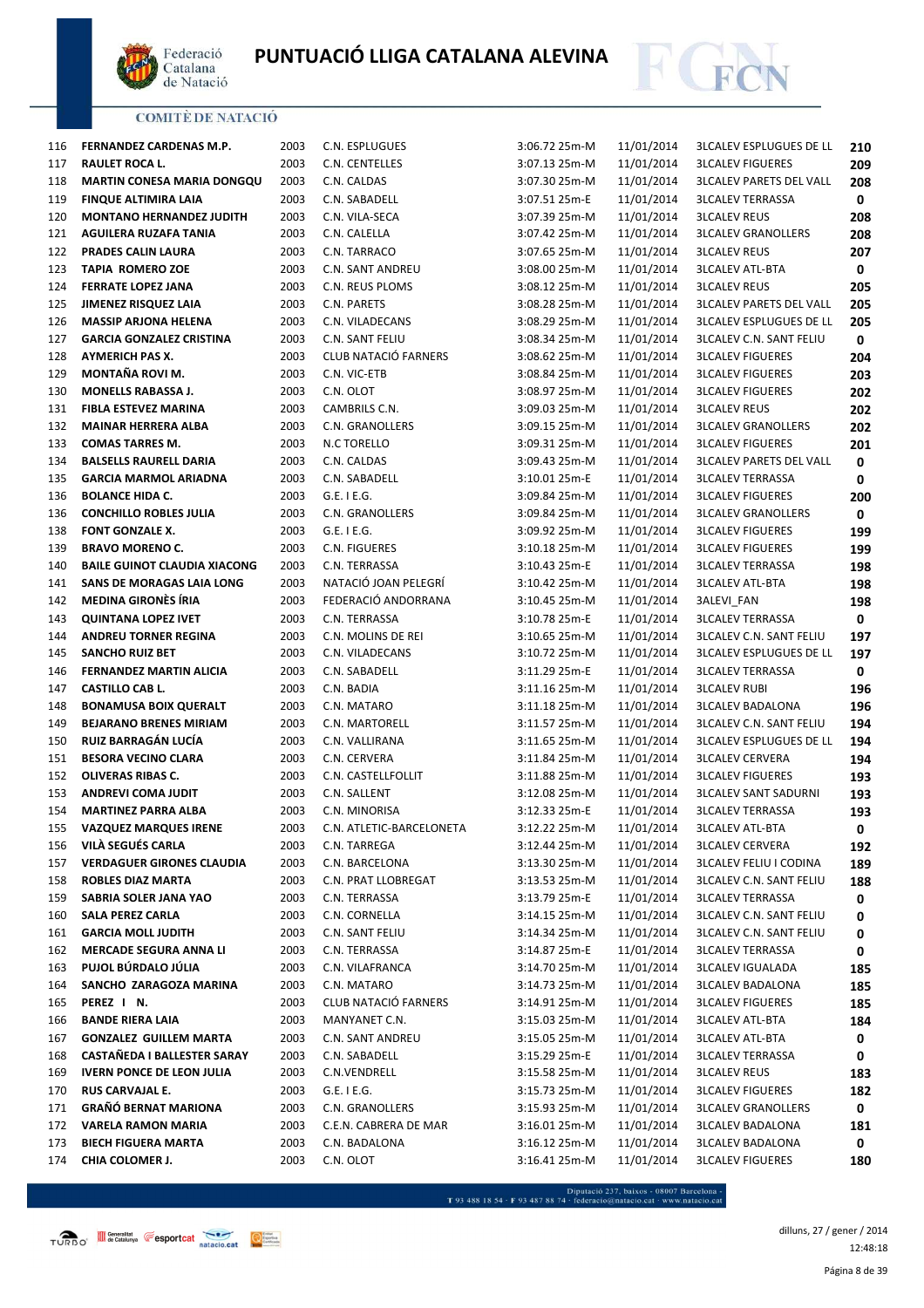# PUNTUACIÓ LLIGA CATALANA ALEVINA

COMITÈ DE NATACIÓ

| | | | | | | | |
|---|---|---|---|---|---|---|---|
| 116 | **FERNANDEZ CARDENAS M.P.** | 2003 | C.N. ESPLUGUES | 3:06.72 25m-M | 11/01/2014 | 3LCALEV ESPLUGUES DE LL | **210** |
| 117 | **RAULET ROCA L.** | 2003 | C.N. CENTELLES | 3:07.13 25m-M | 11/01/2014 | 3LCALEV FIGUERES | **209** |
| 118 | **MARTIN CONESA MARIA DONGQU** | 2003 | C.N. CALDAS | 3:07.30 25m-M | 11/01/2014 | 3LCALEV PARETS DEL VALL | **208** |
| 119 | **FINQUE ALTIMIRA LAIA** | 2003 | C.N. SABADELL | 3:07.51 25m-E | 11/01/2014 | 3LCALEV TERRASSA | **0** |
| 120 | **MONTANO HERNANDEZ JUDITH** | 2003 | C.N. VILA-SECA | 3:07.39 25m-M | 11/01/2014 | 3LCALEV REUS | **208** |
| 121 | **AGUILERA RUZAFA TANIA** | 2003 | C.N. CALELLA | 3:07.42 25m-M | 11/01/2014 | 3LCALEV GRANOLLERS | **208** |
| 122 | **PRADES CALIN LAURA** | 2003 | C.N. TARRACO | 3:07.65 25m-M | 11/01/2014 | 3LCALEV REUS | **207** |
| 123 | **TAPIA ROMERO ZOE** | 2003 | C.N. SANT ANDREU | 3:08.00 25m-M | 11/01/2014 | 3LCALEV ATL-BTA | **0** |
| 124 | **FERRATE LOPEZ JANA** | 2003 | C.N. REUS PLOMS | 3:08.12 25m-M | 11/01/2014 | 3LCALEV REUS | **205** |
| 125 | **JIMENEZ RISQUEZ LAIA** | 2003 | C.N. PARETS | 3:08.28 25m-M | 11/01/2014 | 3LCALEV PARETS DEL VALL | **205** |
| 126 | **MASSIP ARJONA HELENA** | 2003 | C.N. VILADECANS | 3:08.29 25m-M | 11/01/2014 | 3LCALEV ESPLUGUES DE LL | **205** |
| 127 | **GARCIA GONZALEZ CRISTINA** | 2003 | C.N. SANT FELIU | 3:08.34 25m-M | 11/01/2014 | 3LCALEV C.N. SANT FELIU | **0** |
| 128 | **AYMERICH PAS X.** | 2003 | CLUB NATACIÓ FARNERS | 3:08.62 25m-M | 11/01/2014 | 3LCALEV FIGUERES | **204** |
| 129 | **MONTAÑA ROVI M.** | 2003 | C.N. VIC-ETB | 3:08.84 25m-M | 11/01/2014 | 3LCALEV FIGUERES | **203** |
| 130 | **MONELLS RABASSA J.** | 2003 | C.N. OLOT | 3:08.97 25m-M | 11/01/2014 | 3LCALEV FIGUERES | **202** |
| 131 | **FIBLA ESTEVEZ MARINA** | 2003 | CAMBRILS C.N. | 3:09.03 25m-M | 11/01/2014 | 3LCALEV REUS | **202** |
| 132 | **MAINAR HERRERA ALBA** | 2003 | C.N. GRANOLLERS | 3:09.15 25m-M | 11/01/2014 | 3LCALEV GRANOLLERS | **202** |
| 133 | **COMAS TARRES M.** | 2003 | N.C TORELLO | 3:09.31 25m-M | 11/01/2014 | 3LCALEV FIGUERES | **201** |
| 134 | **BALSELLS RAURELL DARIA** | 2003 | C.N. CALDAS | 3:09.43 25m-M | 11/01/2014 | 3LCALEV PARETS DEL VALL | **0** |
| 135 | **GARCIA MARMOL ARIADNA** | 2003 | C.N. SABADELL | 3:10.01 25m-E | 11/01/2014 | 3LCALEV TERRASSA | **0** |
| 136 | **BOLANCE HIDA C.** | 2003 | G.E. I E.G. | 3:09.84 25m-M | 11/01/2014 | 3LCALEV FIGUERES | **200** |
| 136 | **CONCHILLO ROBLES JULIA** | 2003 | C.N. GRANOLLERS | 3:09.84 25m-M | 11/01/2014 | 3LCALEV GRANOLLERS | **0** |
| 138 | **FONT GONZALE X.** | 2003 | G.E. I E.G. | 3:09.92 25m-M | 11/01/2014 | 3LCALEV FIGUERES | **199** |
| 139 | **BRAVO MORENO C.** | 2003 | C.N. FIGUERES | 3:10.18 25m-M | 11/01/2014 | 3LCALEV FIGUERES | **199** |
| 140 | **BAILE GUINOT CLAUDIA XIACONG** | 2003 | C.N. TERRASSA | 3:10.43 25m-E | 11/01/2014 | 3LCALEV TERRASSA | **198** |
| 141 | **SANS DE MORAGAS LAIA LONG** | 2003 | NATACIÓ JOAN PELEGRÍ | 3:10.42 25m-M | 11/01/2014 | 3LCALEV ATL-BTA | **198** |
| 142 | **MEDINA GIRONÈS ÍRIA** | 2003 | FEDERACIÓ ANDORRANA | 3:10.45 25m-M | 11/01/2014 | 3ALEVI_FAN | **198** |
| 143 | **QUINTANA LOPEZ IVET** | 2003 | C.N. TERRASSA | 3:10.78 25m-E | 11/01/2014 | 3LCALEV TERRASSA | **0** |
| 144 | **ANDREU TORNER REGINA** | 2003 | C.N. MOLINS DE REI | 3:10.65 25m-M | 11/01/2014 | 3LCALEV C.N. SANT FELIU | **197** |
| 145 | **SANCHO RUIZ BET** | 2003 | C.N. VILADECANS | 3:10.72 25m-M | 11/01/2014 | 3LCALEV ESPLUGUES DE LL | **197** |
| 146 | **FERNANDEZ MARTIN ALICIA** | 2003 | C.N. SABADELL | 3:11.29 25m-E | 11/01/2014 | 3LCALEV TERRASSA | **0** |
| 147 | **CASTILLO CAB L.** | 2003 | C.N. BADIA | 3:11.16 25m-M | 11/01/2014 | 3LCALEV RUBI | **196** |
| 148 | **BONAMUSA BOIX QUERALT** | 2003 | C.N. MATARO | 3:11.18 25m-M | 11/01/2014 | 3LCALEV BADALONA | **196** |
| 149 | **BEJARANO BRENES MIRIAM** | 2003 | C.N. MARTORELL | 3:11.57 25m-M | 11/01/2014 | 3LCALEV C.N. SANT FELIU | **194** |
| 150 | **RUIZ BARRAGÁN LUCÍA** | 2003 | C.N. VALLIRANA | 3:11.65 25m-M | 11/01/2014 | 3LCALEV ESPLUGUES DE LL | **194** |
| 151 | **BESORA VECINO CLARA** | 2003 | C.N. CERVERA | 3:11.84 25m-M | 11/01/2014 | 3LCALEV CERVERA | **194** |
| 152 | **OLIVERAS RIBAS C.** | 2003 | C.N. CASTELLFOLLIT | 3:11.88 25m-M | 11/01/2014 | 3LCALEV FIGUERES | **193** |
| 153 | **ANDREVI COMA JUDIT** | 2003 | C.N. SALLENT | 3:12.08 25m-M | 11/01/2014 | 3LCALEV SANT SADURNI | **193** |
| 154 | **MARTINEZ PARRA ALBA** | 2003 | C.N. MINORISA | 3:12.33 25m-E | 11/01/2014 | 3LCALEV TERRASSA | **193** |
| 155 | **VAZQUEZ MARQUES IRENE** | 2003 | C.N. ATLETIC-BARCELONETA | 3:12.22 25m-M | 11/01/2014 | 3LCALEV ATL-BTA | **0** |
| 156 | **VILÀ SEGUÉS CARLA** | 2003 | C.N. TARREGA | 3:12.44 25m-M | 11/01/2014 | 3LCALEV CERVERA | **192** |
| 157 | **VERDAGUER GIRONES CLAUDIA** | 2003 | C.N. BARCELONA | 3:13.30 25m-M | 11/01/2014 | 3LCALEV FELIU I CODINA | **189** |
| 158 | **ROBLES DIAZ MARTA** | 2003 | C.N. PRAT LLOBREGAT | 3:13.53 25m-M | 11/01/2014 | 3LCALEV C.N. SANT FELIU | **188** |
| 159 | **SABRIA SOLER JANA YAO** | 2003 | C.N. TERRASSA | 3:13.79 25m-E | 11/01/2014 | 3LCALEV TERRASSA | **0** |
| 160 | **SALA PEREZ CARLA** | 2003 | C.N. CORNELLA | 3:14.15 25m-M | 11/01/2014 | 3LCALEV C.N. SANT FELIU | **0** |
| 161 | **GARCIA MOLL JUDITH** | 2003 | C.N. SANT FELIU | 3:14.34 25m-M | 11/01/2014 | 3LCALEV C.N. SANT FELIU | **0** |
| 162 | **MERCADE SEGURA ANNA LI** | 2003 | C.N. TERRASSA | 3:14.87 25m-E | 11/01/2014 | 3LCALEV TERRASSA | **0** |
| 163 | **PUJOL BÚRDALO JÚLIA** | 2003 | C.N. VILAFRANCA | 3:14.70 25m-M | 11/01/2014 | 3LCALEV IGUALADA | **185** |
| 164 | **SANCHO ZARAGOZA MARINA** | 2003 | C.N. MATARO | 3:14.73 25m-M | 11/01/2014 | 3LCALEV BADALONA | **185** |
| 165 | **PEREZ I N.** | 2003 | CLUB NATACIÓ FARNERS | 3:14.91 25m-M | 11/01/2014 | 3LCALEV FIGUERES | **185** |
| 166 | **BANDE RIERA LAIA** | 2003 | MANYANET C.N. | 3:15.03 25m-M | 11/01/2014 | 3LCALEV ATL-BTA | **184** |
| 167 | **GONZALEZ GUILLEM MARTA** | 2003 | C.N. SANT ANDREU | 3:15.05 25m-M | 11/01/2014 | 3LCALEV ATL-BTA | **0** |
| 168 | **CASTAÑEDA I BALLESTER SARAY** | 2003 | C.N. SABADELL | 3:15.29 25m-E | 11/01/2014 | 3LCALEV TERRASSA | **0** |
| 169 | **IVERN PONCE DE LEON JULIA** | 2003 | C.N.VENDRELL | 3:15.58 25m-M | 11/01/2014 | 3LCALEV REUS | **183** |
| 170 | **RUS CARVAJAL E.** | 2003 | G.E. I E.G. | 3:15.73 25m-M | 11/01/2014 | 3LCALEV FIGUERES | **182** |
| 171 | **GRAÑÓ BERNAT MARIONA** | 2003 | C.N. GRANOLLERS | 3:15.93 25m-M | 11/01/2014 | 3LCALEV GRANOLLERS | **0** |
| 172 | **VARELA RAMON MARIA** | 2003 | C.E.N. CABRERA DE MAR | 3:16.01 25m-M | 11/01/2014 | 3LCALEV BADALONA | **181** |
| 173 | **BIECH FIGUERA MARTA** | 2003 | C.N. BADALONA | 3:16.12 25m-M | 11/01/2014 | 3LCALEV BADALONA | **0** |
| 174 | **CHIA COLOMER J.** | 2003 | C.N. OLOT | 3:16.41 25m-M | 11/01/2014 | 3LCALEV FIGUERES | **180** |

Diputació 237, baixos · 08007 Barcelona · T 93 488 18 54 · F 93 487 88 74 · federacio@natacio.cat · www.natacio.cat

dilluns, 27 / gener / 2014
12:48:18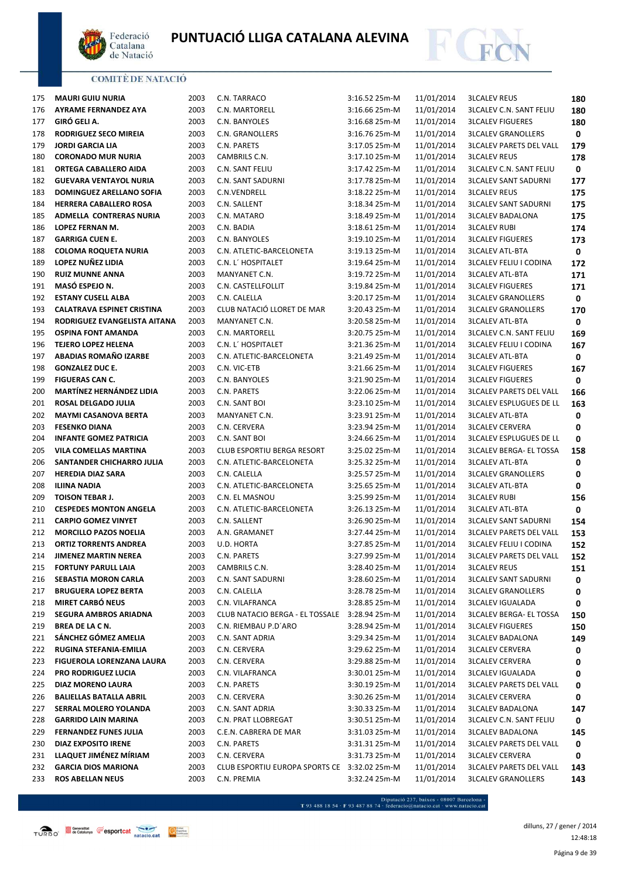# PUNTUACIÓ LLIGA CATALANA ALEVINA

COMITÈ DE NATACIÓ

| | | | | | | | |
|---|---|---|---|---|---|---|---|
| 175 | **MAURI GUIU NURIA** | 2003 | C.N. TARRACO | 3:16.52 25m-M | 11/01/2014 | 3LCALEV REUS | **180** |
| 176 | **AYRAME FERNANDEZ AYA** | 2003 | C.N. MARTORELL | 3:16.66 25m-M | 11/01/2014 | 3LCALEV C.N. SANT FELIU | **180** |
| 177 | **GIRÓ GELI A.** | 2003 | C.N. BANYOLES | 3:16.68 25m-M | 11/01/2014 | 3LCALEV FIGUERES | **180** |
| 178 | **RODRIGUEZ SECO MIREIA** | 2003 | C.N. GRANOLLERS | 3:16.76 25m-M | 11/01/2014 | 3LCALEV GRANOLLERS | **0** |
| 179 | **JORDI GARCIA LIA** | 2003 | C.N. PARETS | 3:17.05 25m-M | 11/01/2014 | 3LCALEV PARETS DEL VALL | **179** |
| 180 | **CORONADO MUR NURIA** | 2003 | CAMBRILS C.N. | 3:17.10 25m-M | 11/01/2014 | 3LCALEV REUS | **178** |
| 181 | **ORTEGA CABALLERO AIDA** | 2003 | C.N. SANT FELIU | 3:17.42 25m-M | 11/01/2014 | 3LCALEV C.N. SANT FELIU | **0** |
| 182 | **GUEVARA VENTAYOL NURIA** | 2003 | C.N. SANT SADURNI | 3:17.78 25m-M | 11/01/2014 | 3LCALEV SANT SADURNI | **177** |
| 183 | **DOMINGUEZ ARELLANO SOFIA** | 2003 | C.N.VENDRELL | 3:18.22 25m-M | 11/01/2014 | 3LCALEV REUS | **175** |
| 184 | **HERRERA CABALLERO ROSA** | 2003 | C.N. SALLENT | 3:18.34 25m-M | 11/01/2014 | 3LCALEV SANT SADURNI | **175** |
| 185 | **ADMELLA CONTRERAS NURIA** | 2003 | C.N. MATARO | 3:18.49 25m-M | 11/01/2014 | 3LCALEV BADALONA | **175** |
| 186 | **LOPEZ FERNAN M.** | 2003 | C.N. BADIA | 3:18.61 25m-M | 11/01/2014 | 3LCALEV RUBI | **174** |
| 187 | **GARRIGA CUEN E.** | 2003 | C.N. BANYOLES | 3:19.10 25m-M | 11/01/2014 | 3LCALEV FIGUERES | **173** |
| 188 | **COLOMA ROQUETA NURIA** | 2003 | C.N. ATLETIC-BARCELONETA | 3:19.13 25m-M | 11/01/2014 | 3LCALEV ATL-BTA | **0** |
| 189 | **LOPEZ NUÑEZ LIDIA** | 2003 | C.N. L´ HOSPITALET | 3:19.64 25m-M | 11/01/2014 | 3LCALEV FELIU I CODINA | **172** |
| 190 | **RUIZ MUNNE ANNA** | 2003 | MANYANET C.N. | 3:19.72 25m-M | 11/01/2014 | 3LCALEV ATL-BTA | **171** |
| 191 | **MASÓ ESPEJO N.** | 2003 | C.N. CASTELLFOLLIT | 3:19.84 25m-M | 11/01/2014 | 3LCALEV FIGUERES | **171** |
| 192 | **ESTANY CUSELL ALBA** | 2003 | C.N. CALELLA | 3:20.17 25m-M | 11/01/2014 | 3LCALEV GRANOLLERS | **0** |
| 193 | **CALATRAVA ESPINET CRISTINA** | 2003 | CLUB NATACIÓ LLORET DE MAR | 3:20.43 25m-M | 11/01/2014 | 3LCALEV GRANOLLERS | **170** |
| 194 | **RODRIGUEZ EVANGELISTA AITANA** | 2003 | MANYANET C.N. | 3:20.58 25m-M | 11/01/2014 | 3LCALEV ATL-BTA | **0** |
| 195 | **OSPINA FONT AMANDA** | 2003 | C.N. MARTORELL | 3:20.75 25m-M | 11/01/2014 | 3LCALEV C.N. SANT FELIU | **169** |
| 196 | **TEJERO LOPEZ HELENA** | 2003 | C.N. L´ HOSPITALET | 3:21.36 25m-M | 11/01/2014 | 3LCALEV FELIU I CODINA | **167** |
| 197 | **ABADIAS ROMAÑO IZARBE** | 2003 | C.N. ATLETIC-BARCELONETA | 3:21.49 25m-M | 11/01/2014 | 3LCALEV ATL-BTA | **0** |
| 198 | **GONZALEZ DUC E.** | 2003 | C.N. VIC-ETB | 3:21.66 25m-M | 11/01/2014 | 3LCALEV FIGUERES | **167** |
| 199 | **FIGUERAS CAN C.** | 2003 | C.N. BANYOLES | 3:21.90 25m-M | 11/01/2014 | 3LCALEV FIGUERES | **0** |
| 200 | **MARTÍNEZ HERNÁNDEZ LIDIA** | 2003 | C.N. PARETS | 3:22.06 25m-M | 11/01/2014 | 3LCALEV PARETS DEL VALL | **166** |
| 201 | **ROSAL DELGADO JULIA** | 2003 | C.N. SANT BOI | 3:23.10 25m-M | 11/01/2014 | 3LCALEV ESPLUGUES DE LL | **163** |
| 202 | **MAYMI CASANOVA BERTA** | 2003 | MANYANET C.N. | 3:23.91 25m-M | 11/01/2014 | 3LCALEV ATL-BTA | **0** |
| 203 | **FESENKO DIANA** | 2003 | C.N. CERVERA | 3:23.94 25m-M | 11/01/2014 | 3LCALEV CERVERA | **0** |
| 204 | **INFANTE GOMEZ PATRICIA** | 2003 | C.N. SANT BOI | 3:24.66 25m-M | 11/01/2014 | 3LCALEV ESPLUGUES DE LL | **0** |
| 205 | **VILA COMELLAS MARTINA** | 2003 | CLUB ESPORTIU BERGA RESORT | 3:25.02 25m-M | 11/01/2014 | 3LCALEV BERGA- EL TOSSA | **158** |
| 206 | **SANTANDER CHICHARRO JULIA** | 2003 | C.N. ATLETIC-BARCELONETA | 3:25.32 25m-M | 11/01/2014 | 3LCALEV ATL-BTA | **0** |
| 207 | **HEREDIA DIAZ SARA** | 2003 | C.N. CALELLA | 3:25.57 25m-M | 11/01/2014 | 3LCALEV GRANOLLERS | **0** |
| 208 | **ILIINA NADIA** | 2003 | C.N. ATLETIC-BARCELONETA | 3:25.65 25m-M | 11/01/2014 | 3LCALEV ATL-BTA | **0** |
| 209 | **TOISON TEBAR J.** | 2003 | C.N. EL MASNOU | 3:25.99 25m-M | 11/01/2014 | 3LCALEV RUBI | **156** |
| 210 | **CESPEDES MONTON ANGELA** | 2003 | C.N. ATLETIC-BARCELONETA | 3:26.13 25m-M | 11/01/2014 | 3LCALEV ATL-BTA | **0** |
| 211 | **CARPIO GOMEZ VINYET** | 2003 | C.N. SALLENT | 3:26.90 25m-M | 11/01/2014 | 3LCALEV SANT SADURNI | **154** |
| 212 | **MORCILLO PAZOS NOELIA** | 2003 | A.N. GRAMANET | 3:27.44 25m-M | 11/01/2014 | 3LCALEV PARETS DEL VALL | **153** |
| 213 | **ORTIZ TORRENTS ANDREA** | 2003 | U.D. HORTA | 3:27.85 25m-M | 11/01/2014 | 3LCALEV FELIU I CODINA | **152** |
| 214 | **JIMENEZ MARTIN NEREA** | 2003 | C.N. PARETS | 3:27.99 25m-M | 11/01/2014 | 3LCALEV PARETS DEL VALL | **152** |
| 215 | **FORTUNY PARULL LAIA** | 2003 | CAMBRILS C.N. | 3:28.40 25m-M | 11/01/2014 | 3LCALEV REUS | **151** |
| 216 | **SEBASTIA MORON CARLA** | 2003 | C.N. SANT SADURNI | 3:28.60 25m-M | 11/01/2014 | 3LCALEV SANT SADURNI | **0** |
| 217 | **BRUGUERA LOPEZ BERTA** | 2003 | C.N. CALELLA | 3:28.78 25m-M | 11/01/2014 | 3LCALEV GRANOLLERS | **0** |
| 218 | **MIRET CARBÓ NEUS** | 2003 | C.N. VILAFRANCA | 3:28.85 25m-M | 11/01/2014 | 3LCALEV IGUALADA | **0** |
| 219 | **SEGURA AMBROS ARIADNA** | 2003 | CLUB NATACIO BERGA - EL TOSSALE | 3:28.94 25m-M | 11/01/2014 | 3LCALEV BERGA- EL TOSSA | **150** |
| 219 | **BREA DE LA C N.** | 2003 | C.N. RIEMBAU P.D´ARO | 3:28.94 25m-M | 11/01/2014 | 3LCALEV FIGUERES | **150** |
| 221 | **SÁNCHEZ GÓMEZ AMELIA** | 2003 | C.N. SANT ADRIA | 3:29.34 25m-M | 11/01/2014 | 3LCALEV BADALONA | **149** |
| 222 | **RUGINA STEFANIA-EMILIA** | 2003 | C.N. CERVERA | 3:29.62 25m-M | 11/01/2014 | 3LCALEV CERVERA | **0** |
| 223 | **FIGUEROLA LORENZANA LAURA** | 2003 | C.N. CERVERA | 3:29.88 25m-M | 11/01/2014 | 3LCALEV CERVERA | **0** |
| 224 | **PRO RODRIGUEZ LUCIA** | 2003 | C.N. VILAFRANCA | 3:30.01 25m-M | 11/01/2014 | 3LCALEV IGUALADA | **0** |
| 225 | **DIAZ MORENO LAURA** | 2003 | C.N. PARETS | 3:30.19 25m-M | 11/01/2014 | 3LCALEV PARETS DEL VALL | **0** |
| 226 | **BALIELLAS BATALLA ABRIL** | 2003 | C.N. CERVERA | 3:30.26 25m-M | 11/01/2014 | 3LCALEV CERVERA | **0** |
| 227 | **SERRAL MOLERO YOLANDA** | 2003 | C.N. SANT ADRIA | 3:30.33 25m-M | 11/01/2014 | 3LCALEV BADALONA | **147** |
| 228 | **GARRIDO LAIN MARINA** | 2003 | C.N. PRAT LLOBREGAT | 3:30.51 25m-M | 11/01/2014 | 3LCALEV C.N. SANT FELIU | **0** |
| 229 | **FERNANDEZ FUNES JULIA** | 2003 | C.E.N. CABRERA DE MAR | 3:31.03 25m-M | 11/01/2014 | 3LCALEV BADALONA | **145** |
| 230 | **DIAZ EXPOSITO IRENE** | 2003 | C.N. PARETS | 3:31.31 25m-M | 11/01/2014 | 3LCALEV PARETS DEL VALL | **0** |
| 231 | **LLAQUET JIMÉNEZ MÍRIAM** | 2003 | C.N. CERVERA | 3:31.73 25m-M | 11/01/2014 | 3LCALEV CERVERA | **0** |
| 232 | **GARCIA DIOS MARIONA** | 2003 | CLUB ESPORTIU EUROPA SPORTS CE | 3:32.02 25m-M | 11/01/2014 | 3LCALEV PARETS DEL VALL | **143** |
| 233 | **ROS ABELLAN NEUS** | 2003 | C.N. PREMIA | 3:32.24 25m-M | 11/01/2014 | 3LCALEV GRANOLLERS | **143** |

Diputació 237, baixos - 08007 Barcelona -
T 93 488 18 54 · F 93 487 88 74 · federacio@natacio.cat · www.natacio.cat

dilluns, 27 / gener / 2014
12:48:18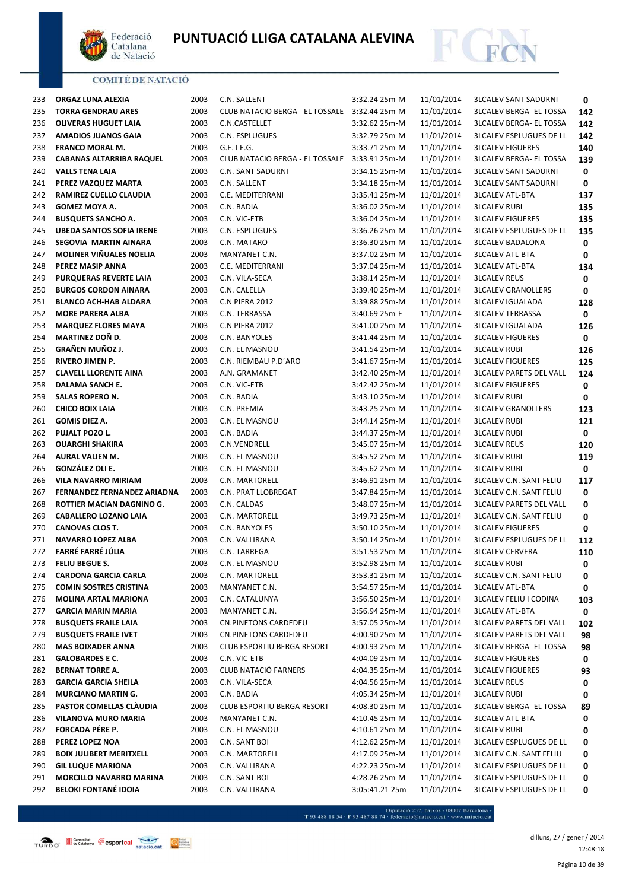# PUNTUACIÓ LLIGA CATALANA ALEVINA

COMITÈ DE NATACIÓ

| | | | | | | | |
|---|---|---|---|---|---|---|---|
| 233 | **ORGAZ LUNA ALEXIA** | 2003 | C.N. SALLENT | 3:32.24 25m-M | 11/01/2014 | 3LCALEV SANT SADURNI | **0** |
| 235 | **TORRA GENDRAU ARES** | 2003 | CLUB NATACIO BERGA - EL TOSSALE | 3:32.44 25m-M | 11/01/2014 | 3LCALEV BERGA- EL TOSSA | **142** |
| 236 | **OLIVERAS HUGUET LAIA** | 2003 | C.N.CASTELLET | 3:32.62 25m-M | 11/01/2014 | 3LCALEV BERGA- EL TOSSA | **142** |
| 237 | **AMADIOS JUANOS GAIA** | 2003 | C.N. ESPLUGUES | 3:32.79 25m-M | 11/01/2014 | 3LCALEV ESPLUGUES DE LL | **142** |
| 238 | **FRANCO MORAL M.** | 2003 | G.E. I E.G. | 3:33.71 25m-M | 11/01/2014 | 3LCALEV FIGUERES | **140** |
| 239 | **CABANAS ALTARRIBA RAQUEL** | 2003 | CLUB NATACIO BERGA - EL TOSSALE | 3:33.91 25m-M | 11/01/2014 | 3LCALEV BERGA- EL TOSSA | **139** |
| 240 | **VALLS TENA LAIA** | 2003 | C.N. SANT SADURNI | 3:34.15 25m-M | 11/01/2014 | 3LCALEV SANT SADURNI | **0** |
| 241 | **PEREZ VAZQUEZ MARTA** | 2003 | C.N. SALLENT | 3:34.18 25m-M | 11/01/2014 | 3LCALEV SANT SADURNI | **0** |
| 242 | **RAMIREZ CUELLO CLAUDIA** | 2003 | C.E. MEDITERRANI | 3:35.41 25m-M | 11/01/2014 | 3LCALEV ATL-BTA | **137** |
| 243 | **GOMEZ MOYA A.** | 2003 | C.N. BADIA | 3:36.02 25m-M | 11/01/2014 | 3LCALEV RUBI | **135** |
| 244 | **BUSQUETS SANCHO A.** | 2003 | C.N. VIC-ETB | 3:36.04 25m-M | 11/01/2014 | 3LCALEV FIGUERES | **135** |
| 245 | **UBEDA SANTOS SOFIA IRENE** | 2003 | C.N. ESPLUGUES | 3:36.26 25m-M | 11/01/2014 | 3LCALEV ESPLUGUES DE LL | **135** |
| 246 | **SEGOVIA MARTIN AINARA** | 2003 | C.N. MATARO | 3:36.30 25m-M | 11/01/2014 | 3LCALEV BADALONA | **0** |
| 247 | **MOLINER VIÑUALES NOELIA** | 2003 | MANYANET C.N. | 3:37.02 25m-M | 11/01/2014 | 3LCALEV ATL-BTA | **0** |
| 248 | **PEREZ MASIP ANNA** | 2003 | C.E. MEDITERRANI | 3:37.04 25m-M | 11/01/2014 | 3LCALEV ATL-BTA | **134** |
| 249 | **PURQUERAS REVERTE LAIA** | 2003 | C.N. VILA-SECA | 3:38.14 25m-M | 11/01/2014 | 3LCALEV REUS | **0** |
| 250 | **BURGOS CORDON AINARA** | 2003 | C.N. CALELLA | 3:39.40 25m-M | 11/01/2014 | 3LCALEV GRANOLLERS | **0** |
| 251 | **BLANCO ACH-HAB ALDARA** | 2003 | C.N PIERA 2012 | 3:39.88 25m-M | 11/01/2014 | 3LCALEV IGUALADA | **128** |
| 252 | **MORE PARERA ALBA** | 2003 | C.N. TERRASSA | 3:40.69 25m-E | 11/01/2014 | 3LCALEV TERRASSA | **0** |
| 253 | **MARQUEZ FLORES MAYA** | 2003 | C.N PIERA 2012 | 3:41.00 25m-M | 11/01/2014 | 3LCALEV IGUALADA | **126** |
| 254 | **MARTINEZ DOÑ D.** | 2003 | C.N. BANYOLES | 3:41.44 25m-M | 11/01/2014 | 3LCALEV FIGUERES | **0** |
| 255 | **GRAÑEN MUÑOZ J.** | 2003 | C.N. EL MASNOU | 3:41.54 25m-M | 11/01/2014 | 3LCALEV RUBI | **126** |
| 256 | **RIVERO JIMEN P.** | 2003 | C.N. RIEMBAU P.D´ARO | 3:41.67 25m-M | 11/01/2014 | 3LCALEV FIGUERES | **125** |
| 257 | **CLAVELL LLORENTE AINA** | 2003 | A.N. GRAMANET | 3:42.40 25m-M | 11/01/2014 | 3LCALEV PARETS DEL VALL | **124** |
| 258 | **DALAMA SANCH E.** | 2003 | C.N. VIC-ETB | 3:42.42 25m-M | 11/01/2014 | 3LCALEV FIGUERES | **0** |
| 259 | **SALAS ROPERO N.** | 2003 | C.N. BADIA | 3:43.10 25m-M | 11/01/2014 | 3LCALEV RUBI | **0** |
| 260 | **CHICO BOIX LAIA** | 2003 | C.N. PREMIA | 3:43.25 25m-M | 11/01/2014 | 3LCALEV GRANOLLERS | **123** |
| 261 | **GOMIS DIEZ A.** | 2003 | C.N. EL MASNOU | 3:44.14 25m-M | 11/01/2014 | 3LCALEV RUBI | **121** |
| 262 | **PUJALT POZO L.** | 2003 | C.N. BADIA | 3:44.37 25m-M | 11/01/2014 | 3LCALEV RUBI | **0** |
| 263 | **OUARGHI SHAKIRA** | 2003 | C.N.VENDRELL | 3:45.07 25m-M | 11/01/2014 | 3LCALEV REUS | **120** |
| 264 | **AURAL VALIEN M.** | 2003 | C.N. EL MASNOU | 3:45.52 25m-M | 11/01/2014 | 3LCALEV RUBI | **119** |
| 265 | **GONZÁLEZ OLI E.** | 2003 | C.N. EL MASNOU | 3:45.62 25m-M | 11/01/2014 | 3LCALEV RUBI | **0** |
| 266 | **VILA NAVARRO MIRIAM** | 2003 | C.N. MARTORELL | 3:46.91 25m-M | 11/01/2014 | 3LCALEV C.N. SANT FELIU | **117** |
| 267 | **FERNANDEZ FERNANDEZ ARIADNA** | 2003 | C.N. PRAT LLOBREGAT | 3:47.84 25m-M | 11/01/2014 | 3LCALEV C.N. SANT FELIU | **0** |
| 268 | **ROTTIER MACIAN DAGNINO G.** | 2003 | C.N. CALDAS | 3:48.07 25m-M | 11/01/2014 | 3LCALEV PARETS DEL VALL | **0** |
| 269 | **CABALLERO LOZANO LAIA** | 2003 | C.N. MARTORELL | 3:49.73 25m-M | 11/01/2014 | 3LCALEV C.N. SANT FELIU | **0** |
| 270 | **CANOVAS CLOS T.** | 2003 | C.N. BANYOLES | 3:50.10 25m-M | 11/01/2014 | 3LCALEV FIGUERES | **0** |
| 271 | **NAVARRO LOPEZ ALBA** | 2003 | C.N. VALLIRANA | 3:50.14 25m-M | 11/01/2014 | 3LCALEV ESPLUGUES DE LL | **112** |
| 272 | **FARRÉ FARRÉ JÚLIA** | 2003 | C.N. TARREGA | 3:51.53 25m-M | 11/01/2014 | 3LCALEV CERVERA | **110** |
| 273 | **FELIU BEGUE S.** | 2003 | C.N. EL MASNOU | 3:52.98 25m-M | 11/01/2014 | 3LCALEV RUBI | **0** |
| 274 | **CARDONA GARCIA CARLA** | 2003 | C.N. MARTORELL | 3:53.31 25m-M | 11/01/2014 | 3LCALEV C.N. SANT FELIU | **0** |
| 275 | **COMIN SOSTRES CRISTINA** | 2003 | MANYANET C.N. | 3:54.57 25m-M | 11/01/2014 | 3LCALEV ATL-BTA | **0** |
| 276 | **MOLINA ARTAL MARIONA** | 2003 | C.N. CATALUNYA | 3:56.50 25m-M | 11/01/2014 | 3LCALEV FELIU I CODINA | **103** |
| 277 | **GARCIA MARIN MARIA** | 2003 | MANYANET C.N. | 3:56.94 25m-M | 11/01/2014 | 3LCALEV ATL-BTA | **0** |
| 278 | **BUSQUETS FRAILE LAIA** | 2003 | CN.PINETONS CARDEDEU | 3:57.05 25m-M | 11/01/2014 | 3LCALEV PARETS DEL VALL | **102** |
| 279 | **BUSQUETS FRAILE IVET** | 2003 | CN.PINETONS CARDEDEU | 4:00.90 25m-M | 11/01/2014 | 3LCALEV PARETS DEL VALL | **98** |
| 280 | **MAS BOIXADER ANNA** | 2003 | CLUB ESPORTIU BERGA RESORT | 4:00.93 25m-M | 11/01/2014 | 3LCALEV BERGA- EL TOSSA | **98** |
| 281 | **GALOBARDES E C.** | 2003 | C.N. VIC-ETB | 4:04.09 25m-M | 11/01/2014 | 3LCALEV FIGUERES | **0** |
| 282 | **BERNAT TORRE A.** | 2003 | CLUB NATACIÓ FARNERS | 4:04.35 25m-M | 11/01/2014 | 3LCALEV FIGUERES | **93** |
| 283 | **GARCIA GARCIA SHEILA** | 2003 | C.N. VILA-SECA | 4:04.56 25m-M | 11/01/2014 | 3LCALEV REUS | **0** |
| 284 | **MURCIANO MARTIN G.** | 2003 | C.N. BADIA | 4:05.34 25m-M | 11/01/2014 | 3LCALEV RUBI | **0** |
| 285 | **PASTOR COMELLAS CLÀUDIA** | 2003 | CLUB ESPORTIU BERGA RESORT | 4:08.30 25m-M | 11/01/2014 | 3LCALEV BERGA- EL TOSSA | **89** |
| 286 | **VILANOVA MURO MARIA** | 2003 | MANYANET C.N. | 4:10.45 25m-M | 11/01/2014 | 3LCALEV ATL-BTA | **0** |
| 287 | **FORCADA PÉRE P.** | 2003 | C.N. EL MASNOU | 4:10.61 25m-M | 11/01/2014 | 3LCALEV RUBI | **0** |
| 288 | **PEREZ LOPEZ NOA** | 2003 | C.N. SANT BOI | 4:12.62 25m-M | 11/01/2014 | 3LCALEV ESPLUGUES DE LL | **0** |
| 289 | **BOIX JULIBERT MERITXELL** | 2003 | C.N. MARTORELL | 4:17.09 25m-M | 11/01/2014 | 3LCALEV C.N. SANT FELIU | **0** |
| 290 | **GIL LUQUE MARIONA** | 2003 | C.N. VALLIRANA | 4:22.23 25m-M | 11/01/2014 | 3LCALEV ESPLUGUES DE LL | **0** |
| 291 | **MORCILLO NAVARRO MARINA** | 2003 | C.N. SANT BOI | 4:28.26 25m-M | 11/01/2014 | 3LCALEV ESPLUGUES DE LL | **0** |
| 292 | **BELOKI FONTANÉ IDOIA** | 2003 | C.N. VALLIRANA | 3:05:41.21 25m- | 11/01/2014 | 3LCALEV ESPLUGUES DE LL | **0** |

Diputació 237, baixos - 08007 Barcelona - T 93 488 18 54 · F 93 487 88 74 · federacio@natacio.cat · www.natacio.cat

dilluns, 27 / gener / 2014
12:48:18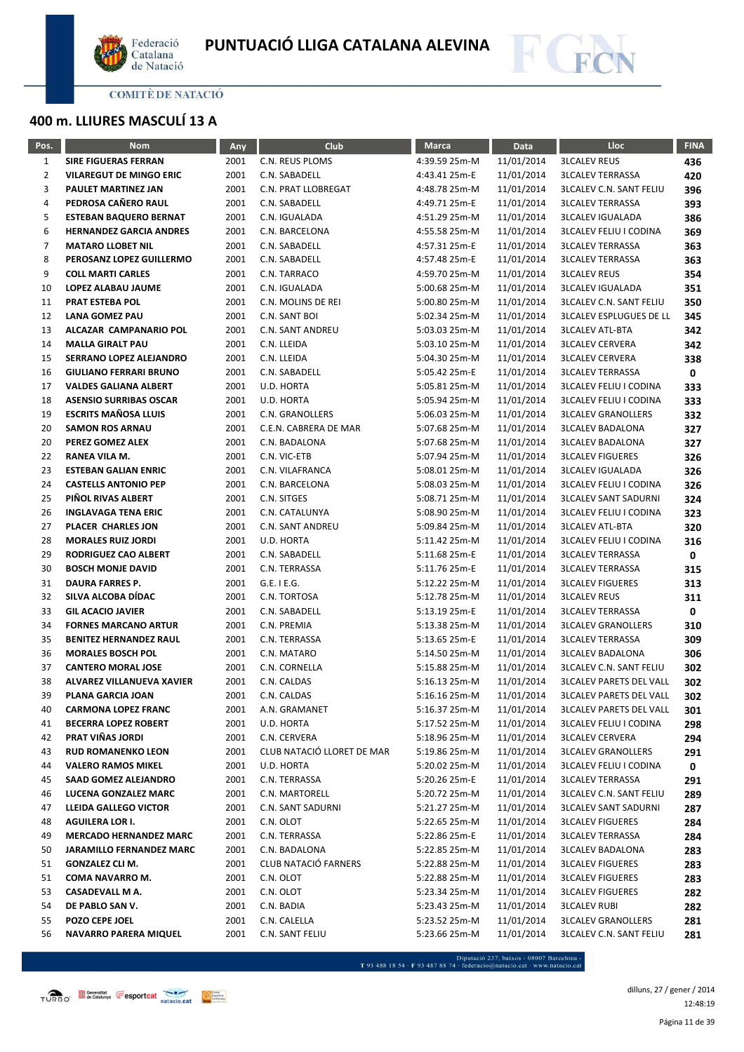# PUNTUACIÓ LLIGA CATALANA ALEVINA

COMITÈ DE NATACIÓ

## 400 m. LLIURES MASCULÍ 13 A

| Pos. | Nom | Any | Club | Marca | Data | Lloc | FINA |
|---|---|---|---|---|---|---|---|
| 1 | SIRE FIGUERAS FERRAN | 2001 | C.N. REUS PLOMS | 4:39.59 25m-M | 11/01/2014 | 3LCALEV REUS | 436 |
| 2 | VILAREGUT DE MINGO ERIC | 2001 | C.N. SABADELL | 4:43.41 25m-E | 11/01/2014 | 3LCALEV TERRASSA | 420 |
| 3 | PAULET MARTINEZ JAN | 2001 | C.N. PRAT LLOBREGAT | 4:48.78 25m-M | 11/01/2014 | 3LCALEV C.N. SANT FELIU | 396 |
| 4 | PEDROSA CAÑERO RAUL | 2001 | C.N. SABADELL | 4:49.71 25m-E | 11/01/2014 | 3LCALEV TERRASSA | 393 |
| 5 | ESTEBAN BAQUERO BERNAT | 2001 | C.N. IGUALADA | 4:51.29 25m-M | 11/01/2014 | 3LCALEV IGUALADA | 386 |
| 6 | HERNANDEZ GARCIA ANDRES | 2001 | C.N. BARCELONA | 4:55.58 25m-M | 11/01/2014 | 3LCALEV FELIU I CODINA | 369 |
| 7 | MATARO LLOBET NIL | 2001 | C.N. SABADELL | 4:57.31 25m-E | 11/01/2014 | 3LCALEV TERRASSA | 363 |
| 8 | PEROSANZ LOPEZ GUILLERMO | 2001 | C.N. SABADELL | 4:57.48 25m-E | 11/01/2014 | 3LCALEV TERRASSA | 363 |
| 9 | COLL MARTI CARLES | 2001 | C.N. TARRACO | 4:59.70 25m-M | 11/01/2014 | 3LCALEV REUS | 354 |
| 10 | LOPEZ ALABAU JAUME | 2001 | C.N. IGUALADA | 5:00.68 25m-M | 11/01/2014 | 3LCALEV IGUALADA | 351 |
| 11 | PRAT ESTEBA POL | 2001 | C.N. MOLINS DE REI | 5:00.80 25m-M | 11/01/2014 | 3LCALEV C.N. SANT FELIU | 350 |
| 12 | LANA GOMEZ PAU | 2001 | C.N. SANT BOI | 5:02.34 25m-M | 11/01/2014 | 3LCALEV ESPLUGUES DE LL | 345 |
| 13 | ALCAZAR CAMPANARIO POL | 2001 | C.N. SANT ANDREU | 5:03.03 25m-M | 11/01/2014 | 3LCALEV ATL-BTA | 342 |
| 14 | MALLA GIRALT PAU | 2001 | C.N. LLEIDA | 5:03.10 25m-M | 11/01/2014 | 3LCALEV CERVERA | 342 |
| 15 | SERRANO LOPEZ ALEJANDRO | 2001 | C.N. LLEIDA | 5:04.30 25m-M | 11/01/2014 | 3LCALEV CERVERA | 338 |
| 16 | GIULIANO FERRARI BRUNO | 2001 | C.N. SABADELL | 5:05.42 25m-E | 11/01/2014 | 3LCALEV TERRASSA | 0 |
| 17 | VALDES GALIANA ALBERT | 2001 | U.D. HORTA | 5:05.81 25m-M | 11/01/2014 | 3LCALEV FELIU I CODINA | 333 |
| 18 | ASENSIO SURRIBAS OSCAR | 2001 | U.D. HORTA | 5:05.94 25m-M | 11/01/2014 | 3LCALEV FELIU I CODINA | 333 |
| 19 | ESCRITS MAÑOSA LLUIS | 2001 | C.N. GRANOLLERS | 5:06.03 25m-M | 11/01/2014 | 3LCALEV GRANOLLERS | 332 |
| 20 | SAMON ROS ARNAU | 2001 | C.E.N. CABRERA DE MAR | 5:07.68 25m-M | 11/01/2014 | 3LCALEV BADALONA | 327 |
| 20 | PEREZ GOMEZ ALEX | 2001 | C.N. BADALONA | 5:07.68 25m-M | 11/01/2014 | 3LCALEV BADALONA | 327 |
| 22 | RANEA VILA M. | 2001 | C.N. VIC-ETB | 5:07.94 25m-M | 11/01/2014 | 3LCALEV FIGUERES | 326 |
| 23 | ESTEBAN GALIAN ENRIC | 2001 | C.N. VILAFRANCA | 5:08.01 25m-M | 11/01/2014 | 3LCALEV IGUALADA | 326 |
| 24 | CASTELLS ANTONIO PEP | 2001 | C.N. BARCELONA | 5:08.03 25m-M | 11/01/2014 | 3LCALEV FELIU I CODINA | 326 |
| 25 | PIÑOL RIVAS ALBERT | 2001 | C.N. SITGES | 5:08.71 25m-M | 11/01/2014 | 3LCALEV SANT SADURNI | 324 |
| 26 | INGLAVAGA TENA ERIC | 2001 | C.N. CATALUNYA | 5:08.90 25m-M | 11/01/2014 | 3LCALEV FELIU I CODINA | 323 |
| 27 | PLACER CHARLES JON | 2001 | C.N. SANT ANDREU | 5:09.84 25m-M | 11/01/2014 | 3LCALEV ATL-BTA | 320 |
| 28 | MORALES RUIZ JORDI | 2001 | U.D. HORTA | 5:11.42 25m-M | 11/01/2014 | 3LCALEV FELIU I CODINA | 316 |
| 29 | RODRIGUEZ CAO ALBERT | 2001 | C.N. SABADELL | 5:11.68 25m-E | 11/01/2014 | 3LCALEV TERRASSA | 0 |
| 30 | BOSCH MONJE DAVID | 2001 | C.N. TERRASSA | 5:11.76 25m-E | 11/01/2014 | 3LCALEV TERRASSA | 315 |
| 31 | DAURA FARRES P. | 2001 | G.E. I E.G. | 5:12.22 25m-M | 11/01/2014 | 3LCALEV FIGUERES | 313 |
| 32 | SILVA ALCOBA DÍDAC | 2001 | C.N. TORTOSA | 5:12.78 25m-M | 11/01/2014 | 3LCALEV REUS | 311 |
| 33 | GIL ACACIO JAVIER | 2001 | C.N. SABADELL | 5:13.19 25m-E | 11/01/2014 | 3LCALEV TERRASSA | 0 |
| 34 | FORNES MARCANO ARTUR | 2001 | C.N. PREMIA | 5:13.38 25m-M | 11/01/2014 | 3LCALEV GRANOLLERS | 310 |
| 35 | BENITEZ HERNANDEZ RAUL | 2001 | C.N. TERRASSA | 5:13.65 25m-E | 11/01/2014 | 3LCALEV TERRASSA | 309 |
| 36 | MORALES BOSCH POL | 2001 | C.N. MATARO | 5:14.50 25m-M | 11/01/2014 | 3LCALEV BADALONA | 306 |
| 37 | CANTERO MORAL JOSE | 2001 | C.N. CORNELLA | 5:15.88 25m-M | 11/01/2014 | 3LCALEV C.N. SANT FELIU | 302 |
| 38 | ALVAREZ VILLANUEVA XAVIER | 2001 | C.N. CALDAS | 5:16.13 25m-M | 11/01/2014 | 3LCALEV PARETS DEL VALL | 302 |
| 39 | PLANA GARCIA JOAN | 2001 | C.N. CALDAS | 5:16.16 25m-M | 11/01/2014 | 3LCALEV PARETS DEL VALL | 302 |
| 40 | CARMONA LOPEZ FRANC | 2001 | A.N. GRAMANET | 5:16.37 25m-M | 11/01/2014 | 3LCALEV PARETS DEL VALL | 301 |
| 41 | BECERRA LOPEZ ROBERT | 2001 | U.D. HORTA | 5:17.52 25m-M | 11/01/2014 | 3LCALEV FELIU I CODINA | 298 |
| 42 | PRAT VIÑAS JORDI | 2001 | C.N. CERVERA | 5:18.96 25m-M | 11/01/2014 | 3LCALEV CERVERA | 294 |
| 43 | RUD ROMANENKO LEON | 2001 | CLUB NATACIÓ LLORET DE MAR | 5:19.86 25m-M | 11/01/2014 | 3LCALEV GRANOLLERS | 291 |
| 44 | VALERO RAMOS MIKEL | 2001 | U.D. HORTA | 5:20.02 25m-M | 11/01/2014 | 3LCALEV FELIU I CODINA | 0 |
| 45 | SAAD GOMEZ ALEJANDRO | 2001 | C.N. TERRASSA | 5:20.26 25m-E | 11/01/2014 | 3LCALEV TERRASSA | 291 |
| 46 | LUCENA GONZALEZ MARC | 2001 | C.N. MARTORELL | 5:20.72 25m-M | 11/01/2014 | 3LCALEV C.N. SANT FELIU | 289 |
| 47 | LLEIDA GALLEGO VICTOR | 2001 | C.N. SANT SADURNI | 5:21.27 25m-M | 11/01/2014 | 3LCALEV SANT SADURNI | 287 |
| 48 | AGUILERA LOR I. | 2001 | C.N. OLOT | 5:22.65 25m-M | 11/01/2014 | 3LCALEV FIGUERES | 284 |
| 49 | MERCADO HERNANDEZ MARC | 2001 | C.N. TERRASSA | 5:22.86 25m-E | 11/01/2014 | 3LCALEV TERRASSA | 284 |
| 50 | JARAMILLO FERNANDEZ MARC | 2001 | C.N. BADALONA | 5:22.85 25m-M | 11/01/2014 | 3LCALEV BADALONA | 283 |
| 51 | GONZALEZ CLI M. | 2001 | CLUB NATACIÓ FARNERS | 5:22.88 25m-M | 11/01/2014 | 3LCALEV FIGUERES | 283 |
| 51 | COMA NAVARRO M. | 2001 | C.N. OLOT | 5:22.88 25m-M | 11/01/2014 | 3LCALEV FIGUERES | 283 |
| 53 | CASADEVALL M A. | 2001 | C.N. OLOT | 5:23.34 25m-M | 11/01/2014 | 3LCALEV FIGUERES | 282 |
| 54 | DE PABLO SAN V. | 2001 | C.N. BADIA | 5:23.43 25m-M | 11/01/2014 | 3LCALEV RUBI | 282 |
| 55 | POZO CEPE JOEL | 2001 | C.N. CALELLA | 5:23.52 25m-M | 11/01/2014 | 3LCALEV GRANOLLERS | 281 |
| 56 | NAVARRO PARERA MIQUEL | 2001 | C.N. SANT FELIU | 5:23.66 25m-M | 11/01/2014 | 3LCALEV C.N. SANT FELIU | 281 |

Diputació 237, baixos - 08007 Barcelona -
T 93 488 18 54 · F 93 487 88 74 · federacio@natacio.cat · www.natacio.cat

dilluns, 27 / gener / 2014
12:48:19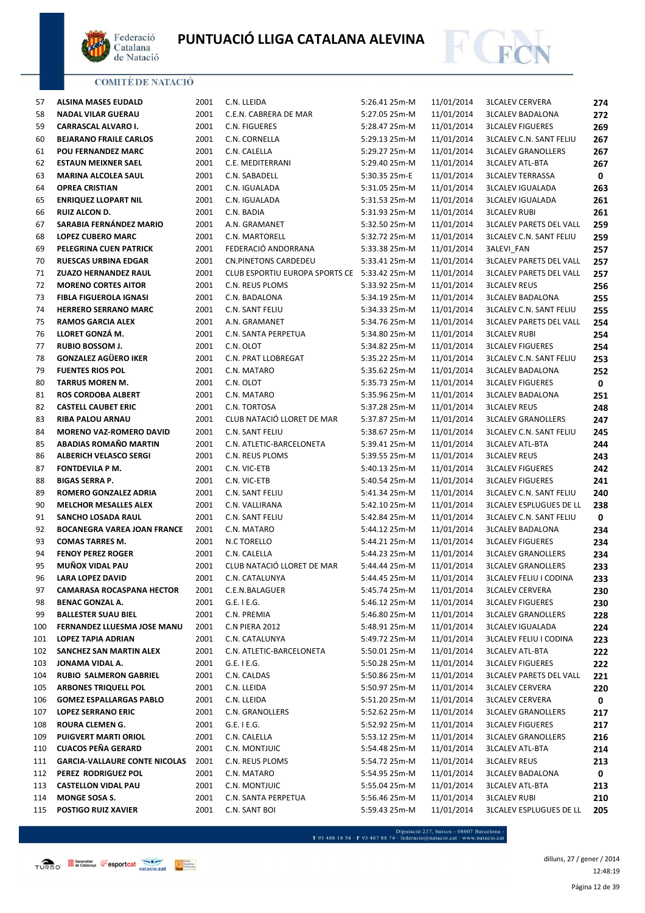# PUNTUACIÓ LLIGA CATALANA ALEVINA

| | | | | | | | |
|---|---|---|---|---|---|---|---|
| 57 | **ALSINA MASES EUDALD** | 2001 | C.N. LLEIDA | 5:26.41 25m-M | 11/01/2014 | 3LCALEV CERVERA | **274** |
| 58 | **NADAL VILAR GUERAU** | 2001 | C.E.N. CABRERA DE MAR | 5:27.05 25m-M | 11/01/2014 | 3LCALEV BADALONA | **272** |
| 59 | **CARRASCAL ALVARO I.** | 2001 | C.N. FIGUERES | 5:28.47 25m-M | 11/01/2014 | 3LCALEV FIGUERES | **269** |
| 60 | **BEJARANO FRAILE CARLOS** | 2001 | C.N. CORNELLA | 5:29.13 25m-M | 11/01/2014 | 3LCALEV C.N. SANT FELIU | **267** |
| 61 | **POU FERNANDEZ MARC** | 2001 | C.N. CALELLA | 5:29.27 25m-M | 11/01/2014 | 3LCALEV GRANOLLERS | **267** |
| 62 | **ESTAUN MEIXNER SAEL** | 2001 | C.E. MEDITERRANI | 5:29.40 25m-M | 11/01/2014 | 3LCALEV ATL-BTA | **267** |
| 63 | **MARINA ALCOLEA SAUL** | 2001 | C.N. SABADELL | 5:30.35 25m-E | 11/01/2014 | 3LCALEV TERRASSA | **0** |
| 64 | **OPREA CRISTIAN** | 2001 | C.N. IGUALADA | 5:31.05 25m-M | 11/01/2014 | 3LCALEV IGUALADA | **263** |
| 65 | **ENRIQUEZ LLOPART NIL** | 2001 | C.N. IGUALADA | 5:31.53 25m-M | 11/01/2014 | 3LCALEV IGUALADA | **261** |
| 66 | **RUIZ ALCON D.** | 2001 | C.N. BADIA | 5:31.93 25m-M | 11/01/2014 | 3LCALEV RUBI | **261** |
| 67 | **SARABIA FERNÁNDEZ MARIO** | 2001 | A.N. GRAMANET | 5:32.50 25m-M | 11/01/2014 | 3LCALEV PARETS DEL VALL | **259** |
| 68 | **LOPEZ CUBERO MARC** | 2001 | C.N. MARTORELL | 5:32.72 25m-M | 11/01/2014 | 3LCALEV C.N. SANT FELIU | **259** |
| 69 | **PELEGRINA CUEN PATRICK** | 2001 | FEDERACIÓ ANDORRANA | 5:33.38 25m-M | 11/01/2014 | 3ALEVI_FAN | **257** |
| 70 | **RUESCAS URBINA EDGAR** | 2001 | CN.PINETONS CARDEDEU | 5:33.41 25m-M | 11/01/2014 | 3LCALEV PARETS DEL VALL | **257** |
| 71 | **ZUAZO HERNANDEZ RAUL** | 2001 | CLUB ESPORTIU EUROPA SPORTS CE | 5:33.42 25m-M | 11/01/2014 | 3LCALEV PARETS DEL VALL | **257** |
| 72 | **MORENO CORTES AITOR** | 2001 | C.N. REUS PLOMS | 5:33.92 25m-M | 11/01/2014 | 3LCALEV REUS | **256** |
| 73 | **FIBLA FIGUEROLA IGNASI** | 2001 | C.N. BADALONA | 5:34.19 25m-M | 11/01/2014 | 3LCALEV BADALONA | **255** |
| 74 | **HERRERO SERRANO MARC** | 2001 | C.N. SANT FELIU | 5:34.33 25m-M | 11/01/2014 | 3LCALEV C.N. SANT FELIU | **255** |
| 75 | **RAMOS GARCIA ALEX** | 2001 | A.N. GRAMANET | 5:34.76 25m-M | 11/01/2014 | 3LCALEV PARETS DEL VALL | **254** |
| 76 | **LLORET GONZÁ M.** | 2001 | C.N. SANTA PERPETUA | 5:34.80 25m-M | 11/01/2014 | 3LCALEV RUBI | **254** |
| 77 | **RUBIO BOSSOM J.** | 2001 | C.N. OLOT | 5:34.82 25m-M | 11/01/2014 | 3LCALEV FIGUERES | **254** |
| 78 | **GONZALEZ AGÜERO IKER** | 2001 | C.N. PRAT LLOBREGAT | 5:35.22 25m-M | 11/01/2014 | 3LCALEV C.N. SANT FELIU | **253** |
| 79 | **FUENTES RIOS POL** | 2001 | C.N. MATARO | 5:35.62 25m-M | 11/01/2014 | 3LCALEV BADALONA | **252** |
| 80 | **TARRUS MOREN M.** | 2001 | C.N. OLOT | 5:35.73 25m-M | 11/01/2014 | 3LCALEV FIGUERES | **0** |
| 81 | **ROS CORDOBA ALBERT** | 2001 | C.N. MATARO | 5:35.96 25m-M | 11/01/2014 | 3LCALEV BADALONA | **251** |
| 82 | **CASTELL CAUBET ERIC** | 2001 | C.N. TORTOSA | 5:37.28 25m-M | 11/01/2014 | 3LCALEV REUS | **248** |
| 83 | **RIBA PALOU ARNAU** | 2001 | CLUB NATACIÓ LLORET DE MAR | 5:37.87 25m-M | 11/01/2014 | 3LCALEV GRANOLLERS | **247** |
| 84 | **MORENO VAZ-ROMERO DAVID** | 2001 | C.N. SANT FELIU | 5:38.67 25m-M | 11/01/2014 | 3LCALEV C.N. SANT FELIU | **245** |
| 85 | **ABADIAS ROMAÑO MARTIN** | 2001 | C.N. ATLETIC-BARCELONETA | 5:39.41 25m-M | 11/01/2014 | 3LCALEV ATL-BTA | **244** |
| 86 | **ALBERICH VELASCO SERGI** | 2001 | C.N. REUS PLOMS | 5:39.55 25m-M | 11/01/2014 | 3LCALEV REUS | **243** |
| 87 | **FONTDEVILA P M.** | 2001 | C.N. VIC-ETB | 5:40.13 25m-M | 11/01/2014 | 3LCALEV FIGUERES | **242** |
| 88 | **BIGAS SERRA P.** | 2001 | C.N. VIC-ETB | 5:40.54 25m-M | 11/01/2014 | 3LCALEV FIGUERES | **241** |
| 89 | **ROMERO GONZALEZ ADRIA** | 2001 | C.N. SANT FELIU | 5:41.34 25m-M | 11/01/2014 | 3LCALEV C.N. SANT FELIU | **240** |
| 90 | **MELCHOR MESALLES ALEX** | 2001 | C.N. VALLIRANA | 5:42.10 25m-M | 11/01/2014 | 3LCALEV ESPLUGUES DE LL | **238** |
| 91 | **SANCHO LOSADA RAUL** | 2001 | C.N. SANT FELIU | 5:42.84 25m-M | 11/01/2014 | 3LCALEV C.N. SANT FELIU | **0** |
| 92 | **BOCANEGRA VAREA JOAN FRANCE** | 2001 | C.N. MATARO | 5:44.12 25m-M | 11/01/2014 | 3LCALEV BADALONA | **234** |
| 93 | **COMAS TARRES M.** | 2001 | N.C TORELLO | 5:44.21 25m-M | 11/01/2014 | 3LCALEV FIGUERES | **234** |
| 94 | **FENOY PEREZ ROGER** | 2001 | C.N. CALELLA | 5:44.23 25m-M | 11/01/2014 | 3LCALEV GRANOLLERS | **234** |
| 95 | **MUÑOX VIDAL PAU** | 2001 | CLUB NATACIÓ LLORET DE MAR | 5:44.44 25m-M | 11/01/2014 | 3LCALEV GRANOLLERS | **233** |
| 96 | **LARA LOPEZ DAVID** | 2001 | C.N. CATALUNYA | 5:44.45 25m-M | 11/01/2014 | 3LCALEV FELIU I CODINA | **233** |
| 97 | **CAMARASA ROCASPANA HECTOR** | 2001 | C.E.N.BALAGUER | 5:45.74 25m-M | 11/01/2014 | 3LCALEV CERVERA | **230** |
| 98 | **BENAC GONZAL A.** | 2001 | G.E. I E.G. | 5:46.12 25m-M | 11/01/2014 | 3LCALEV FIGUERES | **230** |
| 99 | **BALLESTER SUAU BIEL** | 2001 | C.N. PREMIA | 5:46.80 25m-M | 11/01/2014 | 3LCALEV GRANOLLERS | **228** |
| 100 | **FERNANDEZ LLUESMA JOSE MANU** | 2001 | C.N PIERA 2012 | 5:48.91 25m-M | 11/01/2014 | 3LCALEV IGUALADA | **224** |
| 101 | **LOPEZ TAPIA ADRIAN** | 2001 | C.N. CATALUNYA | 5:49.72 25m-M | 11/01/2014 | 3LCALEV FELIU I CODINA | **223** |
| 102 | **SANCHEZ SAN MARTIN ALEX** | 2001 | C.N. ATLETIC-BARCELONETA | 5:50.01 25m-M | 11/01/2014 | 3LCALEV ATL-BTA | **222** |
| 103 | **JONAMA VIDAL A.** | 2001 | G.E. I E.G. | 5:50.28 25m-M | 11/01/2014 | 3LCALEV FIGUERES | **222** |
| 104 | **RUBIO SALMERON GABRIEL** | 2001 | C.N. CALDAS | 5:50.86 25m-M | 11/01/2014 | 3LCALEV PARETS DEL VALL | **221** |
| 105 | **ARBONES TRIQUELL POL** | 2001 | C.N. LLEIDA | 5:50.97 25m-M | 11/01/2014 | 3LCALEV CERVERA | **220** |
| 106 | **GOMEZ ESPALLARGAS PABLO** | 2001 | C.N. LLEIDA | 5:51.20 25m-M | 11/01/2014 | 3LCALEV CERVERA | **0** |
| 107 | **LOPEZ SERRANO ERIC** | 2001 | C.N. GRANOLLERS | 5:52.62 25m-M | 11/01/2014 | 3LCALEV GRANOLLERS | **217** |
| 108 | **ROURA CLEMEN G.** | 2001 | G.E. I E.G. | 5:52.92 25m-M | 11/01/2014 | 3LCALEV FIGUERES | **217** |
| 109 | **PUIGVERT MARTI ORIOL** | 2001 | C.N. CALELLA | 5:53.12 25m-M | 11/01/2014 | 3LCALEV GRANOLLERS | **216** |
| 110 | **CUACOS PEÑA GERARD** | 2001 | C.N. MONTJUIC | 5:54.48 25m-M | 11/01/2014 | 3LCALEV ATL-BTA | **214** |
| 111 | **GARCIA-VALLAURE CONTE NICOLAS** | 2001 | C.N. REUS PLOMS | 5:54.72 25m-M | 11/01/2014 | 3LCALEV REUS | **213** |
| 112 | **PEREZ RODRIGUEZ POL** | 2001 | C.N. MATARO | 5:54.95 25m-M | 11/01/2014 | 3LCALEV BADALONA | **0** |
| 113 | **CASTELLON VIDAL PAU** | 2001 | C.N. MONTJUIC | 5:55.04 25m-M | 11/01/2014 | 3LCALEV ATL-BTA | **213** |
| 114 | **MONGE SOSA S.** | 2001 | C.N. SANTA PERPETUA | 5:56.46 25m-M | 11/01/2014 | 3LCALEV RUBI | **210** |
| 115 | **POSTIGO RUIZ XAVIER** | 2001 | C.N. SANT BOI | 5:59.43 25m-M | 11/01/2014 | 3LCALEV ESPLUGUES DE LL | **205** |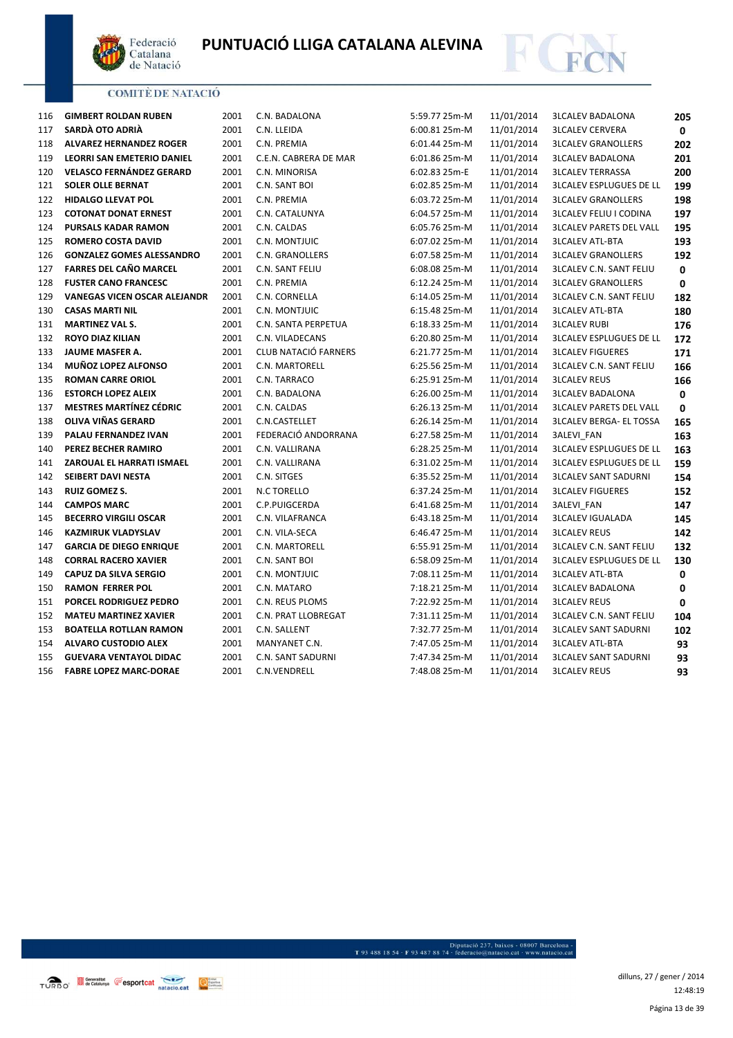# PUNTUACIÓ LLIGA CATALANA ALEVINA

COMITÈ DE NATACIÓ

| | | | | | | | |
|---|---|---|---|---|---|---|---|
| 116 | **GIMBERT ROLDAN RUBEN** | 2001 | C.N. BADALONA | 5:59.77 25m-M | 11/01/2014 | 3LCALEV BADALONA | **205** |
| 117 | **SARDÀ OTO ADRIÀ** | 2001 | C.N. LLEIDA | 6:00.81 25m-M | 11/01/2014 | 3LCALEV CERVERA | **0** |
| 118 | **ALVAREZ HERNANDEZ ROGER** | 2001 | C.N. PREMIA | 6:01.44 25m-M | 11/01/2014 | 3LCALEV GRANOLLERS | **202** |
| 119 | **LEORRI SAN EMETERIO DANIEL** | 2001 | C.E.N. CABRERA DE MAR | 6:01.86 25m-M | 11/01/2014 | 3LCALEV BADALONA | **201** |
| 120 | **VELASCO FERNÁNDEZ GERARD** | 2001 | C.N. MINORISA | 6:02.83 25m-E | 11/01/2014 | 3LCALEV TERRASSA | **200** |
| 121 | **SOLER OLLE BERNAT** | 2001 | C.N. SANT BOI | 6:02.85 25m-M | 11/01/2014 | 3LCALEV ESPLUGUES DE LL | **199** |
| 122 | **HIDALGO LLEVAT POL** | 2001 | C.N. PREMIA | 6:03.72 25m-M | 11/01/2014 | 3LCALEV GRANOLLERS | **198** |
| 123 | **COTONAT DONAT ERNEST** | 2001 | C.N. CATALUNYA | 6:04.57 25m-M | 11/01/2014 | 3LCALEV FELIU I CODINA | **197** |
| 124 | **PURSALS KADAR RAMON** | 2001 | C.N. CALDAS | 6:05.76 25m-M | 11/01/2014 | 3LCALEV PARETS DEL VALL | **195** |
| 125 | **ROMERO COSTA DAVID** | 2001 | C.N. MONTJUIC | 6:07.02 25m-M | 11/01/2014 | 3LCALEV ATL-BTA | **193** |
| 126 | **GONZALEZ GOMES ALESSANDRO** | 2001 | C.N. GRANOLLERS | 6:07.58 25m-M | 11/01/2014 | 3LCALEV GRANOLLERS | **192** |
| 127 | **FARRES DEL CAÑO MARCEL** | 2001 | C.N. SANT FELIU | 6:08.08 25m-M | 11/01/2014 | 3LCALEV C.N. SANT FELIU | **0** |
| 128 | **FUSTER CANO FRANCESC** | 2001 | C.N. PREMIA | 6:12.24 25m-M | 11/01/2014 | 3LCALEV GRANOLLERS | **0** |
| 129 | **VANEGAS VICEN OSCAR ALEJANDR** | 2001 | C.N. CORNELLA | 6:14.05 25m-M | 11/01/2014 | 3LCALEV C.N. SANT FELIU | **182** |
| 130 | **CASAS MARTI NIL** | 2001 | C.N. MONTJUIC | 6:15.48 25m-M | 11/01/2014 | 3LCALEV ATL-BTA | **180** |
| 131 | **MARTINEZ VAL S.** | 2001 | C.N. SANTA PERPETUA | 6:18.33 25m-M | 11/01/2014 | 3LCALEV RUBI | **176** |
| 132 | **ROYO DIAZ KILIAN** | 2001 | C.N. VILADECANS | 6:20.80 25m-M | 11/01/2014 | 3LCALEV ESPLUGUES DE LL | **172** |
| 133 | **JAUME MASFER A.** | 2001 | CLUB NATACIÓ FARNERS | 6:21.77 25m-M | 11/01/2014 | 3LCALEV FIGUERES | **171** |
| 134 | **MUÑOZ LOPEZ ALFONSO** | 2001 | C.N. MARTORELL | 6:25.56 25m-M | 11/01/2014 | 3LCALEV C.N. SANT FELIU | **166** |
| 135 | **ROMAN CARRE ORIOL** | 2001 | C.N. TARRACO | 6:25.91 25m-M | 11/01/2014 | 3LCALEV REUS | **166** |
| 136 | **ESTORCH LOPEZ ALEIX** | 2001 | C.N. BADALONA | 6:26.00 25m-M | 11/01/2014 | 3LCALEV BADALONA | **0** |
| 137 | **MESTRES MARTÍNEZ CÉDRIC** | 2001 | C.N. CALDAS | 6:26.13 25m-M | 11/01/2014 | 3LCALEV PARETS DEL VALL | **0** |
| 138 | **OLIVA VIÑAS GERARD** | 2001 | C.N.CASTELLET | 6:26.14 25m-M | 11/01/2014 | 3LCALEV BERGA- EL TOSSA | **165** |
| 139 | **PALAU FERNANDEZ IVAN** | 2001 | FEDERACIÓ ANDORRANA | 6:27.58 25m-M | 11/01/2014 | 3ALEVI_FAN | **163** |
| 140 | **PEREZ BECHER RAMIRO** | 2001 | C.N. VALLIRANA | 6:28.25 25m-M | 11/01/2014 | 3LCALEV ESPLUGUES DE LL | **163** |
| 141 | **ZAROUAL EL HARRATI ISMAEL** | 2001 | C.N. VALLIRANA | 6:31.02 25m-M | 11/01/2014 | 3LCALEV ESPLUGUES DE LL | **159** |
| 142 | **SEIBERT DAVI NESTA** | 2001 | C.N. SITGES | 6:35.52 25m-M | 11/01/2014 | 3LCALEV SANT SADURNI | **154** |
| 143 | **RUIZ GOMEZ S.** | 2001 | N.C TORELLO | 6:37.24 25m-M | 11/01/2014 | 3LCALEV FIGUERES | **152** |
| 144 | **CAMPOS MARC** | 2001 | C.P.PUIGCERDA | 6:41.68 25m-M | 11/01/2014 | 3ALEVI_FAN | **147** |
| 145 | **BECERRO VIRGILI OSCAR** | 2001 | C.N. VILAFRANCA | 6:43.18 25m-M | 11/01/2014 | 3LCALEV IGUALADA | **145** |
| 146 | **KAZMIRUK VLADYSLAV** | 2001 | C.N. VILA-SECA | 6:46.47 25m-M | 11/01/2014 | 3LCALEV REUS | **142** |
| 147 | **GARCIA DE DIEGO ENRIQUE** | 2001 | C.N. MARTORELL | 6:55.91 25m-M | 11/01/2014 | 3LCALEV C.N. SANT FELIU | **132** |
| 148 | **CORRAL RACERO XAVIER** | 2001 | C.N. SANT BOI | 6:58.09 25m-M | 11/01/2014 | 3LCALEV ESPLUGUES DE LL | **130** |
| 149 | **CAPUZ DA SILVA SERGIO** | 2001 | C.N. MONTJUIC | 7:08.11 25m-M | 11/01/2014 | 3LCALEV ATL-BTA | **0** |
| 150 | **RAMON FERRER POL** | 2001 | C.N. MATARO | 7:18.21 25m-M | 11/01/2014 | 3LCALEV BADALONA | **0** |
| 151 | **PORCEL RODRIGUEZ PEDRO** | 2001 | C.N. REUS PLOMS | 7:22.92 25m-M | 11/01/2014 | 3LCALEV REUS | **0** |
| 152 | **MATEU MARTINEZ XAVIER** | 2001 | C.N. PRAT LLOBREGAT | 7:31.11 25m-M | 11/01/2014 | 3LCALEV C.N. SANT FELIU | **104** |
| 153 | **BOATELLA ROTLLAN RAMON** | 2001 | C.N. SALLENT | 7:32.77 25m-M | 11/01/2014 | 3LCALEV SANT SADURNI | **102** |
| 154 | **ALVARO CUSTODIO ALEX** | 2001 | MANYANET C.N. | 7:47.05 25m-M | 11/01/2014 | 3LCALEV ATL-BTA | **93** |
| 155 | **GUEVARA VENTAYOL DIDAC** | 2001 | C.N. SANT SADURNI | 7:47.34 25m-M | 11/01/2014 | 3LCALEV SANT SADURNI | **93** |
| 156 | **FABRE LOPEZ MARC-DORAE** | 2001 | C.N.VENDRELL | 7:48.08 25m-M | 11/01/2014 | 3LCALEV REUS | **93** |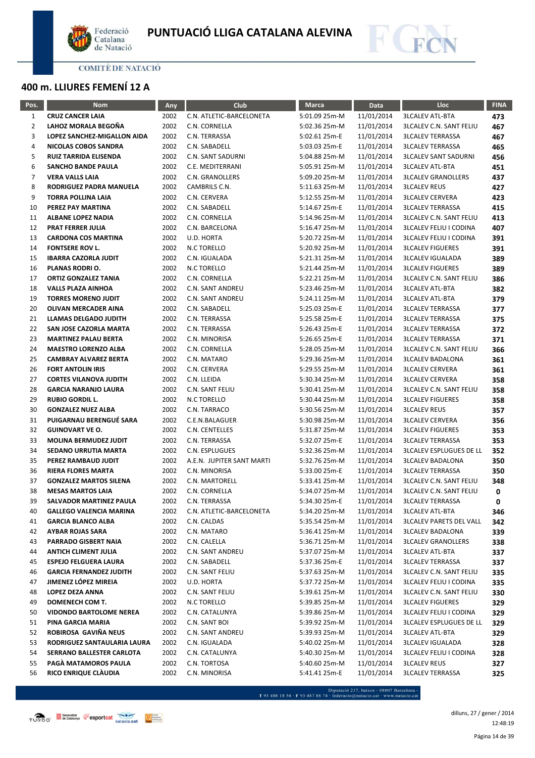# PUNTUACIÓ LLIGA CATALANA ALEVINA

COMITÈ DE NATACIÓ

## 400 m. LLIURES FEMENÍ 12 A

| Pos. | Nom | Any | Club | Marca | Data | Lloc | FINA |
|---|---|---|---|---|---|---|---|
| 1 | CRUZ CANCER LAIA | 2002 | C.N. ATLETIC-BARCELONETA | 5:01.09 25m-M | 11/01/2014 | 3LCALEV ATL-BTA | 473 |
| 2 | LAHOZ MORALA BEGOÑA | 2002 | C.N. CORNELLA | 5:02.36 25m-M | 11/01/2014 | 3LCALEV C.N. SANT FELIU | 467 |
| 3 | LOPEZ SANCHEZ-MIGALLON AIDA | 2002 | C.N. TERRASSA | 5:02.61 25m-E | 11/01/2014 | 3LCALEV TERRASSA | 467 |
| 4 | NICOLAS COBOS SANDRA | 2002 | C.N. SABADELL | 5:03.03 25m-E | 11/01/2014 | 3LCALEV TERRASSA | 465 |
| 5 | RUIZ TARRIDA ELISENDA | 2002 | C.N. SANT SADURNI | 5:04.88 25m-M | 11/01/2014 | 3LCALEV SANT SADURNI | 456 |
| 6 | SANCHO BANDE PAULA | 2002 | C.E. MEDITERRANI | 5:05.91 25m-M | 11/01/2014 | 3LCALEV ATL-BTA | 451 |
| 7 | VERA VALLS LAIA | 2002 | C.N. GRANOLLERS | 5:09.20 25m-M | 11/01/2014 | 3LCALEV GRANOLLERS | 437 |
| 8 | RODRIGUEZ PADRA MANUELA | 2002 | CAMBRILS C.N. | 5:11.63 25m-M | 11/01/2014 | 3LCALEV REUS | 427 |
| 9 | TORRA POLLINA LAIA | 2002 | C.N. CERVERA | 5:12.55 25m-M | 11/01/2014 | 3LCALEV CERVERA | 423 |
| 10 | PEREZ PAY MARTINA | 2002 | C.N. SABADELL | 5:14.67 25m-E | 11/01/2014 | 3LCALEV TERRASSA | 415 |
| 11 | ALBANE LOPEZ NADIA | 2002 | C.N. CORNELLA | 5:14.96 25m-M | 11/01/2014 | 3LCALEV C.N. SANT FELIU | 413 |
| 12 | PRAT FERRER JULIA | 2002 | C.N. BARCELONA | 5:16.47 25m-M | 11/01/2014 | 3LCALEV FELIU I CODINA | 407 |
| 13 | CARDONA COS MARTINA | 2002 | U.D. HORTA | 5:20.72 25m-M | 11/01/2014 | 3LCALEV FELIU I CODINA | 391 |
| 14 | FONTSERE ROV L. | 2002 | N.C TORELLO | 5:20.92 25m-M | 11/01/2014 | 3LCALEV FIGUERES | 391 |
| 15 | IBARRA CAZORLA JUDIT | 2002 | C.N. IGUALADA | 5:21.31 25m-M | 11/01/2014 | 3LCALEV IGUALADA | 389 |
| 16 | PLANAS RODRI O. | 2002 | N.C TORELLO | 5:21.44 25m-M | 11/01/2014 | 3LCALEV FIGUERES | 389 |
| 17 | ORTIZ GONZALEZ TANIA | 2002 | C.N. CORNELLA | 5:22.21 25m-M | 11/01/2014 | 3LCALEV C.N. SANT FELIU | 386 |
| 18 | VALLS PLAZA AINHOA | 2002 | C.N. SANT ANDREU | 5:23.46 25m-M | 11/01/2014 | 3LCALEV ATL-BTA | 382 |
| 19 | TORRES MORENO JUDIT | 2002 | C.N. SANT ANDREU | 5:24.11 25m-M | 11/01/2014 | 3LCALEV ATL-BTA | 379 |
| 20 | OLIVAN MERCADER AINA | 2002 | C.N. SABADELL | 5:25.03 25m-E | 11/01/2014 | 3LCALEV TERRASSA | 377 |
| 21 | LLAMAS DELGADO JUDITH | 2002 | C.N. TERRASSA | 5:25.58 25m-E | 11/01/2014 | 3LCALEV TERRASSA | 375 |
| 22 | SAN JOSE CAZORLA MARTA | 2002 | C.N. TERRASSA | 5:26.43 25m-E | 11/01/2014 | 3LCALEV TERRASSA | 372 |
| 23 | MARTINEZ PALAU BERTA | 2002 | C.N. MINORISA | 5:26.65 25m-E | 11/01/2014 | 3LCALEV TERRASSA | 371 |
| 24 | MAESTRO LORENZO ALBA | 2002 | C.N. CORNELLA | 5:28.05 25m-M | 11/01/2014 | 3LCALEV C.N. SANT FELIU | 366 |
| 25 | CAMBRAY ALVAREZ BERTA | 2002 | C.N. MATARO | 5:29.36 25m-M | 11/01/2014 | 3LCALEV BADALONA | 361 |
| 26 | FORT ANTOLIN IRIS | 2002 | C.N. CERVERA | 5:29.55 25m-M | 11/01/2014 | 3LCALEV CERVERA | 361 |
| 27 | CORTES VILANOVA JUDITH | 2002 | C.N. LLEIDA | 5:30.34 25m-M | 11/01/2014 | 3LCALEV CERVERA | 358 |
| 28 | GARCIA NARANJO LAURA | 2002 | C.N. SANT FELIU | 5:30.41 25m-M | 11/01/2014 | 3LCALEV C.N. SANT FELIU | 358 |
| 29 | RUBIO GORDIL L. | 2002 | N.C TORELLO | 5:30.44 25m-M | 11/01/2014 | 3LCALEV FIGUERES | 358 |
| 30 | GONZALEZ NUEZ ALBA | 2002 | C.N. TARRACO | 5:30.56 25m-M | 11/01/2014 | 3LCALEV REUS | 357 |
| 31 | PUIGARNAU BERENGUÉ SARA | 2002 | C.E.N.BALAGUER | 5:30.98 25m-M | 11/01/2014 | 3LCALEV CERVERA | 356 |
| 32 | GUINOVART VE O. | 2002 | C.N. CENTELLES | 5:31.87 25m-M | 11/01/2014 | 3LCALEV FIGUERES | 353 |
| 33 | MOLINA BERMUDEZ JUDIT | 2002 | C.N. TERRASSA | 5:32.07 25m-E | 11/01/2014 | 3LCALEV TERRASSA | 353 |
| 34 | SEDANO URRUTIA MARTA | 2002 | C.N. ESPLUGUES | 5:32.36 25m-M | 11/01/2014 | 3LCALEV ESPLUGUES DE LL | 352 |
| 35 | PEREZ RAMBAUD JUDIT | 2002 | A.E.N. JUPITER SANT MARTI | 5:32.76 25m-M | 11/01/2014 | 3LCALEV BADALONA | 350 |
| 36 | RIERA FLORES MARTA | 2002 | C.N. MINORISA | 5:33.00 25m-E | 11/01/2014 | 3LCALEV TERRASSA | 350 |
| 37 | GONZALEZ MARTOS SILENA | 2002 | C.N. MARTORELL | 5:33.41 25m-M | 11/01/2014 | 3LCALEV C.N. SANT FELIU | 348 |
| 38 | MESAS MARTOS LAIA | 2002 | C.N. CORNELLA | 5:34.07 25m-M | 11/01/2014 | 3LCALEV C.N. SANT FELIU | 0 |
| 39 | SALVADOR MARTINEZ PAULA | 2002 | C.N. TERRASSA | 5:34.30 25m-E | 11/01/2014 | 3LCALEV TERRASSA | 0 |
| 40 | GALLEGO VALENCIA MARINA | 2002 | C.N. ATLETIC-BARCELONETA | 5:34.20 25m-M | 11/01/2014 | 3LCALEV ATL-BTA | 346 |
| 41 | GARCIA BLANCO ALBA | 2002 | C.N. CALDAS | 5:35.54 25m-M | 11/01/2014 | 3LCALEV PARETS DEL VALL | 342 |
| 42 | AYBAR ROJAS SARA | 2002 | C.N. MATARO | 5:36.41 25m-M | 11/01/2014 | 3LCALEV BADALONA | 339 |
| 43 | PARRADO GISBERT NAIA | 2002 | C.N. CALELLA | 5:36.71 25m-M | 11/01/2014 | 3LCALEV GRANOLLERS | 338 |
| 44 | ANTICH CLIMENT JULIA | 2002 | C.N. SANT ANDREU | 5:37.07 25m-M | 11/01/2014 | 3LCALEV ATL-BTA | 337 |
| 45 | ESPEJO FELGUERA LAURA | 2002 | C.N. SABADELL | 5:37.36 25m-E | 11/01/2014 | 3LCALEV TERRASSA | 337 |
| 46 | GARCIA FERNANDEZ JUDITH | 2002 | C.N. SANT FELIU | 5:37.63 25m-M | 11/01/2014 | 3LCALEV C.N. SANT FELIU | 335 |
| 47 | JIMENEZ LÓPEZ MIREIA | 2002 | U.D. HORTA | 5:37.72 25m-M | 11/01/2014 | 3LCALEV FELIU I CODINA | 335 |
| 48 | LOPEZ DEZA ANNA | 2002 | C.N. SANT FELIU | 5:39.61 25m-M | 11/01/2014 | 3LCALEV C.N. SANT FELIU | 330 |
| 49 | DOMENECH COM T. | 2002 | N.C TORELLO | 5:39.85 25m-M | 11/01/2014 | 3LCALEV FIGUERES | 329 |
| 50 | VIDONDO BARTOLOME NEREA | 2002 | C.N. CATALUNYA | 5:39.86 25m-M | 11/01/2014 | 3LCALEV FELIU I CODINA | 329 |
| 51 | PINA GARCIA MARIA | 2002 | C.N. SANT BOI | 5:39.92 25m-M | 11/01/2014 | 3LCALEV ESPLUGUES DE LL | 329 |
| 52 | ROBIROSA GAVIÑA NEUS | 2002 | C.N. SANT ANDREU | 5:39.93 25m-M | 11/01/2014 | 3LCALEV ATL-BTA | 329 |
| 53 | RODRIGUEZ SANTAULARIA LAURA | 2002 | C.N. IGUALADA | 5:40.02 25m-M | 11/01/2014 | 3LCALEV IGUALADA | 328 |
| 54 | SERRANO BALLESTER CARLOTA | 2002 | C.N. CATALUNYA | 5:40.30 25m-M | 11/01/2014 | 3LCALEV FELIU I CODINA | 328 |
| 55 | PAGÀ MATAMOROS PAULA | 2002 | C.N. TORTOSA | 5:40.60 25m-M | 11/01/2014 | 3LCALEV REUS | 327 |
| 56 | RICO ENRIQUE CLÀUDIA | 2002 | C.N. MINORISA | 5:41.41 25m-E | 11/01/2014 | 3LCALEV TERRASSA | 325 |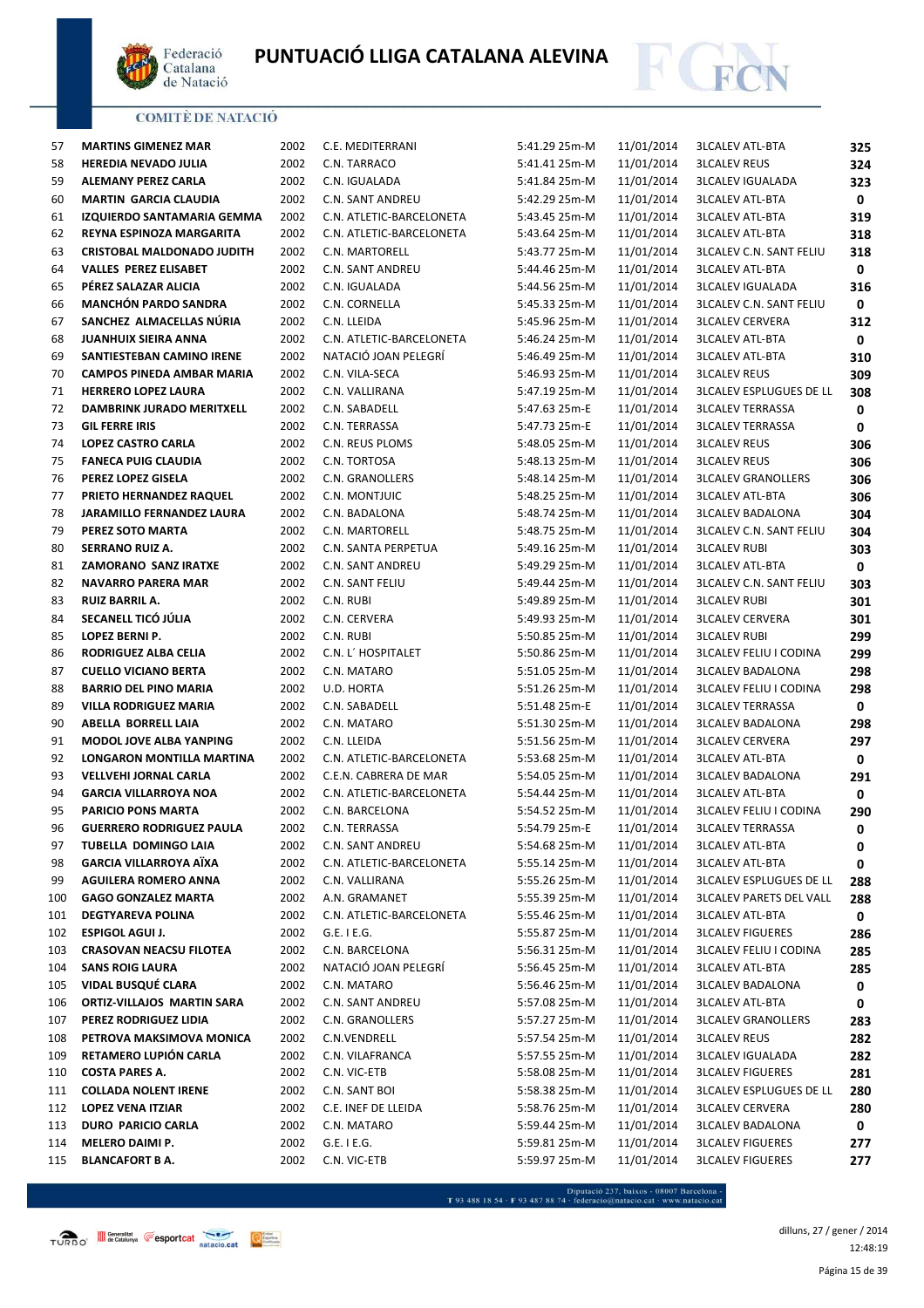# PUNTUACIÓ LLIGA CATALANA ALEVINA

COMITÈ DE NATACIÓ

| | | | | | | | |
|---|---|---|---|---|---|---|---|
| 57 | **MARTINS GIMENEZ MAR** | 2002 | C.E. MEDITERRANI | 5:41.29 25m-M | 11/01/2014 | 3LCALEV ATL-BTA | **325** |
| 58 | **HEREDIA NEVADO JULIA** | 2002 | C.N. TARRACO | 5:41.41 25m-M | 11/01/2014 | 3LCALEV REUS | **324** |
| 59 | **ALEMANY PEREZ CARLA** | 2002 | C.N. IGUALADA | 5:41.84 25m-M | 11/01/2014 | 3LCALEV IGUALADA | **323** |
| 60 | **MARTIN GARCIA CLAUDIA** | 2002 | C.N. SANT ANDREU | 5:42.29 25m-M | 11/01/2014 | 3LCALEV ATL-BTA | **0** |
| 61 | **IZQUIERDO SANTAMARIA GEMMA** | 2002 | C.N. ATLETIC-BARCELONETA | 5:43.45 25m-M | 11/01/2014 | 3LCALEV ATL-BTA | **319** |
| 62 | **REYNA ESPINOZA MARGARITA** | 2002 | C.N. ATLETIC-BARCELONETA | 5:43.64 25m-M | 11/01/2014 | 3LCALEV ATL-BTA | **318** |
| 63 | **CRISTOBAL MALDONADO JUDITH** | 2002 | C.N. MARTORELL | 5:43.77 25m-M | 11/01/2014 | 3LCALEV C.N. SANT FELIU | **318** |
| 64 | **VALLES PEREZ ELISABET** | 2002 | C.N. SANT ANDREU | 5:44.46 25m-M | 11/01/2014 | 3LCALEV ATL-BTA | **0** |
| 65 | **PÉREZ SALAZAR ALICIA** | 2002 | C.N. IGUALADA | 5:44.56 25m-M | 11/01/2014 | 3LCALEV IGUALADA | **316** |
| 66 | **MANCHÓN PARDO SANDRA** | 2002 | C.N. CORNELLA | 5:45.33 25m-M | 11/01/2014 | 3LCALEV C.N. SANT FELIU | **0** |
| 67 | **SANCHEZ ALMACELLAS NÚRIA** | 2002 | C.N. LLEIDA | 5:45.96 25m-M | 11/01/2014 | 3LCALEV CERVERA | **312** |
| 68 | **JUANHUIX SIEIRA ANNA** | 2002 | C.N. ATLETIC-BARCELONETA | 5:46.24 25m-M | 11/01/2014 | 3LCALEV ATL-BTA | **0** |
| 69 | **SANTIESTEBAN CAMINO IRENE** | 2002 | NATACIÓ JOAN PELEGRÍ | 5:46.49 25m-M | 11/01/2014 | 3LCALEV ATL-BTA | **310** |
| 70 | **CAMPOS PINEDA AMBAR MARIA** | 2002 | C.N. VILA-SECA | 5:46.93 25m-M | 11/01/2014 | 3LCALEV REUS | **309** |
| 71 | **HERRERO LOPEZ LAURA** | 2002 | C.N. VALLIRANA | 5:47.19 25m-M | 11/01/2014 | 3LCALEV ESPLUGUES DE LL | **308** |
| 72 | **DAMBRINK JURADO MERITXELL** | 2002 | C.N. SABADELL | 5:47.63 25m-E | 11/01/2014 | 3LCALEV TERRASSA | **0** |
| 73 | **GIL FERRE IRIS** | 2002 | C.N. TERRASSA | 5:47.73 25m-E | 11/01/2014 | 3LCALEV TERRASSA | **0** |
| 74 | **LOPEZ CASTRO CARLA** | 2002 | C.N. REUS PLOMS | 5:48.05 25m-M | 11/01/2014 | 3LCALEV REUS | **306** |
| 75 | **FANECA PUIG CLAUDIA** | 2002 | C.N. TORTOSA | 5:48.13 25m-M | 11/01/2014 | 3LCALEV REUS | **306** |
| 76 | **PEREZ LOPEZ GISELA** | 2002 | C.N. GRANOLLERS | 5:48.14 25m-M | 11/01/2014 | 3LCALEV GRANOLLERS | **306** |
| 77 | **PRIETO HERNANDEZ RAQUEL** | 2002 | C.N. MONTJUIC | 5:48.25 25m-M | 11/01/2014 | 3LCALEV ATL-BTA | **306** |
| 78 | **JARAMILLO FERNANDEZ LAURA** | 2002 | C.N. BADALONA | 5:48.74 25m-M | 11/01/2014 | 3LCALEV BADALONA | **304** |
| 79 | **PEREZ SOTO MARTA** | 2002 | C.N. MARTORELL | 5:48.75 25m-M | 11/01/2014 | 3LCALEV C.N. SANT FELIU | **304** |
| 80 | **SERRANO RUIZ A.** | 2002 | C.N. SANTA PERPETUA | 5:49.16 25m-M | 11/01/2014 | 3LCALEV RUBI | **303** |
| 81 | **ZAMORANO SANZ IRATXE** | 2002 | C.N. SANT ANDREU | 5:49.29 25m-M | 11/01/2014 | 3LCALEV ATL-BTA | **0** |
| 82 | **NAVARRO PARERA MAR** | 2002 | C.N. SANT FELIU | 5:49.44 25m-M | 11/01/2014 | 3LCALEV C.N. SANT FELIU | **303** |
| 83 | **RUIZ BARRIL A.** | 2002 | C.N. RUBI | 5:49.89 25m-M | 11/01/2014 | 3LCALEV RUBI | **301** |
| 84 | **SECANELL TICÓ JÚLIA** | 2002 | C.N. CERVERA | 5:49.93 25m-M | 11/01/2014 | 3LCALEV CERVERA | **301** |
| 85 | **LOPEZ BERNI P.** | 2002 | C.N. RUBI | 5:50.85 25m-M | 11/01/2014 | 3LCALEV RUBI | **299** |
| 86 | **RODRIGUEZ ALBA CELIA** | 2002 | C.N. L´ HOSPITALET | 5:50.86 25m-M | 11/01/2014 | 3LCALEV FELIU I CODINA | **299** |
| 87 | **CUELLO VICIANO BERTA** | 2002 | C.N. MATARO | 5:51.05 25m-M | 11/01/2014 | 3LCALEV BADALONA | **298** |
| 88 | **BARRIO DEL PINO MARIA** | 2002 | U.D. HORTA | 5:51.26 25m-M | 11/01/2014 | 3LCALEV FELIU I CODINA | **298** |
| 89 | **VILLA RODRIGUEZ MARIA** | 2002 | C.N. SABADELL | 5:51.48 25m-E | 11/01/2014 | 3LCALEV TERRASSA | **0** |
| 90 | **ABELLA BORRELL LAIA** | 2002 | C.N. MATARO | 5:51.30 25m-M | 11/01/2014 | 3LCALEV BADALONA | **298** |
| 91 | **MODOL JOVE ALBA YANPING** | 2002 | C.N. LLEIDA | 5:51.56 25m-M | 11/01/2014 | 3LCALEV CERVERA | **297** |
| 92 | **LONGARON MONTILLA MARTINA** | 2002 | C.N. ATLETIC-BARCELONETA | 5:53.68 25m-M | 11/01/2014 | 3LCALEV ATL-BTA | **0** |
| 93 | **VELLVEHI JORNAL CARLA** | 2002 | C.E.N. CABRERA DE MAR | 5:54.05 25m-M | 11/01/2014 | 3LCALEV BADALONA | **291** |
| 94 | **GARCIA VILLARROYA NOA** | 2002 | C.N. ATLETIC-BARCELONETA | 5:54.44 25m-M | 11/01/2014 | 3LCALEV ATL-BTA | **0** |
| 95 | **PARICIO PONS MARTA** | 2002 | C.N. BARCELONA | 5:54.52 25m-M | 11/01/2014 | 3LCALEV FELIU I CODINA | **290** |
| 96 | **GUERRERO RODRIGUEZ PAULA** | 2002 | C.N. TERRASSA | 5:54.79 25m-E | 11/01/2014 | 3LCALEV TERRASSA | **0** |
| 97 | **TUBELLA DOMINGO LAIA** | 2002 | C.N. SANT ANDREU | 5:54.68 25m-M | 11/01/2014 | 3LCALEV ATL-BTA | **0** |
| 98 | **GARCIA VILLARROYA AÏXA** | 2002 | C.N. ATLETIC-BARCELONETA | 5:55.14 25m-M | 11/01/2014 | 3LCALEV ATL-BTA | **0** |
| 99 | **AGUILERA ROMERO ANNA** | 2002 | C.N. VALLIRANA | 5:55.26 25m-M | 11/01/2014 | 3LCALEV ESPLUGUES DE LL | **288** |
| 100 | **GAGO GONZALEZ MARTA** | 2002 | A.N. GRAMANET | 5:55.39 25m-M | 11/01/2014 | 3LCALEV PARETS DEL VALL | **288** |
| 101 | **DEGTYAREVA POLINA** | 2002 | C.N. ATLETIC-BARCELONETA | 5:55.46 25m-M | 11/01/2014 | 3LCALEV ATL-BTA | **0** |
| 102 | **ESPIGOL AGUI J.** | 2002 | G.E. I E.G. | 5:55.87 25m-M | 11/01/2014 | 3LCALEV FIGUERES | **286** |
| 103 | **CRASOVAN NEACSU FILOTEA** | 2002 | C.N. BARCELONA | 5:56.31 25m-M | 11/01/2014 | 3LCALEV FELIU I CODINA | **285** |
| 104 | **SANS ROIG LAURA** | 2002 | NATACIÓ JOAN PELEGRÍ | 5:56.45 25m-M | 11/01/2014 | 3LCALEV ATL-BTA | **285** |
| 105 | **VIDAL BUSQUÉ CLARA** | 2002 | C.N. MATARO | 5:56.46 25m-M | 11/01/2014 | 3LCALEV BADALONA | **0** |
| 106 | **ORTIZ-VILLAJOS MARTIN SARA** | 2002 | C.N. SANT ANDREU | 5:57.08 25m-M | 11/01/2014 | 3LCALEV ATL-BTA | **0** |
| 107 | **PEREZ RODRIGUEZ LIDIA** | 2002 | C.N. GRANOLLERS | 5:57.27 25m-M | 11/01/2014 | 3LCALEV GRANOLLERS | **283** |
| 108 | **PETROVA MAKSIMOVA MONICA** | 2002 | C.N.VENDRELL | 5:57.54 25m-M | 11/01/2014 | 3LCALEV REUS | **282** |
| 109 | **RETAMERO LUPIÓN CARLA** | 2002 | C.N. VILAFRANCA | 5:57.55 25m-M | 11/01/2014 | 3LCALEV IGUALADA | **282** |
| 110 | **COSTA PARES A.** | 2002 | C.N. VIC-ETB | 5:58.08 25m-M | 11/01/2014 | 3LCALEV FIGUERES | **281** |
| 111 | **COLLADA NOLENT IRENE** | 2002 | C.N. SANT BOI | 5:58.38 25m-M | 11/01/2014 | 3LCALEV ESPLUGUES DE LL | **280** |
| 112 | **LOPEZ VENA ITZIAR** | 2002 | C.E. INEF DE LLEIDA | 5:58.76 25m-M | 11/01/2014 | 3LCALEV CERVERA | **280** |
| 113 | **DURO PARICIO CARLA** | 2002 | C.N. MATARO | 5:59.44 25m-M | 11/01/2014 | 3LCALEV BADALONA | **0** |
| 114 | **MELERO DAIMI P.** | 2002 | G.E. I E.G. | 5:59.81 25m-M | 11/01/2014 | 3LCALEV FIGUERES | **277** |
| 115 | **BLANCAFORT B A.** | 2002 | C.N. VIC-ETB | 5:59.97 25m-M | 11/01/2014 | 3LCALEV FIGUERES | **277** |

Diputació 237, baixos - 08007 Barcelona - T 93 488 18 54 · F 93 487 88 74 · federacio@natacio.cat · www.natacio.cat

dilluns, 27 / gener / 2014
12:48:19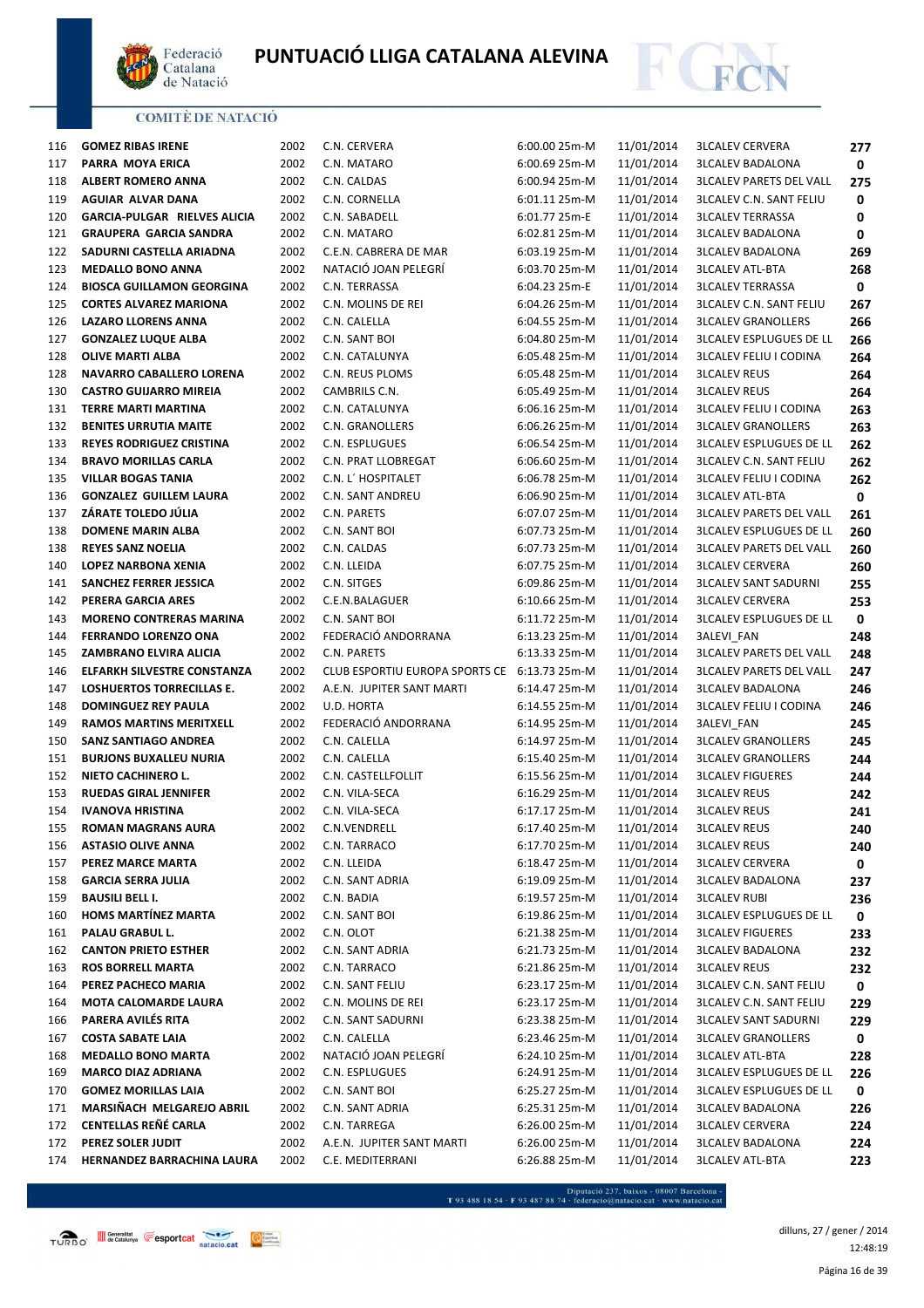# PUNTUACIÓ LLIGA CATALANA ALEVINA

COMITÈ DE NATACIÓ

| | | | | | | | |
|---|---|---|---|---|---|---|---|
| 116 | **GOMEZ RIBAS IRENE** | 2002 | C.N. CERVERA | 6:00.00 25m-M | 11/01/2014 | 3LCALEV CERVERA | **277** |
| 117 | **PARRA MOYA ERICA** | 2002 | C.N. MATARO | 6:00.69 25m-M | 11/01/2014 | 3LCALEV BADALONA | **0** |
| 118 | **ALBERT ROMERO ANNA** | 2002 | C.N. CALDAS | 6:00.94 25m-M | 11/01/2014 | 3LCALEV PARETS DEL VALL | **275** |
| 119 | **AGUIAR ALVAR DANA** | 2002 | C.N. CORNELLA | 6:01.11 25m-M | 11/01/2014 | 3LCALEV C.N. SANT FELIU | **0** |
| 120 | **GARCIA-PULGAR RIELVES ALICIA** | 2002 | C.N. SABADELL | 6:01.77 25m-E | 11/01/2014 | 3LCALEV TERRASSA | **0** |
| 121 | **GRAUPERA GARCIA SANDRA** | 2002 | C.N. MATARO | 6:02.81 25m-M | 11/01/2014 | 3LCALEV BADALONA | **0** |
| 122 | **SADURNI CASTELLA ARIADNA** | 2002 | C.E.N. CABRERA DE MAR | 6:03.19 25m-M | 11/01/2014 | 3LCALEV BADALONA | **269** |
| 123 | **MEDALLO BONO ANNA** | 2002 | NATACIÓ JOAN PELEGRÍ | 6:03.70 25m-M | 11/01/2014 | 3LCALEV ATL-BTA | **268** |
| 124 | **BIOSCA GUILLAMON GEORGINA** | 2002 | C.N. TERRASSA | 6:04.23 25m-E | 11/01/2014 | 3LCALEV TERRASSA | **0** |
| 125 | **CORTES ALVAREZ MARIONA** | 2002 | C.N. MOLINS DE REI | 6:04.26 25m-M | 11/01/2014 | 3LCALEV C.N. SANT FELIU | **267** |
| 126 | **LAZARO LLORENS ANNA** | 2002 | C.N. CALELLA | 6:04.55 25m-M | 11/01/2014 | 3LCALEV GRANOLLERS | **266** |
| 127 | **GONZALEZ LUQUE ALBA** | 2002 | C.N. SANT BOI | 6:04.80 25m-M | 11/01/2014 | 3LCALEV ESPLUGUES DE LL | **266** |
| 128 | **OLIVE MARTI ALBA** | 2002 | C.N. CATALUNYA | 6:05.48 25m-M | 11/01/2014 | 3LCALEV FELIU I CODINA | **264** |
| 128 | **NAVARRO CABALLERO LORENA** | 2002 | C.N. REUS PLOMS | 6:05.48 25m-M | 11/01/2014 | 3LCALEV REUS | **264** |
| 130 | **CASTRO GUIJARRO MIREIA** | 2002 | CAMBRILS C.N. | 6:05.49 25m-M | 11/01/2014 | 3LCALEV REUS | **264** |
| 131 | **TERRE MARTI MARTINA** | 2002 | C.N. CATALUNYA | 6:06.16 25m-M | 11/01/2014 | 3LCALEV FELIU I CODINA | **263** |
| 132 | **BENITES URRUTIA MAITE** | 2002 | C.N. GRANOLLERS | 6:06.26 25m-M | 11/01/2014 | 3LCALEV GRANOLLERS | **263** |
| 133 | **REYES RODRIGUEZ CRISTINA** | 2002 | C.N. ESPLUGUES | 6:06.54 25m-M | 11/01/2014 | 3LCALEV ESPLUGUES DE LL | **262** |
| 134 | **BRAVO MORILLAS CARLA** | 2002 | C.N. PRAT LLOBREGAT | 6:06.60 25m-M | 11/01/2014 | 3LCALEV C.N. SANT FELIU | **262** |
| 135 | **VILLAR BOGAS TANIA** | 2002 | C.N. L´ HOSPITALET | 6:06.78 25m-M | 11/01/2014 | 3LCALEV FELIU I CODINA | **262** |
| 136 | **GONZALEZ GUILLEM LAURA** | 2002 | C.N. SANT ANDREU | 6:06.90 25m-M | 11/01/2014 | 3LCALEV ATL-BTA | **0** |
| 137 | **ZÁRATE TOLEDO JÚLIA** | 2002 | C.N. PARETS | 6:07.07 25m-M | 11/01/2014 | 3LCALEV PARETS DEL VALL | **261** |
| 138 | **DOMENE MARIN ALBA** | 2002 | C.N. SANT BOI | 6:07.73 25m-M | 11/01/2014 | 3LCALEV ESPLUGUES DE LL | **260** |
| 138 | **REYES SANZ NOELIA** | 2002 | C.N. CALDAS | 6:07.73 25m-M | 11/01/2014 | 3LCALEV PARETS DEL VALL | **260** |
| 140 | **LOPEZ NARBONA XENIA** | 2002 | C.N. LLEIDA | 6:07.75 25m-M | 11/01/2014 | 3LCALEV CERVERA | **260** |
| 141 | **SANCHEZ FERRER JESSICA** | 2002 | C.N. SITGES | 6:09.86 25m-M | 11/01/2014 | 3LCALEV SANT SADURNI | **255** |
| 142 | **PERERA GARCIA ARES** | 2002 | C.E.N.BALAGUER | 6:10.66 25m-M | 11/01/2014 | 3LCALEV CERVERA | **253** |
| 143 | **MORENO CONTRERAS MARINA** | 2002 | C.N. SANT BOI | 6:11.72 25m-M | 11/01/2014 | 3LCALEV ESPLUGUES DE LL | **0** |
| 144 | **FERRANDO LORENZO ONA** | 2002 | FEDERACIÓ ANDORRANA | 6:13.23 25m-M | 11/01/2014 | 3ALEVI_FAN | **248** |
| 145 | **ZAMBRANO ELVIRA ALICIA** | 2002 | C.N. PARETS | 6:13.33 25m-M | 11/01/2014 | 3LCALEV PARETS DEL VALL | **248** |
| 146 | **ELFARKH SILVESTRE CONSTANZA** | 2002 | CLUB ESPORTIU EUROPA SPORTS CE | 6:13.73 25m-M | 11/01/2014 | 3LCALEV PARETS DEL VALL | **247** |
| 147 | **LOSHUERTOS TORRECILLAS E.** | 2002 | A.E.N. JUPITER SANT MARTI | 6:14.47 25m-M | 11/01/2014 | 3LCALEV BADALONA | **246** |
| 148 | **DOMINGUEZ REY PAULA** | 2002 | U.D. HORTA | 6:14.55 25m-M | 11/01/2014 | 3LCALEV FELIU I CODINA | **246** |
| 149 | **RAMOS MARTINS MERITXELL** | 2002 | FEDERACIÓ ANDORRANA | 6:14.95 25m-M | 11/01/2014 | 3ALEVI_FAN | **245** |
| 150 | **SANZ SANTIAGO ANDREA** | 2002 | C.N. CALELLA | 6:14.97 25m-M | 11/01/2014 | 3LCALEV GRANOLLERS | **245** |
| 151 | **BURJONS BUXALLEU NURIA** | 2002 | C.N. CALELLA | 6:15.40 25m-M | 11/01/2014 | 3LCALEV GRANOLLERS | **244** |
| 152 | **NIETO CACHINERO L.** | 2002 | C.N. CASTELLFOLLIT | 6:15.56 25m-M | 11/01/2014 | 3LCALEV FIGUERES | **244** |
| 153 | **RUEDAS GIRAL JENNIFER** | 2002 | C.N. VILA-SECA | 6:16.29 25m-M | 11/01/2014 | 3LCALEV REUS | **242** |
| 154 | **IVANOVA HRISTINA** | 2002 | C.N. VILA-SECA | 6:17.17 25m-M | 11/01/2014 | 3LCALEV REUS | **241** |
| 155 | **ROMAN MAGRANS AURA** | 2002 | C.N.VENDRELL | 6:17.40 25m-M | 11/01/2014 | 3LCALEV REUS | **240** |
| 156 | **ASTASIO OLIVE ANNA** | 2002 | C.N. TARRACO | 6:17.70 25m-M | 11/01/2014 | 3LCALEV REUS | **240** |
| 157 | **PEREZ MARCE MARTA** | 2002 | C.N. LLEIDA | 6:18.47 25m-M | 11/01/2014 | 3LCALEV CERVERA | **0** |
| 158 | **GARCIA SERRA JULIA** | 2002 | C.N. SANT ADRIA | 6:19.09 25m-M | 11/01/2014 | 3LCALEV BADALONA | **237** |
| 159 | **BAUSILI BELL I.** | 2002 | C.N. BADIA | 6:19.57 25m-M | 11/01/2014 | 3LCALEV RUBI | **236** |
| 160 | **HOMS MARTÍNEZ MARTA** | 2002 | C.N. SANT BOI | 6:19.86 25m-M | 11/01/2014 | 3LCALEV ESPLUGUES DE LL | **0** |
| 161 | **PALAU GRABUL L.** | 2002 | C.N. OLOT | 6:21.38 25m-M | 11/01/2014 | 3LCALEV FIGUERES | **233** |
| 162 | **CANTON PRIETO ESTHER** | 2002 | C.N. SANT ADRIA | 6:21.73 25m-M | 11/01/2014 | 3LCALEV BADALONA | **232** |
| 163 | **ROS BORRELL MARTA** | 2002 | C.N. TARRACO | 6:21.86 25m-M | 11/01/2014 | 3LCALEV REUS | **232** |
| 164 | **PEREZ PACHECO MARIA** | 2002 | C.N. SANT FELIU | 6:23.17 25m-M | 11/01/2014 | 3LCALEV C.N. SANT FELIU | **0** |
| 164 | **MOTA CALOMARDE LAURA** | 2002 | C.N. MOLINS DE REI | 6:23.17 25m-M | 11/01/2014 | 3LCALEV C.N. SANT FELIU | **229** |
| 166 | **PARERA AVILÉS RITA** | 2002 | C.N. SANT SADURNI | 6:23.38 25m-M | 11/01/2014 | 3LCALEV SANT SADURNI | **229** |
| 167 | **COSTA SABATE LAIA** | 2002 | C.N. CALELLA | 6:23.46 25m-M | 11/01/2014 | 3LCALEV GRANOLLERS | **0** |
| 168 | **MEDALLO BONO MARTA** | 2002 | NATACIÓ JOAN PELEGRÍ | 6:24.10 25m-M | 11/01/2014 | 3LCALEV ATL-BTA | **228** |
| 169 | **MARCO DIAZ ADRIANA** | 2002 | C.N. ESPLUGUES | 6:24.91 25m-M | 11/01/2014 | 3LCALEV ESPLUGUES DE LL | **226** |
| 170 | **GOMEZ MORILLAS LAIA** | 2002 | C.N. SANT BOI | 6:25.27 25m-M | 11/01/2014 | 3LCALEV ESPLUGUES DE LL | **0** |
| 171 | **MARSIÑACH MELGAREJO ABRIL** | 2002 | C.N. SANT ADRIA | 6:25.31 25m-M | 11/01/2014 | 3LCALEV BADALONA | **226** |
| 172 | **CENTELLAS REÑÉ CARLA** | 2002 | C.N. TARREGA | 6:26.00 25m-M | 11/01/2014 | 3LCALEV CERVERA | **224** |
| 172 | **PEREZ SOLER JUDIT** | 2002 | A.E.N. JUPITER SANT MARTI | 6:26.00 25m-M | 11/01/2014 | 3LCALEV BADALONA | **224** |
| 174 | **HERNANDEZ BARRACHINA LAURA** | 2002 | C.E. MEDITERRANI | 6:26.88 25m-M | 11/01/2014 | 3LCALEV ATL-BTA | **223** |

Diputació 237, baixos · 08007 Barcelona · T 93 488 18 54 · F 93 487 88 74 · federacio@natacio.cat · www.natacio.cat

dilluns, 27 / gener / 2014
12:48:19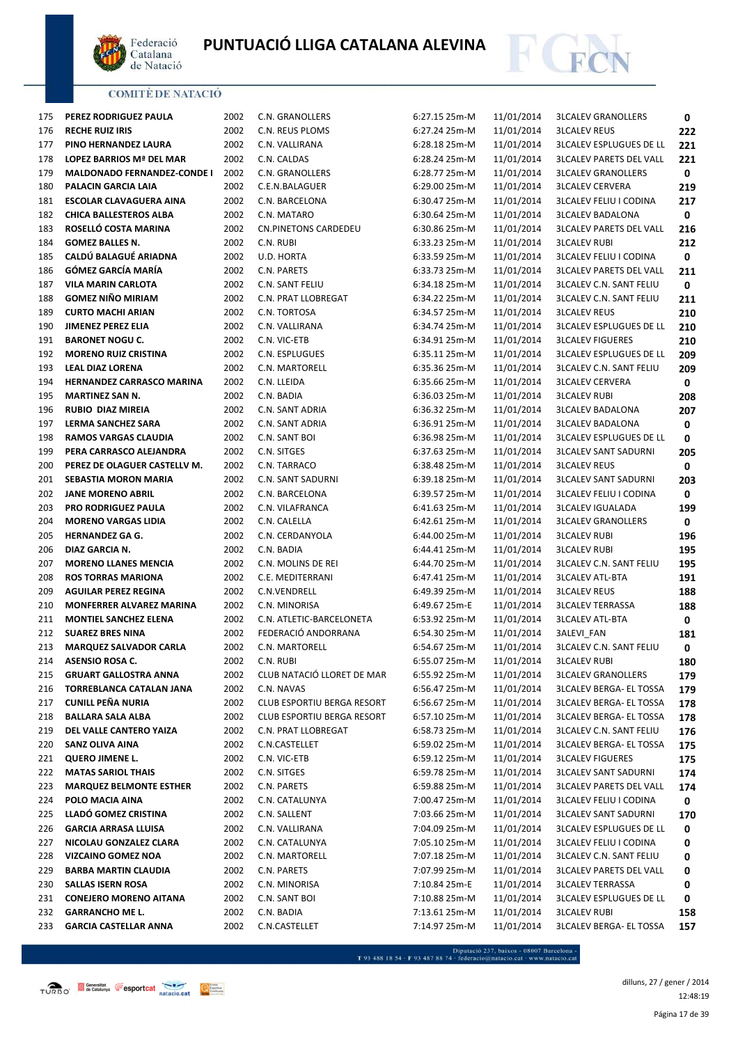# PUNTUACIÓ LLIGA CATALANA ALEVINA

COMITÈ DE NATACIÓ

| | | | | | | | |
|---|---|---|---|---|---|---|---|
| 175 | **PEREZ RODRIGUEZ PAULA** | 2002 | C.N. GRANOLLERS | 6:27.15 25m-M | 11/01/2014 | 3LCALEV GRANOLLERS | **0** |
| 176 | **RECHE RUIZ IRIS** | 2002 | C.N. REUS PLOMS | 6:27.24 25m-M | 11/01/2014 | 3LCALEV REUS | **222** |
| 177 | **PINO HERNANDEZ LAURA** | 2002 | C.N. VALLIRANA | 6:28.18 25m-M | 11/01/2014 | 3LCALEV ESPLUGUES DE LL | **221** |
| 178 | **LOPEZ BARRIOS Mª DEL MAR** | 2002 | C.N. CALDAS | 6:28.24 25m-M | 11/01/2014 | 3LCALEV PARETS DEL VALL | **221** |
| 179 | **MALDONADO FERNANDEZ-CONDE I** | 2002 | C.N. GRANOLLERS | 6:28.77 25m-M | 11/01/2014 | 3LCALEV GRANOLLERS | **0** |
| 180 | **PALACIN GARCIA LAIA** | 2002 | C.E.N.BALAGUER | 6:29.00 25m-M | 11/01/2014 | 3LCALEV CERVERA | **219** |
| 181 | **ESCOLAR CLAVAGUERA AINA** | 2002 | C.N. BARCELONA | 6:30.47 25m-M | 11/01/2014 | 3LCALEV FELIU I CODINA | **217** |
| 182 | **CHICA BALLESTEROS ALBA** | 2002 | C.N. MATARO | 6:30.64 25m-M | 11/01/2014 | 3LCALEV BADALONA | **0** |
| 183 | **ROSELLÓ COSTA MARINA** | 2002 | CN.PINETONS CARDEDEU | 6:30.86 25m-M | 11/01/2014 | 3LCALEV PARETS DEL VALL | **216** |
| 184 | **GOMEZ BALLES N.** | 2002 | C.N. RUBI | 6:33.23 25m-M | 11/01/2014 | 3LCALEV RUBI | **212** |
| 185 | **CALDÚ BALAGUÉ ARIADNA** | 2002 | U.D. HORTA | 6:33.59 25m-M | 11/01/2014 | 3LCALEV FELIU I CODINA | **0** |
| 186 | **GÓMEZ GARCÍA MARÍA** | 2002 | C.N. PARETS | 6:33.73 25m-M | 11/01/2014 | 3LCALEV PARETS DEL VALL | **211** |
| 187 | **VILA MARIN CARLOTA** | 2002 | C.N. SANT FELIU | 6:34.18 25m-M | 11/01/2014 | 3LCALEV C.N. SANT FELIU | **0** |
| 188 | **GOMEZ NIÑO MIRIAM** | 2002 | C.N. PRAT LLOBREGAT | 6:34.22 25m-M | 11/01/2014 | 3LCALEV C.N. SANT FELIU | **211** |
| 189 | **CURTO MACHI ARIAN** | 2002 | C.N. TORTOSA | 6:34.57 25m-M | 11/01/2014 | 3LCALEV REUS | **210** |
| 190 | **JIMENEZ PEREZ ELIA** | 2002 | C.N. VALLIRANA | 6:34.74 25m-M | 11/01/2014 | 3LCALEV ESPLUGUES DE LL | **210** |
| 191 | **BARONET NOGU C.** | 2002 | C.N. VIC-ETB | 6:34.91 25m-M | 11/01/2014 | 3LCALEV FIGUERES | **210** |
| 192 | **MORENO RUIZ CRISTINA** | 2002 | C.N. ESPLUGUES | 6:35.11 25m-M | 11/01/2014 | 3LCALEV ESPLUGUES DE LL | **209** |
| 193 | **LEAL DIAZ LORENA** | 2002 | C.N. MARTORELL | 6:35.36 25m-M | 11/01/2014 | 3LCALEV C.N. SANT FELIU | **209** |
| 194 | **HERNANDEZ CARRASCO MARINA** | 2002 | C.N. LLEIDA | 6:35.66 25m-M | 11/01/2014 | 3LCALEV CERVERA | **0** |
| 195 | **MARTINEZ SAN N.** | 2002 | C.N. BADIA | 6:36.03 25m-M | 11/01/2014 | 3LCALEV RUBI | **208** |
| 196 | **RUBIO DIAZ MIREIA** | 2002 | C.N. SANT ADRIA | 6:36.32 25m-M | 11/01/2014 | 3LCALEV BADALONA | **207** |
| 197 | **LERMA SANCHEZ SARA** | 2002 | C.N. SANT ADRIA | 6:36.91 25m-M | 11/01/2014 | 3LCALEV BADALONA | **0** |
| 198 | **RAMOS VARGAS CLAUDIA** | 2002 | C.N. SANT BOI | 6:36.98 25m-M | 11/01/2014 | 3LCALEV ESPLUGUES DE LL | **0** |
| 199 | **PERA CARRASCO ALEJANDRA** | 2002 | C.N. SITGES | 6:37.63 25m-M | 11/01/2014 | 3LCALEV SANT SADURNI | **205** |
| 200 | **PEREZ DE OLAGUER CASTELLV M.** | 2002 | C.N. TARRACO | 6:38.48 25m-M | 11/01/2014 | 3LCALEV REUS | **0** |
| 201 | **SEBASTIA MORON MARIA** | 2002 | C.N. SANT SADURNI | 6:39.18 25m-M | 11/01/2014 | 3LCALEV SANT SADURNI | **203** |
| 202 | **JANE MORENO ABRIL** | 2002 | C.N. BARCELONA | 6:39.57 25m-M | 11/01/2014 | 3LCALEV FELIU I CODINA | **0** |
| 203 | **PRO RODRIGUEZ PAULA** | 2002 | C.N. VILAFRANCA | 6:41.63 25m-M | 11/01/2014 | 3LCALEV IGUALADA | **199** |
| 204 | **MORENO VARGAS LIDIA** | 2002 | C.N. CALELLA | 6:42.61 25m-M | 11/01/2014 | 3LCALEV GRANOLLERS | **0** |
| 205 | **HERNANDEZ GA G.** | 2002 | C.N. CERDANYOLA | 6:44.00 25m-M | 11/01/2014 | 3LCALEV RUBI | **196** |
| 206 | **DIAZ GARCIA N.** | 2002 | C.N. BADIA | 6:44.41 25m-M | 11/01/2014 | 3LCALEV RUBI | **195** |
| 207 | **MORENO LLANES MENCIA** | 2002 | C.N. MOLINS DE REI | 6:44.70 25m-M | 11/01/2014 | 3LCALEV C.N. SANT FELIU | **195** |
| 208 | **ROS TORRAS MARIONA** | 2002 | C.E. MEDITERRANI | 6:47.41 25m-M | 11/01/2014 | 3LCALEV ATL-BTA | **191** |
| 209 | **AGUILAR PEREZ REGINA** | 2002 | C.N.VENDRELL | 6:49.39 25m-M | 11/01/2014 | 3LCALEV REUS | **188** |
| 210 | **MONFERRER ALVAREZ MARINA** | 2002 | C.N. MINORISA | 6:49.67 25m-E | 11/01/2014 | 3LCALEV TERRASSA | **188** |
| 211 | **MONTIEL SANCHEZ ELENA** | 2002 | C.N. ATLETIC-BARCELONETA | 6:53.92 25m-M | 11/01/2014 | 3LCALEV ATL-BTA | **0** |
| 212 | **SUAREZ BRES NINA** | 2002 | FEDERACIÓ ANDORRANA | 6:54.30 25m-M | 11/01/2014 | 3ALEVI_FAN | **181** |
| 213 | **MARQUEZ SALVADOR CARLA** | 2002 | C.N. MARTORELL | 6:54.67 25m-M | 11/01/2014 | 3LCALEV C.N. SANT FELIU | **0** |
| 214 | **ASENSIO ROSA C.** | 2002 | C.N. RUBI | 6:55.07 25m-M | 11/01/2014 | 3LCALEV RUBI | **180** |
| 215 | **GRUART GALLOSTRA ANNA** | 2002 | CLUB NATACIÓ LLORET DE MAR | 6:55.92 25m-M | 11/01/2014 | 3LCALEV GRANOLLERS | **179** |
| 216 | **TORREBLANCA CATALAN JANA** | 2002 | C.N. NAVAS | 6:56.47 25m-M | 11/01/2014 | 3LCALEV BERGA- EL TOSSA | **179** |
| 217 | **CUNILL PEÑA NURIA** | 2002 | CLUB ESPORTIU BERGA RESORT | 6:56.67 25m-M | 11/01/2014 | 3LCALEV BERGA- EL TOSSA | **178** |
| 218 | **BALLARA SALA ALBA** | 2002 | CLUB ESPORTIU BERGA RESORT | 6:57.10 25m-M | 11/01/2014 | 3LCALEV BERGA- EL TOSSA | **178** |
| 219 | **DEL VALLE CANTERO YAIZA** | 2002 | C.N. PRAT LLOBREGAT | 6:58.73 25m-M | 11/01/2014 | 3LCALEV C.N. SANT FELIU | **176** |
| 220 | **SANZ OLIVA AINA** | 2002 | C.N.CASTELLET | 6:59.02 25m-M | 11/01/2014 | 3LCALEV BERGA- EL TOSSA | **175** |
| 221 | **QUERO JIMENE L.** | 2002 | C.N. VIC-ETB | 6:59.12 25m-M | 11/01/2014 | 3LCALEV FIGUERES | **175** |
| 222 | **MATAS SARIOL THAIS** | 2002 | C.N. SITGES | 6:59.78 25m-M | 11/01/2014 | 3LCALEV SANT SADURNI | **174** |
| 223 | **MARQUEZ BELMONTE ESTHER** | 2002 | C.N. PARETS | 6:59.88 25m-M | 11/01/2014 | 3LCALEV PARETS DEL VALL | **174** |
| 224 | **POLO MACIA AINA** | 2002 | C.N. CATALUNYA | 7:00.47 25m-M | 11/01/2014 | 3LCALEV FELIU I CODINA | **0** |
| 225 | **LLADÓ GOMEZ CRISTINA** | 2002 | C.N. SALLENT | 7:03.66 25m-M | 11/01/2014 | 3LCALEV SANT SADURNI | **170** |
| 226 | **GARCIA ARRASA LLUISA** | 2002 | C.N. VALLIRANA | 7:04.09 25m-M | 11/01/2014 | 3LCALEV ESPLUGUES DE LL | **0** |
| 227 | **NICOLAU GONZALEZ CLARA** | 2002 | C.N. CATALUNYA | 7:05.10 25m-M | 11/01/2014 | 3LCALEV FELIU I CODINA | **0** |
| 228 | **VIZCAINO GOMEZ NOA** | 2002 | C.N. MARTORELL | 7:07.18 25m-M | 11/01/2014 | 3LCALEV C.N. SANT FELIU | **0** |
| 229 | **BARBA MARTIN CLAUDIA** | 2002 | C.N. PARETS | 7:07.99 25m-M | 11/01/2014 | 3LCALEV PARETS DEL VALL | **0** |
| 230 | **SALLAS ISERN ROSA** | 2002 | C.N. MINORISA | 7:10.84 25m-E | 11/01/2014 | 3LCALEV TERRASSA | **0** |
| 231 | **CONEJERO MORENO AITANA** | 2002 | C.N. SANT BOI | 7:10.88 25m-M | 11/01/2014 | 3LCALEV ESPLUGUES DE LL | **0** |
| 232 | **GARRANCHO ME L.** | 2002 | C.N. BADIA | 7:13.61 25m-M | 11/01/2014 | 3LCALEV RUBI | **158** |
| 233 | **GARCIA CASTELLAR ANNA** | 2002 | C.N.CASTELLET | 7:14.97 25m-M | 11/01/2014 | 3LCALEV BERGA- EL TOSSA | **157** |

Diputació 237, baixos - 08007 Barcelona -
T 93 488 18 54 · F 93 487 88 74 · federacio@natacio.cat · www.natacio.cat

dilluns, 27 / gener / 2014
12:48:19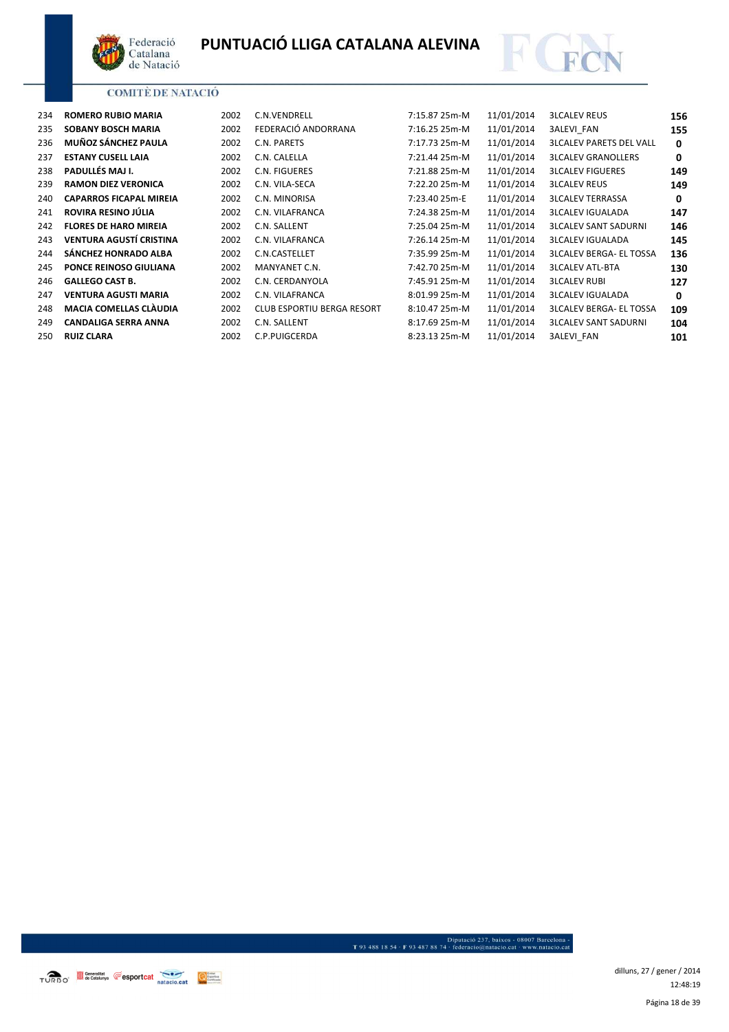# PUNTUACIÓ LLIGA CATALANA ALEVINA

COMITÈ DE NATACIÓ

| | | | | | | | |
|---|---|---|---|---|---|---|---|
| 234 | **ROMERO RUBIO MARIA** | 2002 | C.N.VENDRELL | 7:15.87 25m-M | 11/01/2014 | 3LCALEV REUS | **156** |
| 235 | **SOBANY BOSCH MARIA** | 2002 | FEDERACIÓ ANDORRANA | 7:16.25 25m-M | 11/01/2014 | 3ALEVI_FAN | **155** |
| 236 | **MUÑOZ SÁNCHEZ PAULA** | 2002 | C.N. PARETS | 7:17.73 25m-M | 11/01/2014 | 3LCALEV PARETS DEL VALL | **0** |
| 237 | **ESTANY CUSELL LAIA** | 2002 | C.N. CALELLA | 7:21.44 25m-M | 11/01/2014 | 3LCALEV GRANOLLERS | **0** |
| 238 | **PADULLÉS MAJ I.** | 2002 | C.N. FIGUERES | 7:21.88 25m-M | 11/01/2014 | 3LCALEV FIGUERES | **149** |
| 239 | **RAMON DIEZ VERONICA** | 2002 | C.N. VILA-SECA | 7:22.20 25m-M | 11/01/2014 | 3LCALEV REUS | **149** |
| 240 | **CAPARROS FICAPAL MIREIA** | 2002 | C.N. MINORISA | 7:23.40 25m-E | 11/01/2014 | 3LCALEV TERRASSA | **0** |
| 241 | **ROVIRA RESINO JÚLIA** | 2002 | C.N. VILAFRANCA | 7:24.38 25m-M | 11/01/2014 | 3LCALEV IGUALADA | **147** |
| 242 | **FLORES DE HARO MIREIA** | 2002 | C.N. SALLENT | 7:25.04 25m-M | 11/01/2014 | 3LCALEV SANT SADURNI | **146** |
| 243 | **VENTURA AGUSTÍ CRISTINA** | 2002 | C.N. VILAFRANCA | 7:26.14 25m-M | 11/01/2014 | 3LCALEV IGUALADA | **145** |
| 244 | **SÁNCHEZ HONRADO ALBA** | 2002 | C.N.CASTELLET | 7:35.99 25m-M | 11/01/2014 | 3LCALEV BERGA- EL TOSSA | **136** |
| 245 | **PONCE REINOSO GIULIANA** | 2002 | MANYANET C.N. | 7:42.70 25m-M | 11/01/2014 | 3LCALEV ATL-BTA | **130** |
| 246 | **GALLEGO CAST B.** | 2002 | C.N. CERDANYOLA | 7:45.91 25m-M | 11/01/2014 | 3LCALEV RUBI | **127** |
| 247 | **VENTURA AGUSTI MARIA** | 2002 | C.N. VILAFRANCA | 8:01.99 25m-M | 11/01/2014 | 3LCALEV IGUALADA | **0** |
| 248 | **MACIA COMELLAS CLÀUDIA** | 2002 | CLUB ESPORTIU BERGA RESORT | 8:10.47 25m-M | 11/01/2014 | 3LCALEV BERGA- EL TOSSA | **109** |
| 249 | **CANDALIGA SERRA ANNA** | 2002 | C.N. SALLENT | 8:17.69 25m-M | 11/01/2014 | 3LCALEV SANT SADURNI | **104** |
| 250 | **RUIZ CLARA** | 2002 | C.P.PUIGCERDA | 8:23.13 25m-M | 11/01/2014 | 3ALEVI_FAN | **101** |

Diputació 237, baixos - 08007 Barcelona - T 93 488 18 54 · F 93 487 88 74 · federacio@natacio.cat · www.natacio.cat

dilluns, 27 / gener / 2014
12:48:19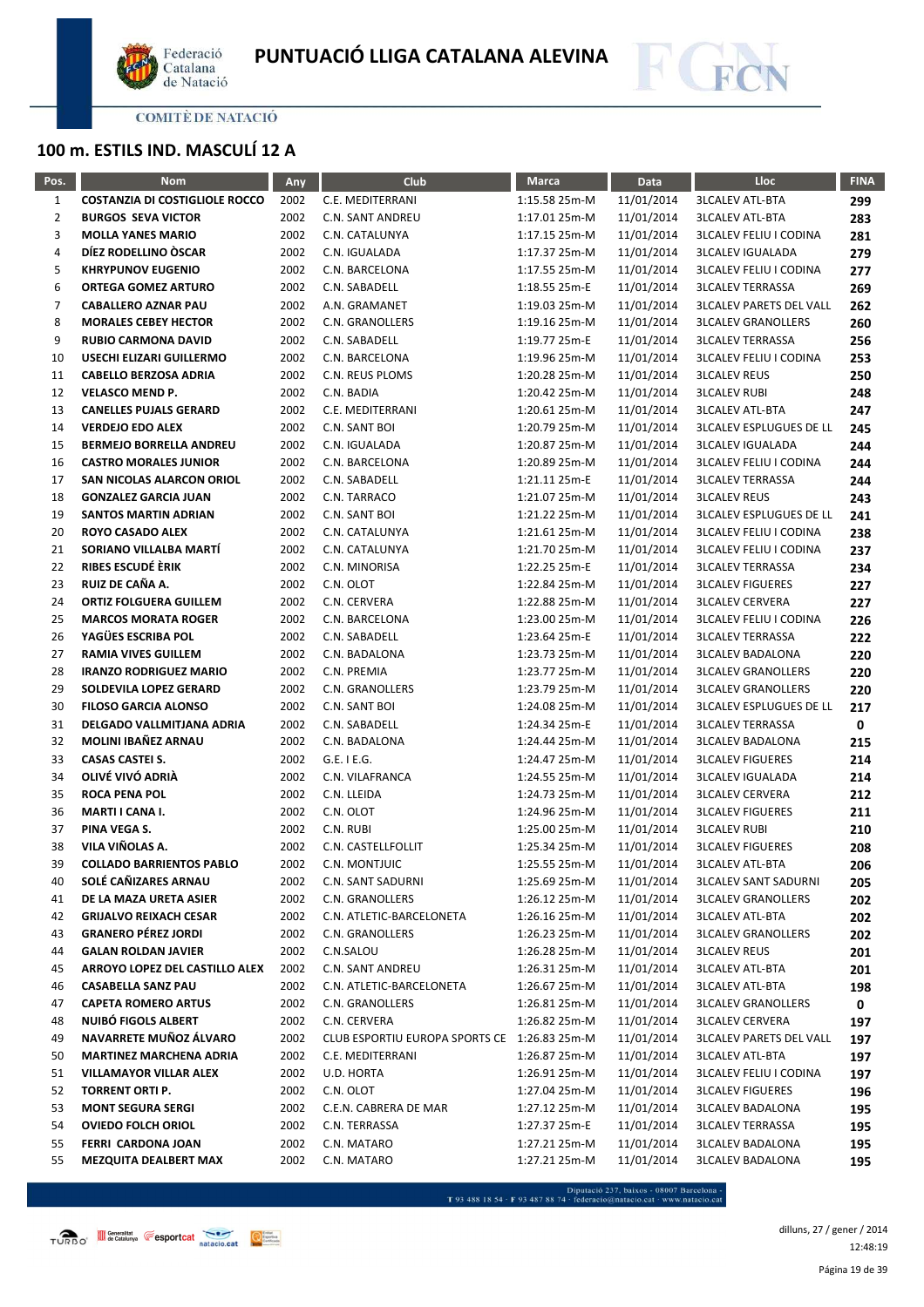# PUNTUACIÓ LLIGA CATALANA ALEVINA

COMITÈ DE NATACIÓ

## 100 m. ESTILS IND. MASCULÍ 12 A

| Pos. | Nom | Any | Club | Marca | Data | Lloc | FINA |
|---|---|---|---|---|---|---|---|
| 1 | **COSTANZIA DI COSTIGLIOLE ROCCO** | 2002 | C.E. MEDITERRANI | 1:15.58 25m-M | 11/01/2014 | 3LCALEV ATL-BTA | **299** |
| 2 | **BURGOS SEVA VICTOR** | 2002 | C.N. SANT ANDREU | 1:17.01 25m-M | 11/01/2014 | 3LCALEV ATL-BTA | **283** |
| 3 | **MOLLA YANES MARIO** | 2002 | C.N. CATALUNYA | 1:17.15 25m-M | 11/01/2014 | 3LCALEV FELIU I CODINA | **281** |
| 4 | **DÍEZ RODELLINO ÒSCAR** | 2002 | C.N. IGUALADA | 1:17.37 25m-M | 11/01/2014 | 3LCALEV IGUALADA | **279** |
| 5 | **KHRYPUNOV EUGENIO** | 2002 | C.N. BARCELONA | 1:17.55 25m-M | 11/01/2014 | 3LCALEV FELIU I CODINA | **277** |
| 6 | **ORTEGA GOMEZ ARTURO** | 2002 | C.N. SABADELL | 1:18.55 25m-E | 11/01/2014 | 3LCALEV TERRASSA | **269** |
| 7 | **CABALLERO AZNAR PAU** | 2002 | A.N. GRAMANET | 1:19.03 25m-M | 11/01/2014 | 3LCALEV PARETS DEL VALL | **262** |
| 8 | **MORALES CEBEY HECTOR** | 2002 | C.N. GRANOLLERS | 1:19.16 25m-M | 11/01/2014 | 3LCALEV GRANOLLERS | **260** |
| 9 | **RUBIO CARMONA DAVID** | 2002 | C.N. SABADELL | 1:19.77 25m-E | 11/01/2014 | 3LCALEV TERRASSA | **256** |
| 10 | **USECHI ELIZARI GUILLERMO** | 2002 | C.N. BARCELONA | 1:19.96 25m-M | 11/01/2014 | 3LCALEV FELIU I CODINA | **253** |
| 11 | **CABELLO BERZOSA ADRIA** | 2002 | C.N. REUS PLOMS | 1:20.28 25m-M | 11/01/2014 | 3LCALEV REUS | **250** |
| 12 | **VELASCO MEND P.** | 2002 | C.N. BADIA | 1:20.42 25m-M | 11/01/2014 | 3LCALEV RUBI | **248** |
| 13 | **CANELLES PUJALS GERARD** | 2002 | C.E. MEDITERRANI | 1:20.61 25m-M | 11/01/2014 | 3LCALEV ATL-BTA | **247** |
| 14 | **VERDEJO EDO ALEX** | 2002 | C.N. SANT BOI | 1:20.79 25m-M | 11/01/2014 | 3LCALEV ESPLUGUES DE LL | **245** |
| 15 | **BERMEJO BORRELLA ANDREU** | 2002 | C.N. IGUALADA | 1:20.87 25m-M | 11/01/2014 | 3LCALEV IGUALADA | **244** |
| 16 | **CASTRO MORALES JUNIOR** | 2002 | C.N. BARCELONA | 1:20.89 25m-M | 11/01/2014 | 3LCALEV FELIU I CODINA | **244** |
| 17 | **SAN NICOLAS ALARCON ORIOL** | 2002 | C.N. SABADELL | 1:21.11 25m-E | 11/01/2014 | 3LCALEV TERRASSA | **244** |
| 18 | **GONZALEZ GARCIA JUAN** | 2002 | C.N. TARRACO | 1:21.07 25m-M | 11/01/2014 | 3LCALEV REUS | **243** |
| 19 | **SANTOS MARTIN ADRIAN** | 2002 | C.N. SANT BOI | 1:21.22 25m-M | 11/01/2014 | 3LCALEV ESPLUGUES DE LL | **241** |
| 20 | **ROYO CASADO ALEX** | 2002 | C.N. CATALUNYA | 1:21.61 25m-M | 11/01/2014 | 3LCALEV FELIU I CODINA | **238** |
| 21 | **SORIANO VILLALBA MARTÍ** | 2002 | C.N. CATALUNYA | 1:21.70 25m-M | 11/01/2014 | 3LCALEV FELIU I CODINA | **237** |
| 22 | **RIBES ESCUDÉ ÈRIK** | 2002 | C.N. MINORISA | 1:22.25 25m-E | 11/01/2014 | 3LCALEV TERRASSA | **234** |
| 23 | **RUIZ DE CAÑA A.** | 2002 | C.N. OLOT | 1:22.84 25m-M | 11/01/2014 | 3LCALEV FIGUERES | **227** |
| 24 | **ORTIZ FOLGUERA GUILLEM** | 2002 | C.N. CERVERA | 1:22.88 25m-M | 11/01/2014 | 3LCALEV CERVERA | **227** |
| 25 | **MARCOS MORATA ROGER** | 2002 | C.N. BARCELONA | 1:23.00 25m-M | 11/01/2014 | 3LCALEV FELIU I CODINA | **226** |
| 26 | **YAGÜES ESCRIBA POL** | 2002 | C.N. SABADELL | 1:23.64 25m-E | 11/01/2014 | 3LCALEV TERRASSA | **222** |
| 27 | **RAMIA VIVES GUILLEM** | 2002 | C.N. BADALONA | 1:23.73 25m-M | 11/01/2014 | 3LCALEV BADALONA | **220** |
| 28 | **IRANZO RODRIGUEZ MARIO** | 2002 | C.N. PREMIA | 1:23.77 25m-M | 11/01/2014 | 3LCALEV GRANOLLERS | **220** |
| 29 | **SOLDEVILA LOPEZ GERARD** | 2002 | C.N. GRANOLLERS | 1:23.79 25m-M | 11/01/2014 | 3LCALEV GRANOLLERS | **220** |
| 30 | **FILOSO GARCIA ALONSO** | 2002 | C.N. SANT BOI | 1:24.08 25m-M | 11/01/2014 | 3LCALEV ESPLUGUES DE LL | **217** |
| 31 | **DELGADO VALLMITJANA ADRIA** | 2002 | C.N. SABADELL | 1:24.34 25m-E | 11/01/2014 | 3LCALEV TERRASSA | **0** |
| 32 | **MOLINI IBAÑEZ ARNAU** | 2002 | C.N. BADALONA | 1:24.44 25m-M | 11/01/2014 | 3LCALEV BADALONA | **215** |
| 33 | **CASAS CASTEI S.** | 2002 | G.E. I E.G. | 1:24.47 25m-M | 11/01/2014 | 3LCALEV FIGUERES | **214** |
| 34 | **OLIVÉ VIVÓ ADRIÀ** | 2002 | C.N. VILAFRANCA | 1:24.55 25m-M | 11/01/2014 | 3LCALEV IGUALADA | **214** |
| 35 | **ROCA PENA POL** | 2002 | C.N. LLEIDA | 1:24.73 25m-M | 11/01/2014 | 3LCALEV CERVERA | **212** |
| 36 | **MARTI I CANA I.** | 2002 | C.N. OLOT | 1:24.96 25m-M | 11/01/2014 | 3LCALEV FIGUERES | **211** |
| 37 | **PINA VEGA S.** | 2002 | C.N. RUBI | 1:25.00 25m-M | 11/01/2014 | 3LCALEV RUBI | **210** |
| 38 | **VILA VIÑOLAS A.** | 2002 | C.N. CASTELLFOLLIT | 1:25.34 25m-M | 11/01/2014 | 3LCALEV FIGUERES | **208** |
| 39 | **COLLADO BARRIENTOS PABLO** | 2002 | C.N. MONTJUIC | 1:25.55 25m-M | 11/01/2014 | 3LCALEV ATL-BTA | **206** |
| 40 | **SOLÉ CAÑIZARES ARNAU** | 2002 | C.N. SANT SADURNI | 1:25.69 25m-M | 11/01/2014 | 3LCALEV SANT SADURNI | **205** |
| 41 | **DE LA MAZA URETA ASIER** | 2002 | C.N. GRANOLLERS | 1:26.12 25m-M | 11/01/2014 | 3LCALEV GRANOLLERS | **202** |
| 42 | **GRIJALVO REIXACH CESAR** | 2002 | C.N. ATLETIC-BARCELONETA | 1:26.16 25m-M | 11/01/2014 | 3LCALEV ATL-BTA | **202** |
| 43 | **GRANERO PÉREZ JORDI** | 2002 | C.N. GRANOLLERS | 1:26.23 25m-M | 11/01/2014 | 3LCALEV GRANOLLERS | **202** |
| 44 | **GALAN ROLDAN JAVIER** | 2002 | C.N.SALOU | 1:26.28 25m-M | 11/01/2014 | 3LCALEV REUS | **201** |
| 45 | **ARROYO LOPEZ DEL CASTILLO ALEX** | 2002 | C.N. SANT ANDREU | 1:26.31 25m-M | 11/01/2014 | 3LCALEV ATL-BTA | **201** |
| 46 | **CASABELLA SANZ PAU** | 2002 | C.N. ATLETIC-BARCELONETA | 1:26.67 25m-M | 11/01/2014 | 3LCALEV ATL-BTA | **198** |
| 47 | **CAPETA ROMERO ARTUS** | 2002 | C.N. GRANOLLERS | 1:26.81 25m-M | 11/01/2014 | 3LCALEV GRANOLLERS | **0** |
| 48 | **NUIBÓ FIGOLS ALBERT** | 2002 | C.N. CERVERA | 1:26.82 25m-M | 11/01/2014 | 3LCALEV CERVERA | **197** |
| 49 | **NAVARRETE MUÑOZ ÁLVARO** | 2002 | CLUB ESPORTIU EUROPA SPORTS CE | 1:26.83 25m-M | 11/01/2014 | 3LCALEV PARETS DEL VALL | **197** |
| 50 | **MARTINEZ MARCHENA ADRIA** | 2002 | C.E. MEDITERRANI | 1:26.87 25m-M | 11/01/2014 | 3LCALEV ATL-BTA | **197** |
| 51 | **VILLAMAYOR VILLAR ALEX** | 2002 | U.D. HORTA | 1:26.91 25m-M | 11/01/2014 | 3LCALEV FELIU I CODINA | **197** |
| 52 | **TORRENT ORTI P.** | 2002 | C.N. OLOT | 1:27.04 25m-M | 11/01/2014 | 3LCALEV FIGUERES | **196** |
| 53 | **MONT SEGURA SERGI** | 2002 | C.E.N. CABRERA DE MAR | 1:27.12 25m-M | 11/01/2014 | 3LCALEV BADALONA | **195** |
| 54 | **OVIEDO FOLCH ORIOL** | 2002 | C.N. TERRASSA | 1:27.37 25m-E | 11/01/2014 | 3LCALEV TERRASSA | **195** |
| 55 | **FERRI CARDONA JOAN** | 2002 | C.N. MATARO | 1:27.21 25m-M | 11/01/2014 | 3LCALEV BADALONA | **195** |
| 55 | **MEZQUITA DEALBERT MAX** | 2002 | C.N. MATARO | 1:27.21 25m-M | 11/01/2014 | 3LCALEV BADALONA | **195** |

Diputació 237, baixos - 08007 Barcelona - T 93 488 18 54 · F 93 487 88 74 · federacio@natacio.cat · www.natacio.cat

dilluns, 27 / gener / 2014
12:48:19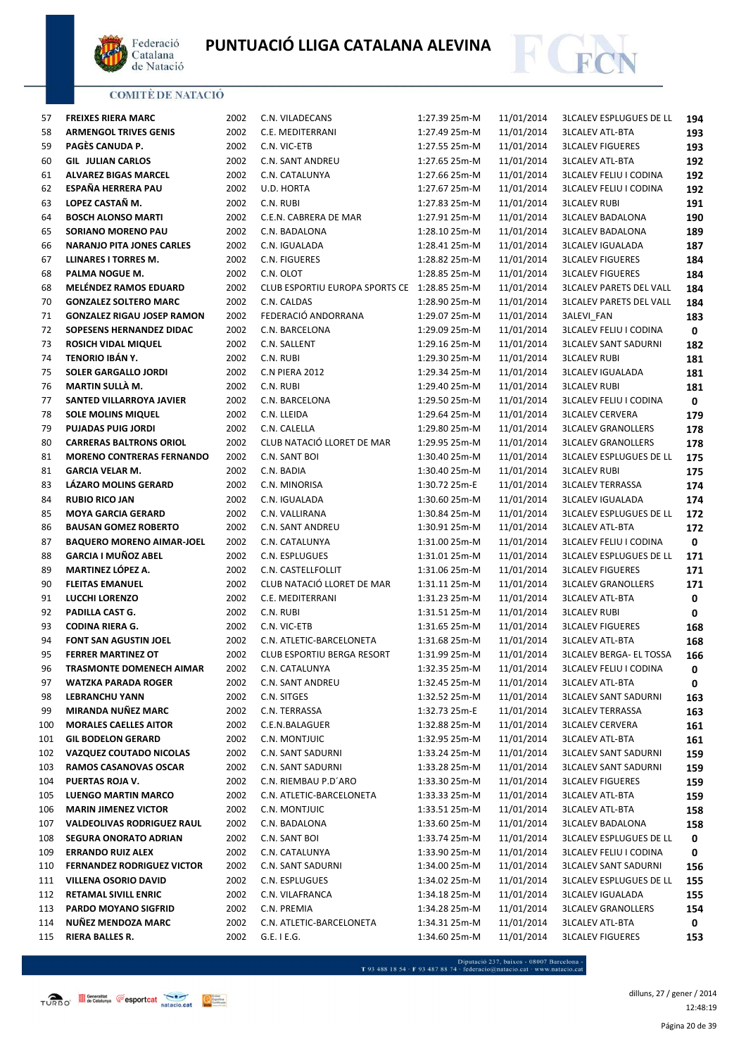# PUNTUACIÓ LLIGA CATALANA ALEVINA

COMITÈ DE NATACIÓ

| | | | | | | | |
|---|---|---|---|---|---|---|---|
| 57 | **FREIXES RIERA MARC** | 2002 | C.N. VILADECANS | 1:27.39 25m-M | 11/01/2014 | 3LCALEV ESPLUGUES DE LL | **194** |
| 58 | **ARMENGOL TRIVES GENIS** | 2002 | C.E. MEDITERRANI | 1:27.49 25m-M | 11/01/2014 | 3LCALEV ATL-BTA | **193** |
| 59 | **PAGÈS CANUDA P.** | 2002 | C.N. VIC-ETB | 1:27.55 25m-M | 11/01/2014 | 3LCALEV FIGUERES | **193** |
| 60 | **GIL JULIAN CARLOS** | 2002 | C.N. SANT ANDREU | 1:27.65 25m-M | 11/01/2014 | 3LCALEV ATL-BTA | **192** |
| 61 | **ALVAREZ BIGAS MARCEL** | 2002 | C.N. CATALUNYA | 1:27.66 25m-M | 11/01/2014 | 3LCALEV FELIU I CODINA | **192** |
| 62 | **ESPAÑA HERRERA PAU** | 2002 | U.D. HORTA | 1:27.67 25m-M | 11/01/2014 | 3LCALEV FELIU I CODINA | **192** |
| 63 | **LOPEZ CASTAÑ M.** | 2002 | C.N. RUBI | 1:27.83 25m-M | 11/01/2014 | 3LCALEV RUBI | **191** |
| 64 | **BOSCH ALONSO MARTI** | 2002 | C.E.N. CABRERA DE MAR | 1:27.91 25m-M | 11/01/2014 | 3LCALEV BADALONA | **190** |
| 65 | **SORIANO MORENO PAU** | 2002 | C.N. BADALONA | 1:28.10 25m-M | 11/01/2014 | 3LCALEV BADALONA | **189** |
| 66 | **NARANJO PITA JONES CARLES** | 2002 | C.N. IGUALADA | 1:28.41 25m-M | 11/01/2014 | 3LCALEV IGUALADA | **187** |
| 67 | **LLINARES I TORRES M.** | 2002 | C.N. FIGUERES | 1:28.82 25m-M | 11/01/2014 | 3LCALEV FIGUERES | **184** |
| 68 | **PALMA NOGUE M.** | 2002 | C.N. OLOT | 1:28.85 25m-M | 11/01/2014 | 3LCALEV FIGUERES | **184** |
| 68 | **MELÉNDEZ RAMOS EDUARD** | 2002 | CLUB ESPORTIU EUROPA SPORTS CE | 1:28.85 25m-M | 11/01/2014 | 3LCALEV PARETS DEL VALL | **184** |
| 70 | **GONZALEZ SOLTERO MARC** | 2002 | C.N. CALDAS | 1:28.90 25m-M | 11/01/2014 | 3LCALEV PARETS DEL VALL | **184** |
| 71 | **GONZALEZ RIGAU JOSEP RAMON** | 2002 | FEDERACIÓ ANDORRANA | 1:29.07 25m-M | 11/01/2014 | 3ALEVI_FAN | **183** |
| 72 | **SOPESENS HERNANDEZ DIDAC** | 2002 | C.N. BARCELONA | 1:29.09 25m-M | 11/01/2014 | 3LCALEV FELIU I CODINA | **0** |
| 73 | **ROSICH VIDAL MIQUEL** | 2002 | C.N. SALLENT | 1:29.16 25m-M | 11/01/2014 | 3LCALEV SANT SADURNI | **182** |
| 74 | **TENORIO IBÁÑ Y.** | 2002 | C.N. RUBI | 1:29.30 25m-M | 11/01/2014 | 3LCALEV RUBI | **181** |
| 75 | **SOLER GARGALLO JORDI** | 2002 | C.N PIERA 2012 | 1:29.34 25m-M | 11/01/2014 | 3LCALEV IGUALADA | **181** |
| 76 | **MARTIN SULLÀ M.** | 2002 | C.N. RUBI | 1:29.40 25m-M | 11/01/2014 | 3LCALEV RUBI | **181** |
| 77 | **SANTED VILLARROYA JAVIER** | 2002 | C.N. BARCELONA | 1:29.50 25m-M | 11/01/2014 | 3LCALEV FELIU I CODINA | **0** |
| 78 | **SOLE MOLINS MIQUEL** | 2002 | C.N. LLEIDA | 1:29.64 25m-M | 11/01/2014 | 3LCALEV CERVERA | **179** |
| 79 | **PUJADAS PUIG JORDI** | 2002 | C.N. CALELLA | 1:29.80 25m-M | 11/01/2014 | 3LCALEV GRANOLLERS | **178** |
| 80 | **CARRERAS BALTRONS ORIOL** | 2002 | CLUB NATACIÓ LLORET DE MAR | 1:29.95 25m-M | 11/01/2014 | 3LCALEV GRANOLLERS | **178** |
| 81 | **MORENO CONTRERAS FERNANDO** | 2002 | C.N. SANT BOI | 1:30.40 25m-M | 11/01/2014 | 3LCALEV ESPLUGUES DE LL | **175** |
| 81 | **GARCIA VELAR M.** | 2002 | C.N. BADIA | 1:30.40 25m-M | 11/01/2014 | 3LCALEV RUBI | **175** |
| 83 | **LÁZARO MOLINS GERARD** | 2002 | C.N. MINORISA | 1:30.72 25m-E | 11/01/2014 | 3LCALEV TERRASSA | **174** |
| 84 | **RUBIO RICO JAN** | 2002 | C.N. IGUALADA | 1:30.60 25m-M | 11/01/2014 | 3LCALEV IGUALADA | **174** |
| 85 | **MOYA GARCIA GERARD** | 2002 | C.N. VALLIRANA | 1:30.84 25m-M | 11/01/2014 | 3LCALEV ESPLUGUES DE LL | **172** |
| 86 | **BAUSAN GOMEZ ROBERTO** | 2002 | C.N. SANT ANDREU | 1:30.91 25m-M | 11/01/2014 | 3LCALEV ATL-BTA | **172** |
| 87 | **BAQUERO MORENO AIMAR-JOEL** | 2002 | C.N. CATALUNYA | 1:31.00 25m-M | 11/01/2014 | 3LCALEV FELIU I CODINA | **0** |
| 88 | **GARCIA I MUÑOZ ABEL** | 2002 | C.N. ESPLUGUES | 1:31.01 25m-M | 11/01/2014 | 3LCALEV ESPLUGUES DE LL | **171** |
| 89 | **MARTINEZ LÓPEZ A.** | 2002 | C.N. CASTELLFOLLIT | 1:31.06 25m-M | 11/01/2014 | 3LCALEV FIGUERES | **171** |
| 90 | **FLEITAS EMANUEL** | 2002 | CLUB NATACIÓ LLORET DE MAR | 1:31.11 25m-M | 11/01/2014 | 3LCALEV GRANOLLERS | **171** |
| 91 | **LUCCHI LORENZO** | 2002 | C.E. MEDITERRANI | 1:31.23 25m-M | 11/01/2014 | 3LCALEV ATL-BTA | **0** |
| 92 | **PADILLA CAST G.** | 2002 | C.N. RUBI | 1:31.51 25m-M | 11/01/2014 | 3LCALEV RUBI | **0** |
| 93 | **CODINA RIERA G.** | 2002 | C.N. VIC-ETB | 1:31.65 25m-M | 11/01/2014 | 3LCALEV FIGUERES | **168** |
| 94 | **FONT SAN AGUSTIN JOEL** | 2002 | C.N. ATLETIC-BARCELONETA | 1:31.68 25m-M | 11/01/2014 | 3LCALEV ATL-BTA | **168** |
| 95 | **FERRER MARTINEZ OT** | 2002 | CLUB ESPORTIU BERGA RESORT | 1:31.99 25m-M | 11/01/2014 | 3LCALEV BERGA- EL TOSSA | **166** |
| 96 | **TRASMONTE DOMENECH AIMAR** | 2002 | C.N. CATALUNYA | 1:32.35 25m-M | 11/01/2014 | 3LCALEV FELIU I CODINA | **0** |
| 97 | **WATZKA PARADA ROGER** | 2002 | C.N. SANT ANDREU | 1:32.45 25m-M | 11/01/2014 | 3LCALEV ATL-BTA | **0** |
| 98 | **LEBRANCHU YANN** | 2002 | C.N. SITGES | 1:32.52 25m-M | 11/01/2014 | 3LCALEV SANT SADURNI | **163** |
| 99 | **MIRANDA NUÑEZ MARC** | 2002 | C.N. TERRASSA | 1:32.73 25m-E | 11/01/2014 | 3LCALEV TERRASSA | **163** |
| 100 | **MORALES CAELLES AITOR** | 2002 | C.E.N.BALAGUER | 1:32.88 25m-M | 11/01/2014 | 3LCALEV CERVERA | **161** |
| 101 | **GIL BODELON GERARD** | 2002 | C.N. MONTJUIC | 1:32.95 25m-M | 11/01/2014 | 3LCALEV ATL-BTA | **161** |
| 102 | **VAZQUEZ COUTADO NICOLAS** | 2002 | C.N. SANT SADURNI | 1:33.24 25m-M | 11/01/2014 | 3LCALEV SANT SADURNI | **159** |
| 103 | **RAMOS CASANOVAS OSCAR** | 2002 | C.N. SANT SADURNI | 1:33.28 25m-M | 11/01/2014 | 3LCALEV SANT SADURNI | **159** |
| 104 | **PUERTAS ROJA V.** | 2002 | C.N. RIEMBAU P.D´ARO | 1:33.30 25m-M | 11/01/2014 | 3LCALEV FIGUERES | **159** |
| 105 | **LUENGO MARTIN MARCO** | 2002 | C.N. ATLETIC-BARCELONETA | 1:33.33 25m-M | 11/01/2014 | 3LCALEV ATL-BTA | **159** |
| 106 | **MARIN JIMENEZ VICTOR** | 2002 | C.N. MONTJUIC | 1:33.51 25m-M | 11/01/2014 | 3LCALEV ATL-BTA | **158** |
| 107 | **VALDEOLIVAS RODRIGUEZ RAUL** | 2002 | C.N. BADALONA | 1:33.60 25m-M | 11/01/2014 | 3LCALEV BADALONA | **158** |
| 108 | **SEGURA ONORATO ADRIAN** | 2002 | C.N. SANT BOI | 1:33.74 25m-M | 11/01/2014 | 3LCALEV ESPLUGUES DE LL | **0** |
| 109 | **ERRANDO RUIZ ALEX** | 2002 | C.N. CATALUNYA | 1:33.90 25m-M | 11/01/2014 | 3LCALEV FELIU I CODINA | **0** |
| 110 | **FERNANDEZ RODRIGUEZ VICTOR** | 2002 | C.N. SANT SADURNI | 1:34.00 25m-M | 11/01/2014 | 3LCALEV SANT SADURNI | **156** |
| 111 | **VILLENA OSORIO DAVID** | 2002 | C.N. ESPLUGUES | 1:34.02 25m-M | 11/01/2014 | 3LCALEV ESPLUGUES DE LL | **155** |
| 112 | **RETAMAL SIVILL ENRIC** | 2002 | C.N. VILAFRANCA | 1:34.18 25m-M | 11/01/2014 | 3LCALEV IGUALADA | **155** |
| 113 | **PARDO MOYANO SIGFRID** | 2002 | C.N. PREMIA | 1:34.28 25m-M | 11/01/2014 | 3LCALEV GRANOLLERS | **154** |
| 114 | **NUÑEZ MENDOZA MARC** | 2002 | C.N. ATLETIC-BARCELONETA | 1:34.31 25m-M | 11/01/2014 | 3LCALEV ATL-BTA | **0** |
| 115 | **RIERA BALLES R.** | 2002 | G.E. I E.G. | 1:34.60 25m-M | 11/01/2014 | 3LCALEV FIGUERES | **153** |

Diputació 237, baixos - 08007 Barcelona - T 93 488 18 54 · F 93 487 88 74 · federacio@natacio.cat · www.natacio.cat

dilluns, 27 / gener / 2014
12:48:19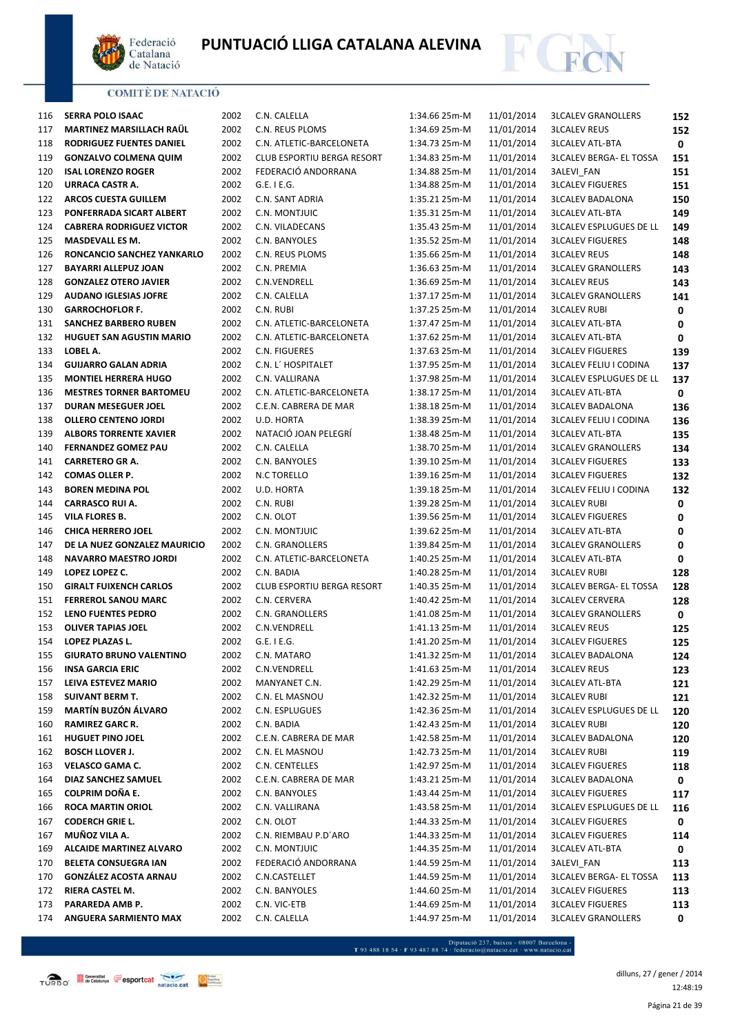# PUNTUACIÓ LLIGA CATALANA ALEVINA

COMITÈ DE NATACIÓ

| | | | | | | | |
|---|---|---|---|---|---|---|---|
| 116 | **SERRA POLO ISAAC** | 2002 | C.N. CALELLA | 1:34.66 25m-M | 11/01/2014 | 3LCALEV GRANOLLERS | **152** |
| 117 | **MARTINEZ MARSILLACH RAÜL** | 2002 | C.N. REUS PLOMS | 1:34.69 25m-M | 11/01/2014 | 3LCALEV REUS | **152** |
| 118 | **RODRIGUEZ FUENTES DANIEL** | 2002 | C.N. ATLETIC-BARCELONETA | 1:34.73 25m-M | 11/01/2014 | 3LCALEV ATL-BTA | **0** |
| 119 | **GONZALVO COLMENA QUIM** | 2002 | CLUB ESPORTIU BERGA RESORT | 1:34.83 25m-M | 11/01/2014 | 3LCALEV BERGA- EL TOSSA | **151** |
| 120 | **ISAL LORENZO ROGER** | 2002 | FEDERACIÓ ANDORRANA | 1:34.88 25m-M | 11/01/2014 | 3ALEVI_FAN | **151** |
| 120 | **URRACA CASTR A.** | 2002 | G.E. I E.G. | 1:34.88 25m-M | 11/01/2014 | 3LCALEV FIGUERES | **151** |
| 122 | **ARCOS CUESTA GUILLEM** | 2002 | C.N. SANT ADRIA | 1:35.21 25m-M | 11/01/2014 | 3LCALEV BADALONA | **150** |
| 123 | **PONFERRADA SICART ALBERT** | 2002 | C.N. MONTJUIC | 1:35.31 25m-M | 11/01/2014 | 3LCALEV ATL-BTA | **149** |
| 124 | **CABRERA RODRIGUEZ VICTOR** | 2002 | C.N. VILADECANS | 1:35.43 25m-M | 11/01/2014 | 3LCALEV ESPLUGUES DE LL | **149** |
| 125 | **MASDEVALL ES M.** | 2002 | C.N. BANYOLES | 1:35.52 25m-M | 11/01/2014 | 3LCALEV FIGUERES | **148** |
| 126 | **RONCANCIO SANCHEZ YANKARLO** | 2002 | C.N. REUS PLOMS | 1:35.66 25m-M | 11/01/2014 | 3LCALEV REUS | **148** |
| 127 | **BAYARRI ALLEPUZ JOAN** | 2002 | C.N. PREMIA | 1:36.63 25m-M | 11/01/2014 | 3LCALEV GRANOLLERS | **143** |
| 128 | **GONZALEZ OTERO JAVIER** | 2002 | C.N.VENDRELL | 1:36.69 25m-M | 11/01/2014 | 3LCALEV REUS | **143** |
| 129 | **AUDANO IGLESIAS JOFRE** | 2002 | C.N. CALELLA | 1:37.17 25m-M | 11/01/2014 | 3LCALEV GRANOLLERS | **141** |
| 130 | **GARROCHOFLOR F.** | 2002 | C.N. RUBI | 1:37.25 25m-M | 11/01/2014 | 3LCALEV RUBI | **0** |
| 131 | **SANCHEZ BARBERO RUBEN** | 2002 | C.N. ATLETIC-BARCELONETA | 1:37.47 25m-M | 11/01/2014 | 3LCALEV ATL-BTA | **0** |
| 132 | **HUGUET SAN AGUSTIN MARIO** | 2002 | C.N. ATLETIC-BARCELONETA | 1:37.62 25m-M | 11/01/2014 | 3LCALEV ATL-BTA | **0** |
| 133 | **LOBEL A.** | 2002 | C.N. FIGUERES | 1:37.63 25m-M | 11/01/2014 | 3LCALEV FIGUERES | **139** |
| 134 | **GUIJARRO GALAN ADRIA** | 2002 | C.N. L´ HOSPITALET | 1:37.95 25m-M | 11/01/2014 | 3LCALEV FELIU I CODINA | **137** |
| 135 | **MONTIEL HERRERA HUGO** | 2002 | C.N. VALLIRANA | 1:37.98 25m-M | 11/01/2014 | 3LCALEV ESPLUGUES DE LL | **137** |
| 136 | **MESTRES TORNER BARTOMEU** | 2002 | C.N. ATLETIC-BARCELONETA | 1:38.17 25m-M | 11/01/2014 | 3LCALEV ATL-BTA | **0** |
| 137 | **DURAN MESEGUER JOEL** | 2002 | C.E.N. CABRERA DE MAR | 1:38.18 25m-M | 11/01/2014 | 3LCALEV BADALONA | **136** |
| 138 | **OLLERO CENTENO JORDI** | 2002 | U.D. HORTA | 1:38.39 25m-M | 11/01/2014 | 3LCALEV FELIU I CODINA | **136** |
| 139 | **ALBORS TORRENTE XAVIER** | 2002 | NATACIÓ JOAN PELEGRÍ | 1:38.48 25m-M | 11/01/2014 | 3LCALEV ATL-BTA | **135** |
| 140 | **FERNANDEZ GOMEZ PAU** | 2002 | C.N. CALELLA | 1:38.70 25m-M | 11/01/2014 | 3LCALEV GRANOLLERS | **134** |
| 141 | **CARRETERO GR A.** | 2002 | C.N. BANYOLES | 1:39.10 25m-M | 11/01/2014 | 3LCALEV FIGUERES | **133** |
| 142 | **COMAS OLLER P.** | 2002 | N.C TORELLO | 1:39.16 25m-M | 11/01/2014 | 3LCALEV FIGUERES | **132** |
| 143 | **BOREN MEDINA POL** | 2002 | U.D. HORTA | 1:39.18 25m-M | 11/01/2014 | 3LCALEV FELIU I CODINA | **132** |
| 144 | **CARRASCO RUI A.** | 2002 | C.N. RUBI | 1:39.28 25m-M | 11/01/2014 | 3LCALEV RUBI | **0** |
| 145 | **VILA FLORES B.** | 2002 | C.N. OLOT | 1:39.56 25m-M | 11/01/2014 | 3LCALEV FIGUERES | **0** |
| 146 | **CHICA HERRERO JOEL** | 2002 | C.N. MONTJUIC | 1:39.62 25m-M | 11/01/2014 | 3LCALEV ATL-BTA | **0** |
| 147 | **DE LA NUEZ GONZALEZ MAURICIO** | 2002 | C.N. GRANOLLERS | 1:39.84 25m-M | 11/01/2014 | 3LCALEV GRANOLLERS | **0** |
| 148 | **NAVARRO MAESTRO JORDI** | 2002 | C.N. ATLETIC-BARCELONETA | 1:40.25 25m-M | 11/01/2014 | 3LCALEV ATL-BTA | **0** |
| 149 | **LOPEZ LOPEZ C.** | 2002 | C.N. BADIA | 1:40.28 25m-M | 11/01/2014 | 3LCALEV RUBI | **128** |
| 150 | **GIRALT FUIXENCH CARLOS** | 2002 | CLUB ESPORTIU BERGA RESORT | 1:40.35 25m-M | 11/01/2014 | 3LCALEV BERGA- EL TOSSA | **128** |
| 151 | **FERREROL SANOU MARC** | 2002 | C.N. CERVERA | 1:40.42 25m-M | 11/01/2014 | 3LCALEV CERVERA | **128** |
| 152 | **LENO FUENTES PEDRO** | 2002 | C.N. GRANOLLERS | 1:41.08 25m-M | 11/01/2014 | 3LCALEV GRANOLLERS | **0** |
| 153 | **OLIVER TAPIAS JOEL** | 2002 | C.N.VENDRELL | 1:41.13 25m-M | 11/01/2014 | 3LCALEV REUS | **125** |
| 154 | **LOPEZ PLAZAS L.** | 2002 | G.E. I E.G. | 1:41.20 25m-M | 11/01/2014 | 3LCALEV FIGUERES | **125** |
| 155 | **GIURATO BRUNO VALENTINO** | 2002 | C.N. MATARO | 1:41.32 25m-M | 11/01/2014 | 3LCALEV BADALONA | **124** |
| 156 | **INSA GARCIA ERIC** | 2002 | C.N.VENDRELL | 1:41.63 25m-M | 11/01/2014 | 3LCALEV REUS | **123** |
| 157 | **LEIVA ESTEVEZ MARIO** | 2002 | MANYANET C.N. | 1:42.29 25m-M | 11/01/2014 | 3LCALEV ATL-BTA | **121** |
| 158 | **SUIVANT BERM T.** | 2002 | C.N. EL MASNOU | 1:42.32 25m-M | 11/01/2014 | 3LCALEV RUBI | **121** |
| 159 | **MARTÍN BUZÓN ÁLVARO** | 2002 | C.N. ESPLUGUES | 1:42.36 25m-M | 11/01/2014 | 3LCALEV ESPLUGUES DE LL | **120** |
| 160 | **RAMIREZ GARC R.** | 2002 | C.N. BADIA | 1:42.43 25m-M | 11/01/2014 | 3LCALEV RUBI | **120** |
| 161 | **HUGUET PINO JOEL** | 2002 | C.E.N. CABRERA DE MAR | 1:42.58 25m-M | 11/01/2014 | 3LCALEV BADALONA | **120** |
| 162 | **BOSCH LLOVER J.** | 2002 | C.N. EL MASNOU | 1:42.73 25m-M | 11/01/2014 | 3LCALEV RUBI | **119** |
| 163 | **VELASCO GAMA C.** | 2002 | C.N. CENTELLES | 1:42.97 25m-M | 11/01/2014 | 3LCALEV FIGUERES | **118** |
| 164 | **DIAZ SANCHEZ SAMUEL** | 2002 | C.E.N. CABRERA DE MAR | 1:43.21 25m-M | 11/01/2014 | 3LCALEV BADALONA | **0** |
| 165 | **COLPRIM DOÑA E.** | 2002 | C.N. BANYOLES | 1:43.44 25m-M | 11/01/2014 | 3LCALEV FIGUERES | **117** |
| 166 | **ROCA MARTIN ORIOL** | 2002 | C.N. VALLIRANA | 1:43.58 25m-M | 11/01/2014 | 3LCALEV ESPLUGUES DE LL | **116** |
| 167 | **CODERCH GRIE L.** | 2002 | C.N. OLOT | 1:44.33 25m-M | 11/01/2014 | 3LCALEV FIGUERES | **0** |
| 167 | **MUÑOZ VILA A.** | 2002 | C.N. RIEMBAU P.D´ARO | 1:44.33 25m-M | 11/01/2014 | 3LCALEV FIGUERES | **114** |
| 169 | **ALCAIDE MARTINEZ ALVARO** | 2002 | C.N. MONTJUIC | 1:44.35 25m-M | 11/01/2014 | 3LCALEV ATL-BTA | **0** |
| 170 | **BELETA CONSUEGRA IAN** | 2002 | FEDERACIÓ ANDORRANA | 1:44.59 25m-M | 11/01/2014 | 3ALEVI_FAN | **113** |
| 170 | **GONZÁLEZ ACOSTA ARNAU** | 2002 | C.N.CASTELLET | 1:44.59 25m-M | 11/01/2014 | 3LCALEV BERGA- EL TOSSA | **113** |
| 172 | **RIERA CASTEL M.** | 2002 | C.N. BANYOLES | 1:44.60 25m-M | 11/01/2014 | 3LCALEV FIGUERES | **113** |
| 173 | **PARAREDA AMB P.** | 2002 | C.N. VIC-ETB | 1:44.69 25m-M | 11/01/2014 | 3LCALEV FIGUERES | **113** |
| 174 | **ANGUERA SARMIENTO MAX** | 2002 | C.N. CALELLA | 1:44.97 25m-M | 11/01/2014 | 3LCALEV GRANOLLERS | **0** |

Diputació 237, baixos - 08007 Barcelona -
T 93 488 18 54 · F 93 487 88 74 · federacio@natacio.cat · www.natacio.cat

dilluns, 27 / gener / 2014
12:48:19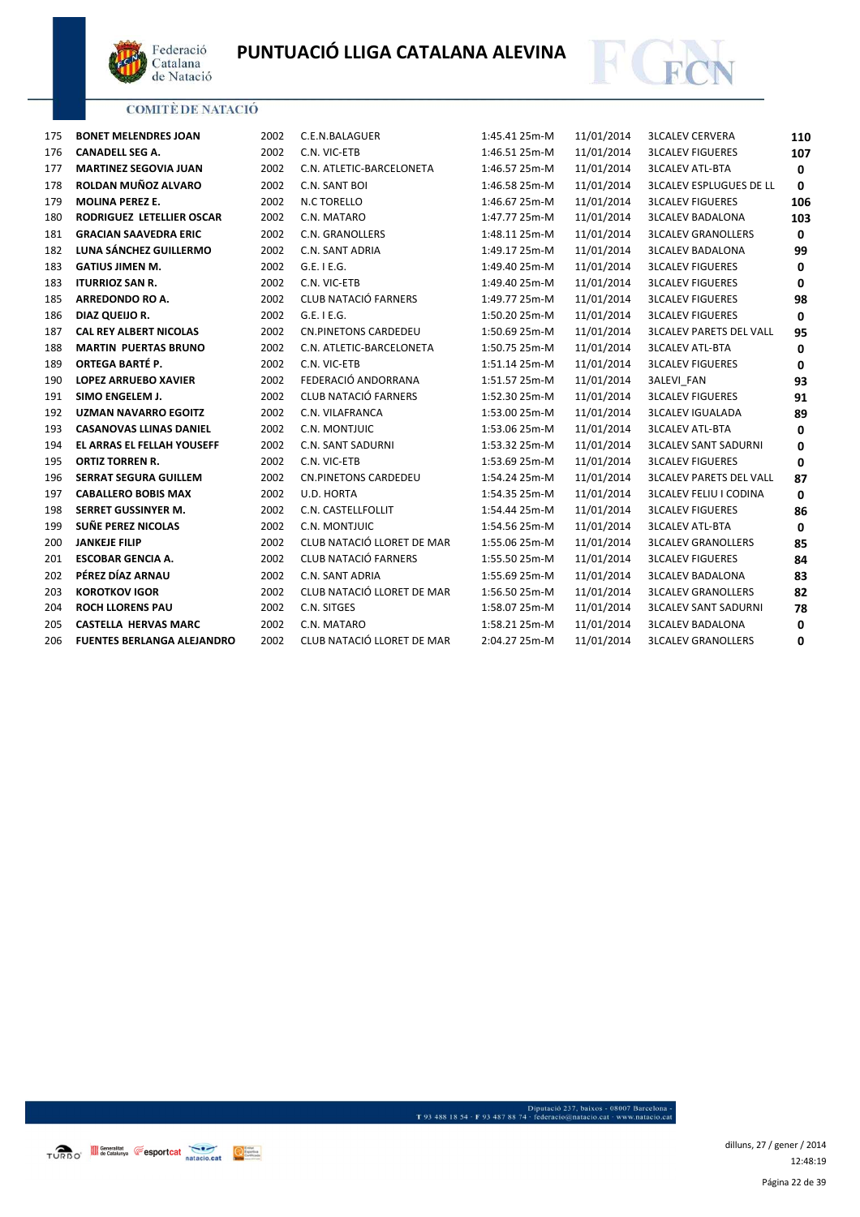# PUNTUACIÓ LLIGA CATALANA ALEVINA

COMITÈ DE NATACIÓ

| | | | | | | | |
|---|---|---|---|---|---|---|---|
| 175 | **BONET MELENDRES JOAN** | 2002 | C.E.N.BALAGUER | 1:45.41 25m-M | 11/01/2014 | 3LCALEV CERVERA | **110** |
| 176 | **CANADELL SEG A.** | 2002 | C.N. VIC-ETB | 1:46.51 25m-M | 11/01/2014 | 3LCALEV FIGUERES | **107** |
| 177 | **MARTINEZ SEGOVIA JUAN** | 2002 | C.N. ATLETIC-BARCELONETA | 1:46.57 25m-M | 11/01/2014 | 3LCALEV ATL-BTA | **0** |
| 178 | **ROLDAN MUÑOZ ALVARO** | 2002 | C.N. SANT BOI | 1:46.58 25m-M | 11/01/2014 | 3LCALEV ESPLUGUES DE LL | **0** |
| 179 | **MOLINA PEREZ E.** | 2002 | N.C TORELLO | 1:46.67 25m-M | 11/01/2014 | 3LCALEV FIGUERES | **106** |
| 180 | **RODRIGUEZ LETELLIER OSCAR** | 2002 | C.N. MATARO | 1:47.77 25m-M | 11/01/2014 | 3LCALEV BADALONA | **103** |
| 181 | **GRACIAN SAAVEDRA ERIC** | 2002 | C.N. GRANOLLERS | 1:48.11 25m-M | 11/01/2014 | 3LCALEV GRANOLLERS | **0** |
| 182 | **LUNA SÁNCHEZ GUILLERMO** | 2002 | C.N. SANT ADRIA | 1:49.17 25m-M | 11/01/2014 | 3LCALEV BADALONA | **99** |
| 183 | **GATIUS JIMEN M.** | 2002 | G.E. I E.G. | 1:49.40 25m-M | 11/01/2014 | 3LCALEV FIGUERES | **0** |
| 183 | **ITURRIOZ SAN R.** | 2002 | C.N. VIC-ETB | 1:49.40 25m-M | 11/01/2014 | 3LCALEV FIGUERES | **0** |
| 185 | **ARREDONDO RO A.** | 2002 | CLUB NATACIÓ FARNERS | 1:49.77 25m-M | 11/01/2014 | 3LCALEV FIGUERES | **98** |
| 186 | **DIAZ QUEIJO R.** | 2002 | G.E. I E.G. | 1:50.20 25m-M | 11/01/2014 | 3LCALEV FIGUERES | **0** |
| 187 | **CAL REY ALBERT NICOLAS** | 2002 | CN.PINETONS CARDEDEU | 1:50.69 25m-M | 11/01/2014 | 3LCALEV PARETS DEL VALL | **95** |
| 188 | **MARTIN PUERTAS BRUNO** | 2002 | C.N. ATLETIC-BARCELONETA | 1:50.75 25m-M | 11/01/2014 | 3LCALEV ATL-BTA | **0** |
| 189 | **ORTEGA BARTÉ P.** | 2002 | C.N. VIC-ETB | 1:51.14 25m-M | 11/01/2014 | 3LCALEV FIGUERES | **0** |
| 190 | **LOPEZ ARRUEBO XAVIER** | 2002 | FEDERACIÓ ANDORRANA | 1:51.57 25m-M | 11/01/2014 | 3ALEVI_FAN | **93** |
| 191 | **SIMO ENGELEM J.** | 2002 | CLUB NATACIÓ FARNERS | 1:52.30 25m-M | 11/01/2014 | 3LCALEV FIGUERES | **91** |
| 192 | **UZMAN NAVARRO EGOITZ** | 2002 | C.N. VILAFRANCA | 1:53.00 25m-M | 11/01/2014 | 3LCALEV IGUALADA | **89** |
| 193 | **CASANOVAS LLINAS DANIEL** | 2002 | C.N. MONTJUIC | 1:53.06 25m-M | 11/01/2014 | 3LCALEV ATL-BTA | **0** |
| 194 | **EL ARRAS EL FELLAH YOUSEFF** | 2002 | C.N. SANT SADURNI | 1:53.32 25m-M | 11/01/2014 | 3LCALEV SANT SADURNI | **0** |
| 195 | **ORTIZ TORREN R.** | 2002 | C.N. VIC-ETB | 1:53.69 25m-M | 11/01/2014 | 3LCALEV FIGUERES | **0** |
| 196 | **SERRAT SEGURA GUILLEM** | 2002 | CN.PINETONS CARDEDEU | 1:54.24 25m-M | 11/01/2014 | 3LCALEV PARETS DEL VALL | **87** |
| 197 | **CABALLERO BOBIS MAX** | 2002 | U.D. HORTA | 1:54.35 25m-M | 11/01/2014 | 3LCALEV FELIU I CODINA | **0** |
| 198 | **SERRET GUSSINYER M.** | 2002 | C.N. CASTELLFOLLIT | 1:54.44 25m-M | 11/01/2014 | 3LCALEV FIGUERES | **86** |
| 199 | **SUÑE PEREZ NICOLAS** | 2002 | C.N. MONTJUIC | 1:54.56 25m-M | 11/01/2014 | 3LCALEV ATL-BTA | **0** |
| 200 | **JANKEJE FILIP** | 2002 | CLUB NATACIÓ LLORET DE MAR | 1:55.06 25m-M | 11/01/2014 | 3LCALEV GRANOLLERS | **85** |
| 201 | **ESCOBAR GENCIA A.** | 2002 | CLUB NATACIÓ FARNERS | 1:55.50 25m-M | 11/01/2014 | 3LCALEV FIGUERES | **84** |
| 202 | **PÉREZ DÍAZ ARNAU** | 2002 | C.N. SANT ADRIA | 1:55.69 25m-M | 11/01/2014 | 3LCALEV BADALONA | **83** |
| 203 | **KOROTKOV IGOR** | 2002 | CLUB NATACIÓ LLORET DE MAR | 1:56.50 25m-M | 11/01/2014 | 3LCALEV GRANOLLERS | **82** |
| 204 | **ROCH LLORENS PAU** | 2002 | C.N. SITGES | 1:58.07 25m-M | 11/01/2014 | 3LCALEV SANT SADURNI | **78** |
| 205 | **CASTELLA HERVAS MARC** | 2002 | C.N. MATARO | 1:58.21 25m-M | 11/01/2014 | 3LCALEV BADALONA | **0** |
| 206 | **FUENTES BERLANGA ALEJANDRO** | 2002 | CLUB NATACIÓ LLORET DE MAR | 2:04.27 25m-M | 11/01/2014 | 3LCALEV GRANOLLERS | **0** |

Diputació 237, baixos - 08007 Barcelona - T 93 488 18 54 · F 93 487 88 74 · federacio@natacio.cat · www.natacio.cat

dilluns, 27 / gener / 2014
12:48:19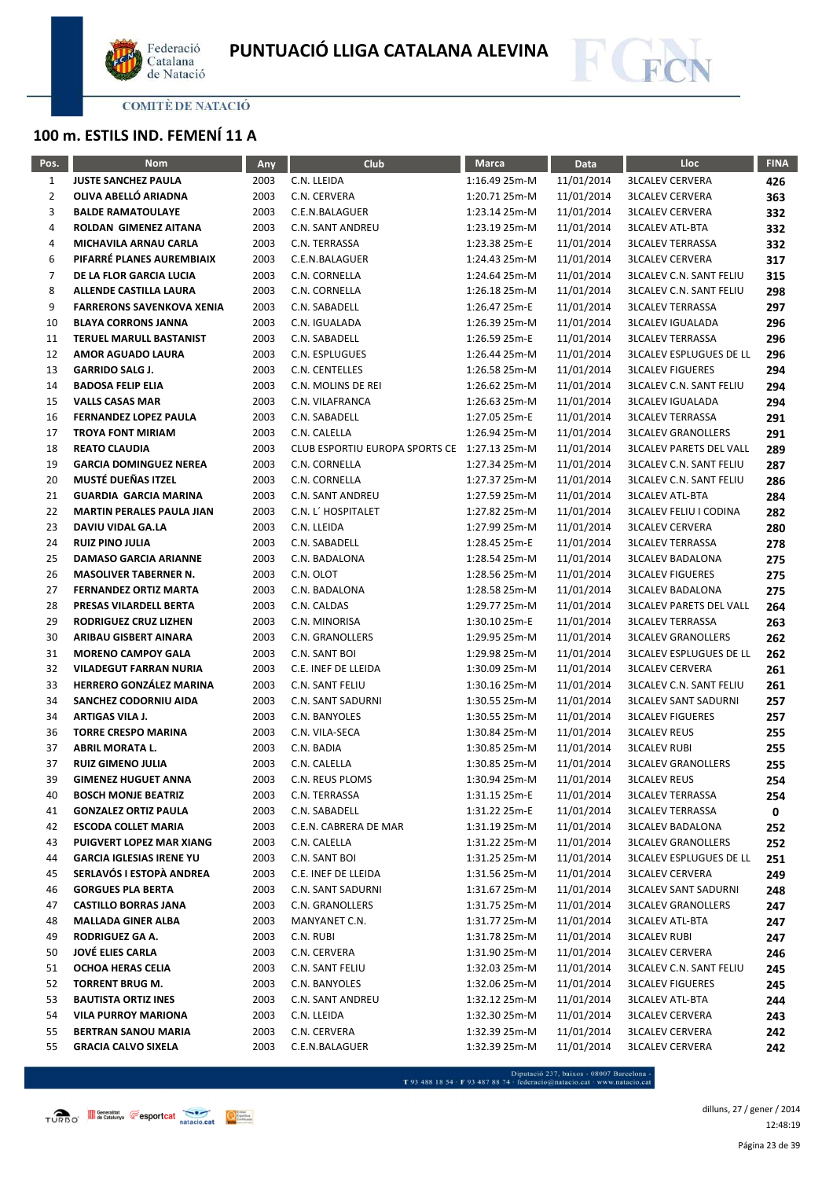# PUNTUACIÓ LLIGA CATALANA ALEVINA

COMITÈ DE NATACIÓ

## 100 m. ESTILS IND. FEMENÍ 11 A

| Pos. | Nom | Any | Club | Marca | Data | Lloc | FINA |
|---|---|---|---|---|---|---|---|
| 1 | JUSTE SANCHEZ PAULA | 2003 | C.N. LLEIDA | 1:16.49 25m-M | 11/01/2014 | 3LCALEV CERVERA | 426 |
| 2 | OLIVA ABELLÓ ARIADNA | 2003 | C.N. CERVERA | 1:20.71 25m-M | 11/01/2014 | 3LCALEV CERVERA | 363 |
| 3 | BALDE RAMATOULAYE | 2003 | C.E.N.BALAGUER | 1:23.14 25m-M | 11/01/2014 | 3LCALEV CERVERA | 332 |
| 4 | ROLDAN GIMENEZ AITANA | 2003 | C.N. SANT ANDREU | 1:23.19 25m-M | 11/01/2014 | 3LCALEV ATL-BTA | 332 |
| 4 | MICHAVILA ARNAU CARLA | 2003 | C.N. TERRASSA | 1:23.38 25m-E | 11/01/2014 | 3LCALEV TERRASSA | 332 |
| 6 | PIFARRÉ PLANES AUREMBIAIX | 2003 | C.E.N.BALAGUER | 1:24.43 25m-M | 11/01/2014 | 3LCALEV CERVERA | 317 |
| 7 | DE LA FLOR GARCIA LUCIA | 2003 | C.N. CORNELLA | 1:24.64 25m-M | 11/01/2014 | 3LCALEV C.N. SANT FELIU | 315 |
| 8 | ALLENDE CASTILLA LAURA | 2003 | C.N. CORNELLA | 1:26.18 25m-M | 11/01/2014 | 3LCALEV C.N. SANT FELIU | 298 |
| 9 | FARRERONS SAVENKOVA XENIA | 2003 | C.N. SABADELL | 1:26.47 25m-E | 11/01/2014 | 3LCALEV TERRASSA | 297 |
| 10 | BLAYA CORRONS JANNA | 2003 | C.N. IGUALADA | 1:26.39 25m-M | 11/01/2014 | 3LCALEV IGUALADA | 296 |
| 11 | TERUEL MARULL BASTANIST | 2003 | C.N. SABADELL | 1:26.59 25m-E | 11/01/2014 | 3LCALEV TERRASSA | 296 |
| 12 | AMOR AGUADO LAURA | 2003 | C.N. ESPLUGUES | 1:26.44 25m-M | 11/01/2014 | 3LCALEV ESPLUGUES DE LL | 296 |
| 13 | GARRIDO SALG J. | 2003 | C.N. CENTELLES | 1:26.58 25m-M | 11/01/2014 | 3LCALEV FIGUERES | 294 |
| 14 | BADOSA FELIP ELIA | 2003 | C.N. MOLINS DE REI | 1:26.62 25m-M | 11/01/2014 | 3LCALEV C.N. SANT FELIU | 294 |
| 15 | VALLS CASAS MAR | 2003 | C.N. VILAFRANCA | 1:26.63 25m-M | 11/01/2014 | 3LCALEV IGUALADA | 294 |
| 16 | FERNANDEZ LOPEZ PAULA | 2003 | C.N. SABADELL | 1:27.05 25m-E | 11/01/2014 | 3LCALEV TERRASSA | 291 |
| 17 | TROYA FONT MIRIAM | 2003 | C.N. CALELLA | 1:26.94 25m-M | 11/01/2014 | 3LCALEV GRANOLLERS | 291 |
| 18 | REATO CLAUDIA | 2003 | CLUB ESPORTIU EUROPA SPORTS CE | 1:27.13 25m-M | 11/01/2014 | 3LCALEV PARETS DEL VALL | 289 |
| 19 | GARCIA DOMINGUEZ NEREA | 2003 | C.N. CORNELLA | 1:27.34 25m-M | 11/01/2014 | 3LCALEV C.N. SANT FELIU | 287 |
| 20 | MUSTÉ DUEÑAS ITZEL | 2003 | C.N. CORNELLA | 1:27.37 25m-M | 11/01/2014 | 3LCALEV C.N. SANT FELIU | 286 |
| 21 | GUARDIA GARCIA MARINA | 2003 | C.N. SANT ANDREU | 1:27.59 25m-M | 11/01/2014 | 3LCALEV ATL-BTA | 284 |
| 22 | MARTIN PERALES PAULA JIAN | 2003 | C.N. L´ HOSPITALET | 1:27.82 25m-M | 11/01/2014 | 3LCALEV FELIU I CODINA | 282 |
| 23 | DAVIU VIDAL GA.LA | 2003 | C.N. LLEIDA | 1:27.99 25m-M | 11/01/2014 | 3LCALEV CERVERA | 280 |
| 24 | RUIZ PINO JULIA | 2003 | C.N. SABADELL | 1:28.45 25m-E | 11/01/2014 | 3LCALEV TERRASSA | 278 |
| 25 | DAMASO GARCIA ARIANNE | 2003 | C.N. BADALONA | 1:28.54 25m-M | 11/01/2014 | 3LCALEV BADALONA | 275 |
| 26 | MASOLIVER TABERNER N. | 2003 | C.N. OLOT | 1:28.56 25m-M | 11/01/2014 | 3LCALEV FIGUERES | 275 |
| 27 | FERNANDEZ ORTIZ MARTA | 2003 | C.N. BADALONA | 1:28.58 25m-M | 11/01/2014 | 3LCALEV BADALONA | 275 |
| 28 | PRESAS VILARDELL BERTA | 2003 | C.N. CALDAS | 1:29.77 25m-M | 11/01/2014 | 3LCALEV PARETS DEL VALL | 264 |
| 29 | RODRIGUEZ CRUZ LIZHEN | 2003 | C.N. MINORISA | 1:30.10 25m-E | 11/01/2014 | 3LCALEV TERRASSA | 263 |
| 30 | ARIBAU GISBERT AINARA | 2003 | C.N. GRANOLLERS | 1:29.95 25m-M | 11/01/2014 | 3LCALEV GRANOLLERS | 262 |
| 31 | MORENO CAMPOY GALA | 2003 | C.N. SANT BOI | 1:29.98 25m-M | 11/01/2014 | 3LCALEV ESPLUGUES DE LL | 262 |
| 32 | VILADEGUT FARRAN NURIA | 2003 | C.E. INEF DE LLEIDA | 1:30.09 25m-M | 11/01/2014 | 3LCALEV CERVERA | 261 |
| 33 | HERRERO GONZÁLEZ MARINA | 2003 | C.N. SANT FELIU | 1:30.16 25m-M | 11/01/2014 | 3LCALEV C.N. SANT FELIU | 261 |
| 34 | SANCHEZ CODORNIU AIDA | 2003 | C.N. SANT SADURNI | 1:30.55 25m-M | 11/01/2014 | 3LCALEV SANT SADURNI | 257 |
| 34 | ARTIGAS VILA J. | 2003 | C.N. BANYOLES | 1:30.55 25m-M | 11/01/2014 | 3LCALEV FIGUERES | 257 |
| 36 | TORRE CRESPO MARINA | 2003 | C.N. VILA-SECA | 1:30.84 25m-M | 11/01/2014 | 3LCALEV REUS | 255 |
| 37 | ABRIL MORATA L. | 2003 | C.N. BADIA | 1:30.85 25m-M | 11/01/2014 | 3LCALEV RUBI | 255 |
| 37 | RUIZ GIMENO JULIA | 2003 | C.N. CALELLA | 1:30.85 25m-M | 11/01/2014 | 3LCALEV GRANOLLERS | 255 |
| 39 | GIMENEZ HUGUET ANNA | 2003 | C.N. REUS PLOMS | 1:30.94 25m-M | 11/01/2014 | 3LCALEV REUS | 254 |
| 40 | BOSCH MONJE BEATRIZ | 2003 | C.N. TERRASSA | 1:31.15 25m-E | 11/01/2014 | 3LCALEV TERRASSA | 254 |
| 41 | GONZALEZ ORTIZ PAULA | 2003 | C.N. SABADELL | 1:31.22 25m-E | 11/01/2014 | 3LCALEV TERRASSA | 0 |
| 42 | ESCODA COLLET MARIA | 2003 | C.E.N. CABRERA DE MAR | 1:31.19 25m-M | 11/01/2014 | 3LCALEV BADALONA | 252 |
| 43 | PUIGVERT LOPEZ MAR XIANG | 2003 | C.N. CALELLA | 1:31.22 25m-M | 11/01/2014 | 3LCALEV GRANOLLERS | 252 |
| 44 | GARCIA IGLESIAS IRENE YU | 2003 | C.N. SANT BOI | 1:31.25 25m-M | 11/01/2014 | 3LCALEV ESPLUGUES DE LL | 251 |
| 45 | SERLAVÓS I ESTOPÀ ANDREA | 2003 | C.E. INEF DE LLEIDA | 1:31.56 25m-M | 11/01/2014 | 3LCALEV CERVERA | 249 |
| 46 | GORGUES PLA BERTA | 2003 | C.N. SANT SADURNI | 1:31.67 25m-M | 11/01/2014 | 3LCALEV SANT SADURNI | 248 |
| 47 | CASTILLO BORRAS JANA | 2003 | C.N. GRANOLLERS | 1:31.75 25m-M | 11/01/2014 | 3LCALEV GRANOLLERS | 247 |
| 48 | MALLADA GINER ALBA | 2003 | MANYANET C.N. | 1:31.77 25m-M | 11/01/2014 | 3LCALEV ATL-BTA | 247 |
| 49 | RODRIGUEZ GA A. | 2003 | C.N. RUBI | 1:31.78 25m-M | 11/01/2014 | 3LCALEV RUBI | 247 |
| 50 | JOVÉ ELIES CARLA | 2003 | C.N. CERVERA | 1:31.90 25m-M | 11/01/2014 | 3LCALEV CERVERA | 246 |
| 51 | OCHOA HERAS CELIA | 2003 | C.N. SANT FELIU | 1:32.03 25m-M | 11/01/2014 | 3LCALEV C.N. SANT FELIU | 245 |
| 52 | TORRENT BRUG M. | 2003 | C.N. BANYOLES | 1:32.06 25m-M | 11/01/2014 | 3LCALEV FIGUERES | 245 |
| 53 | BAUTISTA ORTIZ INES | 2003 | C.N. SANT ANDREU | 1:32.12 25m-M | 11/01/2014 | 3LCALEV ATL-BTA | 244 |
| 54 | VILA PURROY MARIONA | 2003 | C.N. LLEIDA | 1:32.30 25m-M | 11/01/2014 | 3LCALEV CERVERA | 243 |
| 55 | BERTRAN SANOU MARIA | 2003 | C.N. CERVERA | 1:32.39 25m-M | 11/01/2014 | 3LCALEV CERVERA | 242 |
| 55 | GRACIA CALVO SIXELA | 2003 | C.E.N.BALAGUER | 1:32.39 25m-M | 11/01/2014 | 3LCALEV CERVERA | 242 |

Diputació 237, baixos - 08007 Barcelona - T 93 488 18 54 · F 93 487 88 74 · federacio@natacio.cat · www.natacio.cat

dilluns, 27 / gener / 2014
12:48:19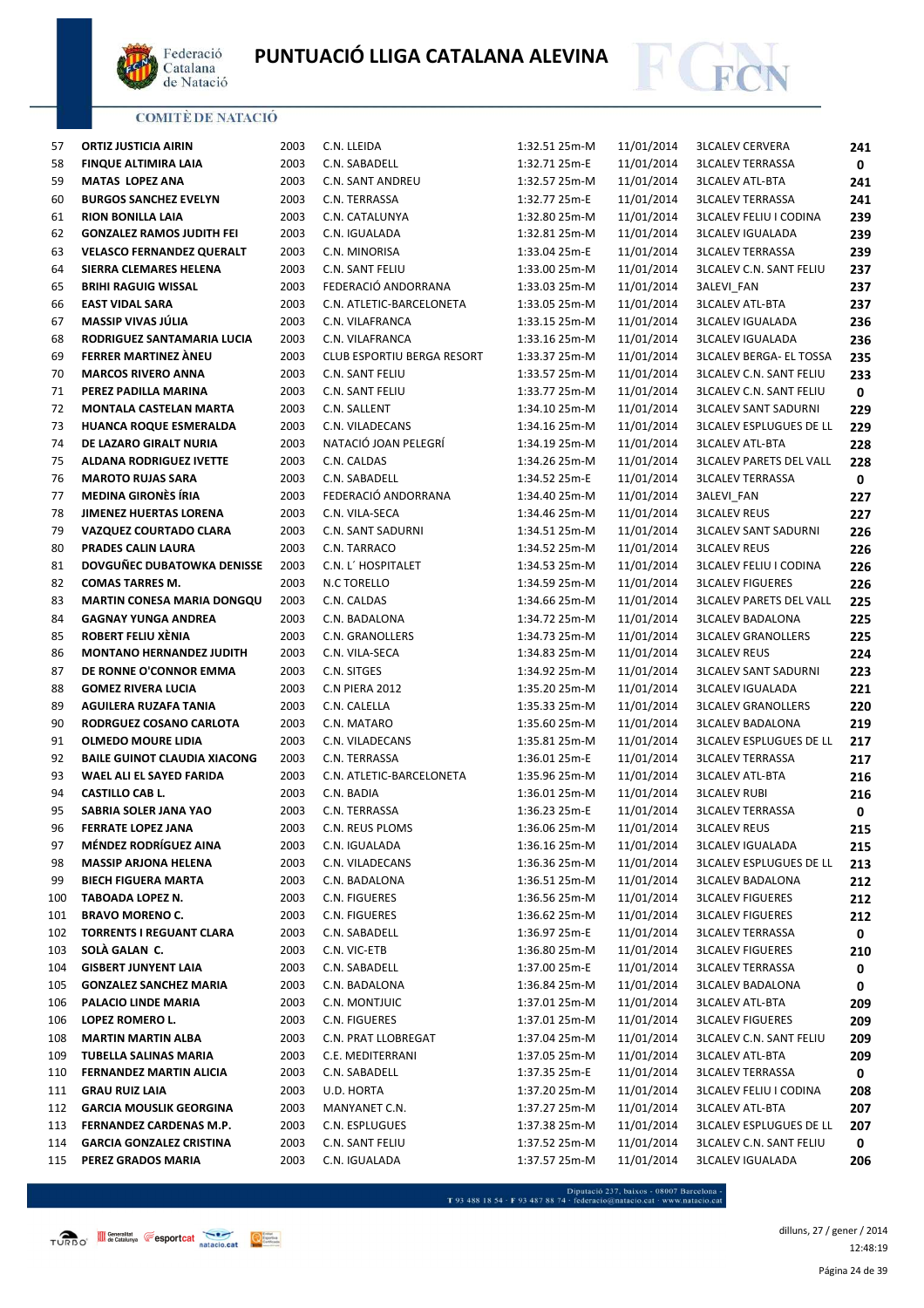# PUNTUACIÓ LLIGA CATALANA ALEVINA

COMITÈ DE NATACIÓ

| | | | | | | | |
|---|---|---|---|---|---|---|---|
| 57 | **ORTIZ JUSTICIA AIRIN** | 2003 | C.N. LLEIDA | 1:32.51 25m-M | 11/01/2014 | 3LCALEV CERVERA | **241** |
| 58 | **FINQUE ALTIMIRA LAIA** | 2003 | C.N. SABADELL | 1:32.71 25m-E | 11/01/2014 | 3LCALEV TERRASSA | **0** |
| 59 | **MATAS LOPEZ ANA** | 2003 | C.N. SANT ANDREU | 1:32.57 25m-M | 11/01/2014 | 3LCALEV ATL-BTA | **241** |
| 60 | **BURGOS SANCHEZ EVELYN** | 2003 | C.N. TERRASSA | 1:32.77 25m-E | 11/01/2014 | 3LCALEV TERRASSA | **241** |
| 61 | **RION BONILLA LAIA** | 2003 | C.N. CATALUNYA | 1:32.80 25m-M | 11/01/2014 | 3LCALEV FELIU I CODINA | **239** |
| 62 | **GONZALEZ RAMOS JUDITH FEI** | 2003 | C.N. IGUALADA | 1:32.81 25m-M | 11/01/2014 | 3LCALEV IGUALADA | **239** |
| 63 | **VELASCO FERNANDEZ QUERALT** | 2003 | C.N. MINORISA | 1:33.04 25m-E | 11/01/2014 | 3LCALEV TERRASSA | **239** |
| 64 | **SIERRA CLEMARES HELENA** | 2003 | C.N. SANT FELIU | 1:33.00 25m-M | 11/01/2014 | 3LCALEV C.N. SANT FELIU | **237** |
| 65 | **BRIHI RAGUIG WISSAL** | 2003 | FEDERACIÓ ANDORRANA | 1:33.03 25m-M | 11/01/2014 | 3ALEVI_FAN | **237** |
| 66 | **EAST VIDAL SARA** | 2003 | C.N. ATLETIC-BARCELONETA | 1:33.05 25m-M | 11/01/2014 | 3LCALEV ATL-BTA | **237** |
| 67 | **MASSIP VIVAS JÚLIA** | 2003 | C.N. VILAFRANCA | 1:33.15 25m-M | 11/01/2014 | 3LCALEV IGUALADA | **236** |
| 68 | **RODRIGUEZ SANTAMARIA LUCIA** | 2003 | C.N. VILAFRANCA | 1:33.16 25m-M | 11/01/2014 | 3LCALEV IGUALADA | **236** |
| 69 | **FERRER MARTINEZ ÀNEU** | 2003 | CLUB ESPORTIU BERGA RESORT | 1:33.37 25m-M | 11/01/2014 | 3LCALEV BERGA- EL TOSSA | **235** |
| 70 | **MARCOS RIVERO ANNA** | 2003 | C.N. SANT FELIU | 1:33.57 25m-M | 11/01/2014 | 3LCALEV C.N. SANT FELIU | **233** |
| 71 | **PEREZ PADILLA MARINA** | 2003 | C.N. SANT FELIU | 1:33.77 25m-M | 11/01/2014 | 3LCALEV C.N. SANT FELIU | **0** |
| 72 | **MONTALA CASTELAN MARTA** | 2003 | C.N. SALLENT | 1:34.10 25m-M | 11/01/2014 | 3LCALEV SANT SADURNI | **229** |
| 73 | **HUANCA ROQUE ESMERALDA** | 2003 | C.N. VILADECANS | 1:34.16 25m-M | 11/01/2014 | 3LCALEV ESPLUGUES DE LL | **229** |
| 74 | **DE LAZARO GIRALT NURIA** | 2003 | NATACIÓ JOAN PELEGRÍ | 1:34.19 25m-M | 11/01/2014 | 3LCALEV ATL-BTA | **228** |
| 75 | **ALDANA RODRIGUEZ IVETTE** | 2003 | C.N. CALDAS | 1:34.26 25m-M | 11/01/2014 | 3LCALEV PARETS DEL VALL | **228** |
| 76 | **MAROTO RUJAS SARA** | 2003 | C.N. SABADELL | 1:34.52 25m-E | 11/01/2014 | 3LCALEV TERRASSA | **0** |
| 77 | **MEDINA GIRONÈS ÍRIA** | 2003 | FEDERACIÓ ANDORRANA | 1:34.40 25m-M | 11/01/2014 | 3ALEVI_FAN | **227** |
| 78 | **JIMENEZ HUERTAS LORENA** | 2003 | C.N. VILA-SECA | 1:34.46 25m-M | 11/01/2014 | 3LCALEV REUS | **227** |
| 79 | **VAZQUEZ COURTADO CLARA** | 2003 | C.N. SANT SADURNI | 1:34.51 25m-M | 11/01/2014 | 3LCALEV SANT SADURNI | **226** |
| 80 | **PRADES CALIN LAURA** | 2003 | C.N. TARRACO | 1:34.52 25m-M | 11/01/2014 | 3LCALEV REUS | **226** |
| 81 | **DOVGUÑEC DUBATOWKA DENISSE** | 2003 | C.N. L´ HOSPITALET | 1:34.53 25m-M | 11/01/2014 | 3LCALEV FELIU I CODINA | **226** |
| 82 | **COMAS TARRES M.** | 2003 | N.C TORELLO | 1:34.59 25m-M | 11/01/2014 | 3LCALEV FIGUERES | **226** |
| 83 | **MARTIN CONESA MARIA DONGQU** | 2003 | C.N. CALDAS | 1:34.66 25m-M | 11/01/2014 | 3LCALEV PARETS DEL VALL | **225** |
| 84 | **GAGNAY YUNGA ANDREA** | 2003 | C.N. BADALONA | 1:34.72 25m-M | 11/01/2014 | 3LCALEV BADALONA | **225** |
| 85 | **ROBERT FELIU XÈNIA** | 2003 | C.N. GRANOLLERS | 1:34.73 25m-M | 11/01/2014 | 3LCALEV GRANOLLERS | **225** |
| 86 | **MONTANO HERNANDEZ JUDITH** | 2003 | C.N. VILA-SECA | 1:34.83 25m-M | 11/01/2014 | 3LCALEV REUS | **224** |
| 87 | **DE RONNE O'CONNOR EMMA** | 2003 | C.N. SITGES | 1:34.92 25m-M | 11/01/2014 | 3LCALEV SANT SADURNI | **223** |
| 88 | **GOMEZ RIVERA LUCIA** | 2003 | C.N PIERA 2012 | 1:35.20 25m-M | 11/01/2014 | 3LCALEV IGUALADA | **221** |
| 89 | **AGUILERA RUZAFA TANIA** | 2003 | C.N. CALELLA | 1:35.33 25m-M | 11/01/2014 | 3LCALEV GRANOLLERS | **220** |
| 90 | **RODRGUEZ COSANO CARLOTA** | 2003 | C.N. MATARO | 1:35.60 25m-M | 11/01/2014 | 3LCALEV BADALONA | **219** |
| 91 | **OLMEDO MOURE LIDIA** | 2003 | C.N. VILADECANS | 1:35.81 25m-M | 11/01/2014 | 3LCALEV ESPLUGUES DE LL | **217** |
| 92 | **BAILE GUINOT CLAUDIA XIACONG** | 2003 | C.N. TERRASSA | 1:36.01 25m-E | 11/01/2014 | 3LCALEV TERRASSA | **217** |
| 93 | **WAEL ALI EL SAYED FARIDA** | 2003 | C.N. ATLETIC-BARCELONETA | 1:35.96 25m-M | 11/01/2014 | 3LCALEV ATL-BTA | **216** |
| 94 | **CASTILLO CAB L.** | 2003 | C.N. BADIA | 1:36.01 25m-M | 11/01/2014 | 3LCALEV RUBI | **216** |
| 95 | **SABRIA SOLER JANA YAO** | 2003 | C.N. TERRASSA | 1:36.23 25m-E | 11/01/2014 | 3LCALEV TERRASSA | **0** |
| 96 | **FERRATE LOPEZ JANA** | 2003 | C.N. REUS PLOMS | 1:36.06 25m-M | 11/01/2014 | 3LCALEV REUS | **215** |
| 97 | **MÉNDEZ RODRÍGUEZ AINA** | 2003 | C.N. IGUALADA | 1:36.16 25m-M | 11/01/2014 | 3LCALEV IGUALADA | **215** |
| 98 | **MASSIP ARJONA HELENA** | 2003 | C.N. VILADECANS | 1:36.36 25m-M | 11/01/2014 | 3LCALEV ESPLUGUES DE LL | **213** |
| 99 | **BIECH FIGUERA MARTA** | 2003 | C.N. BADALONA | 1:36.51 25m-M | 11/01/2014 | 3LCALEV BADALONA | **212** |
| 100 | **TABOADA LOPEZ N.** | 2003 | C.N. FIGUERES | 1:36.56 25m-M | 11/01/2014 | 3LCALEV FIGUERES | **212** |
| 101 | **BRAVO MORENO C.** | 2003 | C.N. FIGUERES | 1:36.62 25m-M | 11/01/2014 | 3LCALEV FIGUERES | **212** |
| 102 | **TORRENTS I REGUANT CLARA** | 2003 | C.N. SABADELL | 1:36.97 25m-E | 11/01/2014 | 3LCALEV TERRASSA | **0** |
| 103 | **SOLÀ GALAN C.** | 2003 | C.N. VIC-ETB | 1:36.80 25m-M | 11/01/2014 | 3LCALEV FIGUERES | **210** |
| 104 | **GISBERT JUNYENT LAIA** | 2003 | C.N. SABADELL | 1:37.00 25m-E | 11/01/2014 | 3LCALEV TERRASSA | **0** |
| 105 | **GONZALEZ SANCHEZ MARIA** | 2003 | C.N. BADALONA | 1:36.84 25m-M | 11/01/2014 | 3LCALEV BADALONA | **0** |
| 106 | **PALACIO LINDE MARIA** | 2003 | C.N. MONTJUIC | 1:37.01 25m-M | 11/01/2014 | 3LCALEV ATL-BTA | **209** |
| 106 | **LOPEZ ROMERO L.** | 2003 | C.N. FIGUERES | 1:37.01 25m-M | 11/01/2014 | 3LCALEV FIGUERES | **209** |
| 108 | **MARTIN MARTIN ALBA** | 2003 | C.N. PRAT LLOBREGAT | 1:37.04 25m-M | 11/01/2014 | 3LCALEV C.N. SANT FELIU | **209** |
| 109 | **TUBELLA SALINAS MARIA** | 2003 | C.E. MEDITERRANI | 1:37.05 25m-M | 11/01/2014 | 3LCALEV ATL-BTA | **209** |
| 110 | **FERNANDEZ MARTIN ALICIA** | 2003 | C.N. SABADELL | 1:37.35 25m-E | 11/01/2014 | 3LCALEV TERRASSA | **0** |
| 111 | **GRAU RUIZ LAIA** | 2003 | U.D. HORTA | 1:37.20 25m-M | 11/01/2014 | 3LCALEV FELIU I CODINA | **208** |
| 112 | **GARCIA MOUSLIK GEORGINA** | 2003 | MANYANET C.N. | 1:37.27 25m-M | 11/01/2014 | 3LCALEV ATL-BTA | **207** |
| 113 | **FERNANDEZ CARDENAS M.P.** | 2003 | C.N. ESPLUGUES | 1:37.38 25m-M | 11/01/2014 | 3LCALEV ESPLUGUES DE LL | **207** |
| 114 | **GARCIA GONZALEZ CRISTINA** | 2003 | C.N. SANT FELIU | 1:37.52 25m-M | 11/01/2014 | 3LCALEV C.N. SANT FELIU | **0** |
| 115 | **PEREZ GRADOS MARIA** | 2003 | C.N. IGUALADA | 1:37.57 25m-M | 11/01/2014 | 3LCALEV IGUALADA | **206** |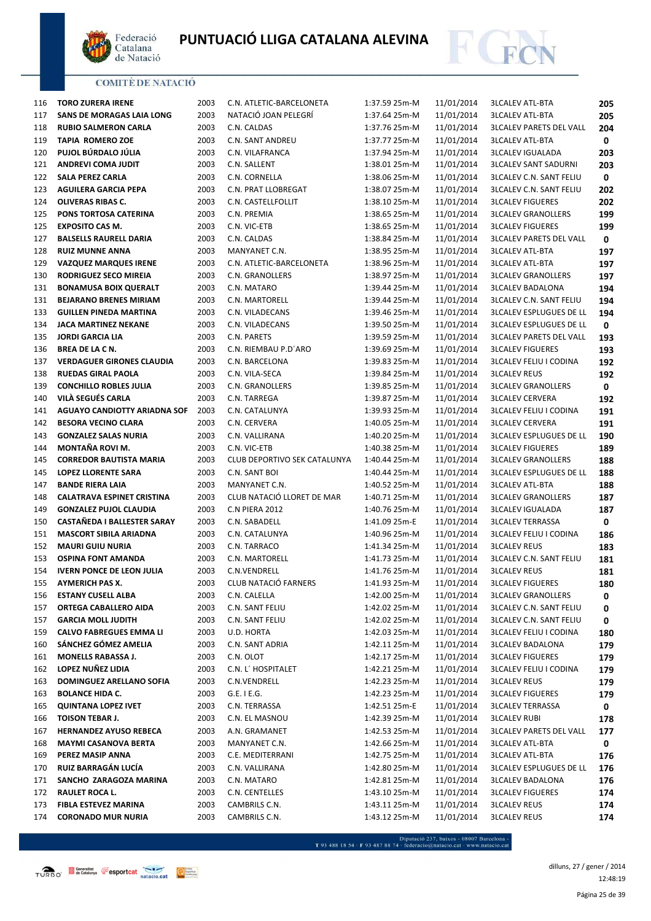# PUNTUACIÓ LLIGA CATALANA ALEVINA

COMITÈ DE NATACIÓ

| | | | | | | | |
|---|---|---|---|---|---|---|---|
| 116 | **TORO ZURERA IRENE** | 2003 | C.N. ATLETIC-BARCELONETA | 1:37.59 25m-M | 11/01/2014 | 3LCALEV ATL-BTA | **205** |
| 117 | **SANS DE MORAGAS LAIA LONG** | 2003 | NATACIÓ JOAN PELEGRÍ | 1:37.64 25m-M | 11/01/2014 | 3LCALEV ATL-BTA | **205** |
| 118 | **RUBIO SALMERON CARLA** | 2003 | C.N. CALDAS | 1:37.76 25m-M | 11/01/2014 | 3LCALEV PARETS DEL VALL | **204** |
| 119 | **TAPIA ROMERO ZOE** | 2003 | C.N. SANT ANDREU | 1:37.77 25m-M | 11/01/2014 | 3LCALEV ATL-BTA | **0** |
| 120 | **PUJOL BÚRDALO JÚLIA** | 2003 | C.N. VILAFRANCA | 1:37.94 25m-M | 11/01/2014 | 3LCALEV IGUALADA | **203** |
| 121 | **ANDREVI COMA JUDIT** | 2003 | C.N. SALLENT | 1:38.01 25m-M | 11/01/2014 | 3LCALEV SANT SADURNI | **203** |
| 122 | **SALA PEREZ CARLA** | 2003 | C.N. CORNELLA | 1:38.06 25m-M | 11/01/2014 | 3LCALEV C.N. SANT FELIU | **0** |
| 123 | **AGUILERA GARCIA PEPA** | 2003 | C.N. PRAT LLOBREGAT | 1:38.07 25m-M | 11/01/2014 | 3LCALEV C.N. SANT FELIU | **202** |
| 124 | **OLIVERAS RIBAS C.** | 2003 | C.N. CASTELLFOLLIT | 1:38.10 25m-M | 11/01/2014 | 3LCALEV FIGUERES | **202** |
| 125 | **PONS TORTOSA CATERINA** | 2003 | C.N. PREMIA | 1:38.65 25m-M | 11/01/2014 | 3LCALEV GRANOLLERS | **199** |
| 125 | **EXPOSITO CAS M.** | 2003 | C.N. VIC-ETB | 1:38.65 25m-M | 11/01/2014 | 3LCALEV FIGUERES | **199** |
| 127 | **BALSELLS RAURELL DARIA** | 2003 | C.N. CALDAS | 1:38.84 25m-M | 11/01/2014 | 3LCALEV PARETS DEL VALL | **0** |
| 128 | **RUIZ MUNNE ANNA** | 2003 | MANYANET C.N. | 1:38.95 25m-M | 11/01/2014 | 3LCALEV ATL-BTA | **197** |
| 129 | **VAZQUEZ MARQUES IRENE** | 2003 | C.N. ATLETIC-BARCELONETA | 1:38.96 25m-M | 11/01/2014 | 3LCALEV ATL-BTA | **197** |
| 130 | **RODRIGUEZ SECO MIREIA** | 2003 | C.N. GRANOLLERS | 1:38.97 25m-M | 11/01/2014 | 3LCALEV GRANOLLERS | **197** |
| 131 | **BONAMUSA BOIX QUERALT** | 2003 | C.N. MATARO | 1:39.44 25m-M | 11/01/2014 | 3LCALEV BADALONA | **194** |
| 131 | **BEJARANO BRENES MIRIAM** | 2003 | C.N. MARTORELL | 1:39.44 25m-M | 11/01/2014 | 3LCALEV C.N. SANT FELIU | **194** |
| 133 | **GUILLEN PINEDA MARTINA** | 2003 | C.N. VILADECANS | 1:39.46 25m-M | 11/01/2014 | 3LCALEV ESPLUGUES DE LL | **194** |
| 134 | **JACA MARTINEZ NEKANE** | 2003 | C.N. VILADECANS | 1:39.50 25m-M | 11/01/2014 | 3LCALEV ESPLUGUES DE LL | **0** |
| 135 | **JORDI GARCIA LIA** | 2003 | C.N. PARETS | 1:39.59 25m-M | 11/01/2014 | 3LCALEV PARETS DEL VALL | **193** |
| 136 | **BREA DE LA C N.** | 2003 | C.N. RIEMBAU P.D´ARO | 1:39.69 25m-M | 11/01/2014 | 3LCALEV FIGUERES | **193** |
| 137 | **VERDAGUER GIRONES CLAUDIA** | 2003 | C.N. BARCELONA | 1:39.83 25m-M | 11/01/2014 | 3LCALEV FELIU I CODINA | **192** |
| 138 | **RUEDAS GIRAL PAOLA** | 2003 | C.N. VILA-SECA | 1:39.84 25m-M | 11/01/2014 | 3LCALEV REUS | **192** |
| 139 | **CONCHILLO ROBLES JULIA** | 2003 | C.N. GRANOLLERS | 1:39.85 25m-M | 11/01/2014 | 3LCALEV GRANOLLERS | **0** |
| 140 | **VILÀ SEGUÉS CARLA** | 2003 | C.N. TARREGA | 1:39.87 25m-M | 11/01/2014 | 3LCALEV CERVERA | **192** |
| 141 | **AGUAYO CANDIOTTY ARIADNA SOF** | 2003 | C.N. CATALUNYA | 1:39.93 25m-M | 11/01/2014 | 3LCALEV FELIU I CODINA | **191** |
| 142 | **BESORA VECINO CLARA** | 2003 | C.N. CERVERA | 1:40.05 25m-M | 11/01/2014 | 3LCALEV CERVERA | **191** |
| 143 | **GONZALEZ SALAS NURIA** | 2003 | C.N. VALLIRANA | 1:40.20 25m-M | 11/01/2014 | 3LCALEV ESPLUGUES DE LL | **190** |
| 144 | **MONTAÑA ROVI M.** | 2003 | C.N. VIC-ETB | 1:40.38 25m-M | 11/01/2014 | 3LCALEV FIGUERES | **189** |
| 145 | **CORREDOR BAUTISTA MARIA** | 2003 | CLUB DEPORTIVO SEK CATALUNYA | 1:40.44 25m-M | 11/01/2014 | 3LCALEV GRANOLLERS | **188** |
| 145 | **LOPEZ LLORENTE SARA** | 2003 | C.N. SANT BOI | 1:40.44 25m-M | 11/01/2014 | 3LCALEV ESPLUGUES DE LL | **188** |
| 147 | **BANDE RIERA LAIA** | 2003 | MANYANET C.N. | 1:40.52 25m-M | 11/01/2014 | 3LCALEV ATL-BTA | **188** |
| 148 | **CALATRAVA ESPINET CRISTINA** | 2003 | CLUB NATACIÓ LLORET DE MAR | 1:40.71 25m-M | 11/01/2014 | 3LCALEV GRANOLLERS | **187** |
| 149 | **GONZALEZ PUJOL CLAUDIA** | 2003 | C.N PIERA 2012 | 1:40.76 25m-M | 11/01/2014 | 3LCALEV IGUALADA | **187** |
| 150 | **CASTAÑEDA I BALLESTER SARAY** | 2003 | C.N. SABADELL | 1:41.09 25m-E | 11/01/2014 | 3LCALEV TERRASSA | **0** |
| 151 | **MASCORT SIBILA ARIADNA** | 2003 | C.N. CATALUNYA | 1:40.96 25m-M | 11/01/2014 | 3LCALEV FELIU I CODINA | **186** |
| 152 | **MAURI GUIU NURIA** | 2003 | C.N. TARRACO | 1:41.34 25m-M | 11/01/2014 | 3LCALEV REUS | **183** |
| 153 | **OSPINA FONT AMANDA** | 2003 | C.N. MARTORELL | 1:41.73 25m-M | 11/01/2014 | 3LCALEV C.N. SANT FELIU | **181** |
| 154 | **IVERN PONCE DE LEON JULIA** | 2003 | C.N.VENDRELL | 1:41.76 25m-M | 11/01/2014 | 3LCALEV REUS | **181** |
| 155 | **AYMERICH PAS X.** | 2003 | CLUB NATACIÓ FARNERS | 1:41.93 25m-M | 11/01/2014 | 3LCALEV FIGUERES | **180** |
| 156 | **ESTANY CUSELL ALBA** | 2003 | C.N. CALELLA | 1:42.00 25m-M | 11/01/2014 | 3LCALEV GRANOLLERS | **0** |
| 157 | **ORTEGA CABALLERO AIDA** | 2003 | C.N. SANT FELIU | 1:42.02 25m-M | 11/01/2014 | 3LCALEV C.N. SANT FELIU | **0** |
| 157 | **GARCIA MOLL JUDITH** | 2003 | C.N. SANT FELIU | 1:42.02 25m-M | 11/01/2014 | 3LCALEV C.N. SANT FELIU | **0** |
| 159 | **CALVO FABREGUES EMMA LI** | 2003 | U.D. HORTA | 1:42.03 25m-M | 11/01/2014 | 3LCALEV FELIU I CODINA | **180** |
| 160 | **SÁNCHEZ GÓMEZ AMELIA** | 2003 | C.N. SANT ADRIA | 1:42.11 25m-M | 11/01/2014 | 3LCALEV BADALONA | **179** |
| 161 | **MONELLS RABASSA J.** | 2003 | C.N. OLOT | 1:42.17 25m-M | 11/01/2014 | 3LCALEV FIGUERES | **179** |
| 162 | **LOPEZ NUÑEZ LIDIA** | 2003 | C.N. L´ HOSPITALET | 1:42.21 25m-M | 11/01/2014 | 3LCALEV FELIU I CODINA | **179** |
| 163 | **DOMINGUEZ ARELLANO SOFIA** | 2003 | C.N.VENDRELL | 1:42.23 25m-M | 11/01/2014 | 3LCALEV REUS | **179** |
| 163 | **BOLANCE HIDA C.** | 2003 | G.E. I E.G. | 1:42.23 25m-M | 11/01/2014 | 3LCALEV FIGUERES | **179** |
| 165 | **QUINTANA LOPEZ IVET** | 2003 | C.N. TERRASSA | 1:42.51 25m-E | 11/01/2014 | 3LCALEV TERRASSA | **0** |
| 166 | **TOISON TEBAR J.** | 2003 | C.N. EL MASNOU | 1:42.39 25m-M | 11/01/2014 | 3LCALEV RUBI | **178** |
| 167 | **HERNANDEZ AYUSO REBECA** | 2003 | A.N. GRAMANET | 1:42.53 25m-M | 11/01/2014 | 3LCALEV PARETS DEL VALL | **177** |
| 168 | **MAYMI CASANOVA BERTA** | 2003 | MANYANET C.N. | 1:42.66 25m-M | 11/01/2014 | 3LCALEV ATL-BTA | **0** |
| 169 | **PEREZ MASIP ANNA** | 2003 | C.E. MEDITERRANI | 1:42.75 25m-M | 11/01/2014 | 3LCALEV ATL-BTA | **176** |
| 170 | **RUIZ BARRAGÁN LUCÍA** | 2003 | C.N. VALLIRANA | 1:42.80 25m-M | 11/01/2014 | 3LCALEV ESPLUGUES DE LL | **176** |
| 171 | **SANCHO ZARAGOZA MARINA** | 2003 | C.N. MATARO | 1:42.81 25m-M | 11/01/2014 | 3LCALEV BADALONA | **176** |
| 172 | **RAULET ROCA L.** | 2003 | C.N. CENTELLES | 1:43.10 25m-M | 11/01/2014 | 3LCALEV FIGUERES | **174** |
| 173 | **FIBLA ESTEVEZ MARINA** | 2003 | CAMBRILS C.N. | 1:43.11 25m-M | 11/01/2014 | 3LCALEV REUS | **174** |
| 174 | **CORONADO MUR NURIA** | 2003 | CAMBRILS C.N. | 1:43.12 25m-M | 11/01/2014 | 3LCALEV REUS | **174** |

Diputació 237, baixos - 08007 Barcelona - T 93 488 18 54 · F 93 487 88 74 · federacio@natacio.cat · www.natacio.cat

dilluns, 27 / gener / 2014
12:48:19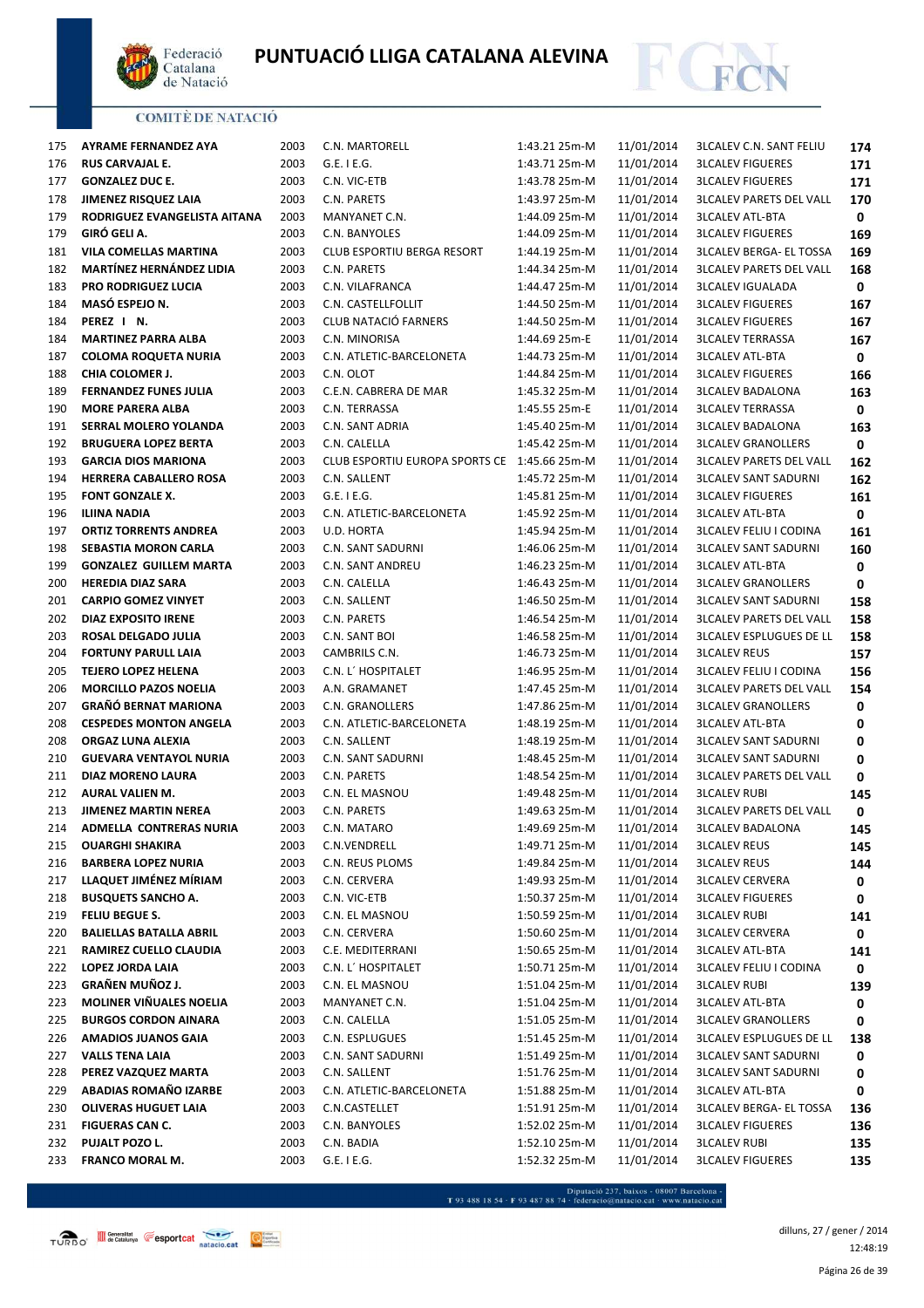# PUNTUACIÓ LLIGA CATALANA ALEVINA

COMITÈ DE NATACIÓ

| | | | | | | | |
|---|---|---|---|---|---|---|---|
| 175 | **AYRAME FERNANDEZ AYA** | 2003 | C.N. MARTORELL | 1:43.21 25m-M | 11/01/2014 | 3LCALEV C.N. SANT FELIU | **174** |
| 176 | **RUS CARVAJAL E.** | 2003 | G.E. I E.G. | 1:43.71 25m-M | 11/01/2014 | 3LCALEV FIGUERES | **171** |
| 177 | **GONZALEZ DUC E.** | 2003 | C.N. VIC-ETB | 1:43.78 25m-M | 11/01/2014 | 3LCALEV FIGUERES | **171** |
| 178 | **JIMENEZ RISQUEZ LAIA** | 2003 | C.N. PARETS | 1:43.97 25m-M | 11/01/2014 | 3LCALEV PARETS DEL VALL | **170** |
| 179 | **RODRIGUEZ EVANGELISTA AITANA** | 2003 | MANYANET C.N. | 1:44.09 25m-M | 11/01/2014 | 3LCALEV ATL-BTA | **0** |
| 179 | **GIRÓ GELI A.** | 2003 | C.N. BANYOLES | 1:44.09 25m-M | 11/01/2014 | 3LCALEV FIGUERES | **169** |
| 181 | **VILA COMELLAS MARTINA** | 2003 | CLUB ESPORTIU BERGA RESORT | 1:44.19 25m-M | 11/01/2014 | 3LCALEV BERGA- EL TOSSA | **169** |
| 182 | **MARTÍNEZ HERNÁNDEZ LIDIA** | 2003 | C.N. PARETS | 1:44.34 25m-M | 11/01/2014 | 3LCALEV PARETS DEL VALL | **168** |
| 183 | **PRO RODRIGUEZ LUCIA** | 2003 | C.N. VILAFRANCA | 1:44.47 25m-M | 11/01/2014 | 3LCALEV IGUALADA | **0** |
| 184 | **MASÓ ESPEJO N.** | 2003 | C.N. CASTELLFOLLIT | 1:44.50 25m-M | 11/01/2014 | 3LCALEV FIGUERES | **167** |
| 184 | **PEREZ I N.** | 2003 | CLUB NATACIÓ FARNERS | 1:44.50 25m-M | 11/01/2014 | 3LCALEV FIGUERES | **167** |
| 184 | **MARTINEZ PARRA ALBA** | 2003 | C.N. MINORISA | 1:44.69 25m-E | 11/01/2014 | 3LCALEV TERRASSA | **167** |
| 187 | **COLOMA ROQUETA NURIA** | 2003 | C.N. ATLETIC-BARCELONETA | 1:44.73 25m-M | 11/01/2014 | 3LCALEV ATL-BTA | **0** |
| 188 | **CHIA COLOMER J.** | 2003 | C.N. OLOT | 1:44.84 25m-M | 11/01/2014 | 3LCALEV FIGUERES | **166** |
| 189 | **FERNANDEZ FUNES JULIA** | 2003 | C.E.N. CABRERA DE MAR | 1:45.32 25m-M | 11/01/2014 | 3LCALEV BADALONA | **163** |
| 190 | **MORE PARERA ALBA** | 2003 | C.N. TERRASSA | 1:45.55 25m-E | 11/01/2014 | 3LCALEV TERRASSA | **0** |
| 191 | **SERRAL MOLERO YOLANDA** | 2003 | C.N. SANT ADRIA | 1:45.40 25m-M | 11/01/2014 | 3LCALEV BADALONA | **163** |
| 192 | **BRUGUERA LOPEZ BERTA** | 2003 | C.N. CALELLA | 1:45.42 25m-M | 11/01/2014 | 3LCALEV GRANOLLERS | **0** |
| 193 | **GARCIA DIOS MARIONA** | 2003 | CLUB ESPORTIU EUROPA SPORTS CE | 1:45.66 25m-M | 11/01/2014 | 3LCALEV PARETS DEL VALL | **162** |
| 194 | **HERRERA CABALLERO ROSA** | 2003 | C.N. SALLENT | 1:45.72 25m-M | 11/01/2014 | 3LCALEV SANT SADURNI | **162** |
| 195 | **FONT GONZALE X.** | 2003 | G.E. I E.G. | 1:45.81 25m-M | 11/01/2014 | 3LCALEV FIGUERES | **161** |
| 196 | **ILIINA NADIA** | 2003 | C.N. ATLETIC-BARCELONETA | 1:45.92 25m-M | 11/01/2014 | 3LCALEV ATL-BTA | **0** |
| 197 | **ORTIZ TORRENTS ANDREA** | 2003 | U.D. HORTA | 1:45.94 25m-M | 11/01/2014 | 3LCALEV FELIU I CODINA | **161** |
| 198 | **SEBASTIA MORON CARLA** | 2003 | C.N. SANT SADURNI | 1:46.06 25m-M | 11/01/2014 | 3LCALEV SANT SADURNI | **160** |
| 199 | **GONZALEZ GUILLEM MARTA** | 2003 | C.N. SANT ANDREU | 1:46.23 25m-M | 11/01/2014 | 3LCALEV ATL-BTA | **0** |
| 200 | **HEREDIA DIAZ SARA** | 2003 | C.N. CALELLA | 1:46.43 25m-M | 11/01/2014 | 3LCALEV GRANOLLERS | **0** |
| 201 | **CARPIO GOMEZ VINYET** | 2003 | C.N. SALLENT | 1:46.50 25m-M | 11/01/2014 | 3LCALEV SANT SADURNI | **158** |
| 202 | **DIAZ EXPOSITO IRENE** | 2003 | C.N. PARETS | 1:46.54 25m-M | 11/01/2014 | 3LCALEV PARETS DEL VALL | **158** |
| 203 | **ROSAL DELGADO JULIA** | 2003 | C.N. SANT BOI | 1:46.58 25m-M | 11/01/2014 | 3LCALEV ESPLUGUES DE LL | **158** |
| 204 | **FORTUNY PARULL LAIA** | 2003 | CAMBRILS C.N. | 1:46.73 25m-M | 11/01/2014 | 3LCALEV REUS | **157** |
| 205 | **TEJERO LOPEZ HELENA** | 2003 | C.N. L´ HOSPITALET | 1:46.95 25m-M | 11/01/2014 | 3LCALEV FELIU I CODINA | **156** |
| 206 | **MORCILLO PAZOS NOELIA** | 2003 | A.N. GRAMANET | 1:47.45 25m-M | 11/01/2014 | 3LCALEV PARETS DEL VALL | **154** |
| 207 | **GRAÑÓ BERNAT MARIONA** | 2003 | C.N. GRANOLLERS | 1:47.86 25m-M | 11/01/2014 | 3LCALEV GRANOLLERS | **0** |
| 208 | **CESPEDES MONTON ANGELA** | 2003 | C.N. ATLETIC-BARCELONETA | 1:48.19 25m-M | 11/01/2014 | 3LCALEV ATL-BTA | **0** |
| 208 | **ORGAZ LUNA ALEXIA** | 2003 | C.N. SALLENT | 1:48.19 25m-M | 11/01/2014 | 3LCALEV SANT SADURNI | **0** |
| 210 | **GUEVARA VENTAYOL NURIA** | 2003 | C.N. SANT SADURNI | 1:48.45 25m-M | 11/01/2014 | 3LCALEV SANT SADURNI | **0** |
| 211 | **DIAZ MORENO LAURA** | 2003 | C.N. PARETS | 1:48.54 25m-M | 11/01/2014 | 3LCALEV PARETS DEL VALL | **0** |
| 212 | **AURAL VALIEN M.** | 2003 | C.N. EL MASNOU | 1:49.48 25m-M | 11/01/2014 | 3LCALEV RUBI | **145** |
| 213 | **JIMENEZ MARTIN NEREA** | 2003 | C.N. PARETS | 1:49.63 25m-M | 11/01/2014 | 3LCALEV PARETS DEL VALL | **0** |
| 214 | **ADMELLA CONTRERAS NURIA** | 2003 | C.N. MATARO | 1:49.69 25m-M | 11/01/2014 | 3LCALEV BADALONA | **145** |
| 215 | **OUARGHI SHAKIRA** | 2003 | C.N.VENDRELL | 1:49.71 25m-M | 11/01/2014 | 3LCALEV REUS | **145** |
| 216 | **BARBERA LOPEZ NURIA** | 2003 | C.N. REUS PLOMS | 1:49.84 25m-M | 11/01/2014 | 3LCALEV REUS | **144** |
| 217 | **LLAQUET JIMÉNEZ MÍRIAM** | 2003 | C.N. CERVERA | 1:49.93 25m-M | 11/01/2014 | 3LCALEV CERVERA | **0** |
| 218 | **BUSQUETS SANCHO A.** | 2003 | C.N. VIC-ETB | 1:50.37 25m-M | 11/01/2014 | 3LCALEV FIGUERES | **0** |
| 219 | **FELIU BEGUE S.** | 2003 | C.N. EL MASNOU | 1:50.59 25m-M | 11/01/2014 | 3LCALEV RUBI | **141** |
| 220 | **BALIELLAS BATALLA ABRIL** | 2003 | C.N. CERVERA | 1:50.60 25m-M | 11/01/2014 | 3LCALEV CERVERA | **0** |
| 221 | **RAMIREZ CUELLO CLAUDIA** | 2003 | C.E. MEDITERRANI | 1:50.65 25m-M | 11/01/2014 | 3LCALEV ATL-BTA | **141** |
| 222 | **LOPEZ JORDA LAIA** | 2003 | C.N. L´ HOSPITALET | 1:50.71 25m-M | 11/01/2014 | 3LCALEV FELIU I CODINA | **0** |
| 223 | **GRAÑEN MUÑOZ J.** | 2003 | C.N. EL MASNOU | 1:51.04 25m-M | 11/01/2014 | 3LCALEV RUBI | **139** |
| 223 | **MOLINER VIÑUALES NOELIA** | 2003 | MANYANET C.N. | 1:51.04 25m-M | 11/01/2014 | 3LCALEV ATL-BTA | **0** |
| 225 | **BURGOS CORDON AINARA** | 2003 | C.N. CALELLA | 1:51.05 25m-M | 11/01/2014 | 3LCALEV GRANOLLERS | **0** |
| 226 | **AMADIOS JUANOS GAIA** | 2003 | C.N. ESPLUGUES | 1:51.45 25m-M | 11/01/2014 | 3LCALEV ESPLUGUES DE LL | **138** |
| 227 | **VALLS TENA LAIA** | 2003 | C.N. SANT SADURNI | 1:51.49 25m-M | 11/01/2014 | 3LCALEV SANT SADURNI | **0** |
| 228 | **PEREZ VAZQUEZ MARTA** | 2003 | C.N. SALLENT | 1:51.76 25m-M | 11/01/2014 | 3LCALEV SANT SADURNI | **0** |
| 229 | **ABADIAS ROMAÑO IZARBE** | 2003 | C.N. ATLETIC-BARCELONETA | 1:51.88 25m-M | 11/01/2014 | 3LCALEV ATL-BTA | **0** |
| 230 | **OLIVERAS HUGUET LAIA** | 2003 | C.N.CASTELLET | 1:51.91 25m-M | 11/01/2014 | 3LCALEV BERGA- EL TOSSA | **136** |
| 231 | **FIGUERAS CAN C.** | 2003 | C.N. BANYOLES | 1:52.02 25m-M | 11/01/2014 | 3LCALEV FIGUERES | **136** |
| 232 | **PUJALT POZO L.** | 2003 | C.N. BADIA | 1:52.10 25m-M | 11/01/2014 | 3LCALEV RUBI | **135** |
| 233 | **FRANCO MORAL M.** | 2003 | G.E. I E.G. | 1:52.32 25m-M | 11/01/2014 | 3LCALEV FIGUERES | **135** |

Diputació 237, baixos · 08007 Barcelona · T 93 488 18 54 · F 93 487 88 74 · federacio@natacio.cat · www.natacio.cat

dilluns, 27 / gener / 2014
12:48:19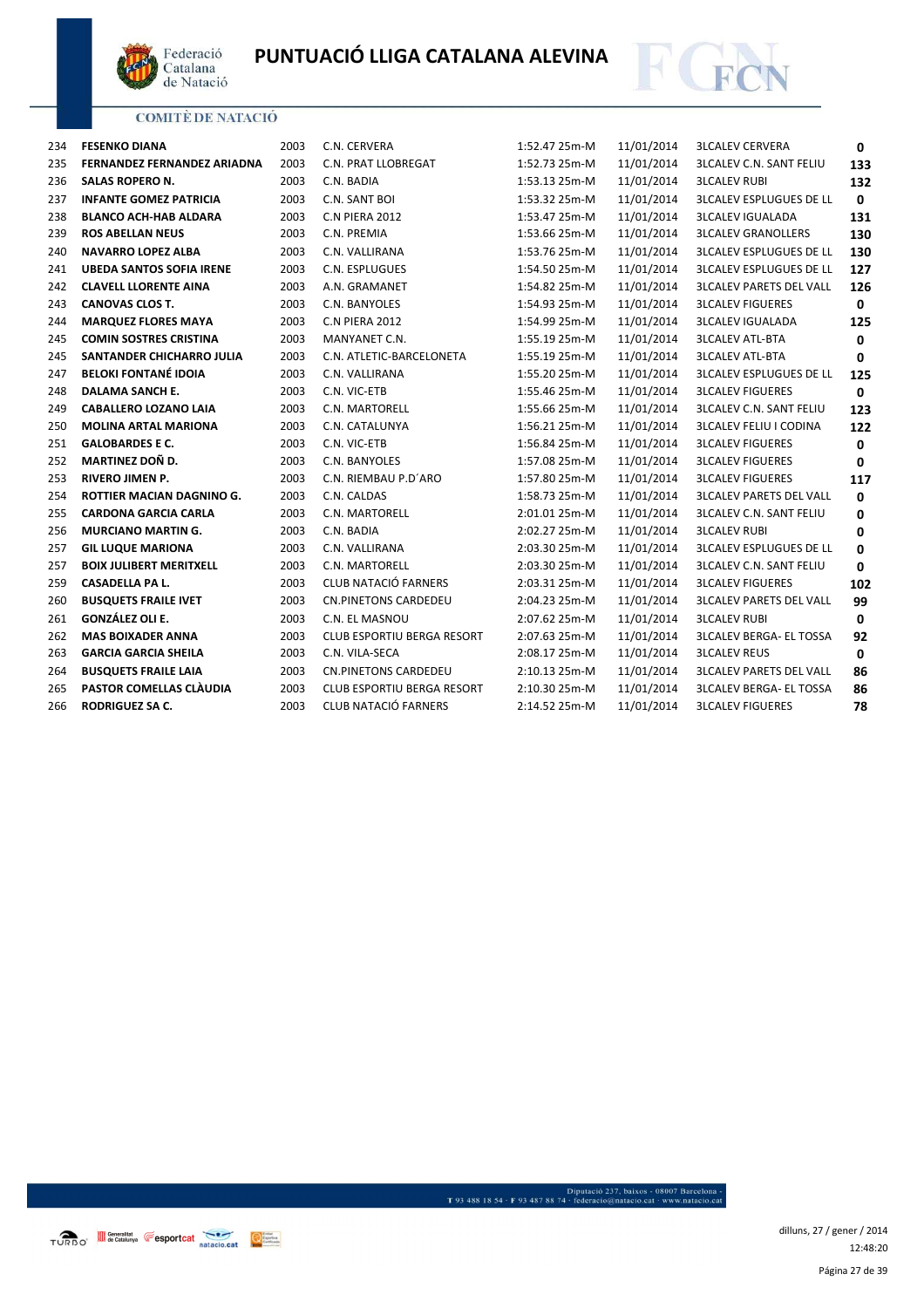# PUNTUACIÓ LLIGA CATALANA ALEVINA

COMITÈ DE NATACIÓ

| | | | | | | | |
|---|---|---|---|---|---|---|---|
| 234 | **FESENKO DIANA** | 2003 | C.N. CERVERA | 1:52.47 25m-M | 11/01/2014 | 3LCALEV CERVERA | **0** |
| 235 | **FERNANDEZ FERNANDEZ ARIADNA** | 2003 | C.N. PRAT LLOBREGAT | 1:52.73 25m-M | 11/01/2014 | 3LCALEV C.N. SANT FELIU | **133** |
| 236 | **SALAS ROPERO N.** | 2003 | C.N. BADIA | 1:53.13 25m-M | 11/01/2014 | 3LCALEV RUBI | **132** |
| 237 | **INFANTE GOMEZ PATRICIA** | 2003 | C.N. SANT BOI | 1:53.32 25m-M | 11/01/2014 | 3LCALEV ESPLUGUES DE LL | **0** |
| 238 | **BLANCO ACH-HAB ALDARA** | 2003 | C.N PIERA 2012 | 1:53.47 25m-M | 11/01/2014 | 3LCALEV IGUALADA | **131** |
| 239 | **ROS ABELLAN NEUS** | 2003 | C.N. PREMIA | 1:53.66 25m-M | 11/01/2014 | 3LCALEV GRANOLLERS | **130** |
| 240 | **NAVARRO LOPEZ ALBA** | 2003 | C.N. VALLIRANA | 1:53.76 25m-M | 11/01/2014 | 3LCALEV ESPLUGUES DE LL | **130** |
| 241 | **UBEDA SANTOS SOFIA IRENE** | 2003 | C.N. ESPLUGUES | 1:54.50 25m-M | 11/01/2014 | 3LCALEV ESPLUGUES DE LL | **127** |
| 242 | **CLAVELL LLORENTE AINA** | 2003 | A.N. GRAMANET | 1:54.82 25m-M | 11/01/2014 | 3LCALEV PARETS DEL VALL | **126** |
| 243 | **CANOVAS CLOS T.** | 2003 | C.N. BANYOLES | 1:54.93 25m-M | 11/01/2014 | 3LCALEV FIGUERES | **0** |
| 244 | **MARQUEZ FLORES MAYA** | 2003 | C.N PIERA 2012 | 1:54.99 25m-M | 11/01/2014 | 3LCALEV IGUALADA | **125** |
| 245 | **COMIN SOSTRES CRISTINA** | 2003 | MANYANET C.N. | 1:55.19 25m-M | 11/01/2014 | 3LCALEV ATL-BTA | **0** |
| 245 | **SANTANDER CHICHARRO JULIA** | 2003 | C.N. ATLETIC-BARCELONETA | 1:55.19 25m-M | 11/01/2014 | 3LCALEV ATL-BTA | **0** |
| 247 | **BELOKI FONTANÉ IDOIA** | 2003 | C.N. VALLIRANA | 1:55.20 25m-M | 11/01/2014 | 3LCALEV ESPLUGUES DE LL | **125** |
| 248 | **DALAMA SANCH E.** | 2003 | C.N. VIC-ETB | 1:55.46 25m-M | 11/01/2014 | 3LCALEV FIGUERES | **0** |
| 249 | **CABALLERO LOZANO LAIA** | 2003 | C.N. MARTORELL | 1:55.66 25m-M | 11/01/2014 | 3LCALEV C.N. SANT FELIU | **123** |
| 250 | **MOLINA ARTAL MARIONA** | 2003 | C.N. CATALUNYA | 1:56.21 25m-M | 11/01/2014 | 3LCALEV FELIU I CODINA | **122** |
| 251 | **GALOBARDES E C.** | 2003 | C.N. VIC-ETB | 1:56.84 25m-M | 11/01/2014 | 3LCALEV FIGUERES | **0** |
| 252 | **MARTINEZ DOÑ D.** | 2003 | C.N. BANYOLES | 1:57.08 25m-M | 11/01/2014 | 3LCALEV FIGUERES | **0** |
| 253 | **RIVERO JIMEN P.** | 2003 | C.N. RIEMBAU P.D´ARO | 1:57.80 25m-M | 11/01/2014 | 3LCALEV FIGUERES | **117** |
| 254 | **ROTTIER MACIAN DAGNINO G.** | 2003 | C.N. CALDAS | 1:58.73 25m-M | 11/01/2014 | 3LCALEV PARETS DEL VALL | **0** |
| 255 | **CARDONA GARCIA CARLA** | 2003 | C.N. MARTORELL | 2:01.01 25m-M | 11/01/2014 | 3LCALEV C.N. SANT FELIU | **0** |
| 256 | **MURCIANO MARTIN G.** | 2003 | C.N. BADIA | 2:02.27 25m-M | 11/01/2014 | 3LCALEV RUBI | **0** |
| 257 | **GIL LUQUE MARIONA** | 2003 | C.N. VALLIRANA | 2:03.30 25m-M | 11/01/2014 | 3LCALEV ESPLUGUES DE LL | **0** |
| 257 | **BOIX JULIBERT MERITXELL** | 2003 | C.N. MARTORELL | 2:03.30 25m-M | 11/01/2014 | 3LCALEV C.N. SANT FELIU | **0** |
| 259 | **CASADELLA PA L.** | 2003 | CLUB NATACIÓ FARNERS | 2:03.31 25m-M | 11/01/2014 | 3LCALEV FIGUERES | **102** |
| 260 | **BUSQUETS FRAILE IVET** | 2003 | CN.PINETONS CARDEDEU | 2:04.23 25m-M | 11/01/2014 | 3LCALEV PARETS DEL VALL | **99** |
| 261 | **GONZÁLEZ OLI E.** | 2003 | C.N. EL MASNOU | 2:07.62 25m-M | 11/01/2014 | 3LCALEV RUBI | **0** |
| 262 | **MAS BOIXADER ANNA** | 2003 | CLUB ESPORTIU BERGA RESORT | 2:07.63 25m-M | 11/01/2014 | 3LCALEV BERGA- EL TOSSA | **92** |
| 263 | **GARCIA GARCIA SHEILA** | 2003 | C.N. VILA-SECA | 2:08.17 25m-M | 11/01/2014 | 3LCALEV REUS | **0** |
| 264 | **BUSQUETS FRAILE LAIA** | 2003 | CN.PINETONS CARDEDEU | 2:10.13 25m-M | 11/01/2014 | 3LCALEV PARETS DEL VALL | **86** |
| 265 | **PASTOR COMELLAS CLÀUDIA** | 2003 | CLUB ESPORTIU BERGA RESORT | 2:10.30 25m-M | 11/01/2014 | 3LCALEV BERGA- EL TOSSA | **86** |
| 266 | **RODRIGUEZ SA C.** | 2003 | CLUB NATACIÓ FARNERS | 2:14.52 25m-M | 11/01/2014 | 3LCALEV FIGUERES | **78** |

Diputació 237, baixos - 08007 Barcelona -
T 93 488 18 54 · F 93 487 88 74 · federacio@natacio.cat · www.natacio.cat

dilluns, 27 / gener / 2014
12:48:20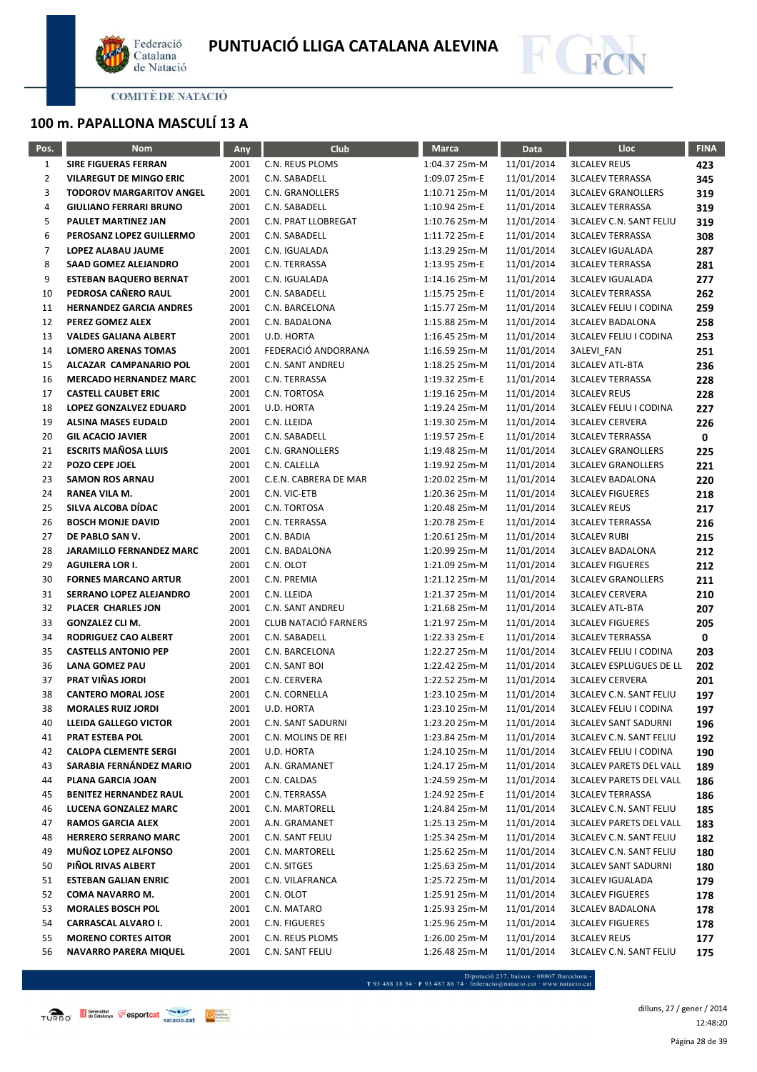# PUNTUACIÓ LLIGA CATALANA ALEVINA

COMITÈ DE NATACIÓ

## 100 m. PAPALLONA MASCULÍ 13 A

| Pos. | Nom | Any | Club | Marca | Data | Lloc | FINA |
|---|---|---|---|---|---|---|---|
| 1 | **SIRE FIGUERAS FERRAN** | 2001 | C.N. REUS PLOMS | 1:04.37 25m-M | 11/01/2014 | 3LCALEV REUS | **423** |
| 2 | **VILAREGUT DE MINGO ERIC** | 2001 | C.N. SABADELL | 1:09.07 25m-E | 11/01/2014 | 3LCALEV TERRASSA | **345** |
| 3 | **TODOROV MARGARITOV ANGEL** | 2001 | C.N. GRANOLLERS | 1:10.71 25m-M | 11/01/2014 | 3LCALEV GRANOLLERS | **319** |
| 4 | **GIULIANO FERRARI BRUNO** | 2001 | C.N. SABADELL | 1:10.94 25m-E | 11/01/2014 | 3LCALEV TERRASSA | **319** |
| 5 | **PAULET MARTINEZ JAN** | 2001 | C.N. PRAT LLOBREGAT | 1:10.76 25m-M | 11/01/2014 | 3LCALEV C.N. SANT FELIU | **319** |
| 6 | **PEROSANZ LOPEZ GUILLERMO** | 2001 | C.N. SABADELL | 1:11.72 25m-E | 11/01/2014 | 3LCALEV TERRASSA | **308** |
| 7 | **LOPEZ ALABAU JAUME** | 2001 | C.N. IGUALADA | 1:13.29 25m-M | 11/01/2014 | 3LCALEV IGUALADA | **287** |
| 8 | **SAAD GOMEZ ALEJANDRO** | 2001 | C.N. TERRASSA | 1:13.95 25m-E | 11/01/2014 | 3LCALEV TERRASSA | **281** |
| 9 | **ESTEBAN BAQUERO BERNAT** | 2001 | C.N. IGUALADA | 1:14.16 25m-M | 11/01/2014 | 3LCALEV IGUALADA | **277** |
| 10 | **PEDROSA CAÑERO RAUL** | 2001 | C.N. SABADELL | 1:15.75 25m-E | 11/01/2014 | 3LCALEV TERRASSA | **262** |
| 11 | **HERNANDEZ GARCIA ANDRES** | 2001 | C.N. BARCELONA | 1:15.77 25m-M | 11/01/2014 | 3LCALEV FELIU I CODINA | **259** |
| 12 | **PEREZ GOMEZ ALEX** | 2001 | C.N. BADALONA | 1:15.88 25m-M | 11/01/2014 | 3LCALEV BADALONA | **258** |
| 13 | **VALDES GALIANA ALBERT** | 2001 | U.D. HORTA | 1:16.45 25m-M | 11/01/2014 | 3LCALEV FELIU I CODINA | **253** |
| 14 | **LOMERO ARENAS TOMAS** | 2001 | FEDERACIÓ ANDORRANA | 1:16.59 25m-M | 11/01/2014 | 3ALEVI_FAN | **251** |
| 15 | **ALCAZAR CAMPANARIO POL** | 2001 | C.N. SANT ANDREU | 1:18.25 25m-M | 11/01/2014 | 3LCALEV ATL-BTA | **236** |
| 16 | **MERCADO HERNANDEZ MARC** | 2001 | C.N. TERRASSA | 1:19.32 25m-E | 11/01/2014 | 3LCALEV TERRASSA | **228** |
| 17 | **CASTELL CAUBET ERIC** | 2001 | C.N. TORTOSA | 1:19.16 25m-M | 11/01/2014 | 3LCALEV REUS | **228** |
| 18 | **LOPEZ GONZALVEZ EDUARD** | 2001 | U.D. HORTA | 1:19.24 25m-M | 11/01/2014 | 3LCALEV FELIU I CODINA | **227** |
| 19 | **ALSINA MASES EUDALD** | 2001 | C.N. LLEIDA | 1:19.30 25m-M | 11/01/2014 | 3LCALEV CERVERA | **226** |
| 20 | **GIL ACACIO JAVIER** | 2001 | C.N. SABADELL | 1:19.57 25m-E | 11/01/2014 | 3LCALEV TERRASSA | **0** |
| 21 | **ESCRITS MAÑOSA LLUIS** | 2001 | C.N. GRANOLLERS | 1:19.48 25m-M | 11/01/2014 | 3LCALEV GRANOLLERS | **225** |
| 22 | **POZO CEPE JOEL** | 2001 | C.N. CALELLA | 1:19.92 25m-M | 11/01/2014 | 3LCALEV GRANOLLERS | **221** |
| 23 | **SAMON ROS ARNAU** | 2001 | C.E.N. CABRERA DE MAR | 1:20.02 25m-M | 11/01/2014 | 3LCALEV BADALONA | **220** |
| 24 | **RANEA VILA M.** | 2001 | C.N. VIC-ETB | 1:20.36 25m-M | 11/01/2014 | 3LCALEV FIGUERES | **218** |
| 25 | **SILVA ALCOBA DÍDAC** | 2001 | C.N. TORTOSA | 1:20.48 25m-M | 11/01/2014 | 3LCALEV REUS | **217** |
| 26 | **BOSCH MONJE DAVID** | 2001 | C.N. TERRASSA | 1:20.78 25m-E | 11/01/2014 | 3LCALEV TERRASSA | **216** |
| 27 | **DE PABLO SAN V.** | 2001 | C.N. BADIA | 1:20.61 25m-M | 11/01/2014 | 3LCALEV RUBI | **215** |
| 28 | **JARAMILLO FERNANDEZ MARC** | 2001 | C.N. BADALONA | 1:20.99 25m-M | 11/01/2014 | 3LCALEV BADALONA | **212** |
| 29 | **AGUILERA LOR I.** | 2001 | C.N. OLOT | 1:21.09 25m-M | 11/01/2014 | 3LCALEV FIGUERES | **212** |
| 30 | **FORNES MARCANO ARTUR** | 2001 | C.N. PREMIA | 1:21.12 25m-M | 11/01/2014 | 3LCALEV GRANOLLERS | **211** |
| 31 | **SERRANO LOPEZ ALEJANDRO** | 2001 | C.N. LLEIDA | 1:21.37 25m-M | 11/01/2014 | 3LCALEV CERVERA | **210** |
| 32 | **PLACER CHARLES JON** | 2001 | C.N. SANT ANDREU | 1:21.68 25m-M | 11/01/2014 | 3LCALEV ATL-BTA | **207** |
| 33 | **GONZALEZ CLI M.** | 2001 | CLUB NATACIÓ FARNERS | 1:21.97 25m-M | 11/01/2014 | 3LCALEV FIGUERES | **205** |
| 34 | **RODRIGUEZ CAO ALBERT** | 2001 | C.N. SABADELL | 1:22.33 25m-E | 11/01/2014 | 3LCALEV TERRASSA | **0** |
| 35 | **CASTELLS ANTONIO PEP** | 2001 | C.N. BARCELONA | 1:22.27 25m-M | 11/01/2014 | 3LCALEV FELIU I CODINA | **203** |
| 36 | **LANA GOMEZ PAU** | 2001 | C.N. SANT BOI | 1:22.42 25m-M | 11/01/2014 | 3LCALEV ESPLUGUES DE LL | **202** |
| 37 | **PRAT VIÑAS JORDI** | 2001 | C.N. CERVERA | 1:22.52 25m-M | 11/01/2014 | 3LCALEV CERVERA | **201** |
| 38 | **CANTERO MORAL JOSE** | 2001 | C.N. CORNELLA | 1:23.10 25m-M | 11/01/2014 | 3LCALEV C.N. SANT FELIU | **197** |
| 38 | **MORALES RUIZ JORDI** | 2001 | U.D. HORTA | 1:23.10 25m-M | 11/01/2014 | 3LCALEV FELIU I CODINA | **197** |
| 40 | **LLEIDA GALLEGO VICTOR** | 2001 | C.N. SANT SADURNI | 1:23.20 25m-M | 11/01/2014 | 3LCALEV SANT SADURNI | **196** |
| 41 | **PRAT ESTEBA POL** | 2001 | C.N. MOLINS DE REI | 1:23.84 25m-M | 11/01/2014 | 3LCALEV C.N. SANT FELIU | **192** |
| 42 | **CALOPA CLEMENTE SERGI** | 2001 | U.D. HORTA | 1:24.10 25m-M | 11/01/2014 | 3LCALEV FELIU I CODINA | **190** |
| 43 | **SARABIA FERNÁNDEZ MARIO** | 2001 | A.N. GRAMANET | 1:24.17 25m-M | 11/01/2014 | 3LCALEV PARETS DEL VALL | **189** |
| 44 | **PLANA GARCIA JOAN** | 2001 | C.N. CALDAS | 1:24.59 25m-M | 11/01/2014 | 3LCALEV PARETS DEL VALL | **186** |
| 45 | **BENITEZ HERNANDEZ RAUL** | 2001 | C.N. TERRASSA | 1:24.92 25m-E | 11/01/2014 | 3LCALEV TERRASSA | **186** |
| 46 | **LUCENA GONZALEZ MARC** | 2001 | C.N. MARTORELL | 1:24.84 25m-M | 11/01/2014 | 3LCALEV C.N. SANT FELIU | **185** |
| 47 | **RAMOS GARCIA ALEX** | 2001 | A.N. GRAMANET | 1:25.13 25m-M | 11/01/2014 | 3LCALEV PARETS DEL VALL | **183** |
| 48 | **HERRERO SERRANO MARC** | 2001 | C.N. SANT FELIU | 1:25.34 25m-M | 11/01/2014 | 3LCALEV C.N. SANT FELIU | **182** |
| 49 | **MUÑOZ LOPEZ ALFONSO** | 2001 | C.N. MARTORELL | 1:25.62 25m-M | 11/01/2014 | 3LCALEV C.N. SANT FELIU | **180** |
| 50 | **PIÑOL RIVAS ALBERT** | 2001 | C.N. SITGES | 1:25.63 25m-M | 11/01/2014 | 3LCALEV SANT SADURNI | **180** |
| 51 | **ESTEBAN GALIAN ENRIC** | 2001 | C.N. VILAFRANCA | 1:25.72 25m-M | 11/01/2014 | 3LCALEV IGUALADA | **179** |
| 52 | **COMA NAVARRO M.** | 2001 | C.N. OLOT | 1:25.91 25m-M | 11/01/2014 | 3LCALEV FIGUERES | **178** |
| 53 | **MORALES BOSCH POL** | 2001 | C.N. MATARO | 1:25.93 25m-M | 11/01/2014 | 3LCALEV BADALONA | **178** |
| 54 | **CARRASCAL ALVARO I.** | 2001 | C.N. FIGUERES | 1:25.96 25m-M | 11/01/2014 | 3LCALEV FIGUERES | **178** |
| 55 | **MORENO CORTES AITOR** | 2001 | C.N. REUS PLOMS | 1:26.00 25m-M | 11/01/2014 | 3LCALEV REUS | **177** |
| 56 | **NAVARRO PARERA MIQUEL** | 2001 | C.N. SANT FELIU | 1:26.48 25m-M | 11/01/2014 | 3LCALEV C.N. SANT FELIU | **175** |

Diputació 237, baixos - 08007 Barcelona - T 93 488 18 54 · F 93 487 88 74 · federacio@natacio.cat · www.natacio.cat

dilluns, 27 / gener / 2014
12:48:20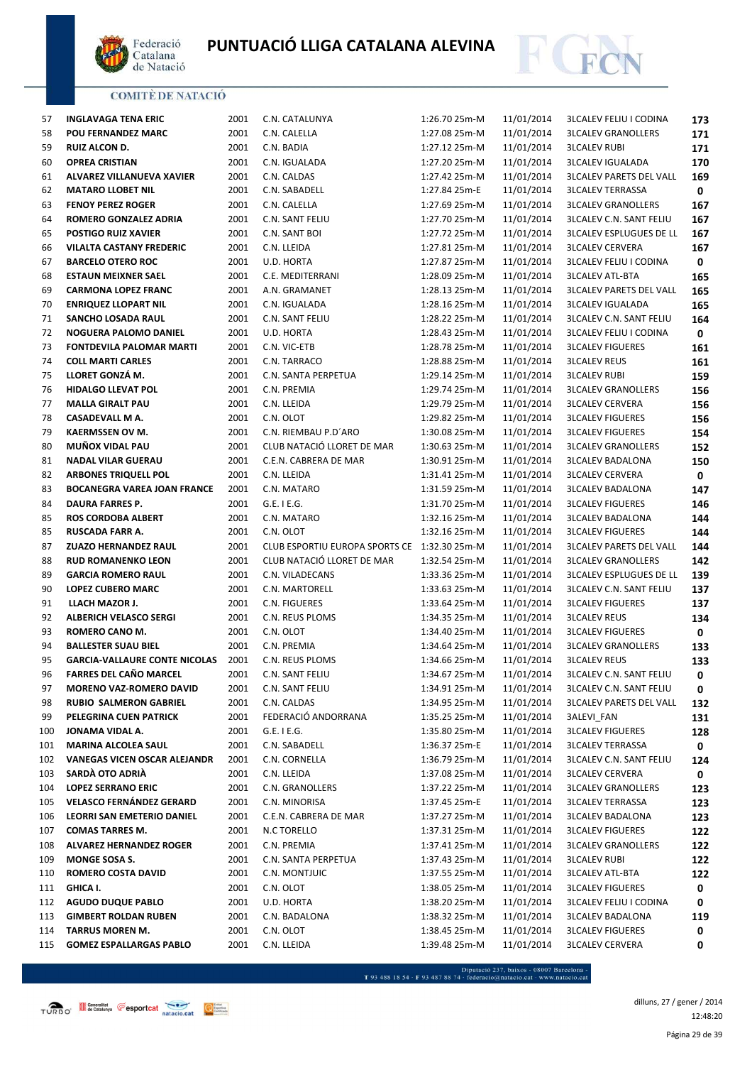# PUNTUACIÓ LLIGA CATALANA ALEVINA

COMITÈ DE NATACIÓ

| | | | | | | | |
|---|---|---|---|---|---|---|---|
| 57 | **INGLAVAGA TENA ERIC** | 2001 | C.N. CATALUNYA | 1:26.70 25m-M | 11/01/2014 | 3LCALEV FELIU I CODINA | **173** |
| 58 | **POU FERNANDEZ MARC** | 2001 | C.N. CALELLA | 1:27.08 25m-M | 11/01/2014 | 3LCALEV GRANOLLERS | **171** |
| 59 | **RUIZ ALCON D.** | 2001 | C.N. BADIA | 1:27.12 25m-M | 11/01/2014 | 3LCALEV RUBI | **171** |
| 60 | **OPREA CRISTIAN** | 2001 | C.N. IGUALADA | 1:27.20 25m-M | 11/01/2014 | 3LCALEV IGUALADA | **170** |
| 61 | **ALVAREZ VILLANUEVA XAVIER** | 2001 | C.N. CALDAS | 1:27.42 25m-M | 11/01/2014 | 3LCALEV PARETS DEL VALL | **169** |
| 62 | **MATARO LLOBET NIL** | 2001 | C.N. SABADELL | 1:27.84 25m-E | 11/01/2014 | 3LCALEV TERRASSA | **0** |
| 63 | **FENOY PEREZ ROGER** | 2001 | C.N. CALELLA | 1:27.69 25m-M | 11/01/2014 | 3LCALEV GRANOLLERS | **167** |
| 64 | **ROMERO GONZALEZ ADRIA** | 2001 | C.N. SANT FELIU | 1:27.70 25m-M | 11/01/2014 | 3LCALEV C.N. SANT FELIU | **167** |
| 65 | **POSTIGO RUIZ XAVIER** | 2001 | C.N. SANT BOI | 1:27.72 25m-M | 11/01/2014 | 3LCALEV ESPLUGUES DE LL | **167** |
| 66 | **VILALTA CASTANY FREDERIC** | 2001 | C.N. LLEIDA | 1:27.81 25m-M | 11/01/2014 | 3LCALEV CERVERA | **167** |
| 67 | **BARCELO OTERO ROC** | 2001 | U.D. HORTA | 1:27.87 25m-M | 11/01/2014 | 3LCALEV FELIU I CODINA | **0** |
| 68 | **ESTAUN MEIXNER SAEL** | 2001 | C.E. MEDITERRANI | 1:28.09 25m-M | 11/01/2014 | 3LCALEV ATL-BTA | **165** |
| 69 | **CARMONA LOPEZ FRANC** | 2001 | A.N. GRAMANET | 1:28.13 25m-M | 11/01/2014 | 3LCALEV PARETS DEL VALL | **165** |
| 70 | **ENRIQUEZ LLOPART NIL** | 2001 | C.N. IGUALADA | 1:28.16 25m-M | 11/01/2014 | 3LCALEV IGUALADA | **165** |
| 71 | **SANCHO LOSADA RAUL** | 2001 | C.N. SANT FELIU | 1:28.22 25m-M | 11/01/2014 | 3LCALEV C.N. SANT FELIU | **164** |
| 72 | **NOGUERA PALOMO DANIEL** | 2001 | U.D. HORTA | 1:28.43 25m-M | 11/01/2014 | 3LCALEV FELIU I CODINA | **0** |
| 73 | **FONTDEVILA PALOMAR MARTI** | 2001 | C.N. VIC-ETB | 1:28.78 25m-M | 11/01/2014 | 3LCALEV FIGUERES | **161** |
| 74 | **COLL MARTI CARLES** | 2001 | C.N. TARRACO | 1:28.88 25m-M | 11/01/2014 | 3LCALEV REUS | **161** |
| 75 | **LLORET GONZÁ M.** | 2001 | C.N. SANTA PERPETUA | 1:29.14 25m-M | 11/01/2014 | 3LCALEV RUBI | **159** |
| 76 | **HIDALGO LLEVAT POL** | 2001 | C.N. PREMIA | 1:29.74 25m-M | 11/01/2014 | 3LCALEV GRANOLLERS | **156** |
| 77 | **MALLA GIRALT PAU** | 2001 | C.N. LLEIDA | 1:29.79 25m-M | 11/01/2014 | 3LCALEV CERVERA | **156** |
| 78 | **CASADEVALL M A.** | 2001 | C.N. OLOT | 1:29.82 25m-M | 11/01/2014 | 3LCALEV FIGUERES | **156** |
| 79 | **KAERMSSEN OV M.** | 2001 | C.N. RIEMBAU P.D´ARO | 1:30.08 25m-M | 11/01/2014 | 3LCALEV FIGUERES | **154** |
| 80 | **MUÑOX VIDAL PAU** | 2001 | CLUB NATACIÓ LLORET DE MAR | 1:30.63 25m-M | 11/01/2014 | 3LCALEV GRANOLLERS | **152** |
| 81 | **NADAL VILAR GUERAU** | 2001 | C.E.N. CABRERA DE MAR | 1:30.91 25m-M | 11/01/2014 | 3LCALEV BADALONA | **150** |
| 82 | **ARBONES TRIQUELL POL** | 2001 | C.N. LLEIDA | 1:31.41 25m-M | 11/01/2014 | 3LCALEV CERVERA | **0** |
| 83 | **BOCANEGRA VAREA JOAN FRANCE** | 2001 | C.N. MATARO | 1:31.59 25m-M | 11/01/2014 | 3LCALEV BADALONA | **147** |
| 84 | **DAURA FARRES P.** | 2001 | G.E. I E.G. | 1:31.70 25m-M | 11/01/2014 | 3LCALEV FIGUERES | **146** |
| 85 | **ROS CORDOBA ALBERT** | 2001 | C.N. MATARO | 1:32.16 25m-M | 11/01/2014 | 3LCALEV BADALONA | **144** |
| 85 | **RUSCADA FARR A.** | 2001 | C.N. OLOT | 1:32.16 25m-M | 11/01/2014 | 3LCALEV FIGUERES | **144** |
| 87 | **ZUAZO HERNANDEZ RAUL** | 2001 | CLUB ESPORTIU EUROPA SPORTS CE | 1:32.30 25m-M | 11/01/2014 | 3LCALEV PARETS DEL VALL | **144** |
| 88 | **RUD ROMANENKO LEON** | 2001 | CLUB NATACIÓ LLORET DE MAR | 1:32.54 25m-M | 11/01/2014 | 3LCALEV GRANOLLERS | **142** |
| 89 | **GARCIA ROMERO RAUL** | 2001 | C.N. VILADECANS | 1:33.36 25m-M | 11/01/2014 | 3LCALEV ESPLUGUES DE LL | **139** |
| 90 | **LOPEZ CUBERO MARC** | 2001 | C.N. MARTORELL | 1:33.63 25m-M | 11/01/2014 | 3LCALEV C.N. SANT FELIU | **137** |
| 91 | **LLACH MAZOR J.** | 2001 | C.N. FIGUERES | 1:33.64 25m-M | 11/01/2014 | 3LCALEV FIGUERES | **137** |
| 92 | **ALBERICH VELASCO SERGI** | 2001 | C.N. REUS PLOMS | 1:34.35 25m-M | 11/01/2014 | 3LCALEV REUS | **134** |
| 93 | **ROMERO CANO M.** | 2001 | C.N. OLOT | 1:34.40 25m-M | 11/01/2014 | 3LCALEV FIGUERES | **0** |
| 94 | **BALLESTER SUAU BIEL** | 2001 | C.N. PREMIA | 1:34.64 25m-M | 11/01/2014 | 3LCALEV GRANOLLERS | **133** |
| 95 | **GARCIA-VALLAURE CONTE NICOLAS** | 2001 | C.N. REUS PLOMS | 1:34.66 25m-M | 11/01/2014 | 3LCALEV REUS | **133** |
| 96 | **FARRES DEL CAÑO MARCEL** | 2001 | C.N. SANT FELIU | 1:34.67 25m-M | 11/01/2014 | 3LCALEV C.N. SANT FELIU | **0** |
| 97 | **MORENO VAZ-ROMERO DAVID** | 2001 | C.N. SANT FELIU | 1:34.91 25m-M | 11/01/2014 | 3LCALEV C.N. SANT FELIU | **0** |
| 98 | **RUBIO SALMERON GABRIEL** | 2001 | C.N. CALDAS | 1:34.95 25m-M | 11/01/2014 | 3LCALEV PARETS DEL VALL | **132** |
| 99 | **PELEGRINA CUEN PATRICK** | 2001 | FEDERACIÓ ANDORRANA | 1:35.25 25m-M | 11/01/2014 | 3ALEVI_FAN | **131** |
| 100 | **JONAMA VIDAL A.** | 2001 | G.E. I E.G. | 1:35.80 25m-M | 11/01/2014 | 3LCALEV FIGUERES | **128** |
| 101 | **MARINA ALCOLEA SAUL** | 2001 | C.N. SABADELL | 1:36.37 25m-E | 11/01/2014 | 3LCALEV TERRASSA | **0** |
| 102 | **VANEGAS VICEN OSCAR ALEJANDR** | 2001 | C.N. CORNELLA | 1:36.79 25m-M | 11/01/2014 | 3LCALEV C.N. SANT FELIU | **124** |
| 103 | **SARDÀ OTO ADRIÀ** | 2001 | C.N. LLEIDA | 1:37.08 25m-M | 11/01/2014 | 3LCALEV CERVERA | **0** |
| 104 | **LOPEZ SERRANO ERIC** | 2001 | C.N. GRANOLLERS | 1:37.22 25m-M | 11/01/2014 | 3LCALEV GRANOLLERS | **123** |
| 105 | **VELASCO FERNÁNDEZ GERARD** | 2001 | C.N. MINORISA | 1:37.45 25m-E | 11/01/2014 | 3LCALEV TERRASSA | **123** |
| 106 | **LEORRI SAN EMETERIO DANIEL** | 2001 | C.E.N. CABRERA DE MAR | 1:37.27 25m-M | 11/01/2014 | 3LCALEV BADALONA | **123** |
| 107 | **COMAS TARRES M.** | 2001 | N.C TORELLO | 1:37.31 25m-M | 11/01/2014 | 3LCALEV FIGUERES | **122** |
| 108 | **ALVAREZ HERNANDEZ ROGER** | 2001 | C.N. PREMIA | 1:37.41 25m-M | 11/01/2014 | 3LCALEV GRANOLLERS | **122** |
| 109 | **MONGE SOSA S.** | 2001 | C.N. SANTA PERPETUA | 1:37.43 25m-M | 11/01/2014 | 3LCALEV RUBI | **122** |
| 110 | **ROMERO COSTA DAVID** | 2001 | C.N. MONTJUIC | 1:37.55 25m-M | 11/01/2014 | 3LCALEV ATL-BTA | **122** |
| 111 | **GHICA I.** | 2001 | C.N. OLOT | 1:38.05 25m-M | 11/01/2014 | 3LCALEV FIGUERES | **0** |
| 112 | **AGUDO DUQUE PABLO** | 2001 | U.D. HORTA | 1:38.20 25m-M | 11/01/2014 | 3LCALEV FELIU I CODINA | **0** |
| 113 | **GIMBERT ROLDAN RUBEN** | 2001 | C.N. BADALONA | 1:38.32 25m-M | 11/01/2014 | 3LCALEV BADALONA | **119** |
| 114 | **TARRUS MOREN M.** | 2001 | C.N. OLOT | 1:38.45 25m-M | 11/01/2014 | 3LCALEV FIGUERES | **0** |
| 115 | **GOMEZ ESPALLARGAS PABLO** | 2001 | C.N. LLEIDA | 1:39.48 25m-M | 11/01/2014 | 3LCALEV CERVERA | **0** |

Diputació 237, baixos - 08007 Barcelona - T 93 488 18 54 · F 93 487 88 74 · federacio@natacio.cat · www.natacio.cat

dilluns, 27 / gener / 2014
12:48:20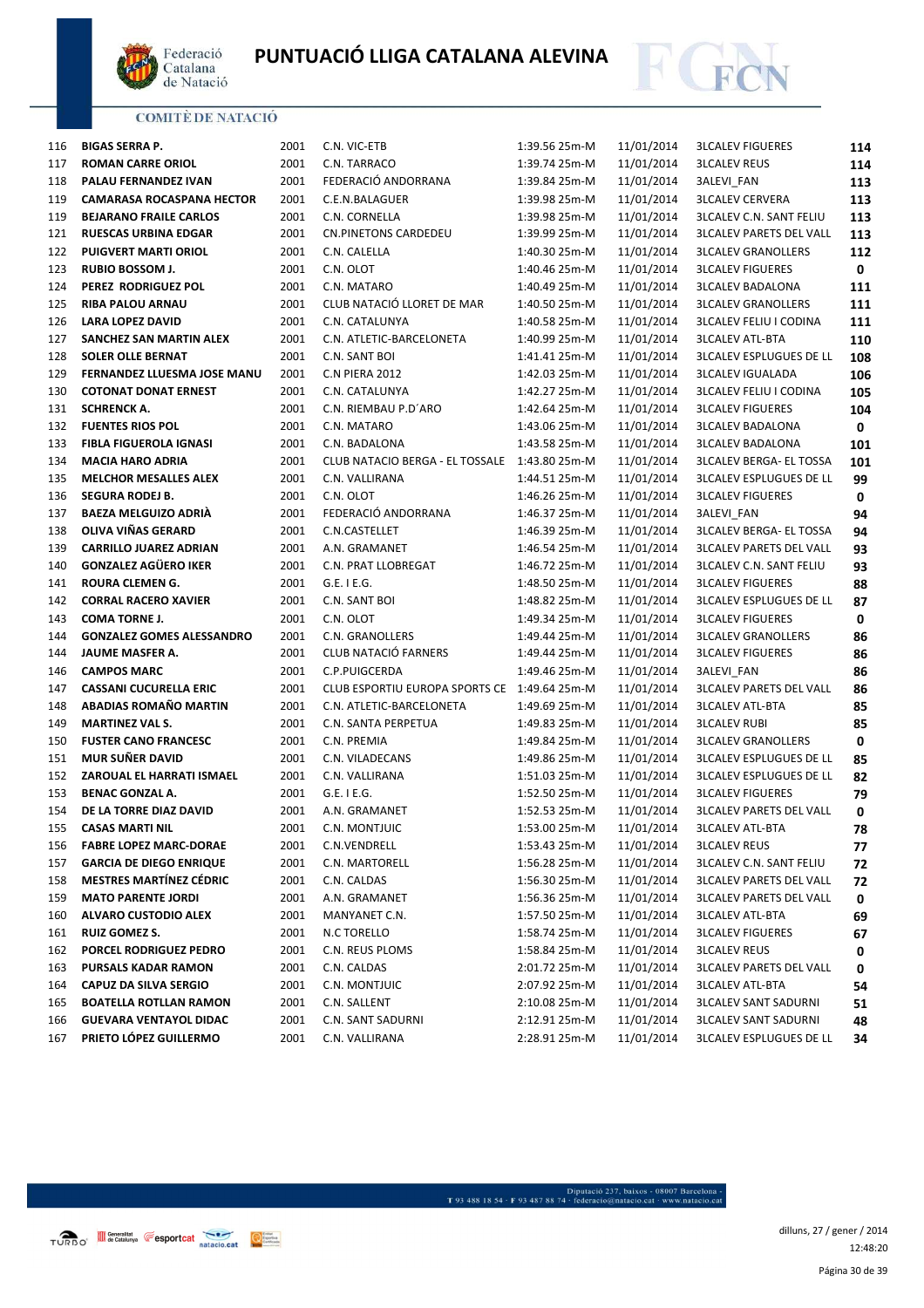# PUNTUACIÓ LLIGA CATALANA ALEVINA

COMITÈ DE NATACIÓ

| | | | | | | | |
|---|---|---|---|---|---|---|---|
| 116 | **BIGAS SERRA P.** | 2001 | C.N. VIC-ETB | 1:39.56 25m-M | 11/01/2014 | 3LCALEV FIGUERES | **114** |
| 117 | **ROMAN CARRE ORIOL** | 2001 | C.N. TARRACO | 1:39.74 25m-M | 11/01/2014 | 3LCALEV REUS | **114** |
| 118 | **PALAU FERNANDEZ IVAN** | 2001 | FEDERACIÓ ANDORRANA | 1:39.84 25m-M | 11/01/2014 | 3ALEVI_FAN | **113** |
| 119 | **CAMARASA ROCASPANA HECTOR** | 2001 | C.E.N.BALAGUER | 1:39.98 25m-M | 11/01/2014 | 3LCALEV CERVERA | **113** |
| 119 | **BEJARANO FRAILE CARLOS** | 2001 | C.N. CORNELLA | 1:39.98 25m-M | 11/01/2014 | 3LCALEV C.N. SANT FELIU | **113** |
| 121 | **RUESCAS URBINA EDGAR** | 2001 | CN.PINETONS CARDEDEU | 1:39.99 25m-M | 11/01/2014 | 3LCALEV PARETS DEL VALL | **113** |
| 122 | **PUIGVERT MARTI ORIOL** | 2001 | C.N. CALELLA | 1:40.30 25m-M | 11/01/2014 | 3LCALEV GRANOLLERS | **112** |
| 123 | **RUBIO BOSSOM J.** | 2001 | C.N. OLOT | 1:40.46 25m-M | 11/01/2014 | 3LCALEV FIGUERES | **0** |
| 124 | **PEREZ RODRIGUEZ POL** | 2001 | C.N. MATARO | 1:40.49 25m-M | 11/01/2014 | 3LCALEV BADALONA | **111** |
| 125 | **RIBA PALOU ARNAU** | 2001 | CLUB NATACIÓ LLORET DE MAR | 1:40.50 25m-M | 11/01/2014 | 3LCALEV GRANOLLERS | **111** |
| 126 | **LARA LOPEZ DAVID** | 2001 | C.N. CATALUNYA | 1:40.58 25m-M | 11/01/2014 | 3LCALEV FELIU I CODINA | **111** |
| 127 | **SANCHEZ SAN MARTIN ALEX** | 2001 | C.N. ATLETIC-BARCELONETA | 1:40.99 25m-M | 11/01/2014 | 3LCALEV ATL-BTA | **110** |
| 128 | **SOLER OLLE BERNAT** | 2001 | C.N. SANT BOI | 1:41.41 25m-M | 11/01/2014 | 3LCALEV ESPLUGUES DE LL | **108** |
| 129 | **FERNANDEZ LLUESMA JOSE MANU** | 2001 | C.N PIERA 2012 | 1:42.03 25m-M | 11/01/2014 | 3LCALEV IGUALADA | **106** |
| 130 | **COTONAT DONAT ERNEST** | 2001 | C.N. CATALUNYA | 1:42.27 25m-M | 11/01/2014 | 3LCALEV FELIU I CODINA | **105** |
| 131 | **SCHRENCK A.** | 2001 | C.N. RIEMBAU P.D´ARO | 1:42.64 25m-M | 11/01/2014 | 3LCALEV FIGUERES | **104** |
| 132 | **FUENTES RIOS POL** | 2001 | C.N. MATARO | 1:43.06 25m-M | 11/01/2014 | 3LCALEV BADALONA | **0** |
| 133 | **FIBLA FIGUEROLA IGNASI** | 2001 | C.N. BADALONA | 1:43.58 25m-M | 11/01/2014 | 3LCALEV BADALONA | **101** |
| 134 | **MACIA HARO ADRIA** | 2001 | CLUB NATACIO BERGA - EL TOSSALE | 1:43.80 25m-M | 11/01/2014 | 3LCALEV BERGA- EL TOSSA | **101** |
| 135 | **MELCHOR MESALLES ALEX** | 2001 | C.N. VALLIRANA | 1:44.51 25m-M | 11/01/2014 | 3LCALEV ESPLUGUES DE LL | **99** |
| 136 | **SEGURA RODEJ B.** | 2001 | C.N. OLOT | 1:46.26 25m-M | 11/01/2014 | 3LCALEV FIGUERES | **0** |
| 137 | **BAEZA MELGUIZO ADRIÀ** | 2001 | FEDERACIÓ ANDORRANA | 1:46.37 25m-M | 11/01/2014 | 3ALEVI_FAN | **94** |
| 138 | **OLIVA VIÑAS GERARD** | 2001 | C.N.CASTELLET | 1:46.39 25m-M | 11/01/2014 | 3LCALEV BERGA- EL TOSSA | **94** |
| 139 | **CARRILLO JUAREZ ADRIAN** | 2001 | A.N. GRAMANET | 1:46.54 25m-M | 11/01/2014 | 3LCALEV PARETS DEL VALL | **93** |
| 140 | **GONZALEZ AGÜERO IKER** | 2001 | C.N. PRAT LLOBREGAT | 1:46.72 25m-M | 11/01/2014 | 3LCALEV C.N. SANT FELIU | **93** |
| 141 | **ROURA CLEMEN G.** | 2001 | G.E. I E.G. | 1:48.50 25m-M | 11/01/2014 | 3LCALEV FIGUERES | **88** |
| 142 | **CORRAL RACERO XAVIER** | 2001 | C.N. SANT BOI | 1:48.82 25m-M | 11/01/2014 | 3LCALEV ESPLUGUES DE LL | **87** |
| 143 | **COMA TORNE J.** | 2001 | C.N. OLOT | 1:49.34 25m-M | 11/01/2014 | 3LCALEV FIGUERES | **0** |
| 144 | **GONZALEZ GOMES ALESSANDRO** | 2001 | C.N. GRANOLLERS | 1:49.44 25m-M | 11/01/2014 | 3LCALEV GRANOLLERS | **86** |
| 144 | **JAUME MASFER A.** | 2001 | CLUB NATACIÓ FARNERS | 1:49.44 25m-M | 11/01/2014 | 3LCALEV FIGUERES | **86** |
| 146 | **CAMPOS MARC** | 2001 | C.P.PUIGCERDA | 1:49.46 25m-M | 11/01/2014 | 3ALEVI_FAN | **86** |
| 147 | **CASSANI CUCURELLA ERIC** | 2001 | CLUB ESPORTIU EUROPA SPORTS CE | 1:49.64 25m-M | 11/01/2014 | 3LCALEV PARETS DEL VALL | **86** |
| 148 | **ABADIAS ROMAÑO MARTIN** | 2001 | C.N. ATLETIC-BARCELONETA | 1:49.69 25m-M | 11/01/2014 | 3LCALEV ATL-BTA | **85** |
| 149 | **MARTINEZ VAL S.** | 2001 | C.N. SANTA PERPETUA | 1:49.83 25m-M | 11/01/2014 | 3LCALEV RUBI | **85** |
| 150 | **FUSTER CANO FRANCESC** | 2001 | C.N. PREMIA | 1:49.84 25m-M | 11/01/2014 | 3LCALEV GRANOLLERS | **0** |
| 151 | **MUR SUÑER DAVID** | 2001 | C.N. VILADECANS | 1:49.86 25m-M | 11/01/2014 | 3LCALEV ESPLUGUES DE LL | **85** |
| 152 | **ZAROUAL EL HARRATI ISMAEL** | 2001 | C.N. VALLIRANA | 1:51.03 25m-M | 11/01/2014 | 3LCALEV ESPLUGUES DE LL | **82** |
| 153 | **BENAC GONZAL A.** | 2001 | G.E. I E.G. | 1:52.50 25m-M | 11/01/2014 | 3LCALEV FIGUERES | **79** |
| 154 | **DE LA TORRE DIAZ DAVID** | 2001 | A.N. GRAMANET | 1:52.53 25m-M | 11/01/2014 | 3LCALEV PARETS DEL VALL | **0** |
| 155 | **CASAS MARTI NIL** | 2001 | C.N. MONTJUIC | 1:53.00 25m-M | 11/01/2014 | 3LCALEV ATL-BTA | **78** |
| 156 | **FABRE LOPEZ MARC-DORAE** | 2001 | C.N.VENDRELL | 1:53.43 25m-M | 11/01/2014 | 3LCALEV REUS | **77** |
| 157 | **GARCIA DE DIEGO ENRIQUE** | 2001 | C.N. MARTORELL | 1:56.28 25m-M | 11/01/2014 | 3LCALEV C.N. SANT FELIU | **72** |
| 158 | **MESTRES MARTÍNEZ CÉDRIC** | 2001 | C.N. CALDAS | 1:56.30 25m-M | 11/01/2014 | 3LCALEV PARETS DEL VALL | **72** |
| 159 | **MATO PARENTE JORDI** | 2001 | A.N. GRAMANET | 1:56.36 25m-M | 11/01/2014 | 3LCALEV PARETS DEL VALL | **0** |
| 160 | **ALVARO CUSTODIO ALEX** | 2001 | MANYANET C.N. | 1:57.50 25m-M | 11/01/2014 | 3LCALEV ATL-BTA | **69** |
| 161 | **RUIZ GOMEZ S.** | 2001 | N.C TORELLO | 1:58.74 25m-M | 11/01/2014 | 3LCALEV FIGUERES | **67** |
| 162 | **PORCEL RODRIGUEZ PEDRO** | 2001 | C.N. REUS PLOMS | 1:58.84 25m-M | 11/01/2014 | 3LCALEV REUS | **0** |
| 163 | **PURSALS KADAR RAMON** | 2001 | C.N. CALDAS | 2:01.72 25m-M | 11/01/2014 | 3LCALEV PARETS DEL VALL | **0** |
| 164 | **CAPUZ DA SILVA SERGIO** | 2001 | C.N. MONTJUIC | 2:07.92 25m-M | 11/01/2014 | 3LCALEV ATL-BTA | **54** |
| 165 | **BOATELLA ROTLLAN RAMON** | 2001 | C.N. SALLENT | 2:10.08 25m-M | 11/01/2014 | 3LCALEV SANT SADURNI | **51** |
| 166 | **GUEVARA VENTAYOL DIDAC** | 2001 | C.N. SANT SADURNI | 2:12.91 25m-M | 11/01/2014 | 3LCALEV SANT SADURNI | **48** |
| 167 | **PRIETO LÓPEZ GUILLERMO** | 2001 | C.N. VALLIRANA | 2:28.91 25m-M | 11/01/2014 | 3LCALEV ESPLUGUES DE LL | **34** |

Diputació 237, baixos - 08007 Barcelona - T 93 488 18 54 · F 93 487 88 74 · federacio@natacio.cat · www.natacio.cat

dilluns, 27 / gener / 2014
12:48:20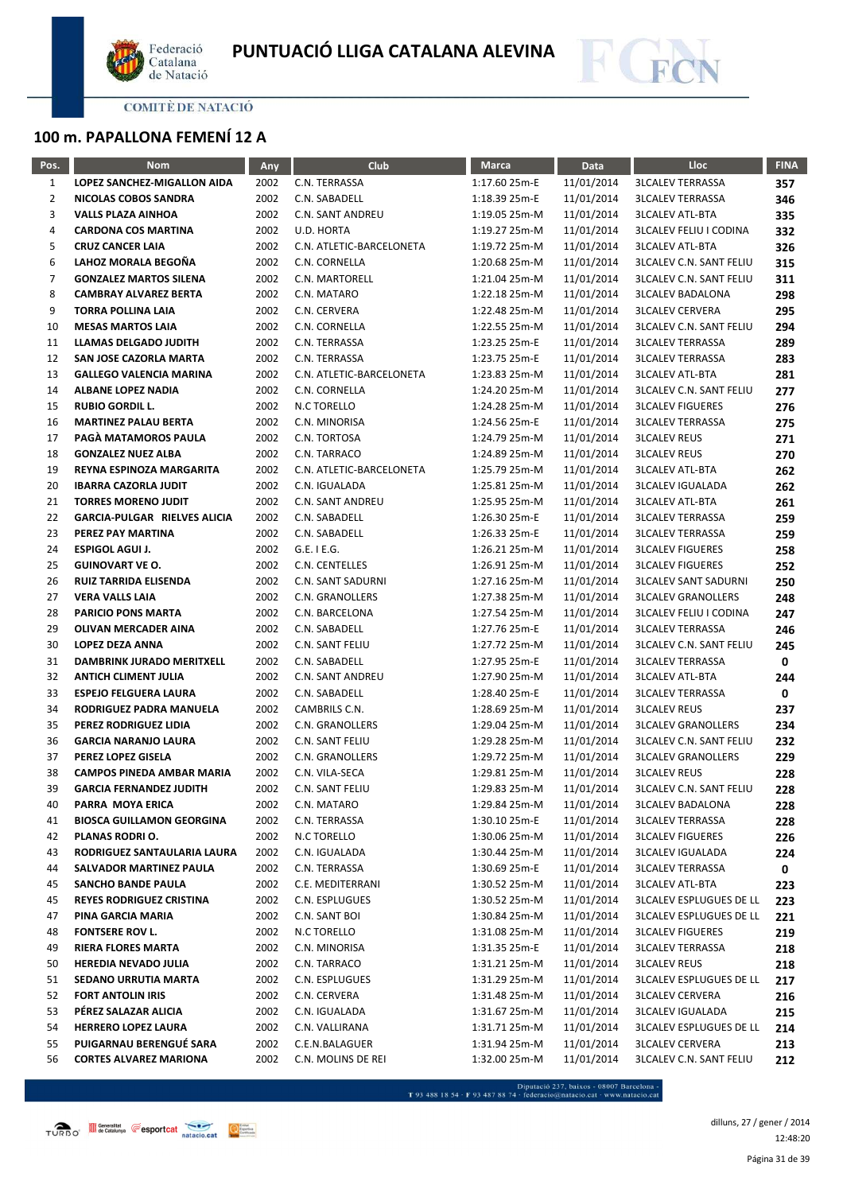# PUNTUACIÓ LLIGA CATALANA ALEVINA

COMITÈ DE NATACIÓ

## 100 m. PAPALLONA FEMENÍ 12 A

| Pos. | Nom | Any | Club | Marca | Data | Lloc | FINA |
|---|---|---|---|---|---|---|---|
| 1 | LOPEZ SANCHEZ-MIGALLON AIDA | 2002 | C.N. TERRASSA | 1:17.60 25m-E | 11/01/2014 | 3LCALEV TERRASSA | 357 |
| 2 | NICOLAS COBOS SANDRA | 2002 | C.N. SABADELL | 1:18.39 25m-E | 11/01/2014 | 3LCALEV TERRASSA | 346 |
| 3 | VALLS PLAZA AINHOA | 2002 | C.N. SANT ANDREU | 1:19.05 25m-M | 11/01/2014 | 3LCALEV ATL-BTA | 335 |
| 4 | CARDONA COS MARTINA | 2002 | U.D. HORTA | 1:19.27 25m-M | 11/01/2014 | 3LCALEV FELIU I CODINA | 332 |
| 5 | CRUZ CANCER LAIA | 2002 | C.N. ATLETIC-BARCELONETA | 1:19.72 25m-M | 11/01/2014 | 3LCALEV ATL-BTA | 326 |
| 6 | LAHOZ MORALA BEGOÑA | 2002 | C.N. CORNELLA | 1:20.68 25m-M | 11/01/2014 | 3LCALEV C.N. SANT FELIU | 315 |
| 7 | GONZALEZ MARTOS SILENA | 2002 | C.N. MARTORELL | 1:21.04 25m-M | 11/01/2014 | 3LCALEV C.N. SANT FELIU | 311 |
| 8 | CAMBRAY ALVAREZ BERTA | 2002 | C.N. MATARO | 1:22.18 25m-M | 11/01/2014 | 3LCALEV BADALONA | 298 |
| 9 | TORRA POLLINA LAIA | 2002 | C.N. CERVERA | 1:22.48 25m-M | 11/01/2014 | 3LCALEV CERVERA | 295 |
| 10 | MESAS MARTOS LAIA | 2002 | C.N. CORNELLA | 1:22.55 25m-M | 11/01/2014 | 3LCALEV C.N. SANT FELIU | 294 |
| 11 | LLAMAS DELGADO JUDITH | 2002 | C.N. TERRASSA | 1:23.25 25m-E | 11/01/2014 | 3LCALEV TERRASSA | 289 |
| 12 | SAN JOSE CAZORLA MARTA | 2002 | C.N. TERRASSA | 1:23.75 25m-E | 11/01/2014 | 3LCALEV TERRASSA | 283 |
| 13 | GALLEGO VALENCIA MARINA | 2002 | C.N. ATLETIC-BARCELONETA | 1:23.83 25m-M | 11/01/2014 | 3LCALEV ATL-BTA | 281 |
| 14 | ALBANE LOPEZ NADIA | 2002 | C.N. CORNELLA | 1:24.20 25m-M | 11/01/2014 | 3LCALEV C.N. SANT FELIU | 277 |
| 15 | RUBIO GORDIL L. | 2002 | N.C TORELLO | 1:24.28 25m-M | 11/01/2014 | 3LCALEV FIGUERES | 276 |
| 16 | MARTINEZ PALAU BERTA | 2002 | C.N. MINORISA | 1:24.56 25m-E | 11/01/2014 | 3LCALEV TERRASSA | 275 |
| 17 | PAGÀ MATAMOROS PAULA | 2002 | C.N. TORTOSA | 1:24.79 25m-M | 11/01/2014 | 3LCALEV REUS | 271 |
| 18 | GONZALEZ NUEZ ALBA | 2002 | C.N. TARRACO | 1:24.89 25m-M | 11/01/2014 | 3LCALEV REUS | 270 |
| 19 | REYNA ESPINOZA MARGARITA | 2002 | C.N. ATLETIC-BARCELONETA | 1:25.79 25m-M | 11/01/2014 | 3LCALEV ATL-BTA | 262 |
| 20 | IBARRA CAZORLA JUDIT | 2002 | C.N. IGUALADA | 1:25.81 25m-M | 11/01/2014 | 3LCALEV IGUALADA | 262 |
| 21 | TORRES MORENO JUDIT | 2002 | C.N. SANT ANDREU | 1:25.95 25m-M | 11/01/2014 | 3LCALEV ATL-BTA | 261 |
| 22 | GARCIA-PULGAR RIELVES ALICIA | 2002 | C.N. SABADELL | 1:26.30 25m-E | 11/01/2014 | 3LCALEV TERRASSA | 259 |
| 23 | PEREZ PAY MARTINA | 2002 | C.N. SABADELL | 1:26.33 25m-E | 11/01/2014 | 3LCALEV TERRASSA | 259 |
| 24 | ESPIGOL AGUI J. | 2002 | G.E. I E.G. | 1:26.21 25m-M | 11/01/2014 | 3LCALEV FIGUERES | 258 |
| 25 | GUINOVART VE O. | 2002 | C.N. CENTELLES | 1:26.91 25m-M | 11/01/2014 | 3LCALEV FIGUERES | 252 |
| 26 | RUIZ TARRIDA ELISENDA | 2002 | C.N. SANT SADURNI | 1:27.16 25m-M | 11/01/2014 | 3LCALEV SANT SADURNI | 250 |
| 27 | VERA VALLS LAIA | 2002 | C.N. GRANOLLERS | 1:27.38 25m-M | 11/01/2014 | 3LCALEV GRANOLLERS | 248 |
| 28 | PARICIO PONS MARTA | 2002 | C.N. BARCELONA | 1:27.54 25m-M | 11/01/2014 | 3LCALEV FELIU I CODINA | 247 |
| 29 | OLIVAN MERCADER AINA | 2002 | C.N. SABADELL | 1:27.76 25m-E | 11/01/2014 | 3LCALEV TERRASSA | 246 |
| 30 | LOPEZ DEZA ANNA | 2002 | C.N. SANT FELIU | 1:27.72 25m-M | 11/01/2014 | 3LCALEV C.N. SANT FELIU | 245 |
| 31 | DAMBRINK JURADO MERITXELL | 2002 | C.N. SABADELL | 1:27.95 25m-E | 11/01/2014 | 3LCALEV TERRASSA | 0 |
| 32 | ANTICH CLIMENT JULIA | 2002 | C.N. SANT ANDREU | 1:27.90 25m-M | 11/01/2014 | 3LCALEV ATL-BTA | 244 |
| 33 | ESPEJO FELGUERA LAURA | 2002 | C.N. SABADELL | 1:28.40 25m-E | 11/01/2014 | 3LCALEV TERRASSA | 0 |
| 34 | RODRIGUEZ PADRA MANUELA | 2002 | CAMBRILS C.N. | 1:28.69 25m-M | 11/01/2014 | 3LCALEV REUS | 237 |
| 35 | PEREZ RODRIGUEZ LIDIA | 2002 | C.N. GRANOLLERS | 1:29.04 25m-M | 11/01/2014 | 3LCALEV GRANOLLERS | 234 |
| 36 | GARCIA NARANJO LAURA | 2002 | C.N. SANT FELIU | 1:29.28 25m-M | 11/01/2014 | 3LCALEV C.N. SANT FELIU | 232 |
| 37 | PEREZ LOPEZ GISELA | 2002 | C.N. GRANOLLERS | 1:29.72 25m-M | 11/01/2014 | 3LCALEV GRANOLLERS | 229 |
| 38 | CAMPOS PINEDA AMBAR MARIA | 2002 | C.N. VILA-SECA | 1:29.81 25m-M | 11/01/2014 | 3LCALEV REUS | 228 |
| 39 | GARCIA FERNANDEZ JUDITH | 2002 | C.N. SANT FELIU | 1:29.83 25m-M | 11/01/2014 | 3LCALEV C.N. SANT FELIU | 228 |
| 40 | PARRA MOYA ERICA | 2002 | C.N. MATARO | 1:29.84 25m-M | 11/01/2014 | 3LCALEV BADALONA | 228 |
| 41 | BIOSCA GUILLAMON GEORGINA | 2002 | C.N. TERRASSA | 1:30.10 25m-E | 11/01/2014 | 3LCALEV TERRASSA | 228 |
| 42 | PLANAS RODRI O. | 2002 | N.C TORELLO | 1:30.06 25m-M | 11/01/2014 | 3LCALEV FIGUERES | 226 |
| 43 | RODRIGUEZ SANTAULARIA LAURA | 2002 | C.N. IGUALADA | 1:30.44 25m-M | 11/01/2014 | 3LCALEV IGUALADA | 224 |
| 44 | SALVADOR MARTINEZ PAULA | 2002 | C.N. TERRASSA | 1:30.69 25m-E | 11/01/2014 | 3LCALEV TERRASSA | 0 |
| 45 | SANCHO BANDE PAULA | 2002 | C.E. MEDITERRANI | 1:30.52 25m-M | 11/01/2014 | 3LCALEV ATL-BTA | 223 |
| 45 | REYES RODRIGUEZ CRISTINA | 2002 | C.N. ESPLUGUES | 1:30.52 25m-M | 11/01/2014 | 3LCALEV ESPLUGUES DE LL | 223 |
| 47 | PINA GARCIA MARIA | 2002 | C.N. SANT BOI | 1:30.84 25m-M | 11/01/2014 | 3LCALEV ESPLUGUES DE LL | 221 |
| 48 | FONTSERE ROV L. | 2002 | N.C TORELLO | 1:31.08 25m-M | 11/01/2014 | 3LCALEV FIGUERES | 219 |
| 49 | RIERA FLORES MARTA | 2002 | C.N. MINORISA | 1:31.35 25m-E | 11/01/2014 | 3LCALEV TERRASSA | 218 |
| 50 | HEREDIA NEVADO JULIA | 2002 | C.N. TARRACO | 1:31.21 25m-M | 11/01/2014 | 3LCALEV REUS | 218 |
| 51 | SEDANO URRUTIA MARTA | 2002 | C.N. ESPLUGUES | 1:31.29 25m-M | 11/01/2014 | 3LCALEV ESPLUGUES DE LL | 217 |
| 52 | FORT ANTOLIN IRIS | 2002 | C.N. CERVERA | 1:31.48 25m-M | 11/01/2014 | 3LCALEV CERVERA | 216 |
| 53 | PÉREZ SALAZAR ALICIA | 2002 | C.N. IGUALADA | 1:31.67 25m-M | 11/01/2014 | 3LCALEV IGUALADA | 215 |
| 54 | HERRERO LOPEZ LAURA | 2002 | C.N. VALLIRANA | 1:31.71 25m-M | 11/01/2014 | 3LCALEV ESPLUGUES DE LL | 214 |
| 55 | PUIGARNAU BERENGUÉ SARA | 2002 | C.E.N.BALAGUER | 1:31.94 25m-M | 11/01/2014 | 3LCALEV CERVERA | 213 |
| 56 | CORTES ALVAREZ MARIONA | 2002 | C.N. MOLINS DE REI | 1:32.00 25m-M | 11/01/2014 | 3LCALEV C.N. SANT FELIU | 212 |

Diputació 237, baixos - 08007 Barcelona - T 93 488 18 54 · F 93 487 88 74 · federacio@natacio.cat · www.natacio.cat

dilluns, 27 / gener / 2014
12:48:20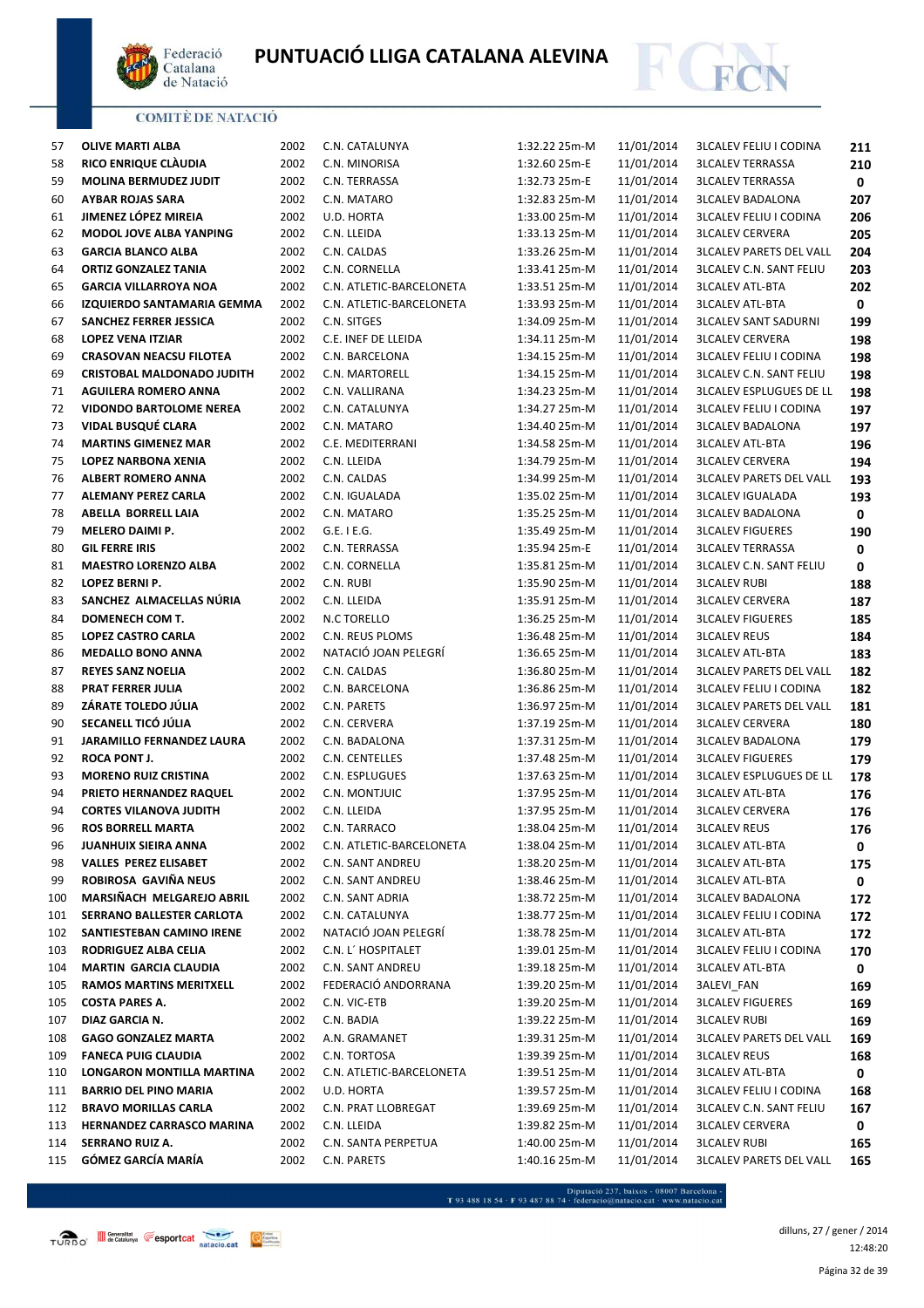# PUNTUACIÓ LLIGA CATALANA ALEVINA

COMITÈ DE NATACIÓ

| | | | | | | | |
|---|---|---|---|---|---|---|---|
| 57 | OLIVE MARTI ALBA | 2002 | C.N. CATALUNYA | 1:32.22 25m-M | 11/01/2014 | 3LCALEV FELIU I CODINA | 211 |
| 58 | RICO ENRIQUE CLÀUDIA | 2002 | C.N. MINORISA | 1:32.60 25m-E | 11/01/2014 | 3LCALEV TERRASSA | 210 |
| 59 | MOLINA BERMUDEZ JUDIT | 2002 | C.N. TERRASSA | 1:32.73 25m-E | 11/01/2014 | 3LCALEV TERRASSA | 0 |
| 60 | AYBAR ROJAS SARA | 2002 | C.N. MATARO | 1:32.83 25m-M | 11/01/2014 | 3LCALEV BADALONA | 207 |
| 61 | JIMENEZ LÓPEZ MIREIA | 2002 | U.D. HORTA | 1:33.00 25m-M | 11/01/2014 | 3LCALEV FELIU I CODINA | 206 |
| 62 | MODOL JOVE ALBA YANPING | 2002 | C.N. LLEIDA | 1:33.13 25m-M | 11/01/2014 | 3LCALEV CERVERA | 205 |
| 63 | GARCIA BLANCO ALBA | 2002 | C.N. CALDAS | 1:33.26 25m-M | 11/01/2014 | 3LCALEV PARETS DEL VALL | 204 |
| 64 | ORTIZ GONZALEZ TANIA | 2002 | C.N. CORNELLA | 1:33.41 25m-M | 11/01/2014 | 3LCALEV C.N. SANT FELIU | 203 |
| 65 | GARCIA VILLARROYA NOA | 2002 | C.N. ATLETIC-BARCELONETA | 1:33.51 25m-M | 11/01/2014 | 3LCALEV ATL-BTA | 202 |
| 66 | IZQUIERDO SANTAMARIA GEMMA | 2002 | C.N. ATLETIC-BARCELONETA | 1:33.93 25m-M | 11/01/2014 | 3LCALEV ATL-BTA | 0 |
| 67 | SANCHEZ FERRER JESSICA | 2002 | C.N. SITGES | 1:34.09 25m-M | 11/01/2014 | 3LCALEV SANT SADURNI | 199 |
| 68 | LOPEZ VENA ITZIAR | 2002 | C.E. INEF DE LLEIDA | 1:34.11 25m-M | 11/01/2014 | 3LCALEV CERVERA | 198 |
| 69 | CRASOVAN NEACSU FILOTEA | 2002 | C.N. BARCELONA | 1:34.15 25m-M | 11/01/2014 | 3LCALEV FELIU I CODINA | 198 |
| 69 | CRISTOBAL MALDONADO JUDITH | 2002 | C.N. MARTORELL | 1:34.15 25m-M | 11/01/2014 | 3LCALEV C.N. SANT FELIU | 198 |
| 71 | AGUILERA ROMERO ANNA | 2002 | C.N. VALLIRANA | 1:34.23 25m-M | 11/01/2014 | 3LCALEV ESPLUGUES DE LL | 198 |
| 72 | VIDONDO BARTOLOME NEREA | 2002 | C.N. CATALUNYA | 1:34.27 25m-M | 11/01/2014 | 3LCALEV FELIU I CODINA | 197 |
| 73 | VIDAL BUSQUÉ CLARA | 2002 | C.N. MATARO | 1:34.40 25m-M | 11/01/2014 | 3LCALEV BADALONA | 197 |
| 74 | MARTINS GIMENEZ MAR | 2002 | C.E. MEDITERRANI | 1:34.58 25m-M | 11/01/2014 | 3LCALEV ATL-BTA | 196 |
| 75 | LOPEZ NARBONA XENIA | 2002 | C.N. LLEIDA | 1:34.79 25m-M | 11/01/2014 | 3LCALEV CERVERA | 194 |
| 76 | ALBERT ROMERO ANNA | 2002 | C.N. CALDAS | 1:34.99 25m-M | 11/01/2014 | 3LCALEV PARETS DEL VALL | 193 |
| 77 | ALEMANY PEREZ CARLA | 2002 | C.N. IGUALADA | 1:35.02 25m-M | 11/01/2014 | 3LCALEV IGUALADA | 193 |
| 78 | ABELLA BORRELL LAIA | 2002 | C.N. MATARO | 1:35.25 25m-M | 11/01/2014 | 3LCALEV BADALONA | 0 |
| 79 | MELERO DAIMI P. | 2002 | G.E. I E.G. | 1:35.49 25m-M | 11/01/2014 | 3LCALEV FIGUERES | 190 |
| 80 | GIL FERRE IRIS | 2002 | C.N. TERRASSA | 1:35.94 25m-E | 11/01/2014 | 3LCALEV TERRASSA | 0 |
| 81 | MAESTRO LORENZO ALBA | 2002 | C.N. CORNELLA | 1:35.81 25m-M | 11/01/2014 | 3LCALEV C.N. SANT FELIU | 0 |
| 82 | LOPEZ BERNI P. | 2002 | C.N. RUBI | 1:35.90 25m-M | 11/01/2014 | 3LCALEV RUBI | 188 |
| 83 | SANCHEZ ALMACELLAS NÚRIA | 2002 | C.N. LLEIDA | 1:35.91 25m-M | 11/01/2014 | 3LCALEV CERVERA | 187 |
| 84 | DOMENECH COM T. | 2002 | N.C TORELLO | 1:36.25 25m-M | 11/01/2014 | 3LCALEV FIGUERES | 185 |
| 85 | LOPEZ CASTRO CARLA | 2002 | C.N. REUS PLOMS | 1:36.48 25m-M | 11/01/2014 | 3LCALEV REUS | 184 |
| 86 | MEDALLO BONO ANNA | 2002 | NATACIÓ JOAN PELEGRÍ | 1:36.65 25m-M | 11/01/2014 | 3LCALEV ATL-BTA | 183 |
| 87 | REYES SANZ NOELIA | 2002 | C.N. CALDAS | 1:36.80 25m-M | 11/01/2014 | 3LCALEV PARETS DEL VALL | 182 |
| 88 | PRAT FERRER JULIA | 2002 | C.N. BARCELONA | 1:36.86 25m-M | 11/01/2014 | 3LCALEV FELIU I CODINA | 182 |
| 89 | ZÁRATE TOLEDO JÚLIA | 2002 | C.N. PARETS | 1:36.97 25m-M | 11/01/2014 | 3LCALEV PARETS DEL VALL | 181 |
| 90 | SECANELL TICÓ JÚLIA | 2002 | C.N. CERVERA | 1:37.19 25m-M | 11/01/2014 | 3LCALEV CERVERA | 180 |
| 91 | JARAMILLO FERNANDEZ LAURA | 2002 | C.N. BADALONA | 1:37.31 25m-M | 11/01/2014 | 3LCALEV BADALONA | 179 |
| 92 | ROCA PONT J. | 2002 | C.N. CENTELLES | 1:37.48 25m-M | 11/01/2014 | 3LCALEV FIGUERES | 179 |
| 93 | MORENO RUIZ CRISTINA | 2002 | C.N. ESPLUGUES | 1:37.63 25m-M | 11/01/2014 | 3LCALEV ESPLUGUES DE LL | 178 |
| 94 | PRIETO HERNANDEZ RAQUEL | 2002 | C.N. MONTJUIC | 1:37.95 25m-M | 11/01/2014 | 3LCALEV ATL-BTA | 176 |
| 94 | CORTES VILANOVA JUDITH | 2002 | C.N. LLEIDA | 1:37.95 25m-M | 11/01/2014 | 3LCALEV CERVERA | 176 |
| 96 | ROS BORRELL MARTA | 2002 | C.N. TARRACO | 1:38.04 25m-M | 11/01/2014 | 3LCALEV REUS | 176 |
| 96 | JUANHUIX SIEIRA ANNA | 2002 | C.N. ATLETIC-BARCELONETA | 1:38.04 25m-M | 11/01/2014 | 3LCALEV ATL-BTA | 0 |
| 98 | VALLES PEREZ ELISABET | 2002 | C.N. SANT ANDREU | 1:38.20 25m-M | 11/01/2014 | 3LCALEV ATL-BTA | 175 |
| 99 | ROBIROSA GAVIÑA NEUS | 2002 | C.N. SANT ANDREU | 1:38.46 25m-M | 11/01/2014 | 3LCALEV ATL-BTA | 0 |
| 100 | MARSIÑACH MELGAREJO ABRIL | 2002 | C.N. SANT ADRIA | 1:38.72 25m-M | 11/01/2014 | 3LCALEV BADALONA | 172 |
| 101 | SERRANO BALLESTER CARLOTA | 2002 | C.N. CATALUNYA | 1:38.77 25m-M | 11/01/2014 | 3LCALEV FELIU I CODINA | 172 |
| 102 | SANTIESTEBAN CAMINO IRENE | 2002 | NATACIÓ JOAN PELEGRÍ | 1:38.78 25m-M | 11/01/2014 | 3LCALEV ATL-BTA | 172 |
| 103 | RODRIGUEZ ALBA CELIA | 2002 | C.N. L´ HOSPITALET | 1:39.01 25m-M | 11/01/2014 | 3LCALEV FELIU I CODINA | 170 |
| 104 | MARTIN GARCIA CLAUDIA | 2002 | C.N. SANT ANDREU | 1:39.18 25m-M | 11/01/2014 | 3LCALEV ATL-BTA | 0 |
| 105 | RAMOS MARTINS MERITXELL | 2002 | FEDERACIÓ ANDORRANA | 1:39.20 25m-M | 11/01/2014 | 3ALEVI_FAN | 169 |
| 105 | COSTA PARES A. | 2002 | C.N. VIC-ETB | 1:39.20 25m-M | 11/01/2014 | 3LCALEV FIGUERES | 169 |
| 107 | DIAZ GARCIA N. | 2002 | C.N. BADIA | 1:39.22 25m-M | 11/01/2014 | 3LCALEV RUBI | 169 |
| 108 | GAGO GONZALEZ MARTA | 2002 | A.N. GRAMANET | 1:39.31 25m-M | 11/01/2014 | 3LCALEV PARETS DEL VALL | 169 |
| 109 | FANECA PUIG CLAUDIA | 2002 | C.N. TORTOSA | 1:39.39 25m-M | 11/01/2014 | 3LCALEV REUS | 168 |
| 110 | LONGARON MONTILLA MARTINA | 2002 | C.N. ATLETIC-BARCELONETA | 1:39.51 25m-M | 11/01/2014 | 3LCALEV ATL-BTA | 0 |
| 111 | BARRIO DEL PINO MARIA | 2002 | U.D. HORTA | 1:39.57 25m-M | 11/01/2014 | 3LCALEV FELIU I CODINA | 168 |
| 112 | BRAVO MORILLAS CARLA | 2002 | C.N. PRAT LLOBREGAT | 1:39.69 25m-M | 11/01/2014 | 3LCALEV C.N. SANT FELIU | 167 |
| 113 | HERNANDEZ CARRASCO MARINA | 2002 | C.N. LLEIDA | 1:39.82 25m-M | 11/01/2014 | 3LCALEV CERVERA | 0 |
| 114 | SERRANO RUIZ A. | 2002 | C.N. SANTA PERPETUA | 1:40.00 25m-M | 11/01/2014 | 3LCALEV RUBI | 165 |
| 115 | GÓMEZ GARCÍA MARÍA | 2002 | C.N. PARETS | 1:40.16 25m-M | 11/01/2014 | 3LCALEV PARETS DEL VALL | 165 |

Diputació 237, baixos · 08007 Barcelona · T 93 488 18 54 · F 93 487 88 74 · federacio@natacio.cat · www.natacio.cat

dilluns, 27 / gener / 2014
12:48:20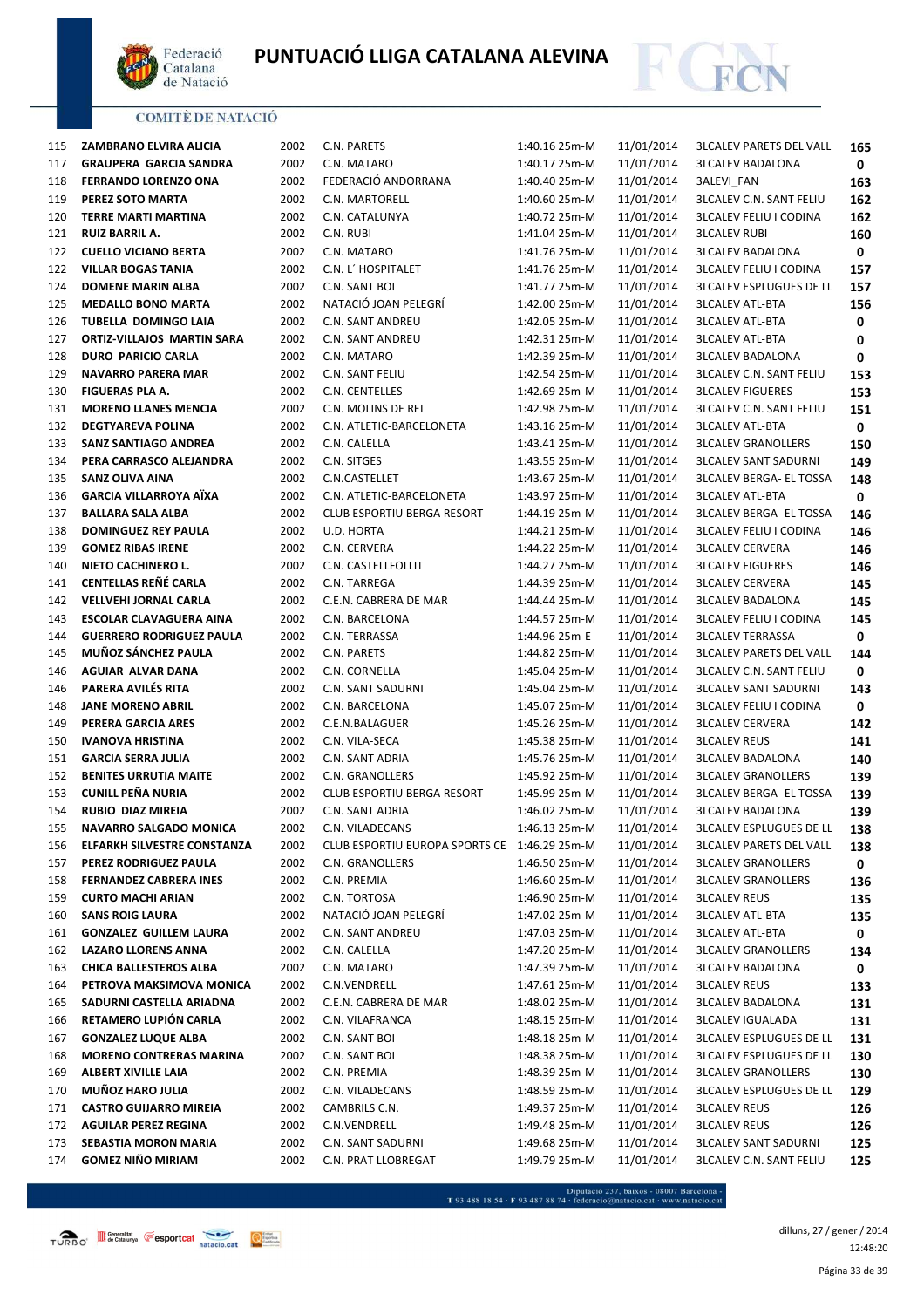# PUNTUACIÓ LLIGA CATALANA ALEVINA

COMITÈ DE NATACIÓ

| | | | | | | | |
|---|---|---|---|---|---|---|---|
| 115 | **ZAMBRANO ELVIRA ALICIA** | 2002 | C.N. PARETS | 1:40.16 25m-M | 11/01/2014 | 3LCALEV PARETS DEL VALL | **165** |
| 117 | **GRAUPERA GARCIA SANDRA** | 2002 | C.N. MATARO | 1:40.17 25m-M | 11/01/2014 | 3LCALEV BADALONA | **0** |
| 118 | **FERRANDO LORENZO ONA** | 2002 | FEDERACIÓ ANDORRANA | 1:40.40 25m-M | 11/01/2014 | 3ALEVI_FAN | **163** |
| 119 | **PEREZ SOTO MARTA** | 2002 | C.N. MARTORELL | 1:40.60 25m-M | 11/01/2014 | 3LCALEV C.N. SANT FELIU | **162** |
| 120 | **TERRE MARTI MARTINA** | 2002 | C.N. CATALUNYA | 1:40.72 25m-M | 11/01/2014 | 3LCALEV FELIU I CODINA | **162** |
| 121 | **RUIZ BARRIL A.** | 2002 | C.N. RUBI | 1:41.04 25m-M | 11/01/2014 | 3LCALEV RUBI | **160** |
| 122 | **CUELLO VICIANO BERTA** | 2002 | C.N. MATARO | 1:41.76 25m-M | 11/01/2014 | 3LCALEV BADALONA | **0** |
| 122 | **VILLAR BOGAS TANIA** | 2002 | C.N. L´ HOSPITALET | 1:41.76 25m-M | 11/01/2014 | 3LCALEV FELIU I CODINA | **157** |
| 124 | **DOMENE MARIN ALBA** | 2002 | C.N. SANT BOI | 1:41.77 25m-M | 11/01/2014 | 3LCALEV ESPLUGUES DE LL | **157** |
| 125 | **MEDALLO BONO MARTA** | 2002 | NATACIÓ JOAN PELEGRÍ | 1:42.00 25m-M | 11/01/2014 | 3LCALEV ATL-BTA | **156** |
| 126 | **TUBELLA DOMINGO LAIA** | 2002 | C.N. SANT ANDREU | 1:42.05 25m-M | 11/01/2014 | 3LCALEV ATL-BTA | **0** |
| 127 | **ORTIZ-VILLAJOS MARTIN SARA** | 2002 | C.N. SANT ANDREU | 1:42.31 25m-M | 11/01/2014 | 3LCALEV ATL-BTA | **0** |
| 128 | **DURO PARICIO CARLA** | 2002 | C.N. MATARO | 1:42.39 25m-M | 11/01/2014 | 3LCALEV BADALONA | **0** |
| 129 | **NAVARRO PARERA MAR** | 2002 | C.N. SANT FELIU | 1:42.54 25m-M | 11/01/2014 | 3LCALEV C.N. SANT FELIU | **153** |
| 130 | **FIGUERAS PLA A.** | 2002 | C.N. CENTELLES | 1:42.69 25m-M | 11/01/2014 | 3LCALEV FIGUERES | **153** |
| 131 | **MORENO LLANES MENCIA** | 2002 | C.N. MOLINS DE REI | 1:42.98 25m-M | 11/01/2014 | 3LCALEV C.N. SANT FELIU | **151** |
| 132 | **DEGTYAREVA POLINA** | 2002 | C.N. ATLETIC-BARCELONETA | 1:43.16 25m-M | 11/01/2014 | 3LCALEV ATL-BTA | **0** |
| 133 | **SANZ SANTIAGO ANDREA** | 2002 | C.N. CALELLA | 1:43.41 25m-M | 11/01/2014 | 3LCALEV GRANOLLERS | **150** |
| 134 | **PERA CARRASCO ALEJANDRA** | 2002 | C.N. SITGES | 1:43.55 25m-M | 11/01/2014 | 3LCALEV SANT SADURNI | **149** |
| 135 | **SANZ OLIVA AINA** | 2002 | C.N.CASTELLET | 1:43.67 25m-M | 11/01/2014 | 3LCALEV BERGA- EL TOSSA | **148** |
| 136 | **GARCIA VILLARROYA AÏXA** | 2002 | C.N. ATLETIC-BARCELONETA | 1:43.97 25m-M | 11/01/2014 | 3LCALEV ATL-BTA | **0** |
| 137 | **BALLARA SALA ALBA** | 2002 | CLUB ESPORTIU BERGA RESORT | 1:44.19 25m-M | 11/01/2014 | 3LCALEV BERGA- EL TOSSA | **146** |
| 138 | **DOMINGUEZ REY PAULA** | 2002 | U.D. HORTA | 1:44.21 25m-M | 11/01/2014 | 3LCALEV FELIU I CODINA | **146** |
| 139 | **GOMEZ RIBAS IRENE** | 2002 | C.N. CERVERA | 1:44.22 25m-M | 11/01/2014 | 3LCALEV CERVERA | **146** |
| 140 | **NIETO CACHINERO L.** | 2002 | C.N. CASTELLFOLLIT | 1:44.27 25m-M | 11/01/2014 | 3LCALEV FIGUERES | **146** |
| 141 | **CENTELLAS REÑÉ CARLA** | 2002 | C.N. TARREGA | 1:44.39 25m-M | 11/01/2014 | 3LCALEV CERVERA | **145** |
| 142 | **VELLVEHI JORNAL CARLA** | 2002 | C.E.N. CABRERA DE MAR | 1:44.44 25m-M | 11/01/2014 | 3LCALEV BADALONA | **145** |
| 143 | **ESCOLAR CLAVAGUERA AINA** | 2002 | C.N. BARCELONA | 1:44.57 25m-M | 11/01/2014 | 3LCALEV FELIU I CODINA | **145** |
| 144 | **GUERRERO RODRIGUEZ PAULA** | 2002 | C.N. TERRASSA | 1:44.96 25m-E | 11/01/2014 | 3LCALEV TERRASSA | **0** |
| 145 | **MUÑOZ SÁNCHEZ PAULA** | 2002 | C.N. PARETS | 1:44.82 25m-M | 11/01/2014 | 3LCALEV PARETS DEL VALL | **144** |
| 146 | **AGUIAR ALVAR DANA** | 2002 | C.N. CORNELLA | 1:45.04 25m-M | 11/01/2014 | 3LCALEV C.N. SANT FELIU | **0** |
| 146 | **PARERA AVILÉS RITA** | 2002 | C.N. SANT SADURNI | 1:45.04 25m-M | 11/01/2014 | 3LCALEV SANT SADURNI | **143** |
| 148 | **JANE MORENO ABRIL** | 2002 | C.N. BARCELONA | 1:45.07 25m-M | 11/01/2014 | 3LCALEV FELIU I CODINA | **0** |
| 149 | **PERERA GARCIA ARES** | 2002 | C.E.N.BALAGUER | 1:45.26 25m-M | 11/01/2014 | 3LCALEV CERVERA | **142** |
| 150 | **IVANOVA HRISTINA** | 2002 | C.N. VILA-SECA | 1:45.38 25m-M | 11/01/2014 | 3LCALEV REUS | **141** |
| 151 | **GARCIA SERRA JULIA** | 2002 | C.N. SANT ADRIA | 1:45.76 25m-M | 11/01/2014 | 3LCALEV BADALONA | **140** |
| 152 | **BENITES URRUTIA MAITE** | 2002 | C.N. GRANOLLERS | 1:45.92 25m-M | 11/01/2014 | 3LCALEV GRANOLLERS | **139** |
| 153 | **CUNILL PEÑA NURIA** | 2002 | CLUB ESPORTIU BERGA RESORT | 1:45.99 25m-M | 11/01/2014 | 3LCALEV BERGA- EL TOSSA | **139** |
| 154 | **RUBIO DIAZ MIREIA** | 2002 | C.N. SANT ADRIA | 1:46.02 25m-M | 11/01/2014 | 3LCALEV BADALONA | **139** |
| 155 | **NAVARRO SALGADO MONICA** | 2002 | C.N. VILADECANS | 1:46.13 25m-M | 11/01/2014 | 3LCALEV ESPLUGUES DE LL | **138** |
| 156 | **ELFARKH SILVESTRE CONSTANZA** | 2002 | CLUB ESPORTIU EUROPA SPORTS CE | 1:46.29 25m-M | 11/01/2014 | 3LCALEV PARETS DEL VALL | **138** |
| 157 | **PEREZ RODRIGUEZ PAULA** | 2002 | C.N. GRANOLLERS | 1:46.50 25m-M | 11/01/2014 | 3LCALEV GRANOLLERS | **0** |
| 158 | **FERNANDEZ CABRERA INES** | 2002 | C.N. PREMIA | 1:46.60 25m-M | 11/01/2014 | 3LCALEV GRANOLLERS | **136** |
| 159 | **CURTO MACHI ARIAN** | 2002 | C.N. TORTOSA | 1:46.90 25m-M | 11/01/2014 | 3LCALEV REUS | **135** |
| 160 | **SANS ROIG LAURA** | 2002 | NATACIÓ JOAN PELEGRÍ | 1:47.02 25m-M | 11/01/2014 | 3LCALEV ATL-BTA | **135** |
| 161 | **GONZALEZ GUILLEM LAURA** | 2002 | C.N. SANT ANDREU | 1:47.03 25m-M | 11/01/2014 | 3LCALEV ATL-BTA | **0** |
| 162 | **LAZARO LLORENS ANNA** | 2002 | C.N. CALELLA | 1:47.20 25m-M | 11/01/2014 | 3LCALEV GRANOLLERS | **134** |
| 163 | **CHICA BALLESTEROS ALBA** | 2002 | C.N. MATARO | 1:47.39 25m-M | 11/01/2014 | 3LCALEV BADALONA | **0** |
| 164 | **PETROVA MAKSIMOVA MONICA** | 2002 | C.N.VENDRELL | 1:47.61 25m-M | 11/01/2014 | 3LCALEV REUS | **133** |
| 165 | **SADURNI CASTELLA ARIADNA** | 2002 | C.E.N. CABRERA DE MAR | 1:48.02 25m-M | 11/01/2014 | 3LCALEV BADALONA | **131** |
| 166 | **RETAMERO LUPIÓN CARLA** | 2002 | C.N. VILAFRANCA | 1:48.15 25m-M | 11/01/2014 | 3LCALEV IGUALADA | **131** |
| 167 | **GONZALEZ LUQUE ALBA** | 2002 | C.N. SANT BOI | 1:48.18 25m-M | 11/01/2014 | 3LCALEV ESPLUGUES DE LL | **131** |
| 168 | **MORENO CONTRERAS MARINA** | 2002 | C.N. SANT BOI | 1:48.38 25m-M | 11/01/2014 | 3LCALEV ESPLUGUES DE LL | **130** |
| 169 | **ALBERT XIVILLE LAIA** | 2002 | C.N. PREMIA | 1:48.39 25m-M | 11/01/2014 | 3LCALEV GRANOLLERS | **130** |
| 170 | **MUÑOZ HARO JULIA** | 2002 | C.N. VILADECANS | 1:48.59 25m-M | 11/01/2014 | 3LCALEV ESPLUGUES DE LL | **129** |
| 171 | **CASTRO GUIJARRO MIREIA** | 2002 | CAMBRILS C.N. | 1:49.37 25m-M | 11/01/2014 | 3LCALEV REUS | **126** |
| 172 | **AGUILAR PEREZ REGINA** | 2002 | C.N.VENDRELL | 1:49.48 25m-M | 11/01/2014 | 3LCALEV REUS | **126** |
| 173 | **SEBASTIA MORON MARIA** | 2002 | C.N. SANT SADURNI | 1:49.68 25m-M | 11/01/2014 | 3LCALEV SANT SADURNI | **125** |
| 174 | **GOMEZ NIÑO MIRIAM** | 2002 | C.N. PRAT LLOBREGAT | 1:49.79 25m-M | 11/01/2014 | 3LCALEV C.N. SANT FELIU | **125** |

Diputació 237, baixos - 08007 Barcelona - T 93 488 18 54 · F 93 487 88 74 · federacio@natacio.cat · www.natacio.cat

dilluns, 27 / gener / 2014
12:48:20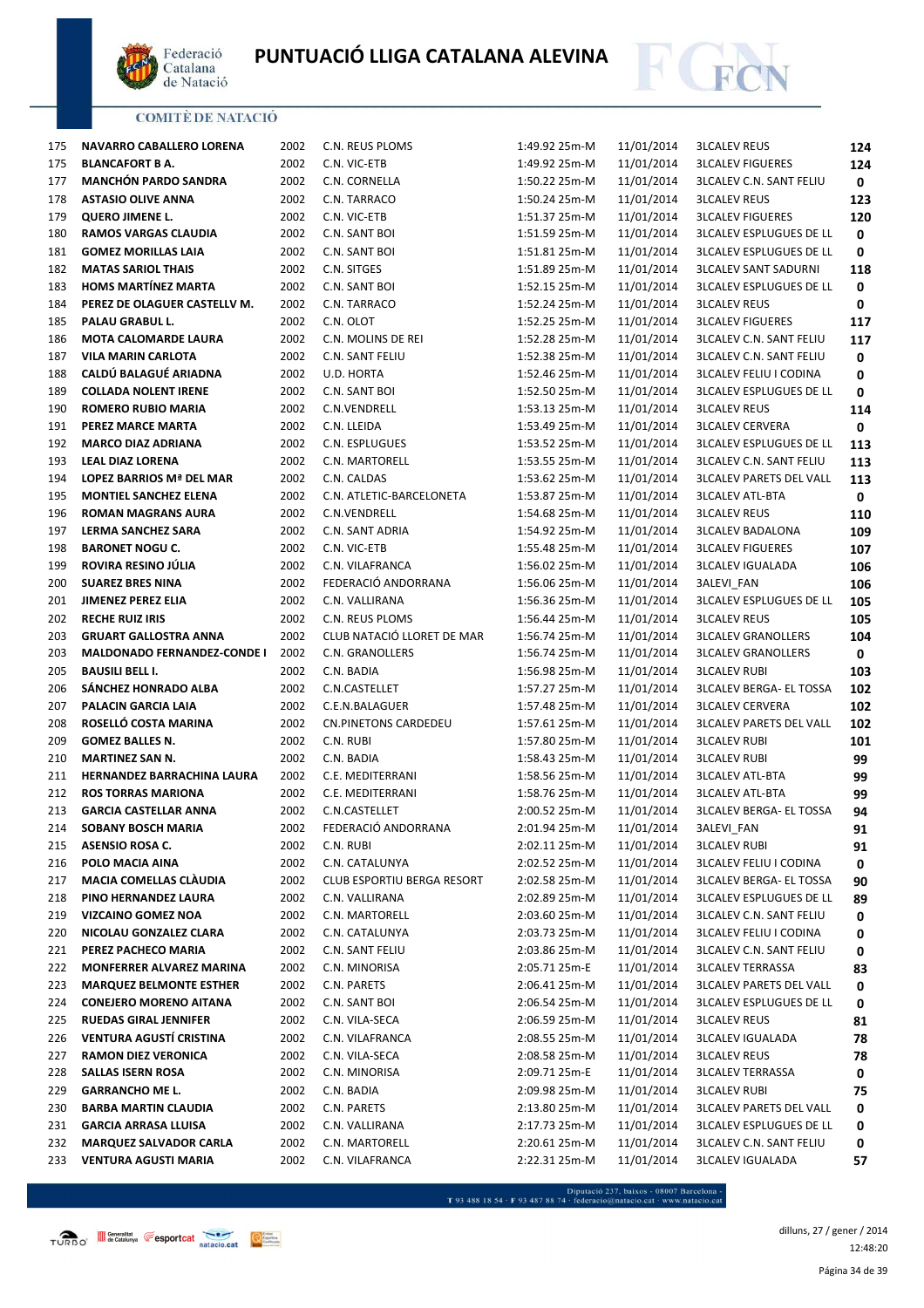# PUNTUACIÓ LLIGA CATALANA ALEVINA

COMITÈ DE NATACIÓ

| | | | | | | | |
|---|---|---|---|---|---|---|---|
| 175 | **NAVARRO CABALLERO LORENA** | 2002 | C.N. REUS PLOMS | 1:49.92 25m-M | 11/01/2014 | 3LCALEV REUS | **124** |
| 175 | **BLANCAFORT B A.** | 2002 | C.N. VIC-ETB | 1:49.92 25m-M | 11/01/2014 | 3LCALEV FIGUERES | **124** |
| 177 | **MANCHÓN PARDO SANDRA** | 2002 | C.N. CORNELLA | 1:50.22 25m-M | 11/01/2014 | 3LCALEV C.N. SANT FELIU | **0** |
| 178 | **ASTASIO OLIVE ANNA** | 2002 | C.N. TARRACO | 1:50.24 25m-M | 11/01/2014 | 3LCALEV REUS | **123** |
| 179 | **QUERO JIMENE L.** | 2002 | C.N. VIC-ETB | 1:51.37 25m-M | 11/01/2014 | 3LCALEV FIGUERES | **120** |
| 180 | **RAMOS VARGAS CLAUDIA** | 2002 | C.N. SANT BOI | 1:51.59 25m-M | 11/01/2014 | 3LCALEV ESPLUGUES DE LL | **0** |
| 181 | **GOMEZ MORILLAS LAIA** | 2002 | C.N. SANT BOI | 1:51.81 25m-M | 11/01/2014 | 3LCALEV ESPLUGUES DE LL | **0** |
| 182 | **MATAS SARIOL THAIS** | 2002 | C.N. SITGES | 1:51.89 25m-M | 11/01/2014 | 3LCALEV SANT SADURNI | **118** |
| 183 | **HOMS MARTÍNEZ MARTA** | 2002 | C.N. SANT BOI | 1:52.15 25m-M | 11/01/2014 | 3LCALEV ESPLUGUES DE LL | **0** |
| 184 | **PEREZ DE OLAGUER CASTELLV M.** | 2002 | C.N. TARRACO | 1:52.24 25m-M | 11/01/2014 | 3LCALEV REUS | **0** |
| 185 | **PALAU GRABUL L.** | 2002 | C.N. OLOT | 1:52.25 25m-M | 11/01/2014 | 3LCALEV FIGUERES | **117** |
| 186 | **MOTA CALOMARDE LAURA** | 2002 | C.N. MOLINS DE REI | 1:52.28 25m-M | 11/01/2014 | 3LCALEV C.N. SANT FELIU | **117** |
| 187 | **VILA MARIN CARLOTA** | 2002 | C.N. SANT FELIU | 1:52.38 25m-M | 11/01/2014 | 3LCALEV C.N. SANT FELIU | **0** |
| 188 | **CALDÚ BALAGUÉ ARIADNA** | 2002 | U.D. HORTA | 1:52.46 25m-M | 11/01/2014 | 3LCALEV FELIU I CODINA | **0** |
| 189 | **COLLADA NOLENT IRENE** | 2002 | C.N. SANT BOI | 1:52.50 25m-M | 11/01/2014 | 3LCALEV ESPLUGUES DE LL | **0** |
| 190 | **ROMERO RUBIO MARIA** | 2002 | C.N.VENDRELL | 1:53.13 25m-M | 11/01/2014 | 3LCALEV REUS | **114** |
| 191 | **PEREZ MARCE MARTA** | 2002 | C.N. LLEIDA | 1:53.49 25m-M | 11/01/2014 | 3LCALEV CERVERA | **0** |
| 192 | **MARCO DIAZ ADRIANA** | 2002 | C.N. ESPLUGUES | 1:53.52 25m-M | 11/01/2014 | 3LCALEV ESPLUGUES DE LL | **113** |
| 193 | **LEAL DIAZ LORENA** | 2002 | C.N. MARTORELL | 1:53.55 25m-M | 11/01/2014 | 3LCALEV C.N. SANT FELIU | **113** |
| 194 | **LOPEZ BARRIOS Mª DEL MAR** | 2002 | C.N. CALDAS | 1:53.62 25m-M | 11/01/2014 | 3LCALEV PARETS DEL VALL | **113** |
| 195 | **MONTIEL SANCHEZ ELENA** | 2002 | C.N. ATLETIC-BARCELONETA | 1:53.87 25m-M | 11/01/2014 | 3LCALEV ATL-BTA | **0** |
| 196 | **ROMAN MAGRANS AURA** | 2002 | C.N.VENDRELL | 1:54.68 25m-M | 11/01/2014 | 3LCALEV REUS | **110** |
| 197 | **LERMA SANCHEZ SARA** | 2002 | C.N. SANT ADRIA | 1:54.92 25m-M | 11/01/2014 | 3LCALEV BADALONA | **109** |
| 198 | **BARONET NOGU C.** | 2002 | C.N. VIC-ETB | 1:55.48 25m-M | 11/01/2014 | 3LCALEV FIGUERES | **107** |
| 199 | **ROVIRA RESINO JÚLIA** | 2002 | C.N. VILAFRANCA | 1:56.02 25m-M | 11/01/2014 | 3LCALEV IGUALADA | **106** |
| 200 | **SUAREZ BRES NINA** | 2002 | FEDERACIÓ ANDORRANA | 1:56.06 25m-M | 11/01/2014 | 3ALEVI_FAN | **106** |
| 201 | **JIMENEZ PEREZ ELIA** | 2002 | C.N. VALLIRANA | 1:56.36 25m-M | 11/01/2014 | 3LCALEV ESPLUGUES DE LL | **105** |
| 202 | **RECHE RUIZ IRIS** | 2002 | C.N. REUS PLOMS | 1:56.44 25m-M | 11/01/2014 | 3LCALEV REUS | **105** |
| 203 | **GRUART GALLOSTRA ANNA** | 2002 | CLUB NATACIÓ LLORET DE MAR | 1:56.74 25m-M | 11/01/2014 | 3LCALEV GRANOLLERS | **104** |
| 203 | **MALDONADO FERNANDEZ-CONDE I** | 2002 | C.N. GRANOLLERS | 1:56.74 25m-M | 11/01/2014 | 3LCALEV GRANOLLERS | **0** |
| 205 | **BAUSILI BELL I.** | 2002 | C.N. BADIA | 1:56.98 25m-M | 11/01/2014 | 3LCALEV RUBI | **103** |
| 206 | **SÁNCHEZ HONRADO ALBA** | 2002 | C.N.CASTELLET | 1:57.27 25m-M | 11/01/2014 | 3LCALEV BERGA- EL TOSSA | **102** |
| 207 | **PALACIN GARCIA LAIA** | 2002 | C.E.N.BALAGUER | 1:57.48 25m-M | 11/01/2014 | 3LCALEV CERVERA | **102** |
| 208 | **ROSELLÓ COSTA MARINA** | 2002 | CN.PINETONS CARDEDEU | 1:57.61 25m-M | 11/01/2014 | 3LCALEV PARETS DEL VALL | **102** |
| 209 | **GOMEZ BALLES N.** | 2002 | C.N. RUBI | 1:57.80 25m-M | 11/01/2014 | 3LCALEV RUBI | **101** |
| 210 | **MARTINEZ SAN N.** | 2002 | C.N. BADIA | 1:58.43 25m-M | 11/01/2014 | 3LCALEV RUBI | **99** |
| 211 | **HERNANDEZ BARRACHINA LAURA** | 2002 | C.E. MEDITERRANI | 1:58.56 25m-M | 11/01/2014 | 3LCALEV ATL-BTA | **99** |
| 212 | **ROS TORRAS MARIONA** | 2002 | C.E. MEDITERRANI | 1:58.76 25m-M | 11/01/2014 | 3LCALEV ATL-BTA | **99** |
| 213 | **GARCIA CASTELLAR ANNA** | 2002 | C.N.CASTELLET | 2:00.52 25m-M | 11/01/2014 | 3LCALEV BERGA- EL TOSSA | **94** |
| 214 | **SOBANY BOSCH MARIA** | 2002 | FEDERACIÓ ANDORRANA | 2:01.94 25m-M | 11/01/2014 | 3ALEVI_FAN | **91** |
| 215 | **ASENSIO ROSA C.** | 2002 | C.N. RUBI | 2:02.11 25m-M | 11/01/2014 | 3LCALEV RUBI | **91** |
| 216 | **POLO MACIA AINA** | 2002 | C.N. CATALUNYA | 2:02.52 25m-M | 11/01/2014 | 3LCALEV FELIU I CODINA | **0** |
| 217 | **MACIA COMELLAS CLÀUDIA** | 2002 | CLUB ESPORTIU BERGA RESORT | 2:02.58 25m-M | 11/01/2014 | 3LCALEV BERGA- EL TOSSA | **90** |
| 218 | **PINO HERNANDEZ LAURA** | 2002 | C.N. VALLIRANA | 2:02.89 25m-M | 11/01/2014 | 3LCALEV ESPLUGUES DE LL | **89** |
| 219 | **VIZCAINO GOMEZ NOA** | 2002 | C.N. MARTORELL | 2:03.60 25m-M | 11/01/2014 | 3LCALEV C.N. SANT FELIU | **0** |
| 220 | **NICOLAU GONZALEZ CLARA** | 2002 | C.N. CATALUNYA | 2:03.73 25m-M | 11/01/2014 | 3LCALEV FELIU I CODINA | **0** |
| 221 | **PEREZ PACHECO MARIA** | 2002 | C.N. SANT FELIU | 2:03.86 25m-M | 11/01/2014 | 3LCALEV C.N. SANT FELIU | **0** |
| 222 | **MONFERRER ALVAREZ MARINA** | 2002 | C.N. MINORISA | 2:05.71 25m-E | 11/01/2014 | 3LCALEV TERRASSA | **83** |
| 223 | **MARQUEZ BELMONTE ESTHER** | 2002 | C.N. PARETS | 2:06.41 25m-M | 11/01/2014 | 3LCALEV PARETS DEL VALL | **0** |
| 224 | **CONEJERO MORENO AITANA** | 2002 | C.N. SANT BOI | 2:06.54 25m-M | 11/01/2014 | 3LCALEV ESPLUGUES DE LL | **0** |
| 225 | **RUEDAS GIRAL JENNIFER** | 2002 | C.N. VILA-SECA | 2:06.59 25m-M | 11/01/2014 | 3LCALEV REUS | **81** |
| 226 | **VENTURA AGUSTÍ CRISTINA** | 2002 | C.N. VILAFRANCA | 2:08.55 25m-M | 11/01/2014 | 3LCALEV IGUALADA | **78** |
| 227 | **RAMON DIEZ VERONICA** | 2002 | C.N. VILA-SECA | 2:08.58 25m-M | 11/01/2014 | 3LCALEV REUS | **78** |
| 228 | **SALLAS ISERN ROSA** | 2002 | C.N. MINORISA | 2:09.71 25m-E | 11/01/2014 | 3LCALEV TERRASSA | **0** |
| 229 | **GARRANCHO ME L.** | 2002 | C.N. BADIA | 2:09.98 25m-M | 11/01/2014 | 3LCALEV RUBI | **75** |
| 230 | **BARBA MARTIN CLAUDIA** | 2002 | C.N. PARETS | 2:13.80 25m-M | 11/01/2014 | 3LCALEV PARETS DEL VALL | **0** |
| 231 | **GARCIA ARRASA LLUISA** | 2002 | C.N. VALLIRANA | 2:17.73 25m-M | 11/01/2014 | 3LCALEV ESPLUGUES DE LL | **0** |
| 232 | **MARQUEZ SALVADOR CARLA** | 2002 | C.N. MARTORELL | 2:20.61 25m-M | 11/01/2014 | 3LCALEV C.N. SANT FELIU | **0** |
| 233 | **VENTURA AGUSTI MARIA** | 2002 | C.N. VILAFRANCA | 2:22.31 25m-M | 11/01/2014 | 3LCALEV IGUALADA | **57** |

Diputació 237, baixos - 08007 Barcelona -
T 93 488 18 54 · F 93 487 88 74 · federacio@natacio.cat · www.natacio.cat

dilluns, 27 / gener / 2014
12:48:20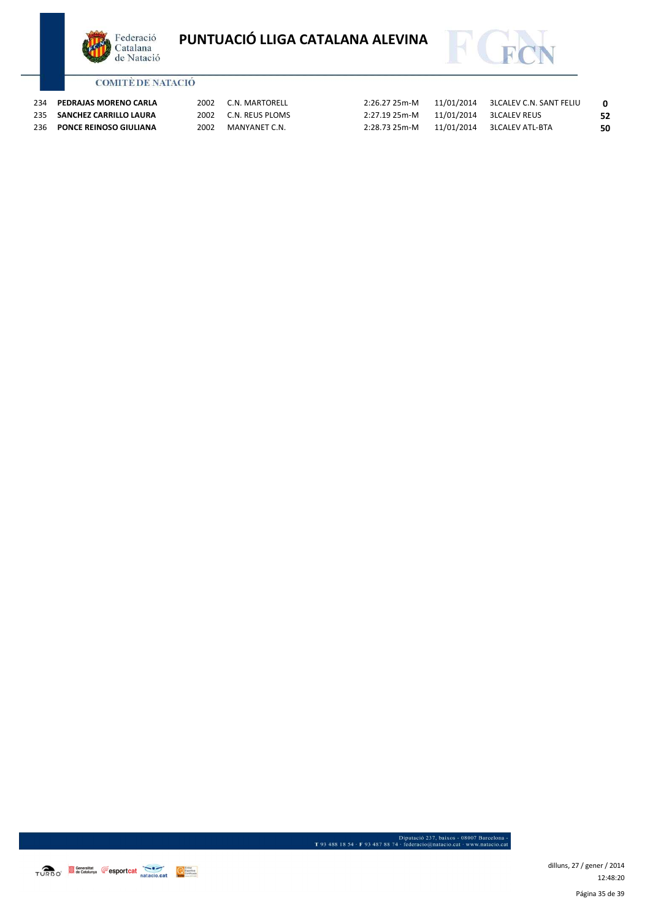| | | | | | | | |
|---|---|---|---|---|---|---|---|
| 234 | **PEDRAJAS MORENO CARLA** | 2002 | C.N. MARTORELL | 2:26.27 25m-M | 11/01/2014 | 3LCALEV C.N. SANT FELIU | **0** |
| 235 | **SANCHEZ CARRILLO LAURA** | 2002 | C.N. REUS PLOMS | 2:27.19 25m-M | 11/01/2014 | 3LCALEV REUS | **52** |
| 236 | **PONCE REINOSO GIULIANA** | 2002 | MANYANET C.N. | 2:28.73 25m-M | 11/01/2014 | 3LCALEV ATL-BTA | **50** |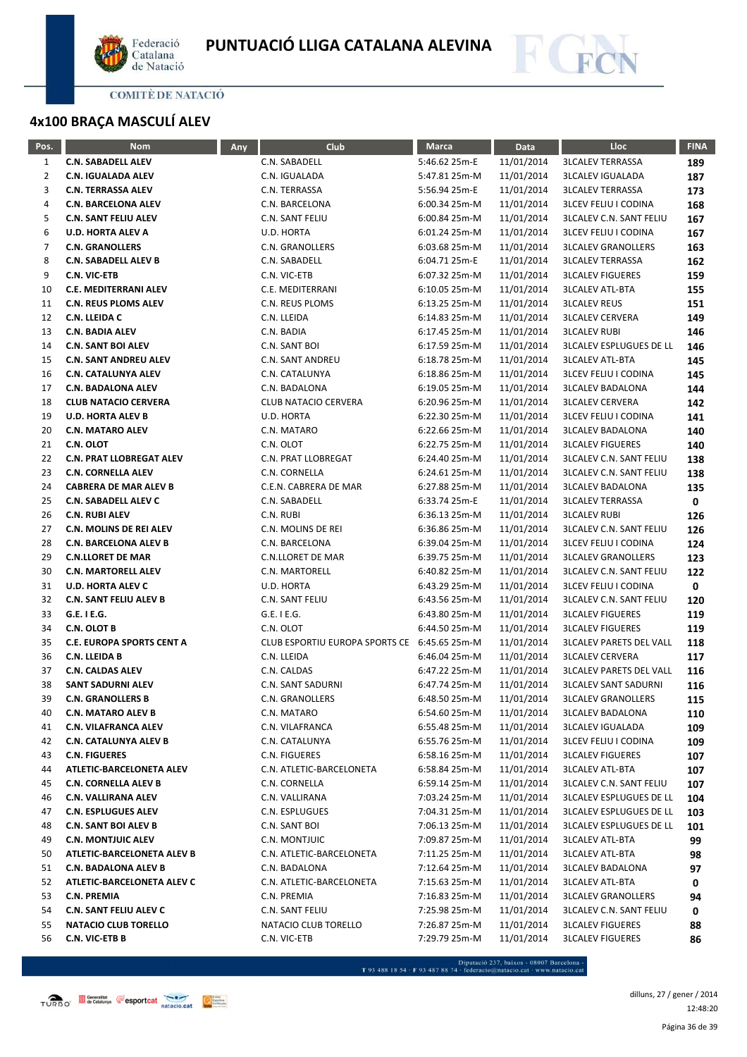# PUNTUACIÓ LLIGA CATALANA ALEVINA

COMITÈ DE NATACIÓ

## 4x100 BRAÇA MASCULÍ ALEV

| Pos. | Nom | Any | Club | Marca | Data | Lloc | FINA |
|---|---|---|---|---|---|---|---|
| 1 | **C.N. SABADELL ALEV** | | C.N. SABADELL | 5:46.62 25m-E | 11/01/2014 | 3LCALEV TERRASSA | 189 |
| 2 | **C.N. IGUALADA ALEV** | | C.N. IGUALADA | 5:47.81 25m-M | 11/01/2014 | 3LCALEV IGUALADA | 187 |
| 3 | **C.N. TERRASSA ALEV** | | C.N. TERRASSA | 5:56.94 25m-E | 11/01/2014 | 3LCALEV TERRASSA | 173 |
| 4 | **C.N. BARCELONA ALEV** | | C.N. BARCELONA | 6:00.34 25m-M | 11/01/2014 | 3LCEV FELIU I CODINA | 168 |
| 5 | **C.N. SANT FELIU ALEV** | | C.N. SANT FELIU | 6:00.84 25m-M | 11/01/2014 | 3LCALEV C.N. SANT FELIU | 167 |
| 6 | **U.D. HORTA ALEV A** | | U.D. HORTA | 6:01.24 25m-M | 11/01/2014 | 3LCEV FELIU I CODINA | 167 |
| 7 | **C.N. GRANOLLERS** | | C.N. GRANOLLERS | 6:03.68 25m-M | 11/01/2014 | 3LCALEV GRANOLLERS | 163 |
| 8 | **C.N. SABADELL ALEV B** | | C.N. SABADELL | 6:04.71 25m-E | 11/01/2014 | 3LCALEV TERRASSA | 162 |
| 9 | **C.N. VIC-ETB** | | C.N. VIC-ETB | 6:07.32 25m-M | 11/01/2014 | 3LCALEV FIGUERES | 159 |
| 10 | **C.E. MEDITERRANI ALEV** | | C.E. MEDITERRANI | 6:10.05 25m-M | 11/01/2014 | 3LCALEV ATL-BTA | 155 |
| 11 | **C.N. REUS PLOMS ALEV** | | C.N. REUS PLOMS | 6:13.25 25m-M | 11/01/2014 | 3LCALEV REUS | 151 |
| 12 | **C.N. LLEIDA C** | | C.N. LLEIDA | 6:14.83 25m-M | 11/01/2014 | 3LCALEV CERVERA | 149 |
| 13 | **C.N. BADIA ALEV** | | C.N. BADIA | 6:17.45 25m-M | 11/01/2014 | 3LCALEV RUBI | 146 |
| 14 | **C.N. SANT BOI ALEV** | | C.N. SANT BOI | 6:17.59 25m-M | 11/01/2014 | 3LCALEV ESPLUGUES DE LL | 146 |
| 15 | **C.N. SANT ANDREU ALEV** | | C.N. SANT ANDREU | 6:18.78 25m-M | 11/01/2014 | 3LCALEV ATL-BTA | 145 |
| 16 | **C.N. CATALUNYA ALEV** | | C.N. CATALUNYA | 6:18.86 25m-M | 11/01/2014 | 3LCEV FELIU I CODINA | 145 |
| 17 | **C.N. BADALONA ALEV** | | C.N. BADALONA | 6:19.05 25m-M | 11/01/2014 | 3LCALEV BADALONA | 144 |
| 18 | **CLUB NATACIO CERVERA** | | CLUB NATACIO CERVERA | 6:20.96 25m-M | 11/01/2014 | 3LCALEV CERVERA | 142 |
| 19 | **U.D. HORTA ALEV B** | | U.D. HORTA | 6:22.30 25m-M | 11/01/2014 | 3LCEV FELIU I CODINA | 141 |
| 20 | **C.N. MATARO ALEV** | | C.N. MATARO | 6:22.66 25m-M | 11/01/2014 | 3LCALEV BADALONA | 140 |
| 21 | **C.N. OLOT** | | C.N. OLOT | 6:22.75 25m-M | 11/01/2014 | 3LCALEV FIGUERES | 140 |
| 22 | **C.N. PRAT LLOBREGAT ALEV** | | C.N. PRAT LLOBREGAT | 6:24.40 25m-M | 11/01/2014 | 3LCALEV C.N. SANT FELIU | 138 |
| 23 | **C.N. CORNELLA ALEV** | | C.N. CORNELLA | 6:24.61 25m-M | 11/01/2014 | 3LCALEV C.N. SANT FELIU | 138 |
| 24 | **CABRERA DE MAR ALEV B** | | C.E.N. CABRERA DE MAR | 6:27.88 25m-M | 11/01/2014 | 3LCALEV BADALONA | 135 |
| 25 | **C.N. SABADELL ALEV C** | | C.N. SABADELL | 6:33.74 25m-E | 11/01/2014 | 3LCALEV TERRASSA | 0 |
| 26 | **C.N. RUBI ALEV** | | C.N. RUBI | 6:36.13 25m-M | 11/01/2014 | 3LCALEV RUBI | 126 |
| 27 | **C.N. MOLINS DE REI ALEV** | | C.N. MOLINS DE REI | 6:36.86 25m-M | 11/01/2014 | 3LCALEV C.N. SANT FELIU | 126 |
| 28 | **C.N. BARCELONA ALEV B** | | C.N. BARCELONA | 6:39.04 25m-M | 11/01/2014 | 3LCEV FELIU I CODINA | 124 |
| 29 | **C.N.LLORET DE MAR** | | C.N.LLORET DE MAR | 6:39.75 25m-M | 11/01/2014 | 3LCALEV GRANOLLERS | 123 |
| 30 | **C.N. MARTORELL ALEV** | | C.N. MARTORELL | 6:40.82 25m-M | 11/01/2014 | 3LCALEV C.N. SANT FELIU | 122 |
| 31 | **U.D. HORTA ALEV C** | | U.D. HORTA | 6:43.29 25m-M | 11/01/2014 | 3LCEV FELIU I CODINA | 0 |
| 32 | **C.N. SANT FELIU ALEV B** | | C.N. SANT FELIU | 6:43.56 25m-M | 11/01/2014 | 3LCALEV C.N. SANT FELIU | 120 |
| 33 | **G.E. I E.G.** | | G.E. I E.G. | 6:43.80 25m-M | 11/01/2014 | 3LCALEV FIGUERES | 119 |
| 34 | **C.N. OLOT B** | | C.N. OLOT | 6:44.50 25m-M | 11/01/2014 | 3LCALEV FIGUERES | 119 |
| 35 | **C.E. EUROPA SPORTS CENT A** | | CLUB ESPORTIU EUROPA SPORTS CE | 6:45.65 25m-M | 11/01/2014 | 3LCALEV PARETS DEL VALL | 118 |
| 36 | **C.N. LLEIDA B** | | C.N. LLEIDA | 6:46.04 25m-M | 11/01/2014 | 3LCALEV CERVERA | 117 |
| 37 | **C.N. CALDAS ALEV** | | C.N. CALDAS | 6:47.22 25m-M | 11/01/2014 | 3LCALEV PARETS DEL VALL | 116 |
| 38 | **SANT SADURNI ALEV** | | C.N. SANT SADURNI | 6:47.74 25m-M | 11/01/2014 | 3LCALEV SANT SADURNI | 116 |
| 39 | **C.N. GRANOLLERS B** | | C.N. GRANOLLERS | 6:48.50 25m-M | 11/01/2014 | 3LCALEV GRANOLLERS | 115 |
| 40 | **C.N. MATARO ALEV B** | | C.N. MATARO | 6:54.60 25m-M | 11/01/2014 | 3LCALEV BADALONA | 110 |
| 41 | **C.N. VILAFRANCA ALEV** | | C.N. VILAFRANCA | 6:55.48 25m-M | 11/01/2014 | 3LCALEV IGUALADA | 109 |
| 42 | **C.N. CATALUNYA ALEV B** | | C.N. CATALUNYA | 6:55.76 25m-M | 11/01/2014 | 3LCEV FELIU I CODINA | 109 |
| 43 | **C.N. FIGUERES** | | C.N. FIGUERES | 6:58.16 25m-M | 11/01/2014 | 3LCALEV FIGUERES | 107 |
| 44 | **ATLETIC-BARCELONETA ALEV** | | C.N. ATLETIC-BARCELONETA | 6:58.84 25m-M | 11/01/2014 | 3LCALEV ATL-BTA | 107 |
| 45 | **C.N. CORNELLA ALEV B** | | C.N. CORNELLA | 6:59.14 25m-M | 11/01/2014 | 3LCALEV C.N. SANT FELIU | 107 |
| 46 | **C.N. VALLIRANA ALEV** | | C.N. VALLIRANA | 7:03.24 25m-M | 11/01/2014 | 3LCALEV ESPLUGUES DE LL | 104 |
| 47 | **C.N. ESPLUGUES ALEV** | | C.N. ESPLUGUES | 7:04.31 25m-M | 11/01/2014 | 3LCALEV ESPLUGUES DE LL | 103 |
| 48 | **C.N. SANT BOI ALEV B** | | C.N. SANT BOI | 7:06.13 25m-M | 11/01/2014 | 3LCALEV ESPLUGUES DE LL | 101 |
| 49 | **C.N. MONTJUIC ALEV** | | C.N. MONTJUIC | 7:09.87 25m-M | 11/01/2014 | 3LCALEV ATL-BTA | 99 |
| 50 | **ATLETIC-BARCELONETA ALEV B** | | C.N. ATLETIC-BARCELONETA | 7:11.25 25m-M | 11/01/2014 | 3LCALEV ATL-BTA | 98 |
| 51 | **C.N. BADALONA ALEV B** | | C.N. BADALONA | 7:12.64 25m-M | 11/01/2014 | 3LCALEV BADALONA | 97 |
| 52 | **ATLETIC-BARCELONETA ALEV C** | | C.N. ATLETIC-BARCELONETA | 7:15.63 25m-M | 11/01/2014 | 3LCALEV ATL-BTA | 0 |
| 53 | **C.N. PREMIA** | | C.N. PREMIA | 7:16.83 25m-M | 11/01/2014 | 3LCALEV GRANOLLERS | 94 |
| 54 | **C.N. SANT FELIU ALEV C** | | C.N. SANT FELIU | 7:25.98 25m-M | 11/01/2014 | 3LCALEV C.N. SANT FELIU | 0 |
| 55 | **NATACIO CLUB TORELLO** | | NATACIO CLUB TORELLO | 7:26.87 25m-M | 11/01/2014 | 3LCALEV FIGUERES | 88 |
| 56 | **C.N. VIC-ETB B** | | C.N. VIC-ETB | 7:29.79 25m-M | 11/01/2014 | 3LCALEV FIGUERES | 86 |

Diputació 237, baixos - 08007 Barcelona - T 93 488 18 54 · F 93 487 88 74 · federacio@natacio.cat · www.natacio.cat

dilluns, 27 / gener / 2014
12:48:20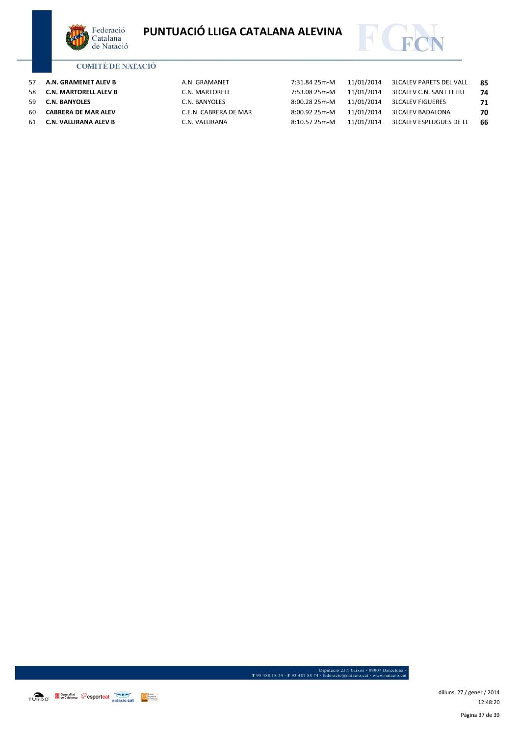# PUNTUACIÓ LLIGA CATALANA ALEVINA

| | | | | | | |
|---|---|---|---|---|---|---|
| 57 | **A.N. GRAMENET ALEV B** | A.N. GRAMANET | 7:31.84 25m-M | 11/01/2014 | 3LCALEV PARETS DEL VALL | **85** |
| 58 | **C.N. MARTORELL ALEV B** | C.N. MARTORELL | 7:53.08 25m-M | 11/01/2014 | 3LCALEV C.N. SANT FELIU | **74** |
| 59 | **C.N. BANYOLES** | C.N. BANYOLES | 8:00.28 25m-M | 11/01/2014 | 3LCALEV FIGUERES | **71** |
| 60 | **CABRERA DE MAR ALEV** | C.E.N. CABRERA DE MAR | 8:00.92 25m-M | 11/01/2014 | 3LCALEV BADALONA | **70** |
| 61 | **C.N. VALLIRANA ALEV B** | C.N. VALLIRANA | 8:10.57 25m-M | 11/01/2014 | 3LCALEV ESPLUGUES DE LL | **66** |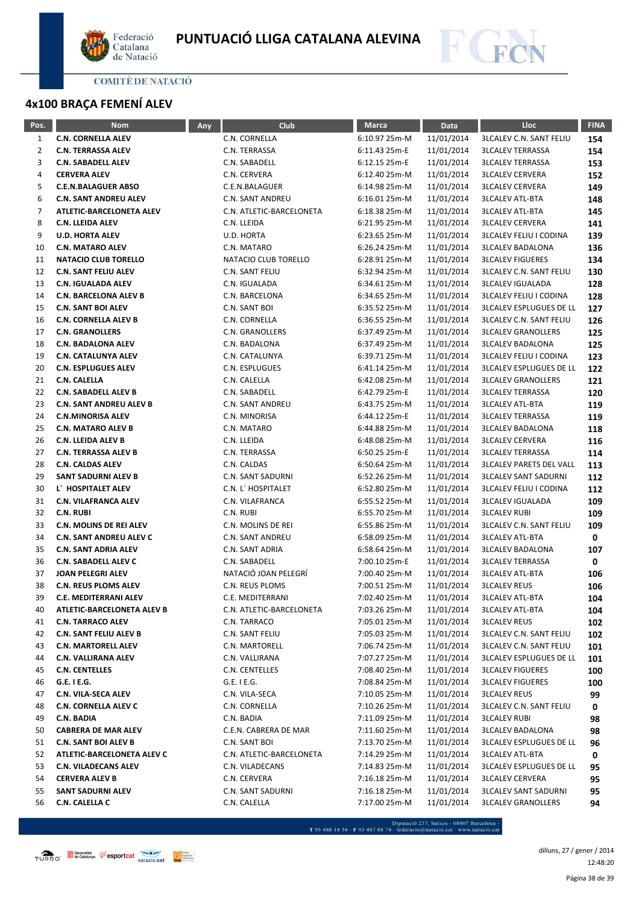## 4x100 BRAÇA FEMENÍ ALEV

| Pos. | Nom | Any | Club | Marca | Data | Lloc | FINA |
|---|---|---|---|---|---|---|---|
| 1 | **C.N. CORNELLA ALEV** | | C.N. CORNELLA | 6:10.97 25m-M | 11/01/2014 | 3LCALEV C.N. SANT FELIU | **154** |
| 2 | **C.N. TERRASSA ALEV** | | C.N. TERRASSA | 6:11.43 25m-E | 11/01/2014 | 3LCALEV TERRASSA | **154** |
| 3 | **C.N. SABADELL ALEV** | | C.N. SABADELL | 6:12.15 25m-E | 11/01/2014 | 3LCALEV TERRASSA | **153** |
| 4 | **CERVERA ALEV** | | C.N. CERVERA | 6:12.40 25m-M | 11/01/2014 | 3LCALEV CERVERA | **152** |
| 5 | **C.E.N.BALAGUER ABSO** | | C.E.N.BALAGUER | 6:14.98 25m-M | 11/01/2014 | 3LCALEV CERVERA | **149** |
| 6 | **C.N. SANT ANDREU ALEV** | | C.N. SANT ANDREU | 6:16.01 25m-M | 11/01/2014 | 3LCALEV ATL-BTA | **148** |
| 7 | **ATLETIC-BARCELONETA ALEV** | | C.N. ATLETIC-BARCELONETA | 6:18.38 25m-M | 11/01/2014 | 3LCALEV ATL-BTA | **145** |
| 8 | **C.N. LLEIDA ALEV** | | C.N. LLEIDA | 6:21.95 25m-M | 11/01/2014 | 3LCALEV CERVERA | **141** |
| 9 | **U.D. HORTA ALEV** | | U.D. HORTA | 6:23.65 25m-M | 11/01/2014 | 3LCALEV FELIU I CODINA | **139** |
| 10 | **C.N. MATARO ALEV** | | C.N. MATARO | 6:26.24 25m-M | 11/01/2014 | 3LCALEV BADALONA | **136** |
| 11 | **NATACIO CLUB TORELLO** | | NATACIO CLUB TORELLO | 6:28.91 25m-M | 11/01/2014 | 3LCALEV FIGUERES | **134** |
| 12 | **C.N. SANT FELIU ALEV** | | C.N. SANT FELIU | 6:32.94 25m-M | 11/01/2014 | 3LCALEV C.N. SANT FELIU | **130** |
| 13 | **C.N. IGUALADA ALEV** | | C.N. IGUALADA | 6:34.61 25m-M | 11/01/2014 | 3LCALEV IGUALADA | **128** |
| 14 | **C.N. BARCELONA ALEV B** | | C.N. BARCELONA | 6:34.65 25m-M | 11/01/2014 | 3LCALEV FELIU I CODINA | **128** |
| 15 | **C.N. SANT BOI ALEV** | | C.N. SANT BOI | 6:35.52 25m-M | 11/01/2014 | 3LCALEV ESPLUGUES DE LL | **127** |
| 16 | **C.N. CORNELLA ALEV B** | | C.N. CORNELLA | 6:36.55 25m-M | 11/01/2014 | 3LCALEV C.N. SANT FELIU | **126** |
| 17 | **C.N. GRANOLLERS** | | C.N. GRANOLLERS | 6:37.49 25m-M | 11/01/2014 | 3LCALEV GRANOLLERS | **125** |
| 18 | **C.N. BADALONA ALEV** | | C.N. BADALONA | 6:37.49 25m-M | 11/01/2014 | 3LCALEV BADALONA | **125** |
| 19 | **C.N. CATALUNYA ALEV** | | C.N. CATALUNYA | 6:39.71 25m-M | 11/01/2014 | 3LCALEV FELIU I CODINA | **123** |
| 20 | **C.N. ESPLUGUES ALEV** | | C.N. ESPLUGUES | 6:41.14 25m-M | 11/01/2014 | 3LCALEV ESPLUGUES DE LL | **122** |
| 21 | **C.N. CALELLA** | | C.N. CALELLA | 6:42.08 25m-M | 11/01/2014 | 3LCALEV GRANOLLERS | **121** |
| 22 | **C.N. SABADELL ALEV B** | | C.N. SABADELL | 6:42.79 25m-E | 11/01/2014 | 3LCALEV TERRASSA | **120** |
| 23 | **C.N. SANT ANDREU ALEV B** | | C.N. SANT ANDREU | 6:43.75 25m-M | 11/01/2014 | 3LCALEV ATL-BTA | **119** |
| 24 | **C.N.MINORISA ALEV** | | C.N. MINORISA | 6:44.12 25m-E | 11/01/2014 | 3LCALEV TERRASSA | **119** |
| 25 | **C.N. MATARO ALEV B** | | C.N. MATARO | 6:44.88 25m-M | 11/01/2014 | 3LCALEV BADALONA | **118** |
| 26 | **C.N. LLEIDA ALEV B** | | C.N. LLEIDA | 6:48.08 25m-M | 11/01/2014 | 3LCALEV CERVERA | **116** |
| 27 | **C.N. TERRASSA ALEV B** | | C.N. TERRASSA | 6:50.25 25m-E | 11/01/2014 | 3LCALEV TERRASSA | **114** |
| 28 | **C.N. CALDAS ALEV** | | C.N. CALDAS | 6:50.64 25m-M | 11/01/2014 | 3LCALEV PARETS DEL VALL | **113** |
| 29 | **SANT SADURNI ALEV B** | | C.N. SANT SADURNI | 6:52.26 25m-M | 11/01/2014 | 3LCALEV SANT SADURNI | **112** |
| 30 | **L´ HOSPITALET ALEV** | | C.N. L´ HOSPITALET | 6:52.80 25m-M | 11/01/2014 | 3LCALEV FELIU I CODINA | **112** |
| 31 | **C.N. VILAFRANCA ALEV** | | C.N. VILAFRANCA | 6:55.52 25m-M | 11/01/2014 | 3LCALEV IGUALADA | **109** |
| 32 | **C.N. RUBI** | | C.N. RUBI | 6:55.70 25m-M | 11/01/2014 | 3LCALEV RUBI | **109** |
| 33 | **C.N. MOLINS DE REI ALEV** | | C.N. MOLINS DE REI | 6:55.86 25m-M | 11/01/2014 | 3LCALEV C.N. SANT FELIU | **109** |
| 34 | **C.N. SANT ANDREU ALEV C** | | C.N. SANT ANDREU | 6:58.09 25m-M | 11/01/2014 | 3LCALEV ATL-BTA | **0** |
| 35 | **C.N. SANT ADRIA ALEV** | | C.N. SANT ADRIA | 6:58.64 25m-M | 11/01/2014 | 3LCALEV BADALONA | **107** |
| 36 | **C.N. SABADELL ALEV C** | | C.N. SABADELL | 7:00.10 25m-E | 11/01/2014 | 3LCALEV TERRASSA | **0** |
| 37 | **JOAN PELEGRI ALEV** | | NATACIÓ JOAN PELEGRÍ | 7:00.40 25m-M | 11/01/2014 | 3LCALEV ATL-BTA | **106** |
| 38 | **C.N. REUS PLOMS ALEV** | | C.N. REUS PLOMS | 7:00.51 25m-M | 11/01/2014 | 3LCALEV REUS | **106** |
| 39 | **C.E. MEDITERRANI ALEV** | | C.E. MEDITERRANI | 7:02.40 25m-M | 11/01/2014 | 3LCALEV ATL-BTA | **104** |
| 40 | **ATLETIC-BARCELONETA ALEV B** | | C.N. ATLETIC-BARCELONETA | 7:03.26 25m-M | 11/01/2014 | 3LCALEV ATL-BTA | **104** |
| 41 | **C.N. TARRACO ALEV** | | C.N. TARRACO | 7:05.01 25m-M | 11/01/2014 | 3LCALEV REUS | **102** |
| 42 | **C.N. SANT FELIU ALEV B** | | C.N. SANT FELIU | 7:05.03 25m-M | 11/01/2014 | 3LCALEV C.N. SANT FELIU | **102** |
| 43 | **C.N. MARTORELL ALEV** | | C.N. MARTORELL | 7:06.74 25m-M | 11/01/2014 | 3LCALEV C.N. SANT FELIU | **101** |
| 44 | **C.N. VALLIRANA ALEV** | | C.N. VALLIRANA | 7:07.27 25m-M | 11/01/2014 | 3LCALEV ESPLUGUES DE LL | **101** |
| 45 | **C.N. CENTELLES** | | C.N. CENTELLES | 7:08.40 25m-M | 11/01/2014 | 3LCALEV FIGUERES | **100** |
| 46 | **G.E. I E.G.** | | G.E. I E.G. | 7:08.84 25m-M | 11/01/2014 | 3LCALEV FIGUERES | **100** |
| 47 | **C.N. VILA-SECA ALEV** | | C.N. VILA-SECA | 7:10.05 25m-M | 11/01/2014 | 3LCALEV REUS | **99** |
| 48 | **C.N. CORNELLA ALEV C** | | C.N. CORNELLA | 7:10.26 25m-M | 11/01/2014 | 3LCALEV C.N. SANT FELIU | **0** |
| 49 | **C.N. BADIA** | | C.N. BADIA | 7:11.09 25m-M | 11/01/2014 | 3LCALEV RUBI | **98** |
| 50 | **CABRERA DE MAR ALEV** | | C.E.N. CABRERA DE MAR | 7:11.60 25m-M | 11/01/2014 | 3LCALEV BADALONA | **98** |
| 51 | **C.N. SANT BOI ALEV B** | | C.N. SANT BOI | 7:13.70 25m-M | 11/01/2014 | 3LCALEV ESPLUGUES DE LL | **96** |
| 52 | **ATLETIC-BARCELONETA ALEV C** | | C.N. ATLETIC-BARCELONETA | 7:14.29 25m-M | 11/01/2014 | 3LCALEV ATL-BTA | **0** |
| 53 | **C.N. VILADECANS ALEV** | | C.N. VILADECANS | 7:14.83 25m-M | 11/01/2014 | 3LCALEV ESPLUGUES DE LL | **95** |
| 54 | **CERVERA ALEV B** | | C.N. CERVERA | 7:16.18 25m-M | 11/01/2014 | 3LCALEV CERVERA | **95** |
| 55 | **SANT SADURNI ALEV** | | C.N. SANT SADURNI | 7:16.18 25m-M | 11/01/2014 | 3LCALEV SANT SADURNI | **95** |
| 56 | **C.N. CALELLA C** | | C.N. CALELLA | 7:17.00 25m-M | 11/01/2014 | 3LCALEV GRANOLLERS | **94** |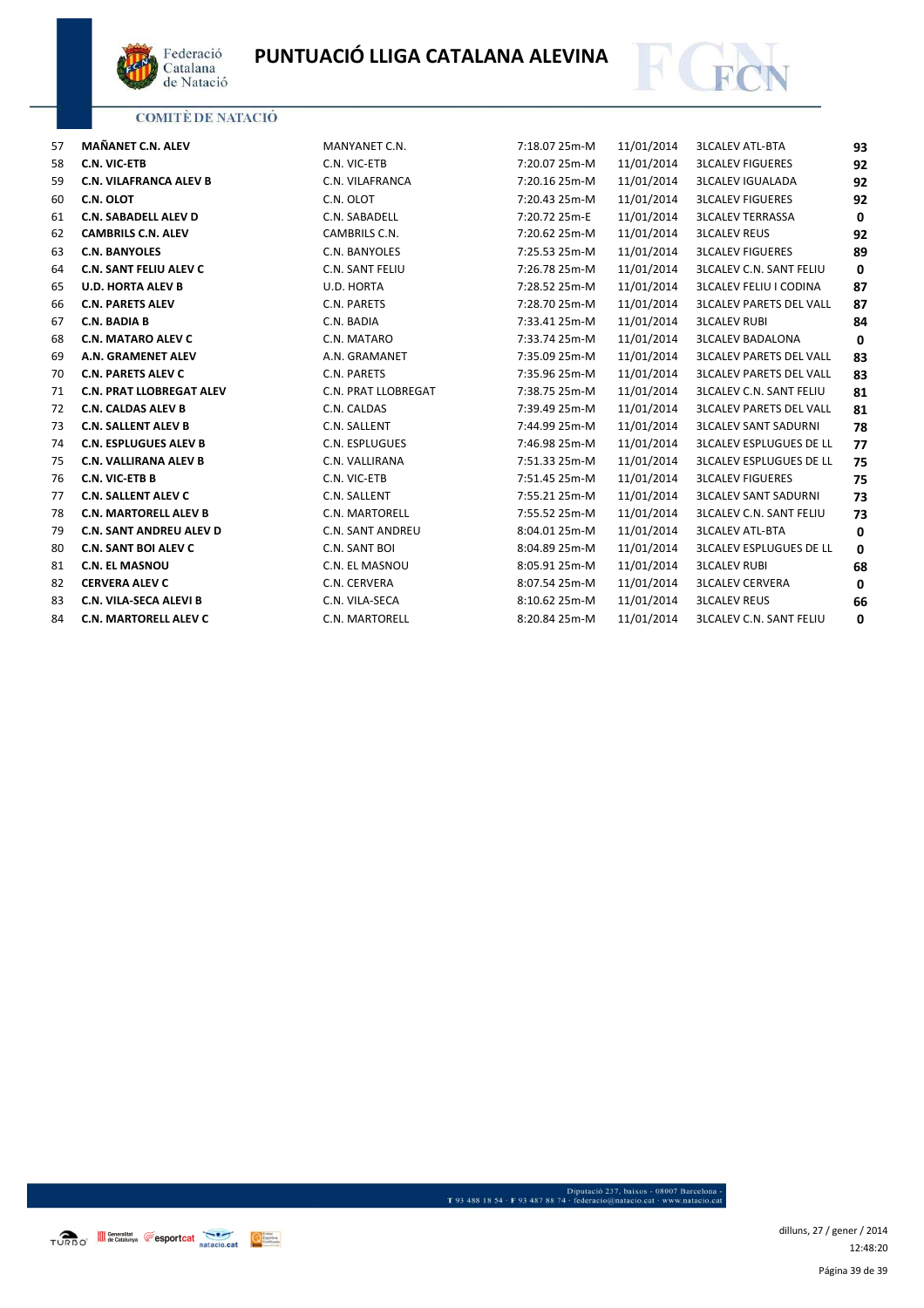# PUNTUACIÓ LLIGA CATALANA ALEVINA

COMITÈ DE NATACIÓ

| | | | | | | |
|---|---|---|---|---|---|---|
| 57 | **MAÑANET C.N. ALEV** | MANYANET C.N. | 7:18.07 25m-M | 11/01/2014 | 3LCALEV ATL-BTA | **93** |
| 58 | **C.N. VIC-ETB** | C.N. VIC-ETB | 7:20.07 25m-M | 11/01/2014 | 3LCALEV FIGUERES | **92** |
| 59 | **C.N. VILAFRANCA ALEV B** | C.N. VILAFRANCA | 7:20.16 25m-M | 11/01/2014 | 3LCALEV IGUALADA | **92** |
| 60 | **C.N. OLOT** | C.N. OLOT | 7:20.43 25m-M | 11/01/2014 | 3LCALEV FIGUERES | **92** |
| 61 | **C.N. SABADELL ALEV D** | C.N. SABADELL | 7:20.72 25m-E | 11/01/2014 | 3LCALEV TERRASSA | **0** |
| 62 | **CAMBRILS C.N. ALEV** | CAMBRILS C.N. | 7:20.62 25m-M | 11/01/2014 | 3LCALEV REUS | **92** |
| 63 | **C.N. BANYOLES** | C.N. BANYOLES | 7:25.53 25m-M | 11/01/2014 | 3LCALEV FIGUERES | **89** |
| 64 | **C.N. SANT FELIU ALEV C** | C.N. SANT FELIU | 7:26.78 25m-M | 11/01/2014 | 3LCALEV C.N. SANT FELIU | **0** |
| 65 | **U.D. HORTA ALEV B** | U.D. HORTA | 7:28.52 25m-M | 11/01/2014 | 3LCALEV FELIU I CODINA | **87** |
| 66 | **C.N. PARETS ALEV** | C.N. PARETS | 7:28.70 25m-M | 11/01/2014 | 3LCALEV PARETS DEL VALL | **87** |
| 67 | **C.N. BADIA B** | C.N. BADIA | 7:33.41 25m-M | 11/01/2014 | 3LCALEV RUBI | **84** |
| 68 | **C.N. MATARO ALEV C** | C.N. MATARO | 7:33.74 25m-M | 11/01/2014 | 3LCALEV BADALONA | **0** |
| 69 | **A.N. GRAMENET ALEV** | A.N. GRAMANET | 7:35.09 25m-M | 11/01/2014 | 3LCALEV PARETS DEL VALL | **83** |
| 70 | **C.N. PARETS ALEV C** | C.N. PARETS | 7:35.96 25m-M | 11/01/2014 | 3LCALEV PARETS DEL VALL | **83** |
| 71 | **C.N. PRAT LLOBREGAT ALEV** | C.N. PRAT LLOBREGAT | 7:38.75 25m-M | 11/01/2014 | 3LCALEV C.N. SANT FELIU | **81** |
| 72 | **C.N. CALDAS ALEV B** | C.N. CALDAS | 7:39.49 25m-M | 11/01/2014 | 3LCALEV PARETS DEL VALL | **81** |
| 73 | **C.N. SALLENT ALEV B** | C.N. SALLENT | 7:44.99 25m-M | 11/01/2014 | 3LCALEV SANT SADURNI | **78** |
| 74 | **C.N. ESPLUGUES ALEV B** | C.N. ESPLUGUES | 7:46.98 25m-M | 11/01/2014 | 3LCALEV ESPLUGUES DE LL | **77** |
| 75 | **C.N. VALLIRANA ALEV B** | C.N. VALLIRANA | 7:51.33 25m-M | 11/01/2014 | 3LCALEV ESPLUGUES DE LL | **75** |
| 76 | **C.N. VIC-ETB B** | C.N. VIC-ETB | 7:51.45 25m-M | 11/01/2014 | 3LCALEV FIGUERES | **75** |
| 77 | **C.N. SALLENT ALEV C** | C.N. SALLENT | 7:55.21 25m-M | 11/01/2014 | 3LCALEV SANT SADURNI | **73** |
| 78 | **C.N. MARTORELL ALEV B** | C.N. MARTORELL | 7:55.52 25m-M | 11/01/2014 | 3LCALEV C.N. SANT FELIU | **73** |
| 79 | **C.N. SANT ANDREU ALEV D** | C.N. SANT ANDREU | 8:04.01 25m-M | 11/01/2014 | 3LCALEV ATL-BTA | **0** |
| 80 | **C.N. SANT BOI ALEV C** | C.N. SANT BOI | 8:04.89 25m-M | 11/01/2014 | 3LCALEV ESPLUGUES DE LL | **0** |
| 81 | **C.N. EL MASNOU** | C.N. EL MASNOU | 8:05.91 25m-M | 11/01/2014 | 3LCALEV RUBI | **68** |
| 82 | **CERVERA ALEV C** | C.N. CERVERA | 8:07.54 25m-M | 11/01/2014 | 3LCALEV CERVERA | **0** |
| 83 | **C.N. VILA-SECA ALEVI B** | C.N. VILA-SECA | 8:10.62 25m-M | 11/01/2014 | 3LCALEV REUS | **66** |
| 84 | **C.N. MARTORELL ALEV C** | C.N. MARTORELL | 8:20.84 25m-M | 11/01/2014 | 3LCALEV C.N. SANT FELIU | **0** |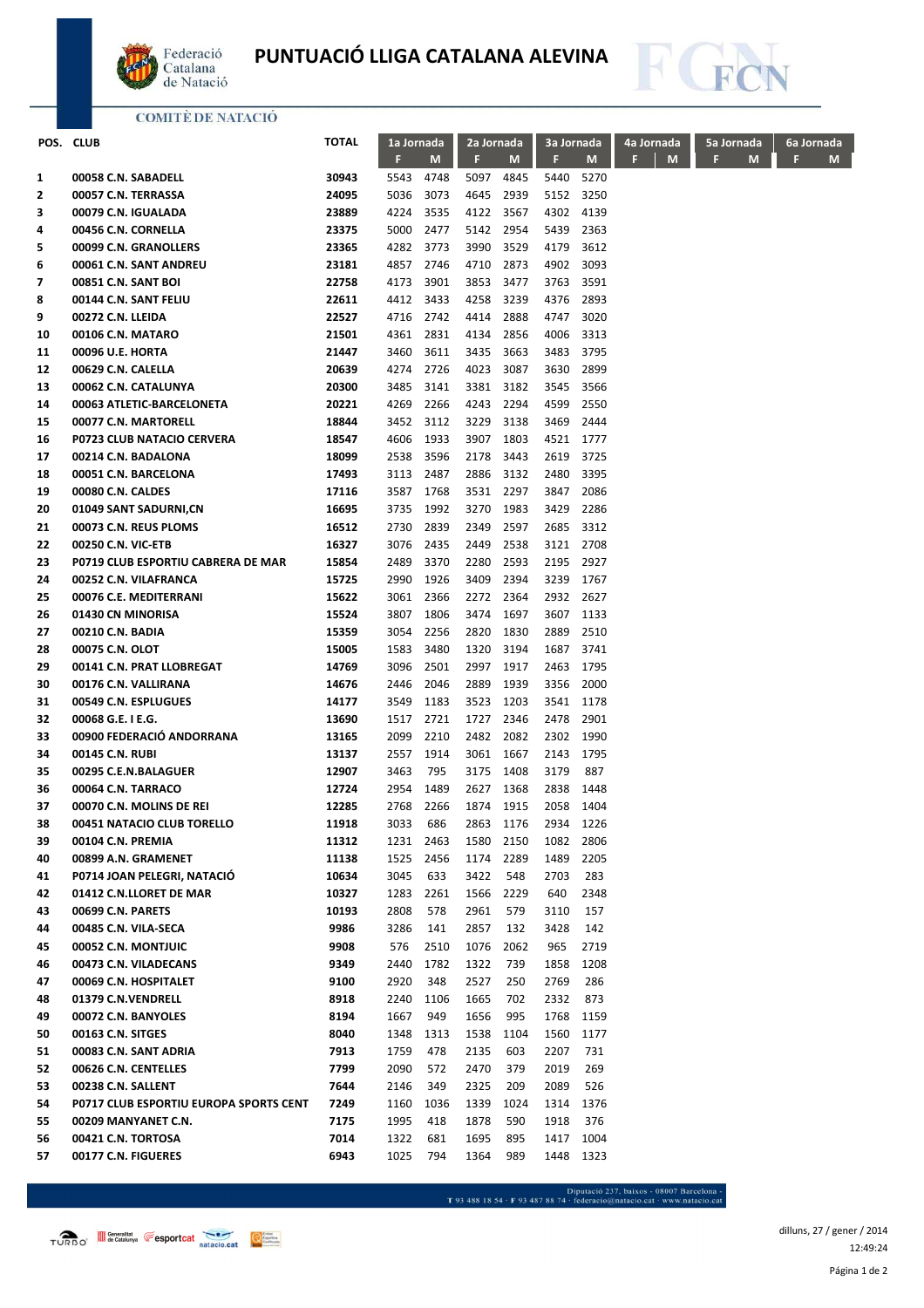# PUNTUACIÓ LLIGA CATALANA ALEVINA

COMITÈ DE NATACIÓ

| POS. | CLUB | TOTAL | 1a Jornada | | 2a Jornada | | 3a Jornada | | 4a Jornada | | 5a Jornada | | 6a Jornada | |
|---|---|---|---|---|---|---|---|---|---|---|---|---|---|---|
| | | | F | M | F | M | F | M | F | M | F | M | F | M |
| 1 | 00058 C.N. SABADELL | 30943 | 5543 | 4748 | 5097 | 4845 | 5440 | 5270 | | | | | | |
| 2 | 00057 C.N. TERRASSA | 24095 | 5036 | 3073 | 4645 | 2939 | 5152 | 3250 | | | | | | |
| 3 | 00079 C.N. IGUALADA | 23889 | 4224 | 3535 | 4122 | 3567 | 4302 | 4139 | | | | | | |
| 4 | 00456 C.N. CORNELLA | 23375 | 5000 | 2477 | 5142 | 2954 | 5439 | 2363 | | | | | | |
| 5 | 00099 C.N. GRANOLLERS | 23365 | 4282 | 3773 | 3990 | 3529 | 4179 | 3612 | | | | | | |
| 6 | 00061 C.N. SANT ANDREU | 23181 | 4857 | 2746 | 4710 | 2873 | 4902 | 3093 | | | | | | |
| 7 | 00851 C.N. SANT BOI | 22758 | 4173 | 3901 | 3853 | 3477 | 3763 | 3591 | | | | | | |
| 8 | 00144 C.N. SANT FELIU | 22611 | 4412 | 3433 | 4258 | 3239 | 4376 | 2893 | | | | | | |
| 9 | 00272 C.N. LLEIDA | 22527 | 4716 | 2742 | 4414 | 2888 | 4747 | 3020 | | | | | | |
| 10 | 00106 C.N. MATARO | 21501 | 4361 | 2831 | 4134 | 2856 | 4006 | 3313 | | | | | | |
| 11 | 00096 U.E. HORTA | 21447 | 3460 | 3611 | 3435 | 3663 | 3483 | 3795 | | | | | | |
| 12 | 00629 C.N. CALELLA | 20639 | 4274 | 2726 | 4023 | 3087 | 3630 | 2899 | | | | | | |
| 13 | 00062 C.N. CATALUNYA | 20300 | 3485 | 3141 | 3381 | 3182 | 3545 | 3566 | | | | | | |
| 14 | 00063 ATLETIC-BARCELONETA | 20221 | 4269 | 2266 | 4243 | 2294 | 4599 | 2550 | | | | | | |
| 15 | 00077 C.N. MARTORELL | 18844 | 3452 | 3112 | 3229 | 3138 | 3469 | 2444 | | | | | | |
| 16 | P0723 CLUB NATACIO CERVERA | 18547 | 4606 | 1933 | 3907 | 1803 | 4521 | 1777 | | | | | | |
| 17 | 00214 C.N. BADALONA | 18099 | 2538 | 3596 | 2178 | 3443 | 2619 | 3725 | | | | | | |
| 18 | 00051 C.N. BARCELONA | 17493 | 3113 | 2487 | 2886 | 3132 | 2480 | 3395 | | | | | | |
| 19 | 00080 C.N. CALDES | 17116 | 3587 | 1768 | 3531 | 2297 | 3847 | 2086 | | | | | | |
| 20 | 01049 SANT SADURNI,CN | 16695 | 3735 | 1992 | 3270 | 1983 | 3429 | 2286 | | | | | | |
| 21 | 00073 C.N. REUS PLOMS | 16512 | 2730 | 2839 | 2349 | 2597 | 2685 | 3312 | | | | | | |
| 22 | 00250 C.N. VIC-ETB | 16327 | 3076 | 2435 | 2449 | 2538 | 3121 | 2708 | | | | | | |
| 23 | P0719 CLUB ESPORTIU CABRERA DE MAR | 15854 | 2489 | 3370 | 2280 | 2593 | 2195 | 2927 | | | | | | |
| 24 | 00252 C.N. VILAFRANCA | 15725 | 2990 | 1926 | 3409 | 2394 | 3239 | 1767 | | | | | | |
| 25 | 00076 C.E. MEDITERRANI | 15622 | 3061 | 2366 | 2272 | 2364 | 2932 | 2627 | | | | | | |
| 26 | 01430 CN MINORISA | 15524 | 3807 | 1806 | 3474 | 1697 | 3607 | 1133 | | | | | | |
| 27 | 00210 C.N. BADIA | 15359 | 3054 | 2256 | 2820 | 1830 | 2889 | 2510 | | | | | | |
| 28 | 00075 C.N. OLOT | 15005 | 1583 | 3480 | 1320 | 3194 | 1687 | 3741 | | | | | | |
| 29 | 00141 C.N. PRAT LLOBREGAT | 14769 | 3096 | 2501 | 2997 | 1917 | 2463 | 1795 | | | | | | |
| 30 | 00176 C.N. VALLIRANA | 14676 | 2446 | 2046 | 2889 | 1939 | 3356 | 2000 | | | | | | |
| 31 | 00549 C.N. ESPLUGUES | 14177 | 3549 | 1183 | 3523 | 1203 | 3541 | 1178 | | | | | | |
| 32 | 00068 G.E. I E.G. | 13690 | 1517 | 2721 | 1727 | 2346 | 2478 | 2901 | | | | | | |
| 33 | 00900 FEDERACIÓ ANDORRANA | 13165 | 2099 | 2210 | 2482 | 2082 | 2302 | 1990 | | | | | | |
| 34 | 00145 C.N. RUBI | 13137 | 2557 | 1914 | 3061 | 1667 | 2143 | 1795 | | | | | | |
| 35 | 00295 C.E.N.BALAGUER | 12907 | 3463 | 795 | 3175 | 1408 | 3179 | 887 | | | | | | |
| 36 | 00064 C.N. TARRACO | 12724 | 2954 | 1489 | 2627 | 1368 | 2838 | 1448 | | | | | | |
| 37 | 00070 C.N. MOLINS DE REI | 12285 | 2768 | 2266 | 1874 | 1915 | 2058 | 1404 | | | | | | |
| 38 | 00451 NATACIO CLUB TORELLO | 11918 | 3033 | 686 | 2863 | 1176 | 2934 | 1226 | | | | | | |
| 39 | 00104 C.N. PREMIA | 11312 | 1231 | 2463 | 1580 | 2150 | 1082 | 2806 | | | | | | |
| 40 | 00899 A.N. GRAMENET | 11138 | 1525 | 2456 | 1174 | 2289 | 1489 | 2205 | | | | | | |
| 41 | P0714 JOAN PELEGRI, NATACIÓ | 10634 | 3045 | 633 | 3422 | 548 | 2703 | 283 | | | | | | |
| 42 | 01412 C.N.LLORET DE MAR | 10327 | 1283 | 2261 | 1566 | 2229 | 640 | 2348 | | | | | | |
| 43 | 00699 C.N. PARETS | 10193 | 2808 | 578 | 2961 | 579 | 3110 | 157 | | | | | | |
| 44 | 00485 C.N. VILA-SECA | 9986 | 3286 | 141 | 2857 | 132 | 3428 | 142 | | | | | | |
| 45 | 00052 C.N. MONTJUIC | 9908 | 576 | 2510 | 1076 | 2062 | 965 | 2719 | | | | | | |
| 46 | 00473 C.N. VILADECANS | 9349 | 2440 | 1782 | 1322 | 739 | 1858 | 1208 | | | | | | |
| 47 | 00069 C.N. HOSPITALET | 9100 | 2920 | 348 | 2527 | 250 | 2769 | 286 | | | | | | |
| 48 | 01379 C.N.VENDRELL | 8918 | 2240 | 1106 | 1665 | 702 | 2332 | 873 | | | | | | |
| 49 | 00072 C.N. BANYOLES | 8194 | 1667 | 949 | 1656 | 995 | 1768 | 1159 | | | | | | |
| 50 | 00163 C.N. SITGES | 8040 | 1348 | 1313 | 1538 | 1104 | 1560 | 1177 | | | | | | |
| 51 | 00083 C.N. SANT ADRIA | 7913 | 1759 | 478 | 2135 | 603 | 2207 | 731 | | | | | | |
| 52 | 00626 C.N. CENTELLES | 7799 | 2090 | 572 | 2470 | 379 | 2019 | 269 | | | | | | |
| 53 | 00238 C.N. SALLENT | 7644 | 2146 | 349 | 2325 | 209 | 2089 | 526 | | | | | | |
| 54 | P0717 CLUB ESPORTIU EUROPA SPORTS CENT | 7249 | 1160 | 1036 | 1339 | 1024 | 1314 | 1376 | | | | | | |
| 55 | 00209 MANYANET C.N. | 7175 | 1995 | 418 | 1878 | 590 | 1918 | 376 | | | | | | |
| 56 | 00421 C.N. TORTOSA | 7014 | 1322 | 681 | 1695 | 895 | 1417 | 1004 | | | | | | |
| 57 | 00177 C.N. FIGUERES | 6943 | 1025 | 794 | 1364 | 989 | 1448 | 1323 | | | | | | |

Diputació 237, baixos · 08007 Barcelona · T 93 488 18 54 · F 93 487 88 74 · federacio@natacio.cat · www.natacio.cat

dilluns, 27 / gener / 2014
12:49:24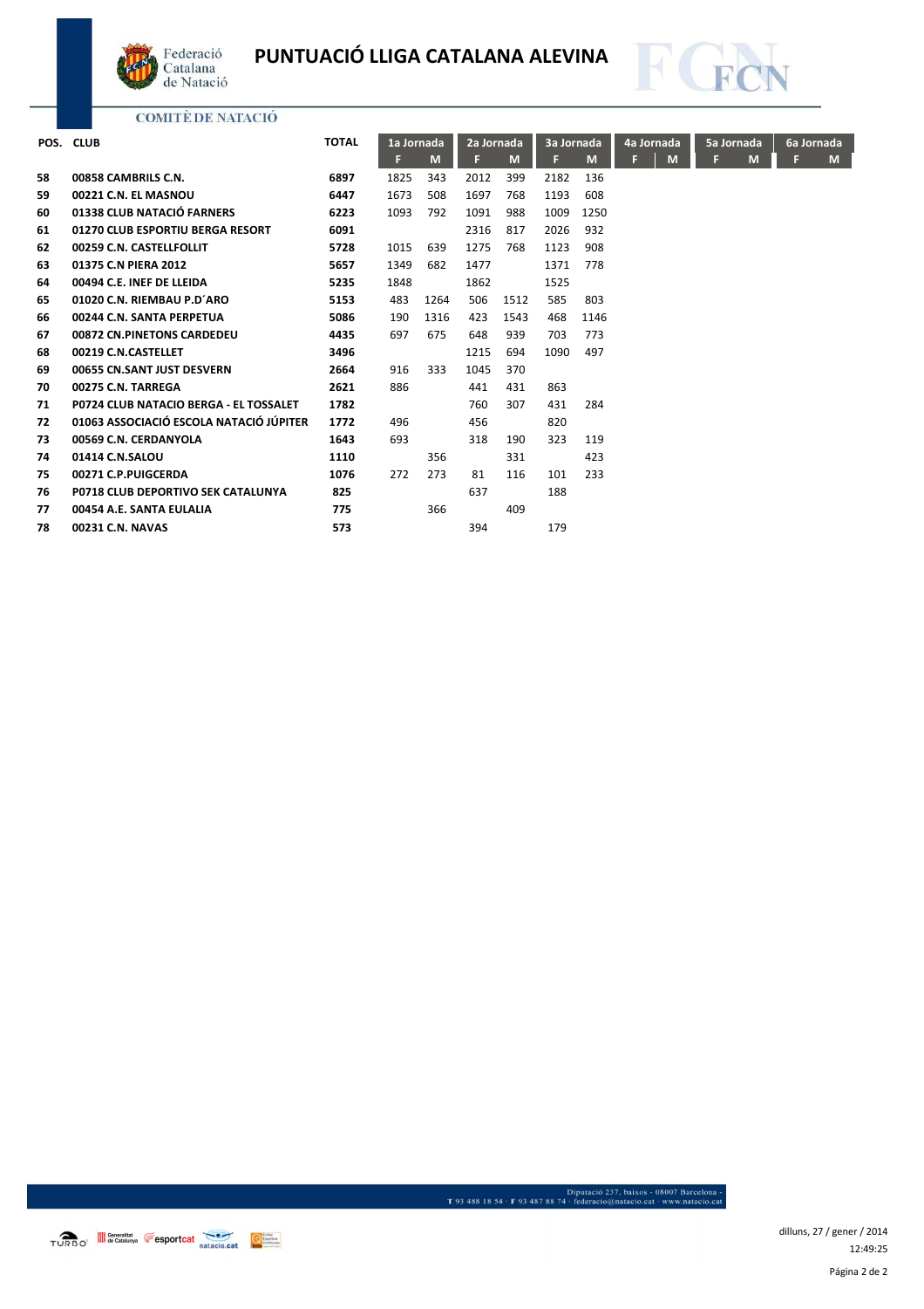# PUNTUACIÓ LLIGA CATALANA ALEVINA

| POS. | CLUB | TOTAL | 1a Jornada | | 2a Jornada | | 3a Jornada | | 4a Jornada | | 5a Jornada | | 6a Jornada | |
|---|---|---|---|---|---|---|---|---|---|---|---|---|---|---|
| | | | F | M | F | M | F | M | F | M | F | M | F | M |
| 58 | 00858 CAMBRILS C.N. | 6897 | 1825 | 343 | 2012 | 399 | 2182 | 136 | | | | | | |
| 59 | 00221 C.N. EL MASNOU | 6447 | 1673 | 508 | 1697 | 768 | 1193 | 608 | | | | | | |
| 60 | 01338 CLUB NATACIÓ FARNERS | 6223 | 1093 | 792 | 1091 | 988 | 1009 | 1250 | | | | | | |
| 61 | 01270 CLUB ESPORTIU BERGA RESORT | 6091 | | | 2316 | 817 | 2026 | 932 | | | | | | |
| 62 | 00259 C.N. CASTELLFOLLIT | 5728 | 1015 | 639 | 1275 | 768 | 1123 | 908 | | | | | | |
| 63 | 01375 C.N PIERA 2012 | 5657 | 1349 | 682 | 1477 | | 1371 | 778 | | | | | | |
| 64 | 00494 C.E. INEF DE LLEIDA | 5235 | 1848 | | 1862 | | 1525 | | | | | | | |
| 65 | 01020 C.N. RIEMBAU P.D´ARO | 5153 | 483 | 1264 | 506 | 1512 | 585 | 803 | | | | | | |
| 66 | 00244 C.N. SANTA PERPETUA | 5086 | 190 | 1316 | 423 | 1543 | 468 | 1146 | | | | | | |
| 67 | 00872 CN.PINETONS CARDEDEU | 4435 | 697 | 675 | 648 | 939 | 703 | 773 | | | | | | |
| 68 | 00219 C.N.CASTELLET | 3496 | | | 1215 | 694 | 1090 | 497 | | | | | | |
| 69 | 00655 CN.SANT JUST DESVERN | 2664 | 916 | 333 | 1045 | 370 | | | | | | | | |
| 70 | 00275 C.N. TARREGA | 2621 | 886 | | 441 | 431 | 863 | | | | | | | |
| 71 | P0724 CLUB NATACIO BERGA - EL TOSSALET | 1782 | | | 760 | 307 | 431 | 284 | | | | | | |
| 72 | 01063 ASSOCIACIÓ ESCOLA NATACIÓ JÚPITER | 1772 | 496 | | 456 | | 820 | | | | | | | |
| 73 | 00569 C.N. CERDANYOLA | 1643 | 693 | | 318 | 190 | 323 | 119 | | | | | | |
| 74 | 01414 C.N.SALOU | 1110 | | 356 | | 331 | | 423 | | | | | | |
| 75 | 00271 C.P.PUIGCERDA | 1076 | 272 | 273 | 81 | 116 | 101 | 233 | | | | | | |
| 76 | P0718 CLUB DEPORTIVO SEK CATALUNYA | 825 | | | 637 | | 188 | | | | | | | |
| 77 | 00454 A.E. SANTA EULALIA | 775 | | 366 | | 409 | | | | | | | | |
| 78 | 00231 C.N. NAVAS | 573 | | | 394 | | 179 | | | | | | | |